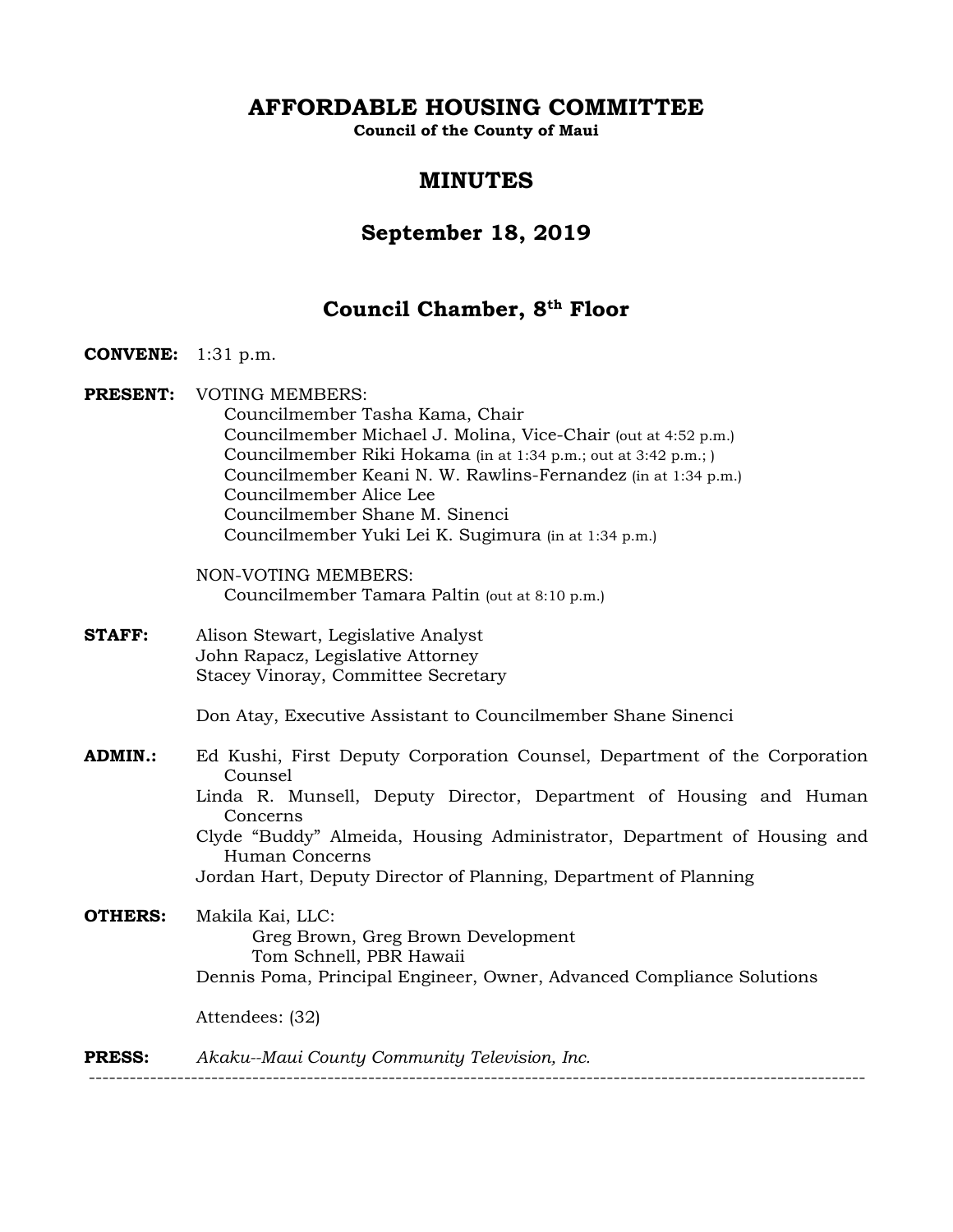# AFFORDABLE HOUSING COMMITTEE

**Council of the County of Maui**

## MINUTES

## September 18, 2019

## Council Chamber, 8th Floor

**CONVENE:** 1:31 p.m.

**PRESENT:** VOTING MEMBERS:
Councilmember Tasha Kama, Chair
Councilmember Michael J. Molina, Vice-Chair (out at 4:52 p.m.)
Councilmember Riki Hokama (in at 1:34 p.m.; out at 3:42 p.m.; )
Councilmember Keani N. W. Rawlins-Fernandez (in at 1:34 p.m.)
Councilmember Alice Lee
Councilmember Shane M. Sinenci
Councilmember Yuki Lei K. Sugimura (in at 1:34 p.m.)

NON-VOTING MEMBERS:
Councilmember Tamara Paltin (out at 8:10 p.m.)

**STAFF:** Alison Stewart, Legislative Analyst
John Rapacz, Legislative Attorney
Stacey Vinoray, Committee Secretary

Don Atay, Executive Assistant to Councilmember Shane Sinenci

**ADMIN.:** Ed Kushi, First Deputy Corporation Counsel, Department of the Corporation Counsel
Linda R. Munsell, Deputy Director, Department of Housing and Human Concerns
Clyde "Buddy" Almeida, Housing Administrator, Department of Housing and Human Concerns
Jordan Hart, Deputy Director of Planning, Department of Planning

**OTHERS:** Makila Kai, LLC:
Greg Brown, Greg Brown Development
Tom Schnell, PBR Hawaii
Dennis Poma, Principal Engineer, Owner, Advanced Compliance Solutions

Attendees: (32)

**PRESS:** *Akaku--Maui County Community Television, Inc.*

---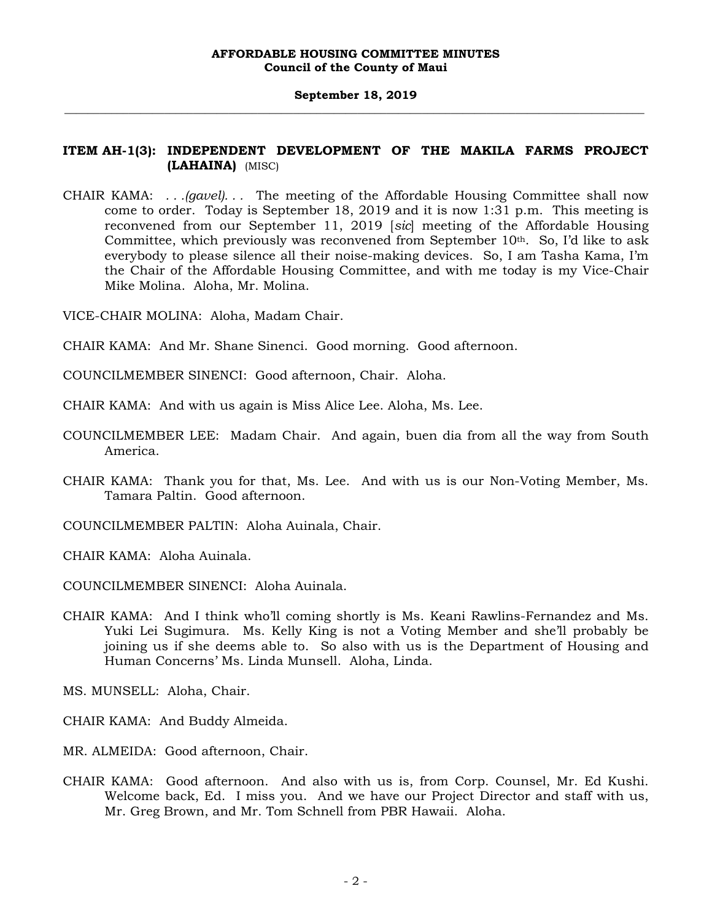**ITEM AH-1(3): INDEPENDENT DEVELOPMENT OF THE MAKILA FARMS PROJECT (LAHAINA)** (MISC)

CHAIR KAMA: . . .*(gavel)*. . . The meeting of the Affordable Housing Committee shall now come to order. Today is September 18, 2019 and it is now 1:31 p.m. This meeting is reconvened from our September 11, 2019 [*sic*] meeting of the Affordable Housing Committee, which previously was reconvened from September 10th. So, I'd like to ask everybody to please silence all their noise-making devices. So, I am Tasha Kama, I'm the Chair of the Affordable Housing Committee, and with me today is my Vice-Chair Mike Molina. Aloha, Mr. Molina.

VICE-CHAIR MOLINA: Aloha, Madam Chair.

CHAIR KAMA: And Mr. Shane Sinenci. Good morning. Good afternoon.

COUNCILMEMBER SINENCI: Good afternoon, Chair. Aloha.

CHAIR KAMA: And with us again is Miss Alice Lee. Aloha, Ms. Lee.

COUNCILMEMBER LEE: Madam Chair. And again, buen dia from all the way from South America.

CHAIR KAMA: Thank you for that, Ms. Lee. And with us is our Non-Voting Member, Ms. Tamara Paltin. Good afternoon.

COUNCILMEMBER PALTIN: Aloha Auinala, Chair.

CHAIR KAMA: Aloha Auinala.

COUNCILMEMBER SINENCI: Aloha Auinala.

CHAIR KAMA: And I think who'll coming shortly is Ms. Keani Rawlins-Fernandez and Ms. Yuki Lei Sugimura. Ms. Kelly King is not a Voting Member and she'll probably be joining us if she deems able to. So also with us is the Department of Housing and Human Concerns' Ms. Linda Munsell. Aloha, Linda.

MS. MUNSELL: Aloha, Chair.

CHAIR KAMA: And Buddy Almeida.

MR. ALMEIDA: Good afternoon, Chair.

CHAIR KAMA: Good afternoon. And also with us is, from Corp. Counsel, Mr. Ed Kushi. Welcome back, Ed. I miss you. And we have our Project Director and staff with us, Mr. Greg Brown, and Mr. Tom Schnell from PBR Hawaii. Aloha.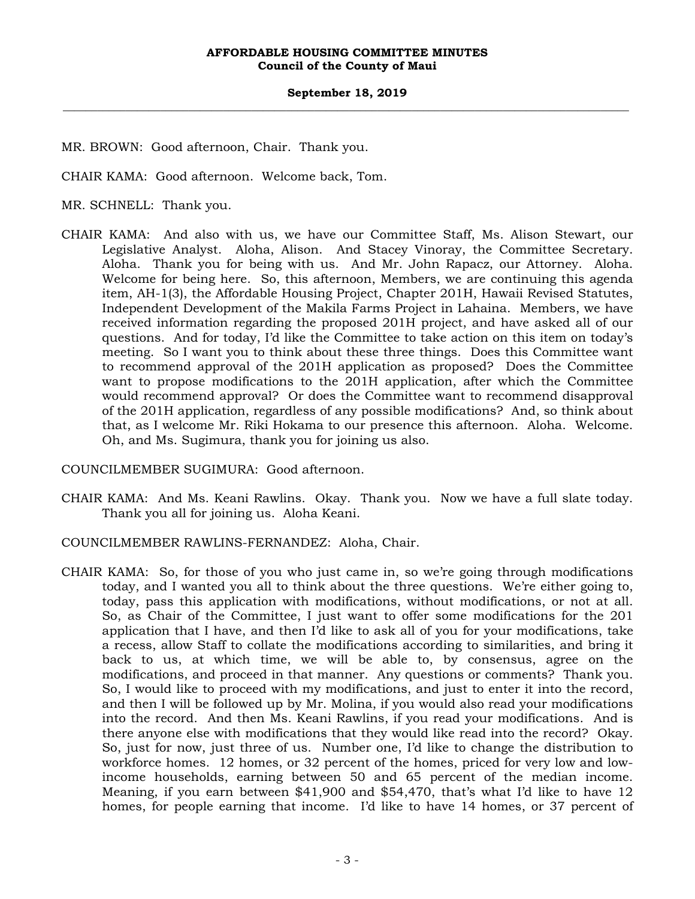MR. BROWN: Good afternoon, Chair. Thank you.

CHAIR KAMA: Good afternoon. Welcome back, Tom.

MR. SCHNELL: Thank you.

CHAIR KAMA: And also with us, we have our Committee Staff, Ms. Alison Stewart, our Legislative Analyst. Aloha, Alison. And Stacey Vinoray, the Committee Secretary. Aloha. Thank you for being with us. And Mr. John Rapacz, our Attorney. Aloha. Welcome for being here. So, this afternoon, Members, we are continuing this agenda item, AH-1(3), the Affordable Housing Project, Chapter 201H, Hawaii Revised Statutes, Independent Development of the Makila Farms Project in Lahaina. Members, we have received information regarding the proposed 201H project, and have asked all of our questions. And for today, I'd like the Committee to take action on this item on today's meeting. So I want you to think about these three things. Does this Committee want to recommend approval of the 201H application as proposed? Does the Committee want to propose modifications to the 201H application, after which the Committee would recommend approval? Or does the Committee want to recommend disapproval of the 201H application, regardless of any possible modifications? And, so think about that, as I welcome Mr. Riki Hokama to our presence this afternoon. Aloha. Welcome. Oh, and Ms. Sugimura, thank you for joining us also.

COUNCILMEMBER SUGIMURA: Good afternoon.

CHAIR KAMA: And Ms. Keani Rawlins. Okay. Thank you. Now we have a full slate today. Thank you all for joining us. Aloha Keani.

COUNCILMEMBER RAWLINS-FERNANDEZ: Aloha, Chair.

CHAIR KAMA: So, for those of you who just came in, so we're going through modifications today, and I wanted you all to think about the three questions. We're either going to, today, pass this application with modifications, without modifications, or not at all. So, as Chair of the Committee, I just want to offer some modifications for the 201 application that I have, and then I'd like to ask all of you for your modifications, take a recess, allow Staff to collate the modifications according to similarities, and bring it back to us, at which time, we will be able to, by consensus, agree on the modifications, and proceed in that manner. Any questions or comments? Thank you. So, I would like to proceed with my modifications, and just to enter it into the record, and then I will be followed up by Mr. Molina, if you would also read your modifications into the record. And then Ms. Keani Rawlins, if you read your modifications. And is there anyone else with modifications that they would like read into the record? Okay. So, just for now, just three of us. Number one, I'd like to change the distribution to workforce homes. 12 homes, or 32 percent of the homes, priced for very low and low-income households, earning between 50 and 65 percent of the median income. Meaning, if you earn between $41,900 and $54,470, that's what I'd like to have 12 homes, for people earning that income. I'd like to have 14 homes, or 37 percent of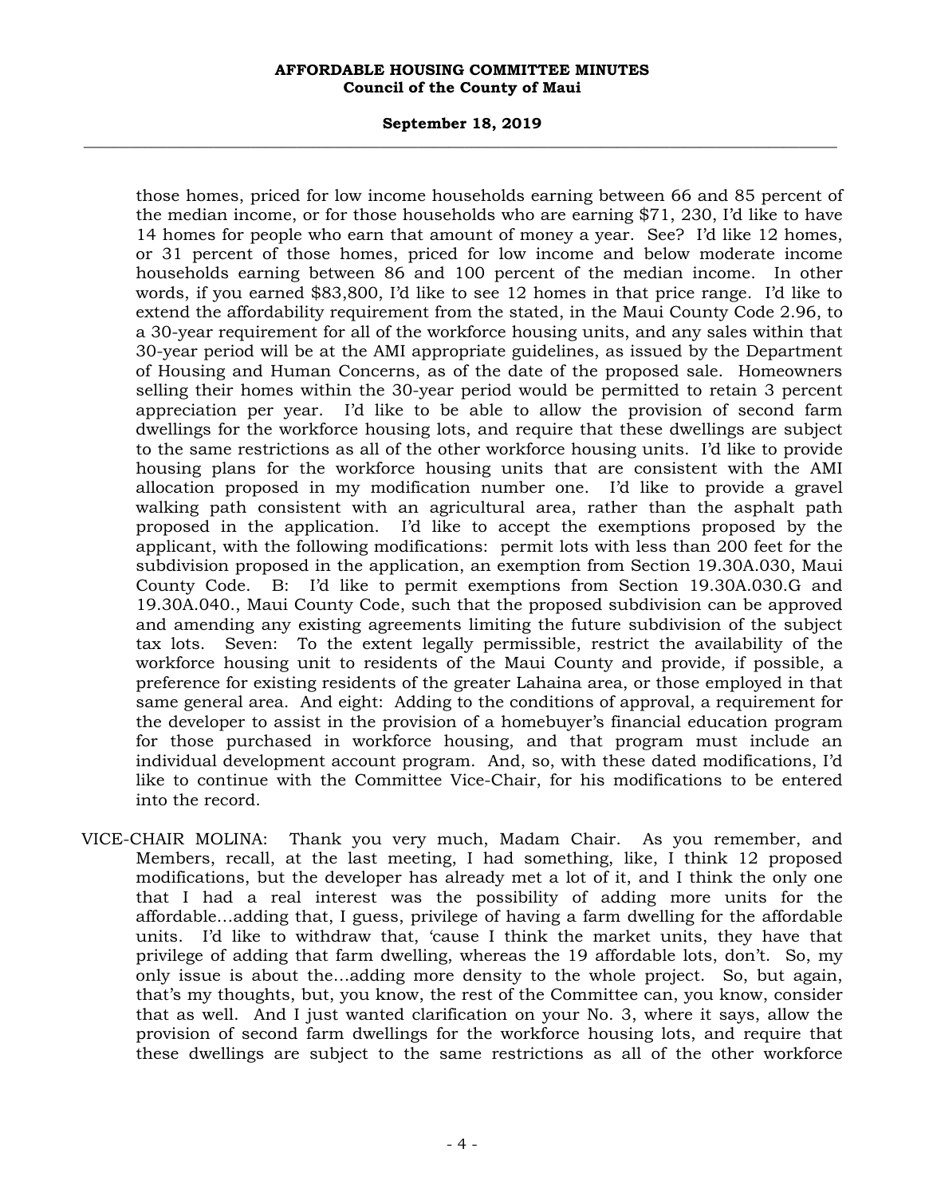those homes, priced for low income households earning between 66 and 85 percent of the median income, or for those households who are earning $71, 230, I'd like to have 14 homes for people who earn that amount of money a year. See? I'd like 12 homes, or 31 percent of those homes, priced for low income and below moderate income households earning between 86 and 100 percent of the median income. In other words, if you earned $83,800, I'd like to see 12 homes in that price range. I'd like to extend the affordability requirement from the stated, in the Maui County Code 2.96, to a 30-year requirement for all of the workforce housing units, and any sales within that 30-year period will be at the AMI appropriate guidelines, as issued by the Department of Housing and Human Concerns, as of the date of the proposed sale. Homeowners selling their homes within the 30-year period would be permitted to retain 3 percent appreciation per year. I'd like to be able to allow the provision of second farm dwellings for the workforce housing lots, and require that these dwellings are subject to the same restrictions as all of the other workforce housing units. I'd like to provide housing plans for the workforce housing units that are consistent with the AMI allocation proposed in my modification number one. I'd like to provide a gravel walking path consistent with an agricultural area, rather than the asphalt path proposed in the application. I'd like to accept the exemptions proposed by the applicant, with the following modifications: permit lots with less than 200 feet for the subdivision proposed in the application, an exemption from Section 19.30A.030, Maui County Code. B: I'd like to permit exemptions from Section 19.30A.030.G and 19.30A.040., Maui County Code, such that the proposed subdivision can be approved and amending any existing agreements limiting the future subdivision of the subject tax lots. Seven: To the extent legally permissible, restrict the availability of the workforce housing unit to residents of the Maui County and provide, if possible, a preference for existing residents of the greater Lahaina area, or those employed in that same general area. And eight: Adding to the conditions of approval, a requirement for the developer to assist in the provision of a homebuyer's financial education program for those purchased in workforce housing, and that program must include an individual development account program. And, so, with these dated modifications, I'd like to continue with the Committee Vice-Chair, for his modifications to be entered into the record.

VICE-CHAIR MOLINA: Thank you very much, Madam Chair. As you remember, and Members, recall, at the last meeting, I had something, like, I think 12 proposed modifications, but the developer has already met a lot of it, and I think the only one that I had a real interest was the possibility of adding more units for the affordable...adding that, I guess, privilege of having a farm dwelling for the affordable units. I'd like to withdraw that, 'cause I think the market units, they have that privilege of adding that farm dwelling, whereas the 19 affordable lots, don't. So, my only issue is about the...adding more density to the whole project. So, but again, that's my thoughts, but, you know, the rest of the Committee can, you know, consider that as well. And I just wanted clarification on your No. 3, where it says, allow the provision of second farm dwellings for the workforce housing lots, and require that these dwellings are subject to the same restrictions as all of the other workforce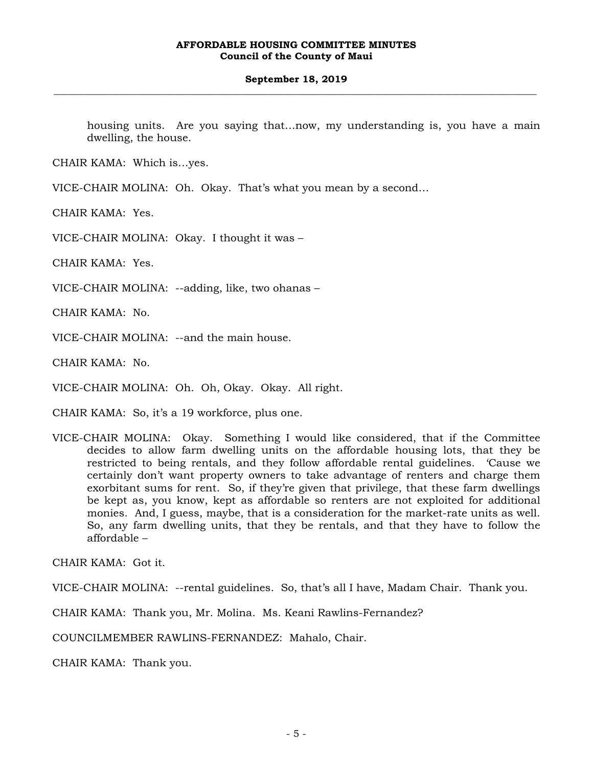housing units. Are you saying that…now, my understanding is, you have a main dwelling, the house.

CHAIR KAMA: Which is…yes.

VICE-CHAIR MOLINA: Oh. Okay. That's what you mean by a second…

CHAIR KAMA: Yes.

VICE-CHAIR MOLINA: Okay. I thought it was –

CHAIR KAMA: Yes.

VICE-CHAIR MOLINA: --adding, like, two ohanas –

CHAIR KAMA: No.

VICE-CHAIR MOLINA: --and the main house.

CHAIR KAMA: No.

VICE-CHAIR MOLINA: Oh. Oh, Okay. Okay. All right.

CHAIR KAMA: So, it's a 19 workforce, plus one.

VICE-CHAIR MOLINA: Okay. Something I would like considered, that if the Committee decides to allow farm dwelling units on the affordable housing lots, that they be restricted to being rentals, and they follow affordable rental guidelines. 'Cause we certainly don't want property owners to take advantage of renters and charge them exorbitant sums for rent. So, if they're given that privilege, that these farm dwellings be kept as, you know, kept as affordable so renters are not exploited for additional monies. And, I guess, maybe, that is a consideration for the market-rate units as well. So, any farm dwelling units, that they be rentals, and that they have to follow the affordable –

CHAIR KAMA: Got it.

VICE-CHAIR MOLINA: --rental guidelines. So, that's all I have, Madam Chair. Thank you.

CHAIR KAMA: Thank you, Mr. Molina. Ms. Keani Rawlins-Fernandez?

COUNCILMEMBER RAWLINS-FERNANDEZ: Mahalo, Chair.

CHAIR KAMA: Thank you.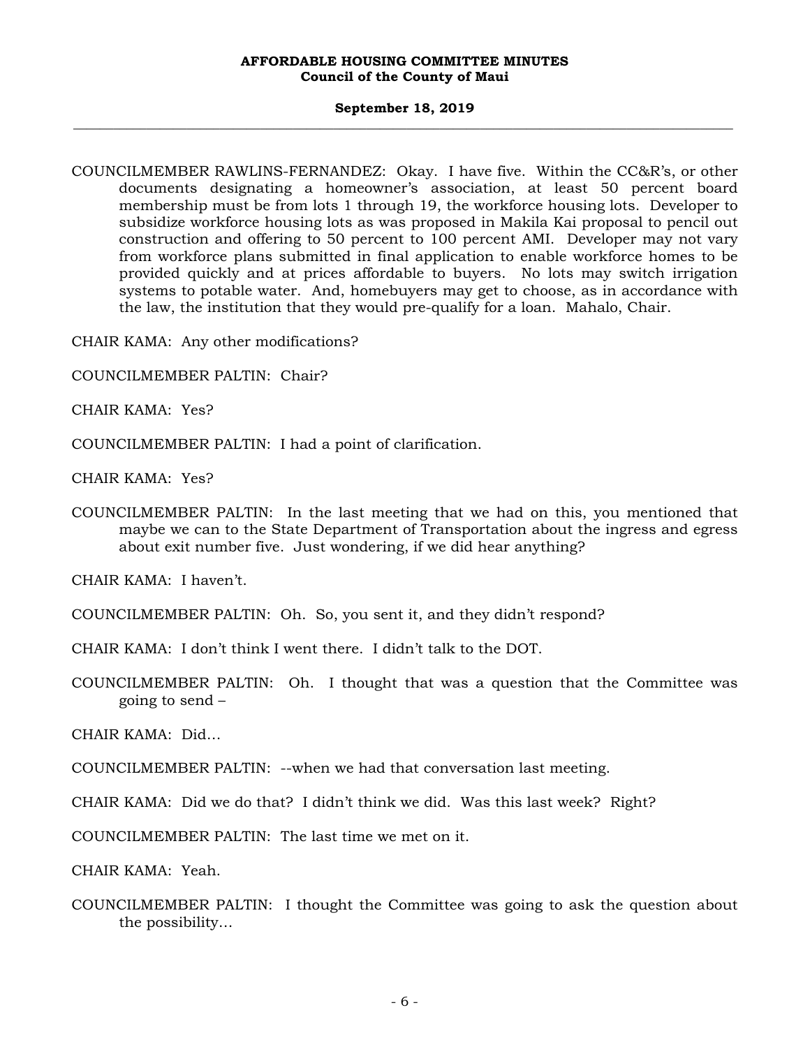COUNCILMEMBER RAWLINS-FERNANDEZ: Okay. I have five. Within the CC&R's, or other documents designating a homeowner's association, at least 50 percent board membership must be from lots 1 through 19, the workforce housing lots. Developer to subsidize workforce housing lots as was proposed in Makila Kai proposal to pencil out construction and offering to 50 percent to 100 percent AMI. Developer may not vary from workforce plans submitted in final application to enable workforce homes to be provided quickly and at prices affordable to buyers. No lots may switch irrigation systems to potable water. And, homebuyers may get to choose, as in accordance with the law, the institution that they would pre-qualify for a loan. Mahalo, Chair.

CHAIR KAMA: Any other modifications?

COUNCILMEMBER PALTIN: Chair?

CHAIR KAMA: Yes?

COUNCILMEMBER PALTIN: I had a point of clarification.

CHAIR KAMA: Yes?

COUNCILMEMBER PALTIN: In the last meeting that we had on this, you mentioned that maybe we can to the State Department of Transportation about the ingress and egress about exit number five. Just wondering, if we did hear anything?

CHAIR KAMA: I haven't.

COUNCILMEMBER PALTIN: Oh. So, you sent it, and they didn't respond?

CHAIR KAMA: I don't think I went there. I didn't talk to the DOT.

COUNCILMEMBER PALTIN: Oh. I thought that was a question that the Committee was going to send –

CHAIR KAMA: Did...

COUNCILMEMBER PALTIN: --when we had that conversation last meeting.

CHAIR KAMA: Did we do that? I didn't think we did. Was this last week? Right?

COUNCILMEMBER PALTIN: The last time we met on it.

CHAIR KAMA: Yeah.

COUNCILMEMBER PALTIN: I thought the Committee was going to ask the question about the possibility...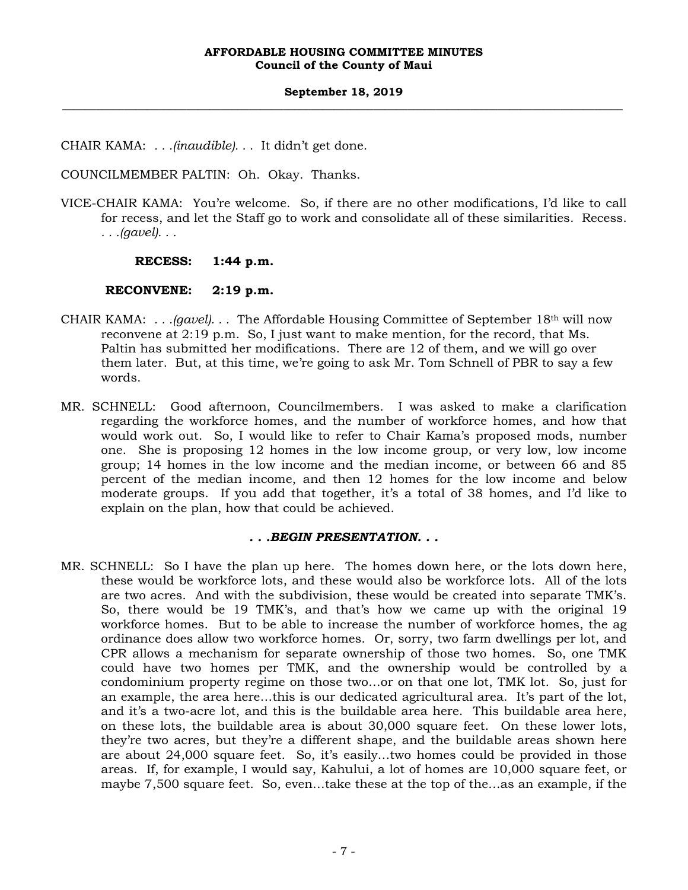CHAIR KAMA: *. . .(inaudible). . .* It didn't get done.

COUNCILMEMBER PALTIN: Oh. Okay. Thanks.

VICE-CHAIR KAMA: You're welcome. So, if there are no other modifications, I'd like to call for recess, and let the Staff go to work and consolidate all of these similarities. Recess. *. . .(gavel). . .*

**RECESS: 1:44 p.m.**

**RECONVENE: 2:19 p.m.**

CHAIR KAMA: *. . .(gavel). . .* The Affordable Housing Committee of September 18th will now reconvene at 2:19 p.m. So, I just want to make mention, for the record, that Ms. Paltin has submitted her modifications. There are 12 of them, and we will go over them later. But, at this time, we're going to ask Mr. Tom Schnell of PBR to say a few words.

MR. SCHNELL: Good afternoon, Councilmembers. I was asked to make a clarification regarding the workforce homes, and the number of workforce homes, and how that would work out. So, I would like to refer to Chair Kama's proposed mods, number one. She is proposing 12 homes in the low income group, or very low, low income group; 14 homes in the low income and the median income, or between 66 and 85 percent of the median income, and then 12 homes for the low income and below moderate groups. If you add that together, it's a total of 38 homes, and I'd like to explain on the plan, how that could be achieved.

***. . .BEGIN PRESENTATION. . .***

MR. SCHNELL: So I have the plan up here. The homes down here, or the lots down here, these would be workforce lots, and these would also be workforce lots. All of the lots are two acres. And with the subdivision, these would be created into separate TMK's. So, there would be 19 TMK's, and that's how we came up with the original 19 workforce homes. But to be able to increase the number of workforce homes, the ag ordinance does allow two workforce homes. Or, sorry, two farm dwellings per lot, and CPR allows a mechanism for separate ownership of those two homes. So, one TMK could have two homes per TMK, and the ownership would be controlled by a condominium property regime on those two...or on that one lot, TMK lot. So, just for an example, the area here...this is our dedicated agricultural area. It's part of the lot, and it's a two-acre lot, and this is the buildable area here. This buildable area here, on these lots, the buildable area is about 30,000 square feet. On these lower lots, they're two acres, but they're a different shape, and the buildable areas shown here are about 24,000 square feet. So, it's easily...two homes could be provided in those areas. If, for example, I would say, Kahului, a lot of homes are 10,000 square feet, or maybe 7,500 square feet. So, even...take these at the top of the...as an example, if the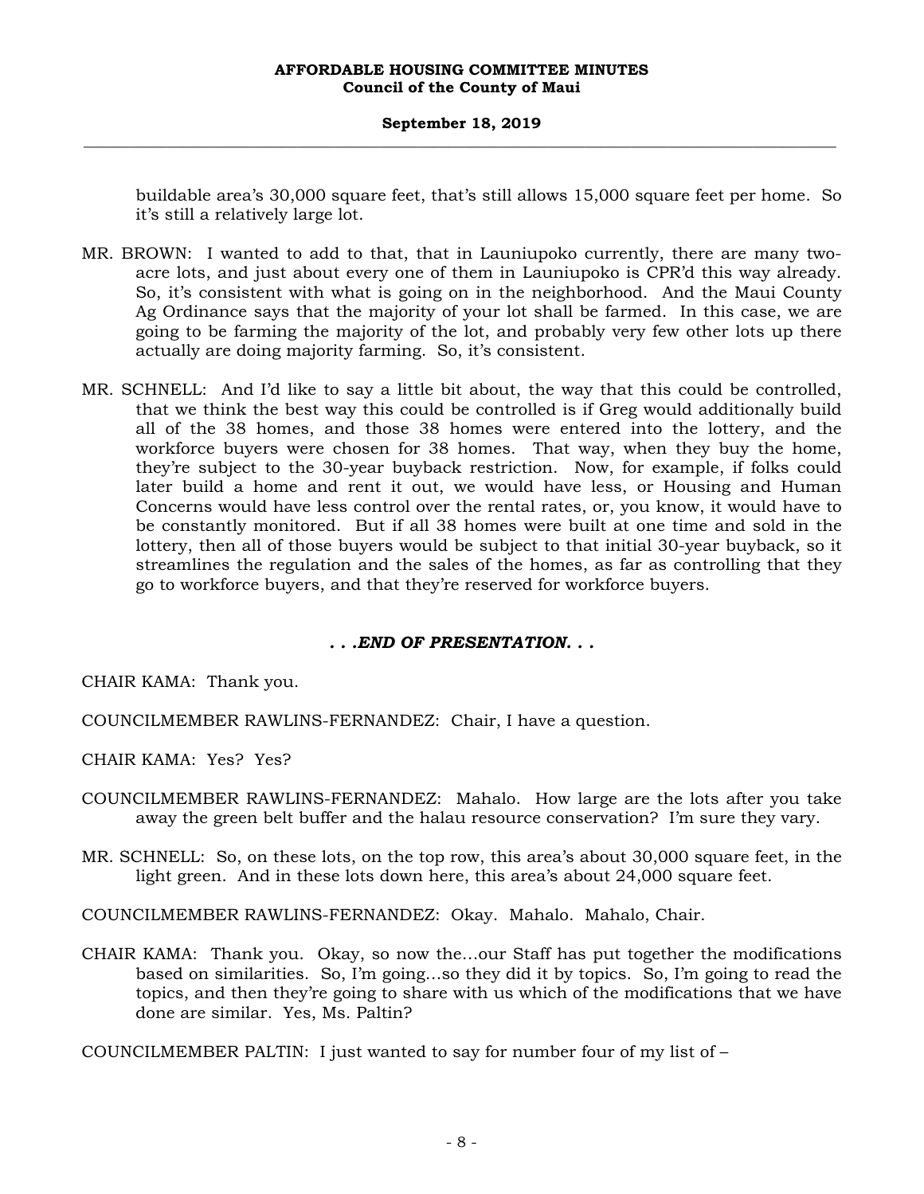buildable area's 30,000 square feet, that's still allows 15,000 square feet per home. So it's still a relatively large lot.

MR. BROWN: I wanted to add to that, that in Launiupoko currently, there are many two-acre lots, and just about every one of them in Launiupoko is CPR'd this way already. So, it's consistent with what is going on in the neighborhood. And the Maui County Ag Ordinance says that the majority of your lot shall be farmed. In this case, we are going to be farming the majority of the lot, and probably very few other lots up there actually are doing majority farming. So, it's consistent.

MR. SCHNELL: And I'd like to say a little bit about, the way that this could be controlled, that we think the best way this could be controlled is if Greg would additionally build all of the 38 homes, and those 38 homes were entered into the lottery, and the workforce buyers were chosen for 38 homes. That way, when they buy the home, they're subject to the 30-year buyback restriction. Now, for example, if folks could later build a home and rent it out, we would have less, or Housing and Human Concerns would have less control over the rental rates, or, you know, it would have to be constantly monitored. But if all 38 homes were built at one time and sold in the lottery, then all of those buyers would be subject to that initial 30-year buyback, so it streamlines the regulation and the sales of the homes, as far as controlling that they go to workforce buyers, and that they're reserved for workforce buyers.

***. . .END OF PRESENTATION. . .***

CHAIR KAMA: Thank you.

COUNCILMEMBER RAWLINS-FERNANDEZ: Chair, I have a question.

CHAIR KAMA: Yes? Yes?

COUNCILMEMBER RAWLINS-FERNANDEZ: Mahalo. How large are the lots after you take away the green belt buffer and the halau resource conservation? I'm sure they vary.

MR. SCHNELL: So, on these lots, on the top row, this area's about 30,000 square feet, in the light green. And in these lots down here, this area's about 24,000 square feet.

COUNCILMEMBER RAWLINS-FERNANDEZ: Okay. Mahalo. Mahalo, Chair.

CHAIR KAMA: Thank you. Okay, so now the…our Staff has put together the modifications based on similarities. So, I'm going…so they did it by topics. So, I'm going to read the topics, and then they're going to share with us which of the modifications that we have done are similar. Yes, Ms. Paltin?

COUNCILMEMBER PALTIN: I just wanted to say for number four of my list of –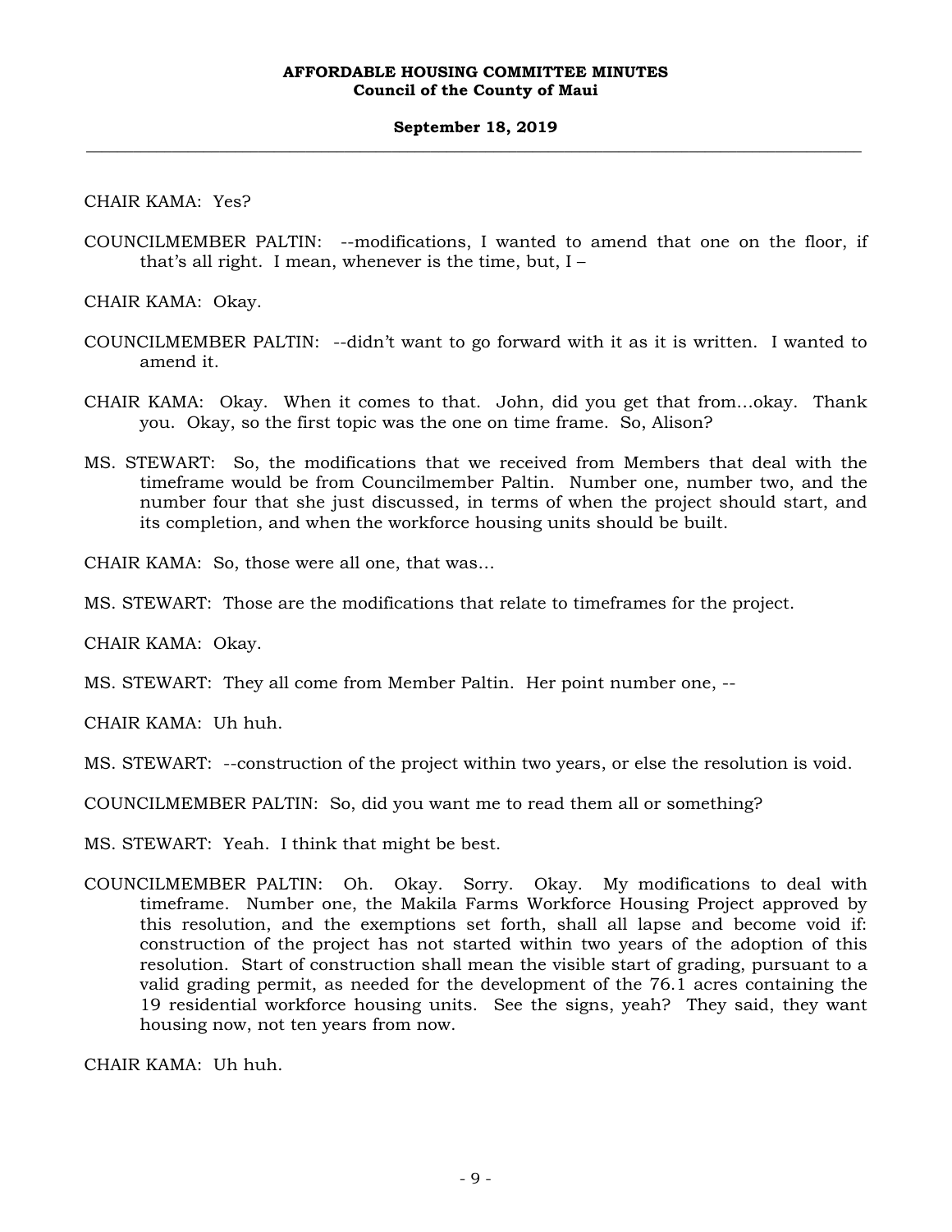CHAIR KAMA: Yes?

COUNCILMEMBER PALTIN: --modifications, I wanted to amend that one on the floor, if that's all right. I mean, whenever is the time, but, I –

CHAIR KAMA: Okay.

COUNCILMEMBER PALTIN: --didn't want to go forward with it as it is written. I wanted to amend it.

CHAIR KAMA: Okay. When it comes to that. John, did you get that from…okay. Thank you. Okay, so the first topic was the one on time frame. So, Alison?

MS. STEWART: So, the modifications that we received from Members that deal with the timeframe would be from Councilmember Paltin. Number one, number two, and the number four that she just discussed, in terms of when the project should start, and its completion, and when the workforce housing units should be built.

CHAIR KAMA: So, those were all one, that was…

MS. STEWART: Those are the modifications that relate to timeframes for the project.

CHAIR KAMA: Okay.

MS. STEWART: They all come from Member Paltin. Her point number one, --

CHAIR KAMA: Uh huh.

MS. STEWART: --construction of the project within two years, or else the resolution is void.

COUNCILMEMBER PALTIN: So, did you want me to read them all or something?

MS. STEWART: Yeah. I think that might be best.

COUNCILMEMBER PALTIN: Oh. Okay. Sorry. Okay. My modifications to deal with timeframe. Number one, the Makila Farms Workforce Housing Project approved by this resolution, and the exemptions set forth, shall all lapse and become void if: construction of the project has not started within two years of the adoption of this resolution. Start of construction shall mean the visible start of grading, pursuant to a valid grading permit, as needed for the development of the 76.1 acres containing the 19 residential workforce housing units. See the signs, yeah? They said, they want housing now, not ten years from now.

CHAIR KAMA: Uh huh.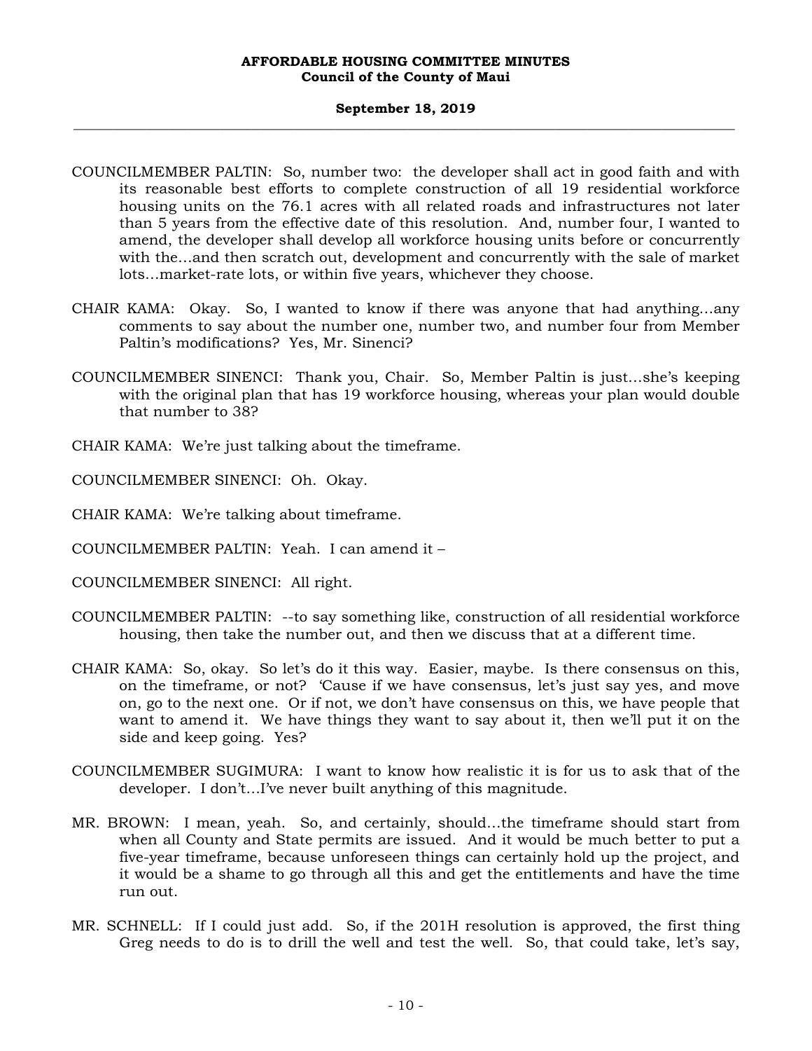COUNCILMEMBER PALTIN: So, number two: the developer shall act in good faith and with its reasonable best efforts to complete construction of all 19 residential workforce housing units on the 76.1 acres with all related roads and infrastructures not later than 5 years from the effective date of this resolution. And, number four, I wanted to amend, the developer shall develop all workforce housing units before or concurrently with the...and then scratch out, development and concurrently with the sale of market lots...market-rate lots, or within five years, whichever they choose.

CHAIR KAMA: Okay. So, I wanted to know if there was anyone that had anything...any comments to say about the number one, number two, and number four from Member Paltin's modifications? Yes, Mr. Sinenci?

COUNCILMEMBER SINENCI: Thank you, Chair. So, Member Paltin is just...she's keeping with the original plan that has 19 workforce housing, whereas your plan would double that number to 38?

CHAIR KAMA: We're just talking about the timeframe.

COUNCILMEMBER SINENCI: Oh. Okay.

CHAIR KAMA: We're talking about timeframe.

COUNCILMEMBER PALTIN: Yeah. I can amend it –

COUNCILMEMBER SINENCI: All right.

COUNCILMEMBER PALTIN: --to say something like, construction of all residential workforce housing, then take the number out, and then we discuss that at a different time.

CHAIR KAMA: So, okay. So let's do it this way. Easier, maybe. Is there consensus on this, on the timeframe, or not? 'Cause if we have consensus, let's just say yes, and move on, go to the next one. Or if not, we don't have consensus on this, we have people that want to amend it. We have things they want to say about it, then we'll put it on the side and keep going. Yes?

COUNCILMEMBER SUGIMURA: I want to know how realistic it is for us to ask that of the developer. I don't...I've never built anything of this magnitude.

MR. BROWN: I mean, yeah. So, and certainly, should...the timeframe should start from when all County and State permits are issued. And it would be much better to put a five-year timeframe, because unforeseen things can certainly hold up the project, and it would be a shame to go through all this and get the entitlements and have the time run out.

MR. SCHNELL: If I could just add. So, if the 201H resolution is approved, the first thing Greg needs to do is to drill the well and test the well. So, that could take, let's say,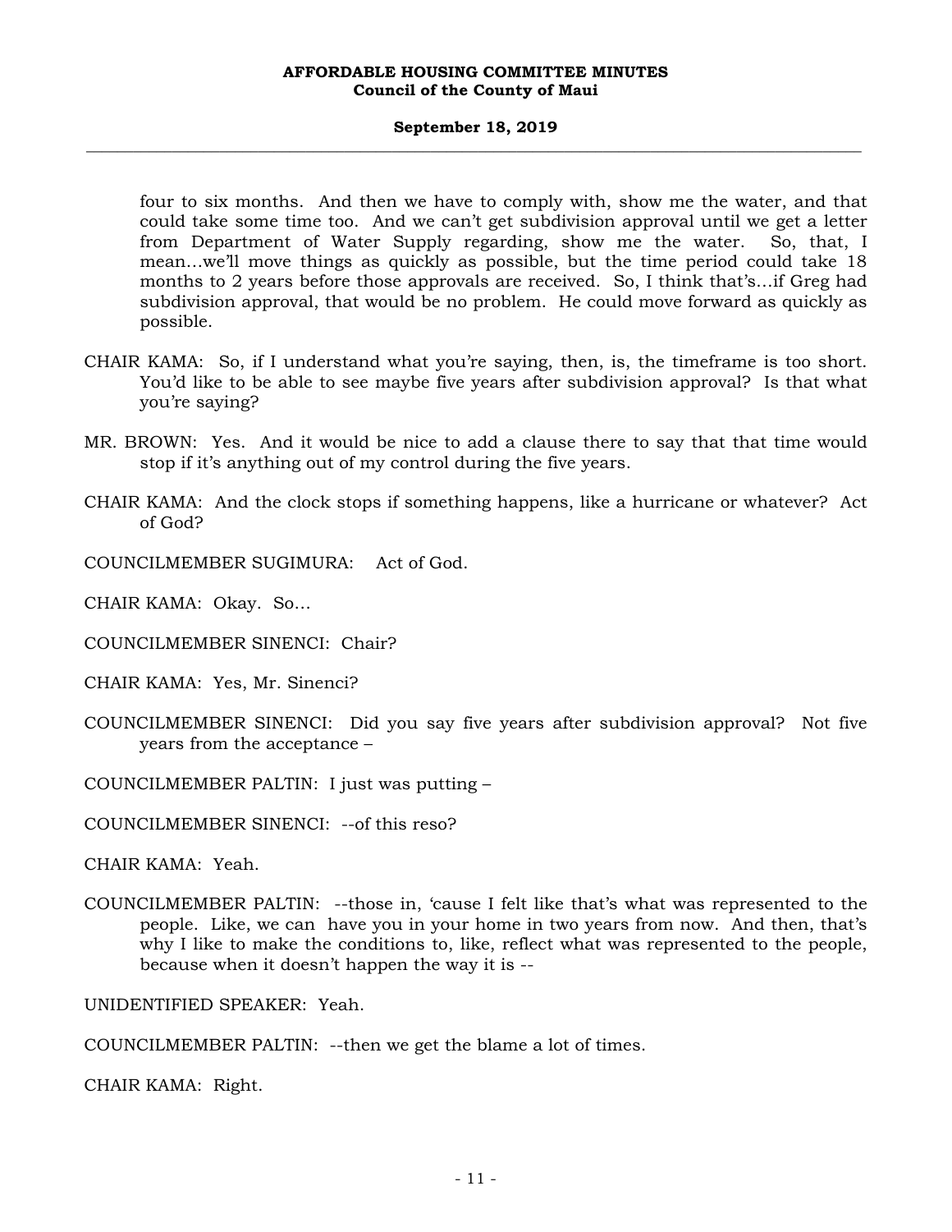four to six months. And then we have to comply with, show me the water, and that could take some time too. And we can't get subdivision approval until we get a letter from Department of Water Supply regarding, show me the water. So, that, I mean…we'll move things as quickly as possible, but the time period could take 18 months to 2 years before those approvals are received. So, I think that's…if Greg had subdivision approval, that would be no problem. He could move forward as quickly as possible.

CHAIR KAMA: So, if I understand what you're saying, then, is, the timeframe is too short. You'd like to be able to see maybe five years after subdivision approval? Is that what you're saying?

MR. BROWN: Yes. And it would be nice to add a clause there to say that that time would stop if it's anything out of my control during the five years.

CHAIR KAMA: And the clock stops if something happens, like a hurricane or whatever? Act of God?

COUNCILMEMBER SUGIMURA: Act of God.

CHAIR KAMA: Okay. So…

COUNCILMEMBER SINENCI: Chair?

CHAIR KAMA: Yes, Mr. Sinenci?

COUNCILMEMBER SINENCI: Did you say five years after subdivision approval? Not five years from the acceptance –

COUNCILMEMBER PALTIN: I just was putting –

COUNCILMEMBER SINENCI: --of this reso?

CHAIR KAMA: Yeah.

COUNCILMEMBER PALTIN: --those in, 'cause I felt like that's what was represented to the people. Like, we can have you in your home in two years from now. And then, that's why I like to make the conditions to, like, reflect what was represented to the people, because when it doesn't happen the way it is --

UNIDENTIFIED SPEAKER: Yeah.

COUNCILMEMBER PALTIN: --then we get the blame a lot of times.

CHAIR KAMA: Right.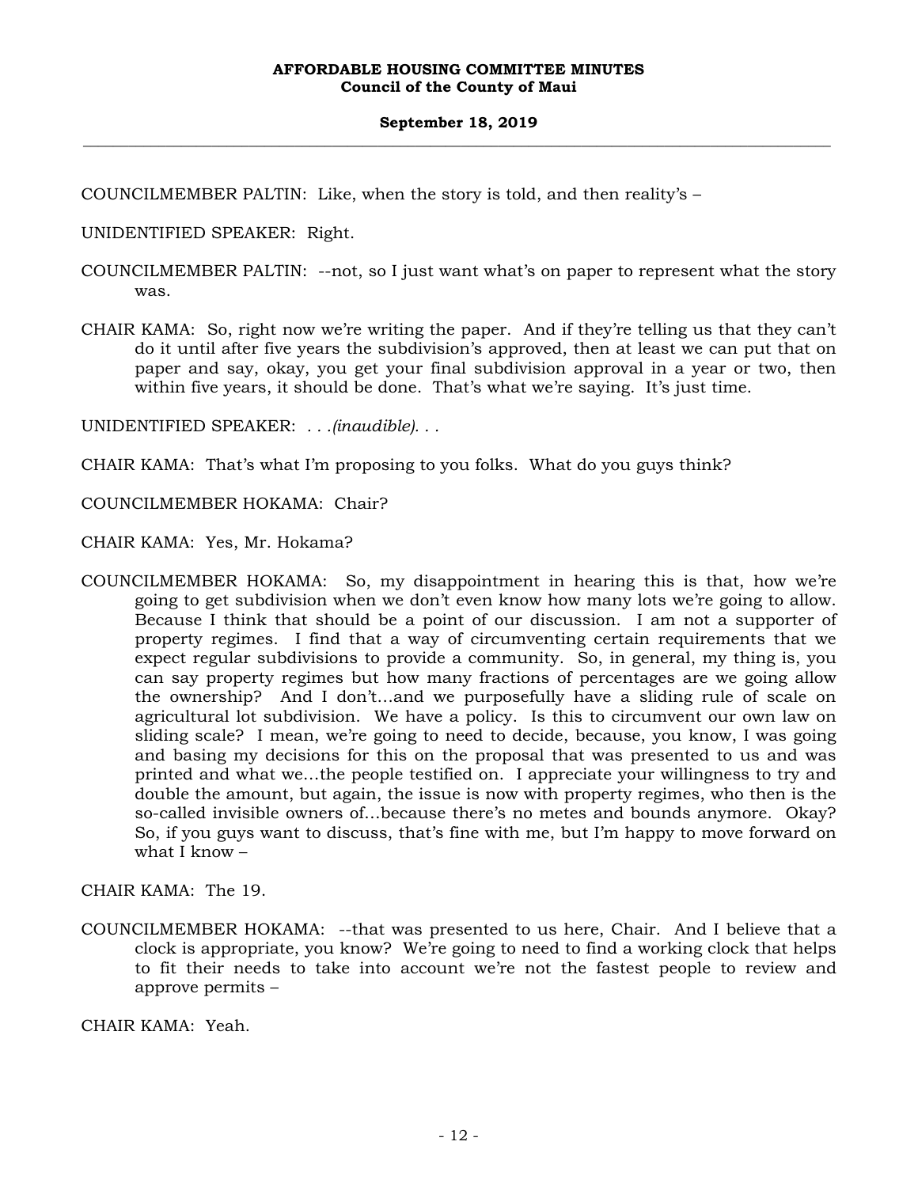COUNCILMEMBER PALTIN: Like, when the story is told, and then reality's –

UNIDENTIFIED SPEAKER: Right.

COUNCILMEMBER PALTIN: --not, so I just want what's on paper to represent what the story was.

CHAIR KAMA: So, right now we're writing the paper. And if they're telling us that they can't do it until after five years the subdivision's approved, then at least we can put that on paper and say, okay, you get your final subdivision approval in a year or two, then within five years, it should be done. That's what we're saying. It's just time.

UNIDENTIFIED SPEAKER: *. . .(inaudible). . .*

CHAIR KAMA: That's what I'm proposing to you folks. What do you guys think?

COUNCILMEMBER HOKAMA: Chair?

CHAIR KAMA: Yes, Mr. Hokama?

COUNCILMEMBER HOKAMA: So, my disappointment in hearing this is that, how we're going to get subdivision when we don't even know how many lots we're going to allow. Because I think that should be a point of our discussion. I am not a supporter of property regimes. I find that a way of circumventing certain requirements that we expect regular subdivisions to provide a community. So, in general, my thing is, you can say property regimes but how many fractions of percentages are we going allow the ownership? And I don't...and we purposefully have a sliding rule of scale on agricultural lot subdivision. We have a policy. Is this to circumvent our own law on sliding scale? I mean, we're going to need to decide, because, you know, I was going and basing my decisions for this on the proposal that was presented to us and was printed and what we...the people testified on. I appreciate your willingness to try and double the amount, but again, the issue is now with property regimes, who then is the so-called invisible owners of...because there's no metes and bounds anymore. Okay? So, if you guys want to discuss, that's fine with me, but I'm happy to move forward on what I know –

CHAIR KAMA: The 19.

COUNCILMEMBER HOKAMA: --that was presented to us here, Chair. And I believe that a clock is appropriate, you know? We're going to need to find a working clock that helps to fit their needs to take into account we're not the fastest people to review and approve permits –

CHAIR KAMA: Yeah.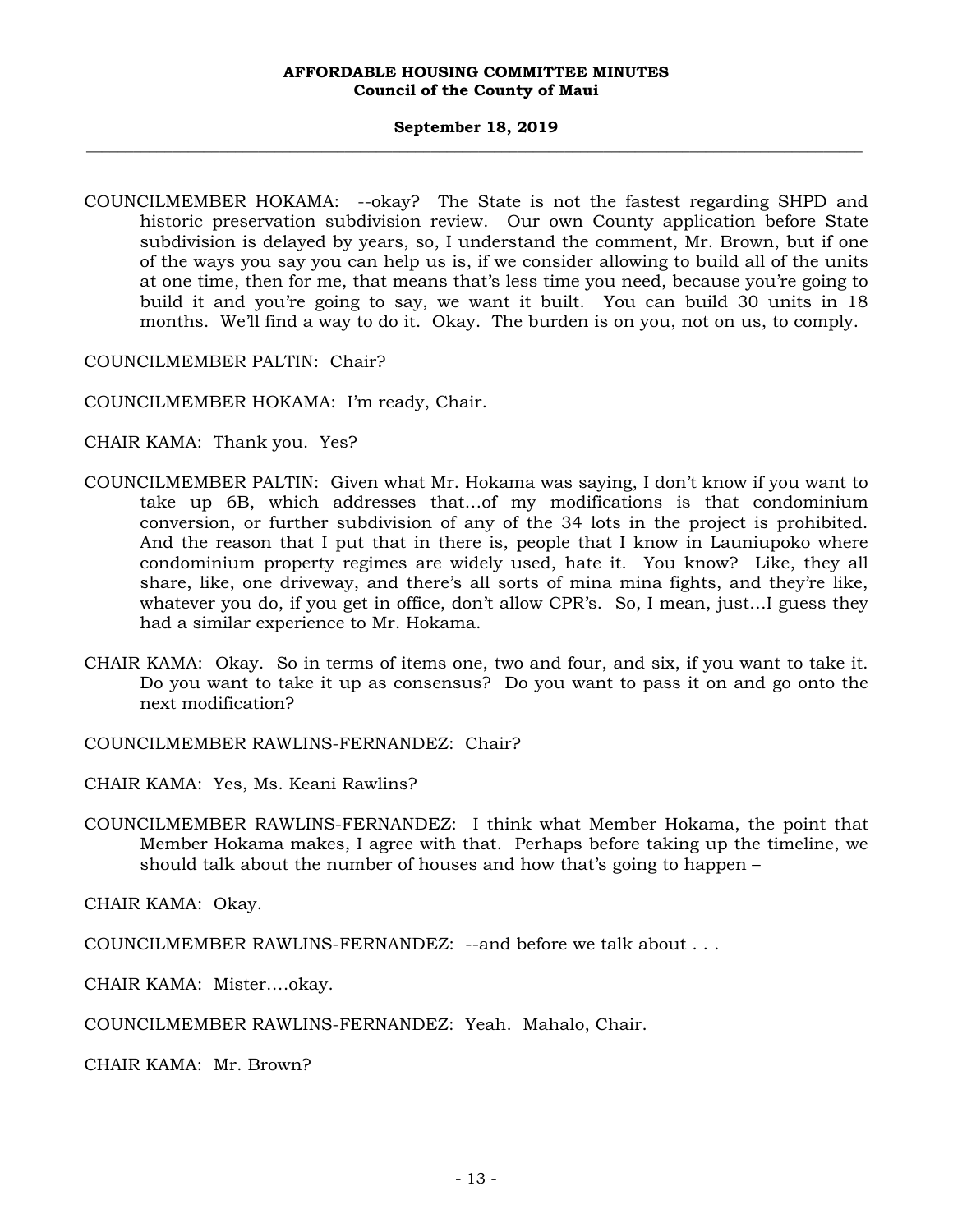COUNCILMEMBER HOKAMA: --okay? The State is not the fastest regarding SHPD and historic preservation subdivision review. Our own County application before State subdivision is delayed by years, so, I understand the comment, Mr. Brown, but if one of the ways you say you can help us is, if we consider allowing to build all of the units at one time, then for me, that means that's less time you need, because you're going to build it and you're going to say, we want it built. You can build 30 units in 18 months. We'll find a way to do it. Okay. The burden is on you, not on us, to comply.

COUNCILMEMBER PALTIN: Chair?

COUNCILMEMBER HOKAMA: I'm ready, Chair.

CHAIR KAMA: Thank you. Yes?

COUNCILMEMBER PALTIN: Given what Mr. Hokama was saying, I don't know if you want to take up 6B, which addresses that…of my modifications is that condominium conversion, or further subdivision of any of the 34 lots in the project is prohibited. And the reason that I put that in there is, people that I know in Launiupoko where condominium property regimes are widely used, hate it. You know? Like, they all share, like, one driveway, and there's all sorts of mina mina fights, and they're like, whatever you do, if you get in office, don't allow CPR's. So, I mean, just…I guess they had a similar experience to Mr. Hokama.

CHAIR KAMA: Okay. So in terms of items one, two and four, and six, if you want to take it. Do you want to take it up as consensus? Do you want to pass it on and go onto the next modification?

COUNCILMEMBER RAWLINS-FERNANDEZ: Chair?

CHAIR KAMA: Yes, Ms. Keani Rawlins?

COUNCILMEMBER RAWLINS-FERNANDEZ: I think what Member Hokama, the point that Member Hokama makes, I agree with that. Perhaps before taking up the timeline, we should talk about the number of houses and how that's going to happen –

CHAIR KAMA: Okay.

COUNCILMEMBER RAWLINS-FERNANDEZ: --and before we talk about . . .

CHAIR KAMA: Mister….okay.

COUNCILMEMBER RAWLINS-FERNANDEZ: Yeah. Mahalo, Chair.

CHAIR KAMA: Mr. Brown?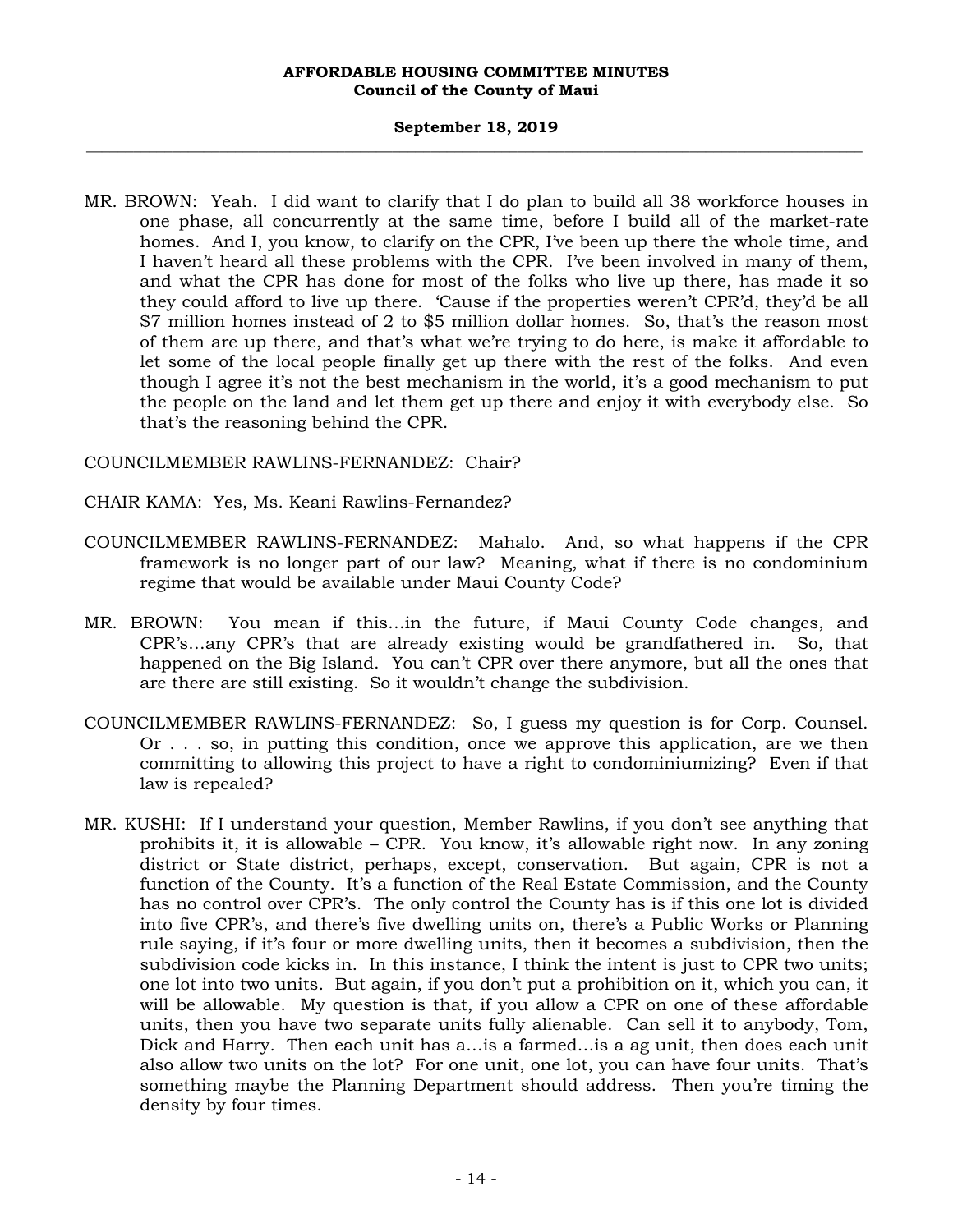MR. BROWN: Yeah. I did want to clarify that I do plan to build all 38 workforce houses in one phase, all concurrently at the same time, before I build all of the market-rate homes. And I, you know, to clarify on the CPR, I've been up there the whole time, and I haven't heard all these problems with the CPR. I've been involved in many of them, and what the CPR has done for most of the folks who live up there, has made it so they could afford to live up there. 'Cause if the properties weren't CPR'd, they'd be all $7 million homes instead of 2 to $5 million dollar homes. So, that's the reason most of them are up there, and that's what we're trying to do here, is make it affordable to let some of the local people finally get up there with the rest of the folks. And even though I agree it's not the best mechanism in the world, it's a good mechanism to put the people on the land and let them get up there and enjoy it with everybody else. So that's the reasoning behind the CPR.

COUNCILMEMBER RAWLINS-FERNANDEZ: Chair?

CHAIR KAMA: Yes, Ms. Keani Rawlins-Fernandez?

COUNCILMEMBER RAWLINS-FERNANDEZ: Mahalo. And, so what happens if the CPR framework is no longer part of our law? Meaning, what if there is no condominium regime that would be available under Maui County Code?

MR. BROWN: You mean if this...in the future, if Maui County Code changes, and CPR's...any CPR's that are already existing would be grandfathered in. So, that happened on the Big Island. You can't CPR over there anymore, but all the ones that are there are still existing. So it wouldn't change the subdivision.

COUNCILMEMBER RAWLINS-FERNANDEZ: So, I guess my question is for Corp. Counsel. Or . . . so, in putting this condition, once we approve this application, are we then committing to allowing this project to have a right to condominiumizing? Even if that law is repealed?

MR. KUSHI: If I understand your question, Member Rawlins, if you don't see anything that prohibits it, it is allowable – CPR. You know, it's allowable right now. In any zoning district or State district, perhaps, except, conservation. But again, CPR is not a function of the County. It's a function of the Real Estate Commission, and the County has no control over CPR's. The only control the County has is if this one lot is divided into five CPR's, and there's five dwelling units on, there's a Public Works or Planning rule saying, if it's four or more dwelling units, then it becomes a subdivision, then the subdivision code kicks in. In this instance, I think the intent is just to CPR two units; one lot into two units. But again, if you don't put a prohibition on it, which you can, it will be allowable. My question is that, if you allow a CPR on one of these affordable units, then you have two separate units fully alienable. Can sell it to anybody, Tom, Dick and Harry. Then each unit has a...is a farmed...is a ag unit, then does each unit also allow two units on the lot? For one unit, one lot, you can have four units. That's something maybe the Planning Department should address. Then you're timing the density by four times.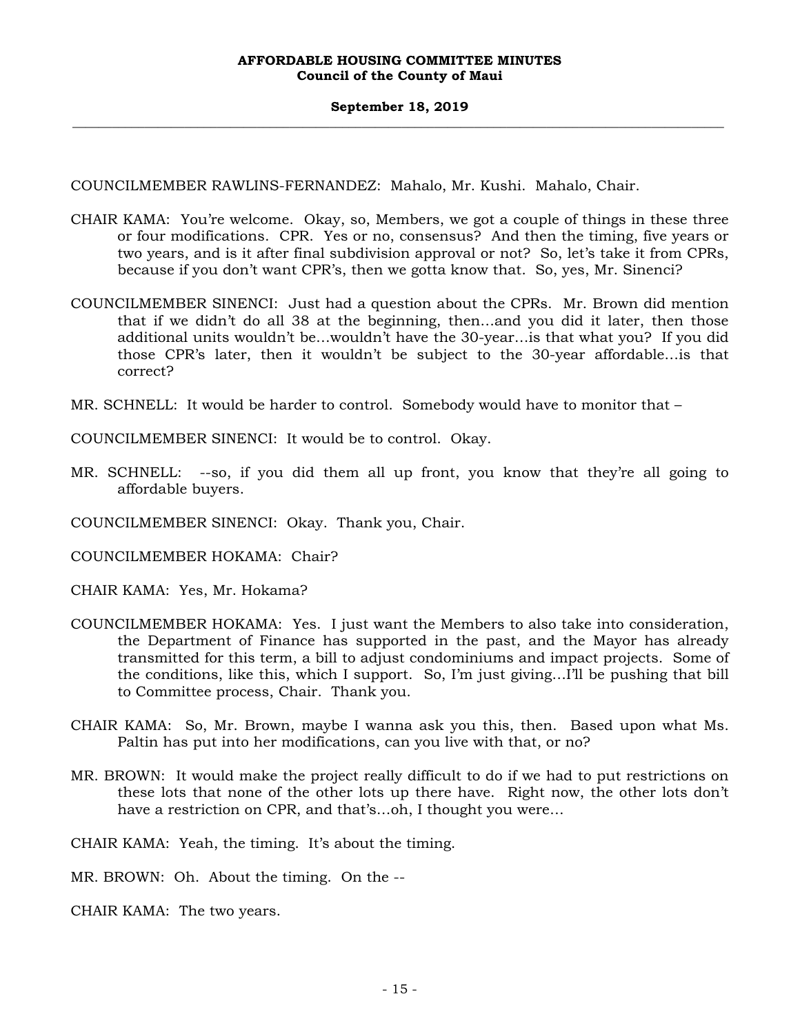COUNCILMEMBER RAWLINS-FERNANDEZ: Mahalo, Mr. Kushi. Mahalo, Chair.

CHAIR KAMA: You're welcome. Okay, so, Members, we got a couple of things in these three or four modifications. CPR. Yes or no, consensus? And then the timing, five years or two years, and is it after final subdivision approval or not? So, let's take it from CPRs, because if you don't want CPR's, then we gotta know that. So, yes, Mr. Sinenci?

COUNCILMEMBER SINENCI: Just had a question about the CPRs. Mr. Brown did mention that if we didn't do all 38 at the beginning, then...and you did it later, then those additional units wouldn't be...wouldn't have the 30-year...is that what you? If you did those CPR's later, then it wouldn't be subject to the 30-year affordable...is that correct?

MR. SCHNELL: It would be harder to control. Somebody would have to monitor that –

COUNCILMEMBER SINENCI: It would be to control. Okay.

MR. SCHNELL: --so, if you did them all up front, you know that they're all going to affordable buyers.

COUNCILMEMBER SINENCI: Okay. Thank you, Chair.

COUNCILMEMBER HOKAMA: Chair?

CHAIR KAMA: Yes, Mr. Hokama?

COUNCILMEMBER HOKAMA: Yes. I just want the Members to also take into consideration, the Department of Finance has supported in the past, and the Mayor has already transmitted for this term, a bill to adjust condominiums and impact projects. Some of the conditions, like this, which I support. So, I'm just giving...I'll be pushing that bill to Committee process, Chair. Thank you.

CHAIR KAMA: So, Mr. Brown, maybe I wanna ask you this, then. Based upon what Ms. Paltin has put into her modifications, can you live with that, or no?

MR. BROWN: It would make the project really difficult to do if we had to put restrictions on these lots that none of the other lots up there have. Right now, the other lots don't have a restriction on CPR, and that's...oh, I thought you were...

CHAIR KAMA: Yeah, the timing. It's about the timing.

MR. BROWN: Oh. About the timing. On the --

CHAIR KAMA: The two years.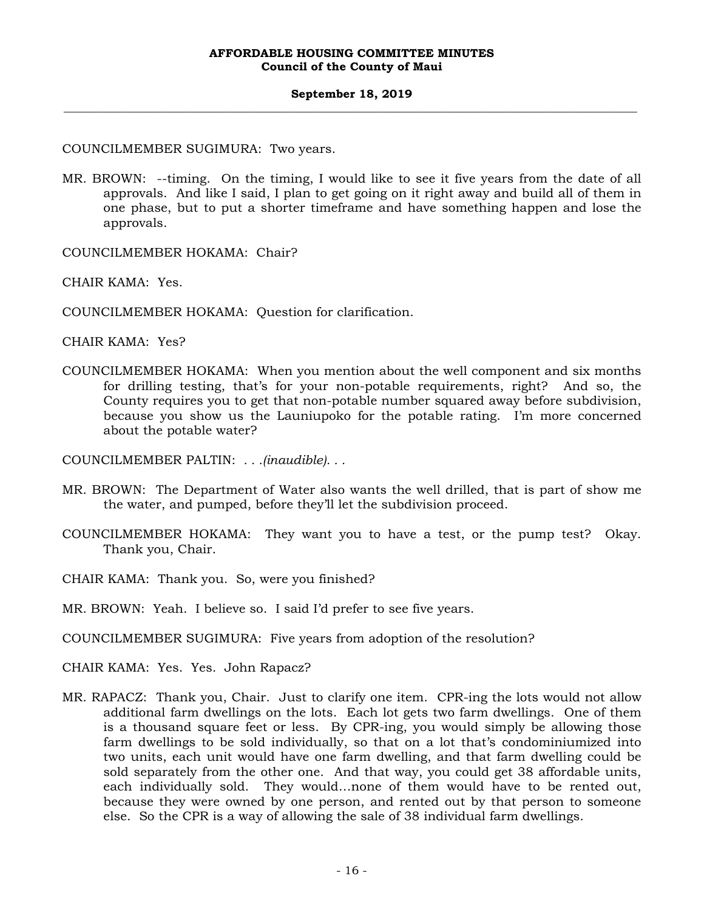COUNCILMEMBER SUGIMURA: Two years.

MR. BROWN: --timing. On the timing, I would like to see it five years from the date of all approvals. And like I said, I plan to get going on it right away and build all of them in one phase, but to put a shorter timeframe and have something happen and lose the approvals.

COUNCILMEMBER HOKAMA: Chair?

CHAIR KAMA: Yes.

COUNCILMEMBER HOKAMA: Question for clarification.

CHAIR KAMA: Yes?

COUNCILMEMBER HOKAMA: When you mention about the well component and six months for drilling testing, that's for your non-potable requirements, right? And so, the County requires you to get that non-potable number squared away before subdivision, because you show us the Launiupoko for the potable rating. I'm more concerned about the potable water?

COUNCILMEMBER PALTIN: *. . .(inaudible). . .*

MR. BROWN: The Department of Water also wants the well drilled, that is part of show me the water, and pumped, before they'll let the subdivision proceed.

COUNCILMEMBER HOKAMA: They want you to have a test, or the pump test? Okay. Thank you, Chair.

CHAIR KAMA: Thank you. So, were you finished?

MR. BROWN: Yeah. I believe so. I said I'd prefer to see five years.

COUNCILMEMBER SUGIMURA: Five years from adoption of the resolution?

CHAIR KAMA: Yes. Yes. John Rapacz?

MR. RAPACZ: Thank you, Chair. Just to clarify one item. CPR-ing the lots would not allow additional farm dwellings on the lots. Each lot gets two farm dwellings. One of them is a thousand square feet or less. By CPR-ing, you would simply be allowing those farm dwellings to be sold individually, so that on a lot that's condominiumized into two units, each unit would have one farm dwelling, and that farm dwelling could be sold separately from the other one. And that way, you could get 38 affordable units, each individually sold. They would...none of them would have to be rented out, because they were owned by one person, and rented out by that person to someone else. So the CPR is a way of allowing the sale of 38 individual farm dwellings.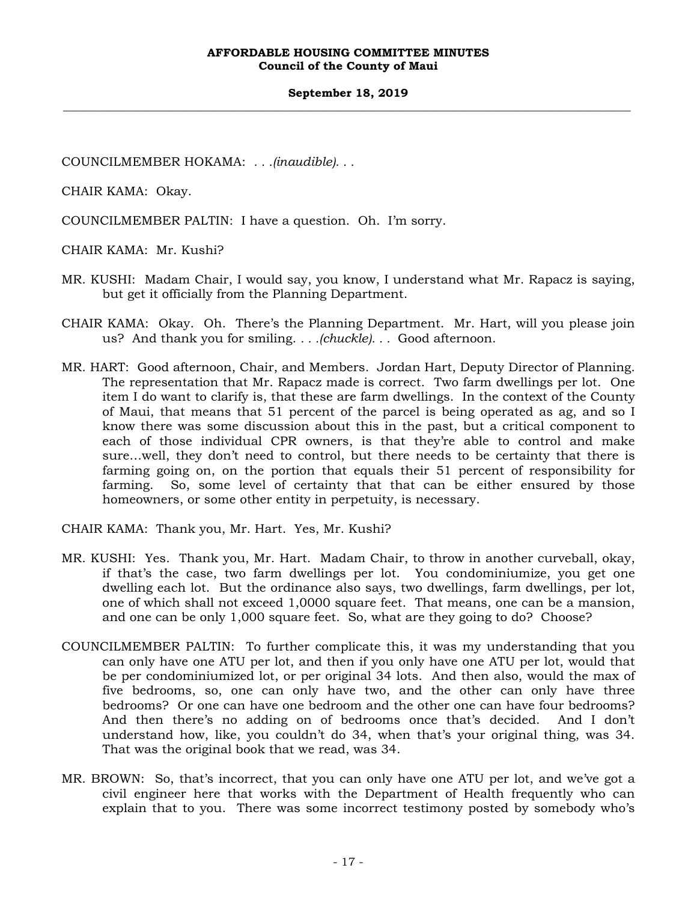COUNCILMEMBER HOKAMA: *. . .(inaudible). . .*

CHAIR KAMA: Okay.

COUNCILMEMBER PALTIN: I have a question. Oh. I'm sorry.

CHAIR KAMA: Mr. Kushi?

MR. KUSHI: Madam Chair, I would say, you know, I understand what Mr. Rapacz is saying, but get it officially from the Planning Department.

CHAIR KAMA: Okay. Oh. There's the Planning Department. Mr. Hart, will you please join us? And thank you for smiling. *. . .(chuckle). . .* Good afternoon.

MR. HART: Good afternoon, Chair, and Members. Jordan Hart, Deputy Director of Planning. The representation that Mr. Rapacz made is correct. Two farm dwellings per lot. One item I do want to clarify is, that these are farm dwellings. In the context of the County of Maui, that means that 51 percent of the parcel is being operated as ag, and so I know there was some discussion about this in the past, but a critical component to each of those individual CPR owners, is that they're able to control and make sure...well, they don't need to control, but there needs to be certainty that there is farming going on, on the portion that equals their 51 percent of responsibility for farming. So, some level of certainty that that can be either ensured by those homeowners, or some other entity in perpetuity, is necessary.

CHAIR KAMA: Thank you, Mr. Hart. Yes, Mr. Kushi?

MR. KUSHI: Yes. Thank you, Mr. Hart. Madam Chair, to throw in another curveball, okay, if that's the case, two farm dwellings per lot. You condominiumize, you get one dwelling each lot. But the ordinance also says, two dwellings, farm dwellings, per lot, one of which shall not exceed 1,0000 square feet. That means, one can be a mansion, and one can be only 1,000 square feet. So, what are they going to do? Choose?

COUNCILMEMBER PALTIN: To further complicate this, it was my understanding that you can only have one ATU per lot, and then if you only have one ATU per lot, would that be per condominiumized lot, or per original 34 lots. And then also, would the max of five bedrooms, so, one can only have two, and the other can only have three bedrooms? Or one can have one bedroom and the other one can have four bedrooms? And then there's no adding on of bedrooms once that's decided. And I don't understand how, like, you couldn't do 34, when that's your original thing, was 34. That was the original book that we read, was 34.

MR. BROWN: So, that's incorrect, that you can only have one ATU per lot, and we've got a civil engineer here that works with the Department of Health frequently who can explain that to you. There was some incorrect testimony posted by somebody who's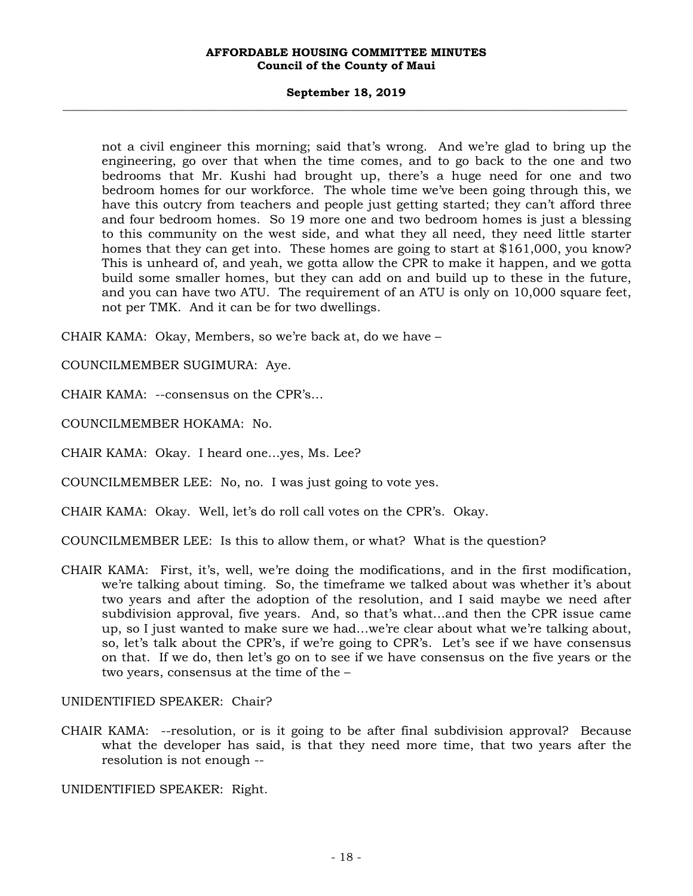not a civil engineer this morning; said that's wrong. And we're glad to bring up the engineering, go over that when the time comes, and to go back to the one and two bedrooms that Mr. Kushi had brought up, there's a huge need for one and two bedroom homes for our workforce. The whole time we've been going through this, we have this outcry from teachers and people just getting started; they can't afford three and four bedroom homes. So 19 more one and two bedroom homes is just a blessing to this community on the west side, and what they all need, they need little starter homes that they can get into. These homes are going to start at $161,000, you know? This is unheard of, and yeah, we gotta allow the CPR to make it happen, and we gotta build some smaller homes, but they can add on and build up to these in the future, and you can have two ATU. The requirement of an ATU is only on 10,000 square feet, not per TMK. And it can be for two dwellings.

CHAIR KAMA: Okay, Members, so we're back at, do we have –

COUNCILMEMBER SUGIMURA: Aye.

CHAIR KAMA: --consensus on the CPR's…

COUNCILMEMBER HOKAMA: No.

CHAIR KAMA: Okay. I heard one…yes, Ms. Lee?

COUNCILMEMBER LEE: No, no. I was just going to vote yes.

CHAIR KAMA: Okay. Well, let's do roll call votes on the CPR's. Okay.

COUNCILMEMBER LEE: Is this to allow them, or what? What is the question?

CHAIR KAMA: First, it's, well, we're doing the modifications, and in the first modification, we're talking about timing. So, the timeframe we talked about was whether it's about two years and after the adoption of the resolution, and I said maybe we need after subdivision approval, five years. And, so that's what…and then the CPR issue came up, so I just wanted to make sure we had…we're clear about what we're talking about, so, let's talk about the CPR's, if we're going to CPR's. Let's see if we have consensus on that. If we do, then let's go on to see if we have consensus on the five years or the two years, consensus at the time of the –

UNIDENTIFIED SPEAKER: Chair?

CHAIR KAMA: --resolution, or is it going to be after final subdivision approval? Because what the developer has said, is that they need more time, that two years after the resolution is not enough --

UNIDENTIFIED SPEAKER: Right.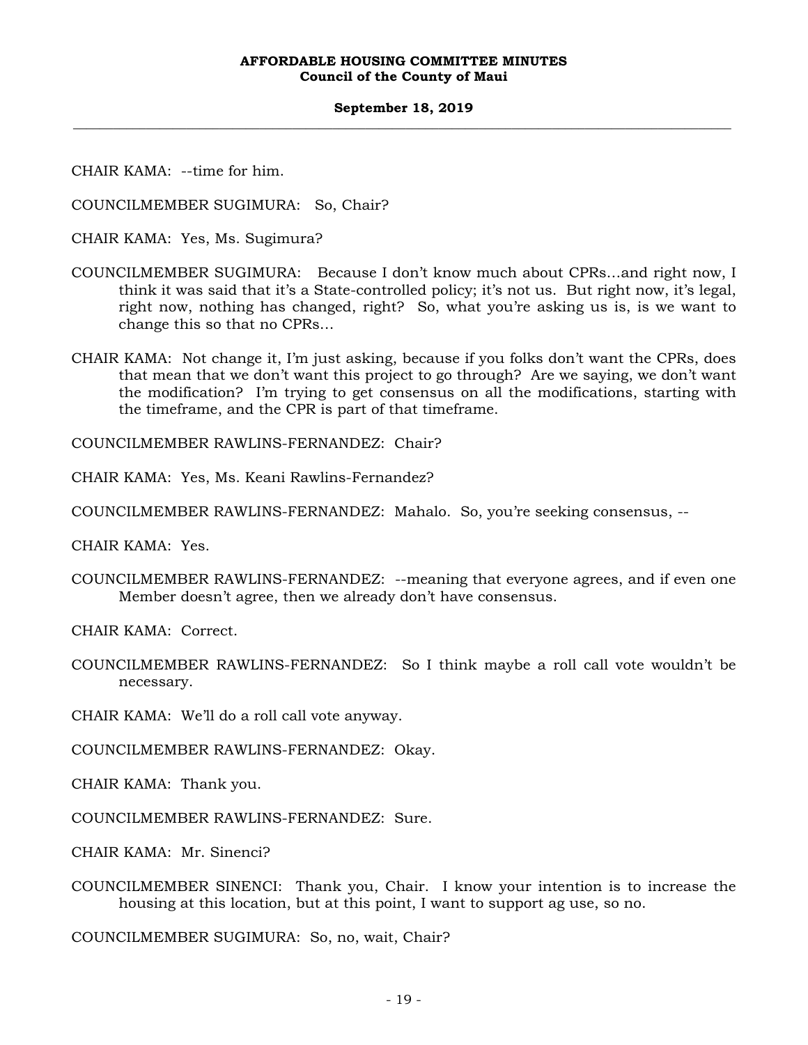CHAIR KAMA: --time for him.

COUNCILMEMBER SUGIMURA: So, Chair?

CHAIR KAMA: Yes, Ms. Sugimura?

COUNCILMEMBER SUGIMURA: Because I don't know much about CPRs...and right now, I think it was said that it's a State-controlled policy; it's not us. But right now, it's legal, right now, nothing has changed, right? So, what you're asking us is, is we want to change this so that no CPRs...

CHAIR KAMA: Not change it, I'm just asking, because if you folks don't want the CPRs, does that mean that we don't want this project to go through? Are we saying, we don't want the modification? I'm trying to get consensus on all the modifications, starting with the timeframe, and the CPR is part of that timeframe.

COUNCILMEMBER RAWLINS-FERNANDEZ: Chair?

CHAIR KAMA: Yes, Ms. Keani Rawlins-Fernandez?

COUNCILMEMBER RAWLINS-FERNANDEZ: Mahalo. So, you're seeking consensus, --

CHAIR KAMA: Yes.

COUNCILMEMBER RAWLINS-FERNANDEZ: --meaning that everyone agrees, and if even one Member doesn't agree, then we already don't have consensus.

CHAIR KAMA: Correct.

COUNCILMEMBER RAWLINS-FERNANDEZ: So I think maybe a roll call vote wouldn't be necessary.

CHAIR KAMA: We'll do a roll call vote anyway.

COUNCILMEMBER RAWLINS-FERNANDEZ: Okay.

CHAIR KAMA: Thank you.

COUNCILMEMBER RAWLINS-FERNANDEZ: Sure.

CHAIR KAMA: Mr. Sinenci?

COUNCILMEMBER SINENCI: Thank you, Chair. I know your intention is to increase the housing at this location, but at this point, I want to support ag use, so no.

COUNCILMEMBER SUGIMURA: So, no, wait, Chair?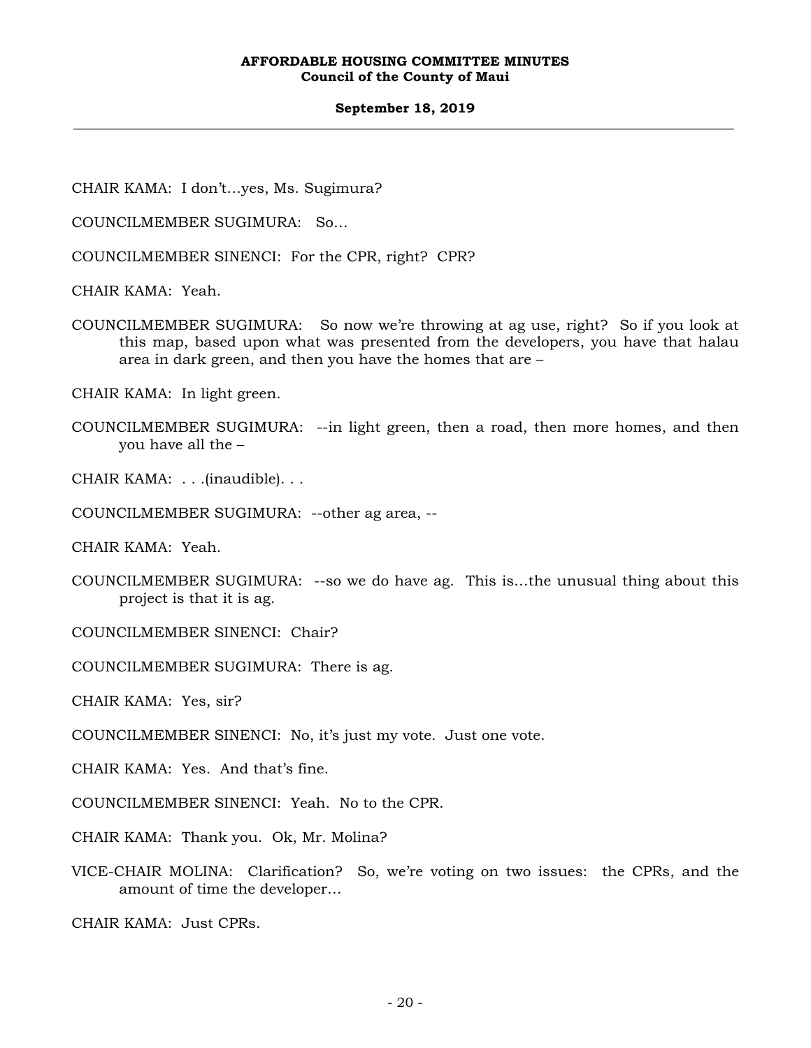CHAIR KAMA: I don't…yes, Ms. Sugimura?

COUNCILMEMBER SUGIMURA: So…

COUNCILMEMBER SINENCI: For the CPR, right? CPR?

CHAIR KAMA: Yeah.

COUNCILMEMBER SUGIMURA: So now we're throwing at ag use, right? So if you look at this map, based upon what was presented from the developers, you have that halau area in dark green, and then you have the homes that are –

CHAIR KAMA: In light green.

COUNCILMEMBER SUGIMURA: --in light green, then a road, then more homes, and then you have all the –

CHAIR KAMA: . . .(inaudible). . .

COUNCILMEMBER SUGIMURA: --other ag area, --

CHAIR KAMA: Yeah.

COUNCILMEMBER SUGIMURA: --so we do have ag. This is…the unusual thing about this project is that it is ag.

COUNCILMEMBER SINENCI: Chair?

COUNCILMEMBER SUGIMURA: There is ag.

CHAIR KAMA: Yes, sir?

COUNCILMEMBER SINENCI: No, it's just my vote. Just one vote.

CHAIR KAMA: Yes. And that's fine.

COUNCILMEMBER SINENCI: Yeah. No to the CPR.

CHAIR KAMA: Thank you. Ok, Mr. Molina?

VICE-CHAIR MOLINA: Clarification? So, we're voting on two issues: the CPRs, and the amount of time the developer…

CHAIR KAMA: Just CPRs.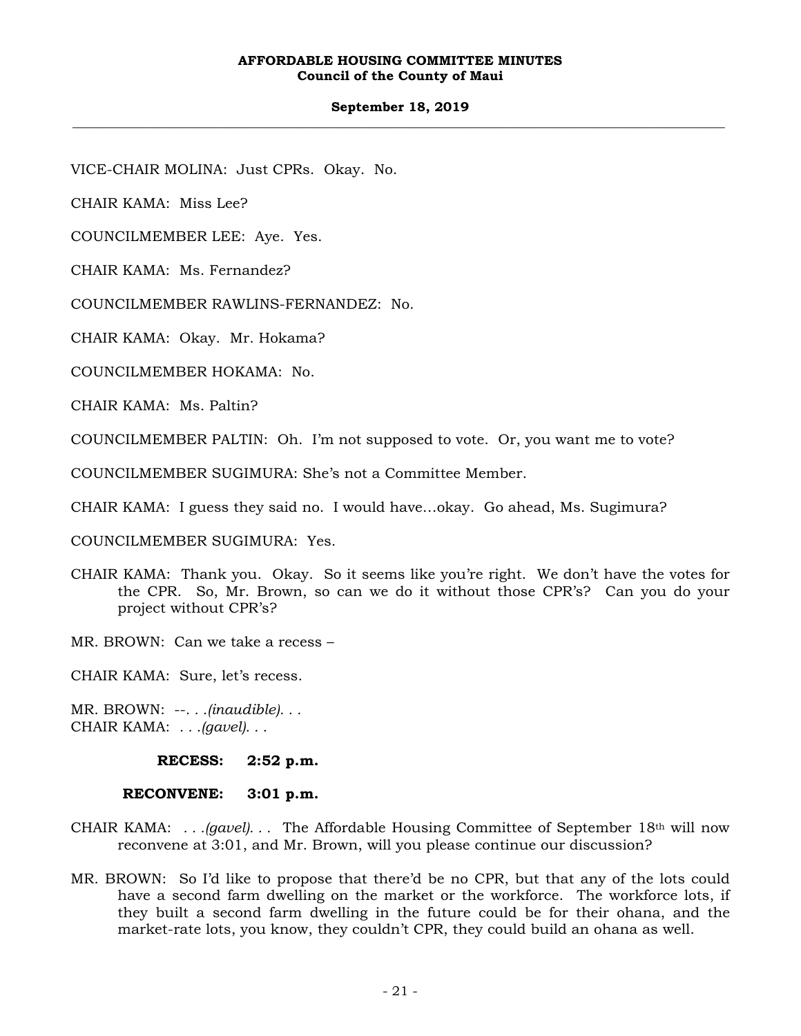VICE-CHAIR MOLINA: Just CPRs. Okay. No.

CHAIR KAMA: Miss Lee?

COUNCILMEMBER LEE: Aye. Yes.

CHAIR KAMA: Ms. Fernandez?

COUNCILMEMBER RAWLINS-FERNANDEZ: No.

CHAIR KAMA: Okay. Mr. Hokama?

COUNCILMEMBER HOKAMA: No.

CHAIR KAMA: Ms. Paltin?

COUNCILMEMBER PALTIN: Oh. I'm not supposed to vote. Or, you want me to vote?

COUNCILMEMBER SUGIMURA: She's not a Committee Member.

CHAIR KAMA: I guess they said no. I would have...okay. Go ahead, Ms. Sugimura?

COUNCILMEMBER SUGIMURA: Yes.

CHAIR KAMA: Thank you. Okay. So it seems like you're right. We don't have the votes for the CPR. So, Mr. Brown, so can we do it without those CPR's? Can you do your project without CPR's?

MR. BROWN: Can we take a recess –

CHAIR KAMA: Sure, let's recess.

MR. BROWN: --*. . .(inaudible). . .*
CHAIR KAMA: *. . .(gavel). . .*

**RECESS: 2:52 p.m.**

**RECONVENE: 3:01 p.m.**

CHAIR KAMA: *. . .(gavel). . .* The Affordable Housing Committee of September 18th will now reconvene at 3:01, and Mr. Brown, will you please continue our discussion?

MR. BROWN: So I'd like to propose that there'd be no CPR, but that any of the lots could have a second farm dwelling on the market or the workforce. The workforce lots, if they built a second farm dwelling in the future could be for their ohana, and the market-rate lots, you know, they couldn't CPR, they could build an ohana as well.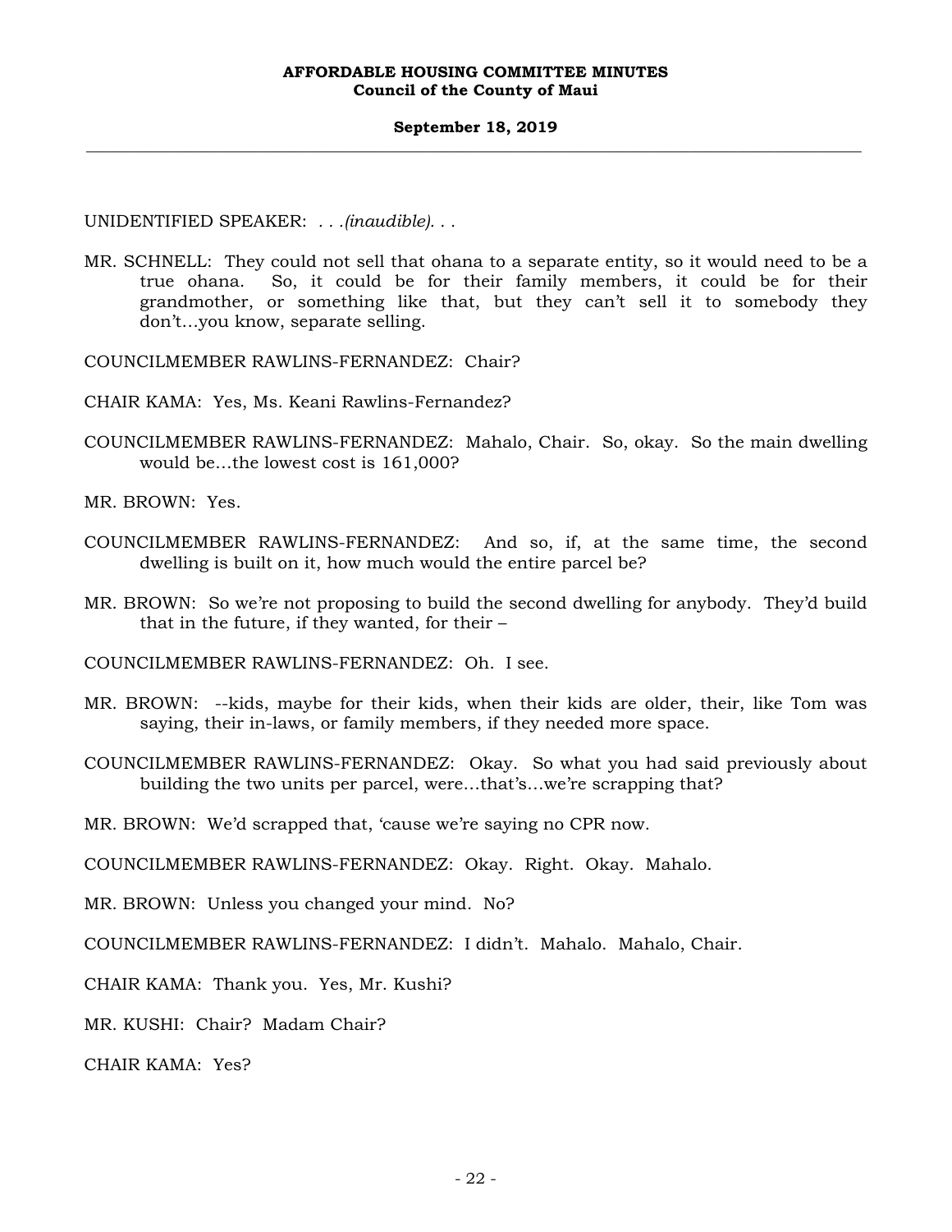UNIDENTIFIED SPEAKER: . . .*(inaudible)*. . .

MR. SCHNELL: They could not sell that ohana to a separate entity, so it would need to be a true ohana. So, it could be for their family members, it could be for their grandmother, or something like that, but they can't sell it to somebody they don't...you know, separate selling.

COUNCILMEMBER RAWLINS-FERNANDEZ: Chair?

CHAIR KAMA: Yes, Ms. Keani Rawlins-Fernandez?

COUNCILMEMBER RAWLINS-FERNANDEZ: Mahalo, Chair. So, okay. So the main dwelling would be...the lowest cost is 161,000?

MR. BROWN: Yes.

COUNCILMEMBER RAWLINS-FERNANDEZ: And so, if, at the same time, the second dwelling is built on it, how much would the entire parcel be?

MR. BROWN: So we're not proposing to build the second dwelling for anybody. They'd build that in the future, if they wanted, for their –

COUNCILMEMBER RAWLINS-FERNANDEZ: Oh. I see.

MR. BROWN: --kids, maybe for their kids, when their kids are older, their, like Tom was saying, their in-laws, or family members, if they needed more space.

COUNCILMEMBER RAWLINS-FERNANDEZ: Okay. So what you had said previously about building the two units per parcel, were...that's...we're scrapping that?

MR. BROWN: We'd scrapped that, 'cause we're saying no CPR now.

COUNCILMEMBER RAWLINS-FERNANDEZ: Okay. Right. Okay. Mahalo.

MR. BROWN: Unless you changed your mind. No?

COUNCILMEMBER RAWLINS-FERNANDEZ: I didn't. Mahalo. Mahalo, Chair.

CHAIR KAMA: Thank you. Yes, Mr. Kushi?

MR. KUSHI: Chair? Madam Chair?

CHAIR KAMA: Yes?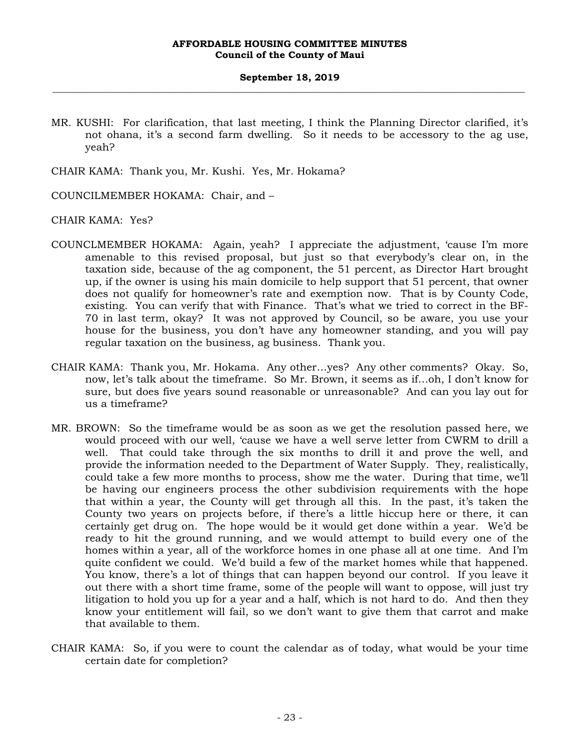MR. KUSHI: For clarification, that last meeting, I think the Planning Director clarified, it's not ohana, it's a second farm dwelling. So it needs to be accessory to the ag use, yeah?

CHAIR KAMA: Thank you, Mr. Kushi. Yes, Mr. Hokama?

COUNCILMEMBER HOKAMA: Chair, and –

CHAIR KAMA: Yes?

COUNCLMEMBER HOKAMA: Again, yeah? I appreciate the adjustment, 'cause I'm more amenable to this revised proposal, but just so that everybody's clear on, in the taxation side, because of the ag component, the 51 percent, as Director Hart brought up, if the owner is using his main domicile to help support that 51 percent, that owner does not qualify for homeowner's rate and exemption now. That is by County Code, existing. You can verify that with Finance. That's what we tried to correct in the BF-70 in last term, okay? It was not approved by Council, so be aware, you use your house for the business, you don't have any homeowner standing, and you will pay regular taxation on the business, ag business. Thank you.

CHAIR KAMA: Thank you, Mr. Hokama. Any other…yes? Any other comments? Okay. So, now, let's talk about the timeframe. So Mr. Brown, it seems as if…oh, I don't know for sure, but does five years sound reasonable or unreasonable? And can you lay out for us a timeframe?

MR. BROWN: So the timeframe would be as soon as we get the resolution passed here, we would proceed with our well, 'cause we have a well serve letter from CWRM to drill a well. That could take through the six months to drill it and prove the well, and provide the information needed to the Department of Water Supply. They, realistically, could take a few more months to process, show me the water. During that time, we'll be having our engineers process the other subdivision requirements with the hope that within a year, the County will get through all this. In the past, it's taken the County two years on projects before, if there's a little hiccup here or there, it can certainly get drug on. The hope would be it would get done within a year. We'd be ready to hit the ground running, and we would attempt to build every one of the homes within a year, all of the workforce homes in one phase all at one time. And I'm quite confident we could. We'd build a few of the market homes while that happened. You know, there's a lot of things that can happen beyond our control. If you leave it out there with a short time frame, some of the people will want to oppose, will just try litigation to hold you up for a year and a half, which is not hard to do. And then they know your entitlement will fail, so we don't want to give them that carrot and make that available to them.

CHAIR KAMA: So, if you were to count the calendar as of today, what would be your time certain date for completion?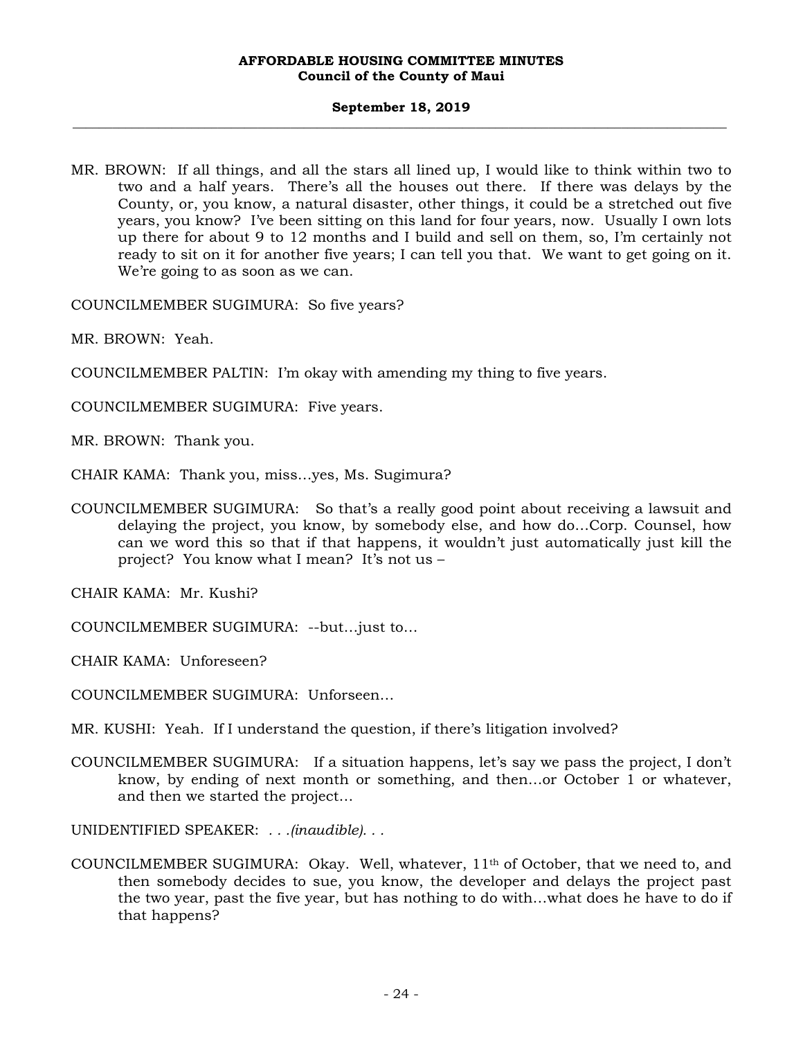MR. BROWN: If all things, and all the stars all lined up, I would like to think within two to two and a half years. There's all the houses out there. If there was delays by the County, or, you know, a natural disaster, other things, it could be a stretched out five years, you know? I've been sitting on this land for four years, now. Usually I own lots up there for about 9 to 12 months and I build and sell on them, so, I'm certainly not ready to sit on it for another five years; I can tell you that. We want to get going on it. We're going to as soon as we can.

COUNCILMEMBER SUGIMURA: So five years?

MR. BROWN: Yeah.

COUNCILMEMBER PALTIN: I'm okay with amending my thing to five years.

COUNCILMEMBER SUGIMURA: Five years.

MR. BROWN: Thank you.

CHAIR KAMA: Thank you, miss…yes, Ms. Sugimura?

COUNCILMEMBER SUGIMURA: So that's a really good point about receiving a lawsuit and delaying the project, you know, by somebody else, and how do…Corp. Counsel, how can we word this so that if that happens, it wouldn't just automatically just kill the project? You know what I mean? It's not us –

CHAIR KAMA: Mr. Kushi?

COUNCILMEMBER SUGIMURA: --but…just to…

CHAIR KAMA: Unforeseen?

COUNCILMEMBER SUGIMURA: Unforseen…

MR. KUSHI: Yeah. If I understand the question, if there's litigation involved?

COUNCILMEMBER SUGIMURA: If a situation happens, let's say we pass the project, I don't know, by ending of next month or something, and then…or October 1 or whatever, and then we started the project…

UNIDENTIFIED SPEAKER: *. . .(inaudible). . .*

COUNCILMEMBER SUGIMURA: Okay. Well, whatever, 11th of October, that we need to, and then somebody decides to sue, you know, the developer and delays the project past the two year, past the five year, but has nothing to do with…what does he have to do if that happens?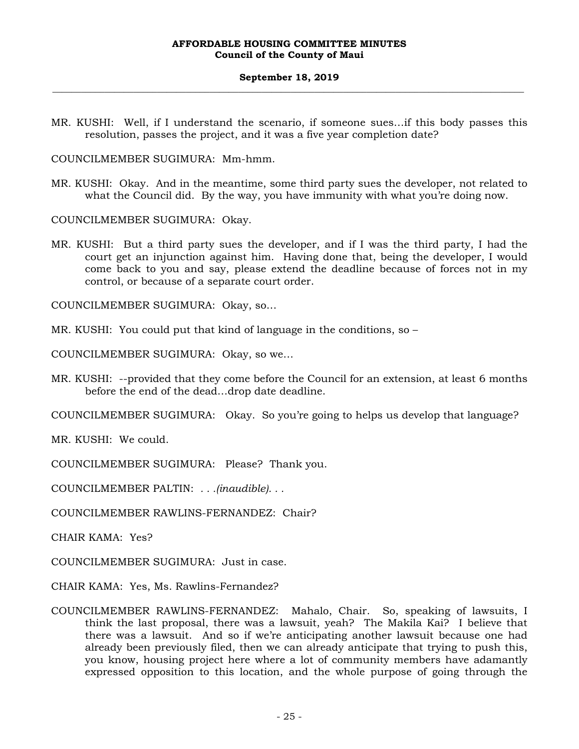MR. KUSHI: Well, if I understand the scenario, if someone sues...if this body passes this resolution, passes the project, and it was a five year completion date?

COUNCILMEMBER SUGIMURA: Mm-hmm.

MR. KUSHI: Okay. And in the meantime, some third party sues the developer, not related to what the Council did. By the way, you have immunity with what you're doing now.

COUNCILMEMBER SUGIMURA: Okay.

MR. KUSHI: But a third party sues the developer, and if I was the third party, I had the court get an injunction against him. Having done that, being the developer, I would come back to you and say, please extend the deadline because of forces not in my control, or because of a separate court order.

COUNCILMEMBER SUGIMURA: Okay, so...

MR. KUSHI: You could put that kind of language in the conditions, so –

COUNCILMEMBER SUGIMURA: Okay, so we...

MR. KUSHI: --provided that they come before the Council for an extension, at least 6 months before the end of the dead...drop date deadline.

COUNCILMEMBER SUGIMURA: Okay. So you're going to helps us develop that language?

MR. KUSHI: We could.

COUNCILMEMBER SUGIMURA: Please? Thank you.

COUNCILMEMBER PALTIN: *. . .(inaudible). . .*

COUNCILMEMBER RAWLINS-FERNANDEZ: Chair?

CHAIR KAMA: Yes?

COUNCILMEMBER SUGIMURA: Just in case.

CHAIR KAMA: Yes, Ms. Rawlins-Fernandez?

COUNCILMEMBER RAWLINS-FERNANDEZ: Mahalo, Chair. So, speaking of lawsuits, I think the last proposal, there was a lawsuit, yeah? The Makila Kai? I believe that there was a lawsuit. And so if we're anticipating another lawsuit because one had already been previously filed, then we can already anticipate that trying to push this, you know, housing project here where a lot of community members have adamantly expressed opposition to this location, and the whole purpose of going through the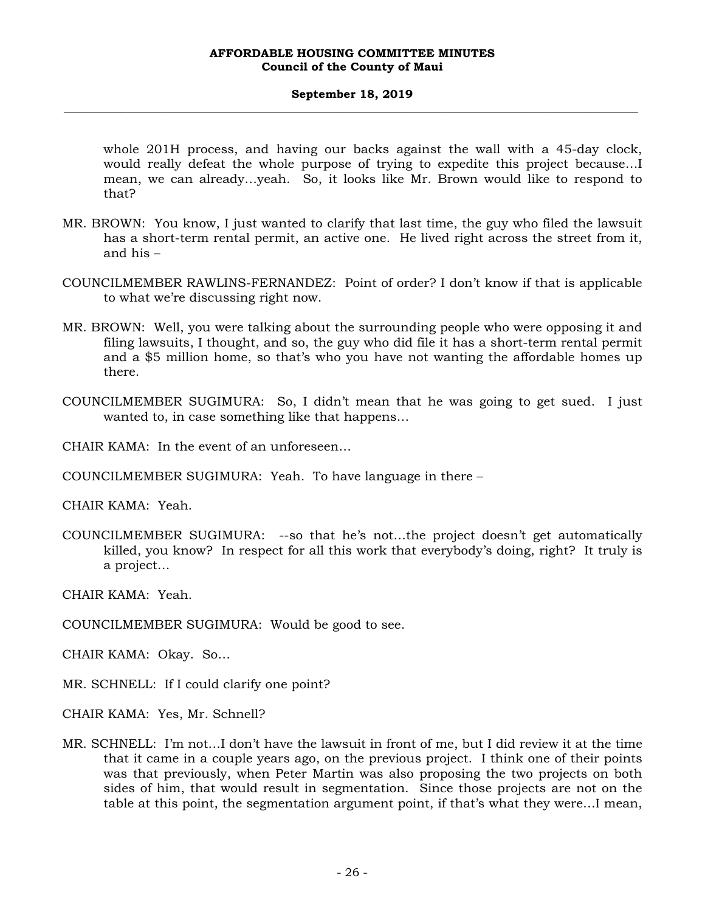whole 201H process, and having our backs against the wall with a 45-day clock, would really defeat the whole purpose of trying to expedite this project because...I mean, we can already...yeah. So, it looks like Mr. Brown would like to respond to that?

MR. BROWN: You know, I just wanted to clarify that last time, the guy who filed the lawsuit has a short-term rental permit, an active one. He lived right across the street from it, and his –

COUNCILMEMBER RAWLINS-FERNANDEZ: Point of order? I don't know if that is applicable to what we're discussing right now.

MR. BROWN: Well, you were talking about the surrounding people who were opposing it and filing lawsuits, I thought, and so, the guy who did file it has a short-term rental permit and a $5 million home, so that's who you have not wanting the affordable homes up there.

COUNCILMEMBER SUGIMURA: So, I didn't mean that he was going to get sued. I just wanted to, in case something like that happens...

CHAIR KAMA: In the event of an unforeseen...

COUNCILMEMBER SUGIMURA: Yeah. To have language in there –

CHAIR KAMA: Yeah.

COUNCILMEMBER SUGIMURA: --so that he's not...the project doesn't get automatically killed, you know? In respect for all this work that everybody's doing, right? It truly is a project...

CHAIR KAMA: Yeah.

COUNCILMEMBER SUGIMURA: Would be good to see.

CHAIR KAMA: Okay. So...

MR. SCHNELL: If I could clarify one point?

CHAIR KAMA: Yes, Mr. Schnell?

MR. SCHNELL: I'm not...I don't have the lawsuit in front of me, but I did review it at the time that it came in a couple years ago, on the previous project. I think one of their points was that previously, when Peter Martin was also proposing the two projects on both sides of him, that would result in segmentation. Since those projects are not on the table at this point, the segmentation argument point, if that's what they were...I mean,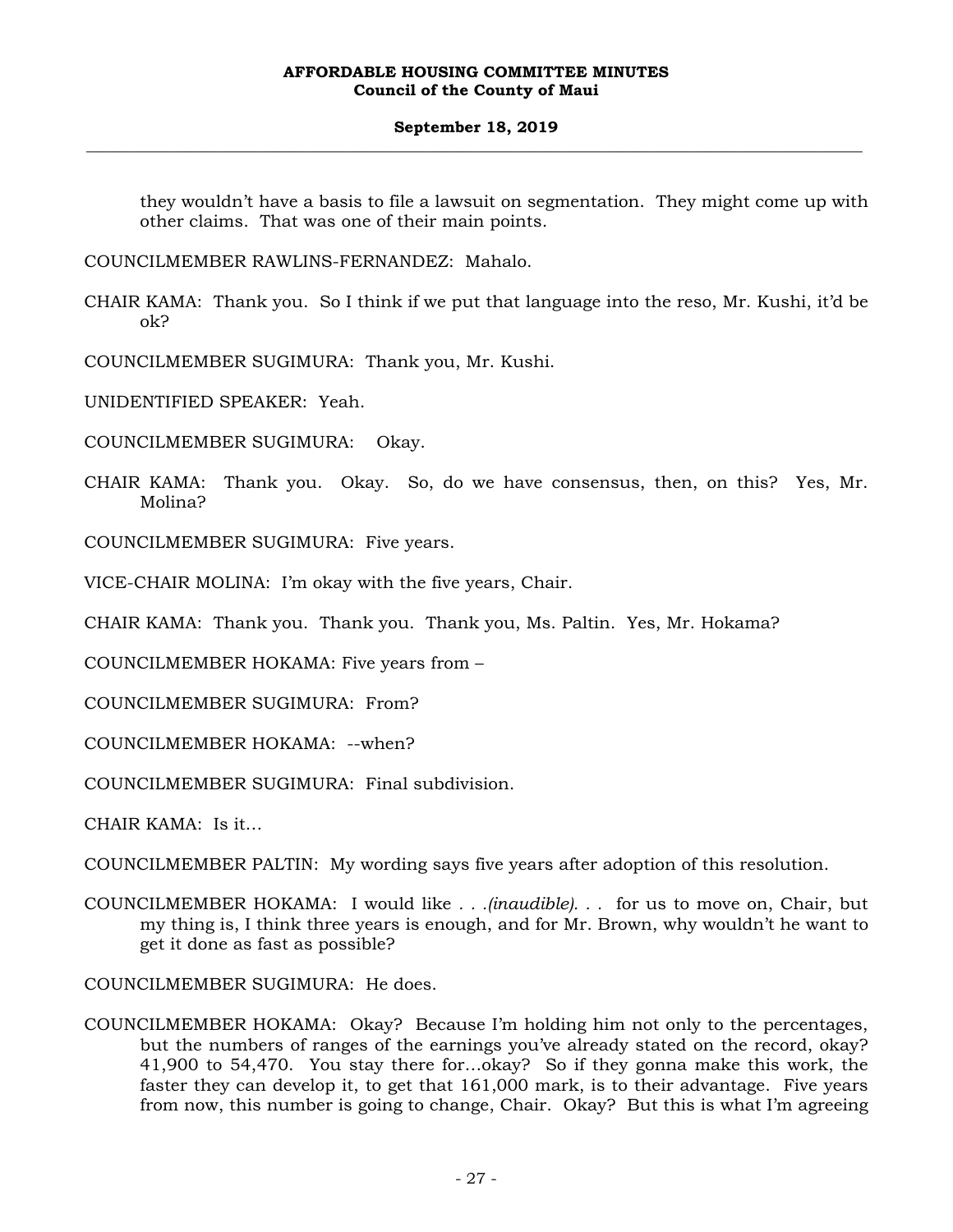they wouldn't have a basis to file a lawsuit on segmentation. They might come up with other claims. That was one of their main points.

COUNCILMEMBER RAWLINS-FERNANDEZ: Mahalo.

CHAIR KAMA: Thank you. So I think if we put that language into the reso, Mr. Kushi, it'd be ok?

COUNCILMEMBER SUGIMURA: Thank you, Mr. Kushi.

UNIDENTIFIED SPEAKER: Yeah.

COUNCILMEMBER SUGIMURA: Okay.

CHAIR KAMA: Thank you. Okay. So, do we have consensus, then, on this? Yes, Mr. Molina?

COUNCILMEMBER SUGIMURA: Five years.

VICE-CHAIR MOLINA: I'm okay with the five years, Chair.

CHAIR KAMA: Thank you. Thank you. Thank you, Ms. Paltin. Yes, Mr. Hokama?

COUNCILMEMBER HOKAMA: Five years from –

COUNCILMEMBER SUGIMURA: From?

COUNCILMEMBER HOKAMA: --when?

COUNCILMEMBER SUGIMURA: Final subdivision.

CHAIR KAMA: Is it…

COUNCILMEMBER PALTIN: My wording says five years after adoption of this resolution.

COUNCILMEMBER HOKAMA: I would like *. . .(inaudible). . .* for us to move on, Chair, but my thing is, I think three years is enough, and for Mr. Brown, why wouldn't he want to get it done as fast as possible?

COUNCILMEMBER SUGIMURA: He does.

COUNCILMEMBER HOKAMA: Okay? Because I'm holding him not only to the percentages, but the numbers of ranges of the earnings you've already stated on the record, okay? 41,900 to 54,470. You stay there for…okay? So if they gonna make this work, the faster they can develop it, to get that 161,000 mark, is to their advantage. Five years from now, this number is going to change, Chair. Okay? But this is what I'm agreeing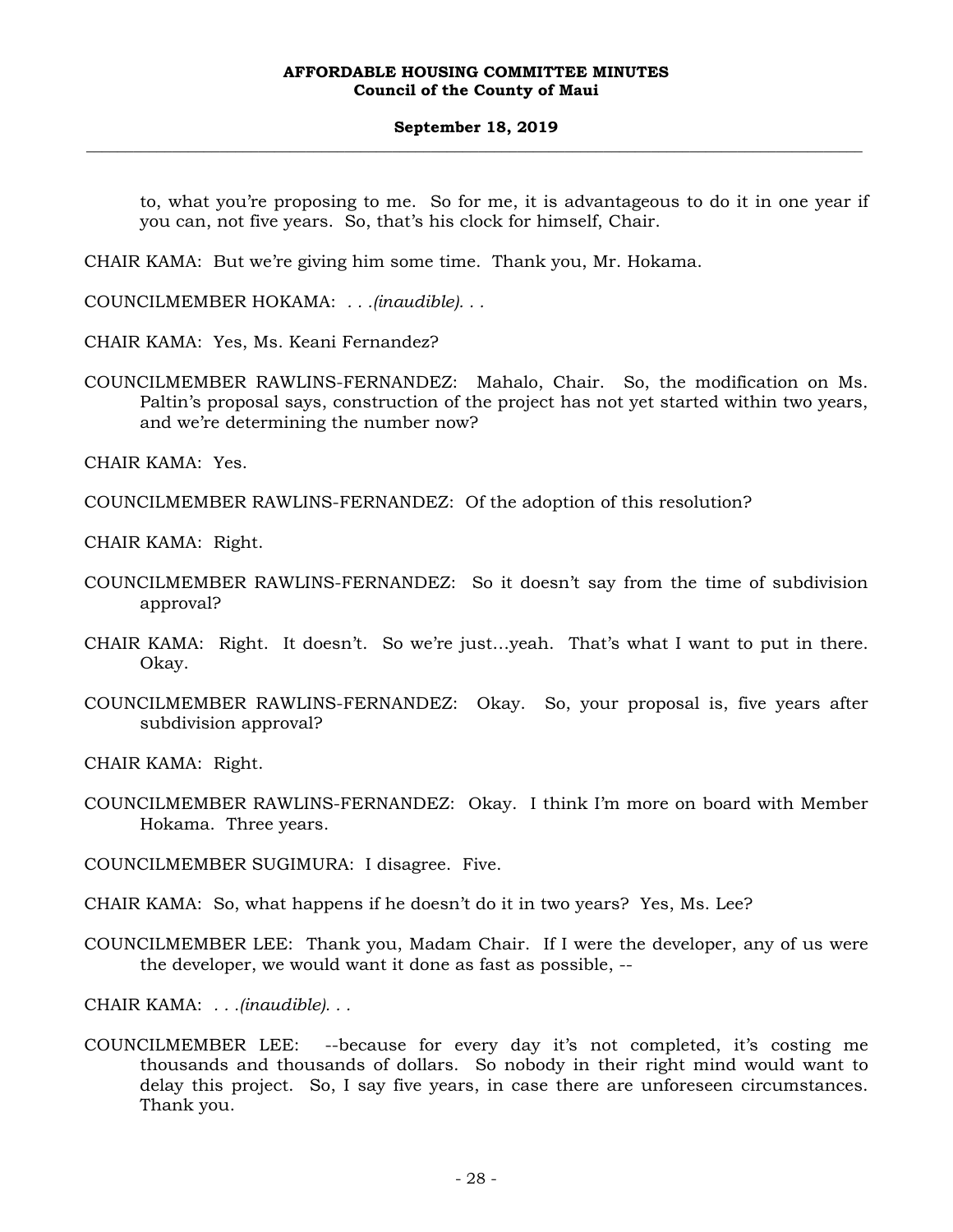to, what you're proposing to me. So for me, it is advantageous to do it in one year if you can, not five years. So, that's his clock for himself, Chair.

CHAIR KAMA: But we're giving him some time. Thank you, Mr. Hokama.

COUNCILMEMBER HOKAMA: *. . .(inaudible). . .*

CHAIR KAMA: Yes, Ms. Keani Fernandez?

COUNCILMEMBER RAWLINS-FERNANDEZ: Mahalo, Chair. So, the modification on Ms. Paltin's proposal says, construction of the project has not yet started within two years, and we're determining the number now?

CHAIR KAMA: Yes.

COUNCILMEMBER RAWLINS-FERNANDEZ: Of the adoption of this resolution?

CHAIR KAMA: Right.

COUNCILMEMBER RAWLINS-FERNANDEZ: So it doesn't say from the time of subdivision approval?

CHAIR KAMA: Right. It doesn't. So we're just...yeah. That's what I want to put in there. Okay.

COUNCILMEMBER RAWLINS-FERNANDEZ: Okay. So, your proposal is, five years after subdivision approval?

CHAIR KAMA: Right.

COUNCILMEMBER RAWLINS-FERNANDEZ: Okay. I think I'm more on board with Member Hokama. Three years.

COUNCILMEMBER SUGIMURA: I disagree. Five.

CHAIR KAMA: So, what happens if he doesn't do it in two years? Yes, Ms. Lee?

COUNCILMEMBER LEE: Thank you, Madam Chair. If I were the developer, any of us were the developer, we would want it done as fast as possible, --

CHAIR KAMA: *. . .(inaudible). . .*

COUNCILMEMBER LEE: --because for every day it's not completed, it's costing me thousands and thousands of dollars. So nobody in their right mind would want to delay this project. So, I say five years, in case there are unforeseen circumstances. Thank you.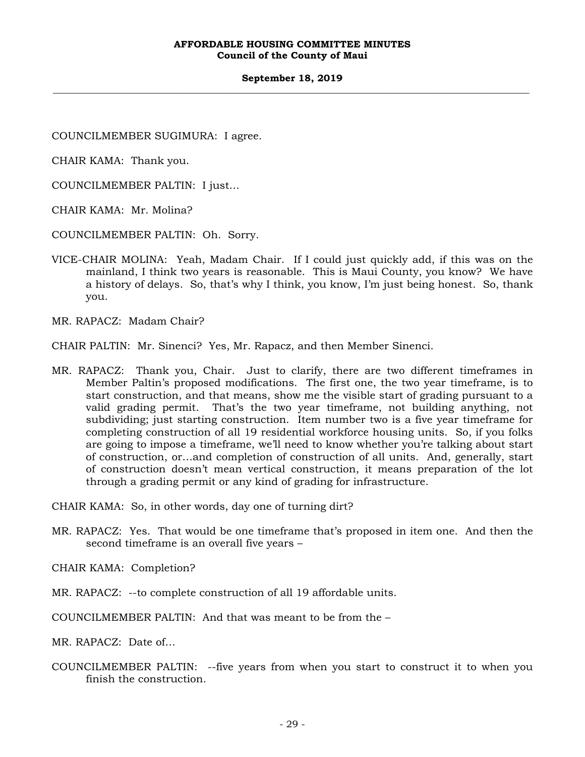COUNCILMEMBER SUGIMURA: I agree.

CHAIR KAMA: Thank you.

COUNCILMEMBER PALTIN: I just…

CHAIR KAMA: Mr. Molina?

COUNCILMEMBER PALTIN: Oh. Sorry.

VICE-CHAIR MOLINA: Yeah, Madam Chair. If I could just quickly add, if this was on the mainland, I think two years is reasonable. This is Maui County, you know? We have a history of delays. So, that's why I think, you know, I'm just being honest. So, thank you.

MR. RAPACZ: Madam Chair?

CHAIR PALTIN: Mr. Sinenci? Yes, Mr. Rapacz, and then Member Sinenci.

MR. RAPACZ: Thank you, Chair. Just to clarify, there are two different timeframes in Member Paltin's proposed modifications. The first one, the two year timeframe, is to start construction, and that means, show me the visible start of grading pursuant to a valid grading permit. That's the two year timeframe, not building anything, not subdividing; just starting construction. Item number two is a five year timeframe for completing construction of all 19 residential workforce housing units. So, if you folks are going to impose a timeframe, we'll need to know whether you're talking about start of construction, or…and completion of construction of all units. And, generally, start of construction doesn't mean vertical construction, it means preparation of the lot through a grading permit or any kind of grading for infrastructure.

CHAIR KAMA: So, in other words, day one of turning dirt?

MR. RAPACZ: Yes. That would be one timeframe that's proposed in item one. And then the second timeframe is an overall five years –

CHAIR KAMA: Completion?

MR. RAPACZ: --to complete construction of all 19 affordable units.

COUNCILMEMBER PALTIN: And that was meant to be from the –

MR. RAPACZ: Date of…

COUNCILMEMBER PALTIN: --five years from when you start to construct it to when you finish the construction.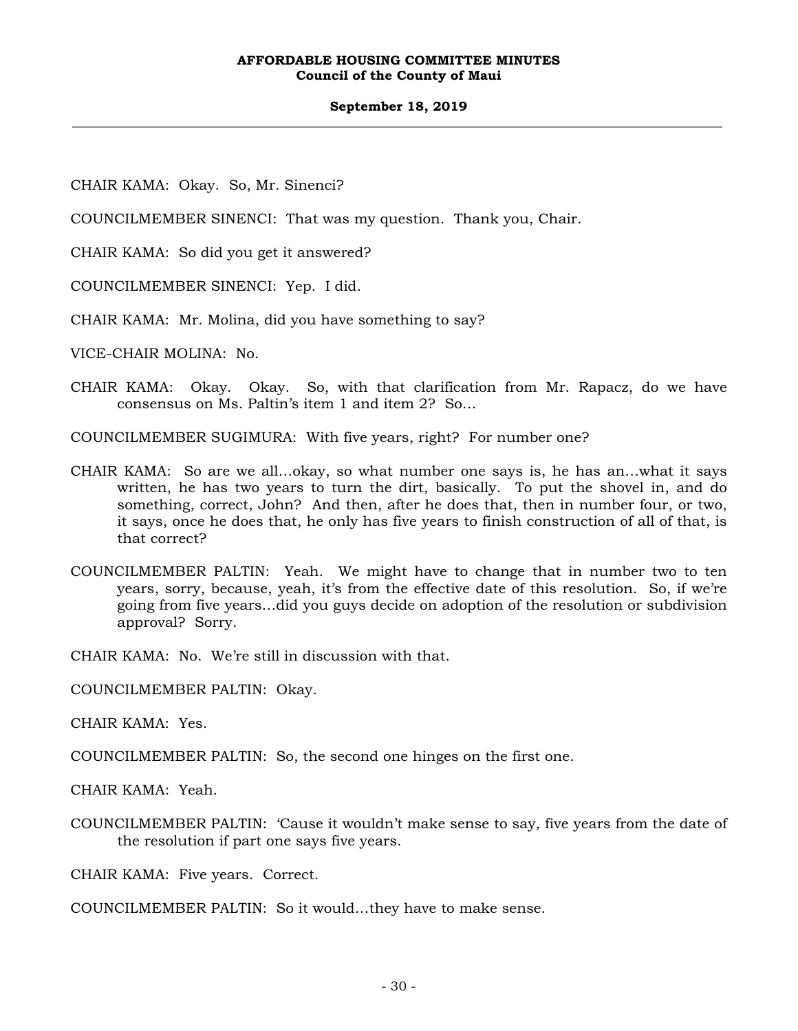CHAIR KAMA: Okay. So, Mr. Sinenci?

COUNCILMEMBER SINENCI: That was my question. Thank you, Chair.

CHAIR KAMA: So did you get it answered?

COUNCILMEMBER SINENCI: Yep. I did.

CHAIR KAMA: Mr. Molina, did you have something to say?

VICE-CHAIR MOLINA: No.

CHAIR KAMA: Okay. Okay. So, with that clarification from Mr. Rapacz, do we have consensus on Ms. Paltin's item 1 and item 2? So…

COUNCILMEMBER SUGIMURA: With five years, right? For number one?

CHAIR KAMA: So are we all…okay, so what number one says is, he has an…what it says written, he has two years to turn the dirt, basically. To put the shovel in, and do something, correct, John? And then, after he does that, then in number four, or two, it says, once he does that, he only has five years to finish construction of all of that, is that correct?

COUNCILMEMBER PALTIN: Yeah. We might have to change that in number two to ten years, sorry, because, yeah, it's from the effective date of this resolution. So, if we're going from five years…did you guys decide on adoption of the resolution or subdivision approval? Sorry.

CHAIR KAMA: No. We're still in discussion with that.

COUNCILMEMBER PALTIN: Okay.

CHAIR KAMA: Yes.

COUNCILMEMBER PALTIN: So, the second one hinges on the first one.

CHAIR KAMA: Yeah.

COUNCILMEMBER PALTIN: 'Cause it wouldn't make sense to say, five years from the date of the resolution if part one says five years.

CHAIR KAMA: Five years. Correct.

COUNCILMEMBER PALTIN: So it would…they have to make sense.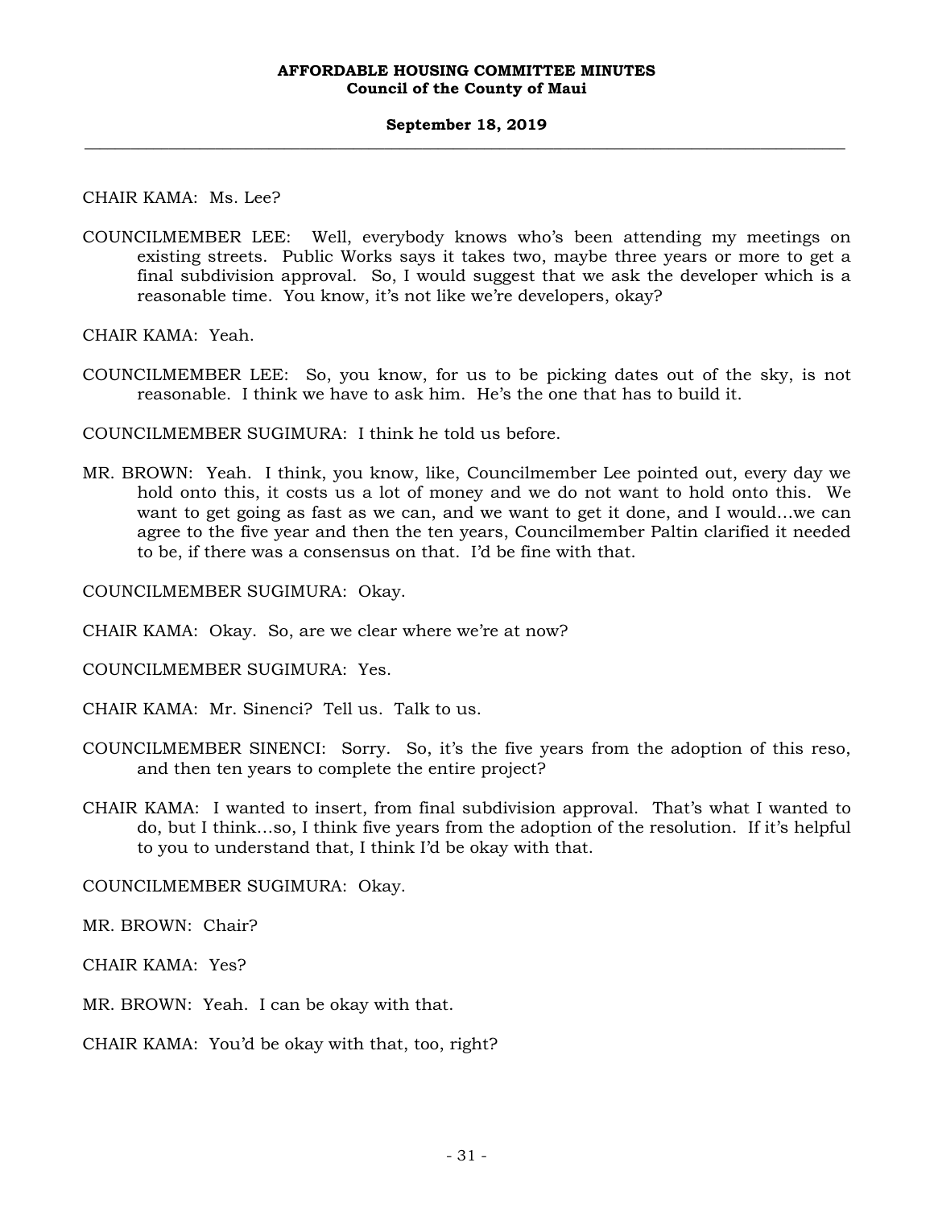CHAIR KAMA: Ms. Lee?

COUNCILMEMBER LEE: Well, everybody knows who's been attending my meetings on existing streets. Public Works says it takes two, maybe three years or more to get a final subdivision approval. So, I would suggest that we ask the developer which is a reasonable time. You know, it's not like we're developers, okay?

CHAIR KAMA: Yeah.

COUNCILMEMBER LEE: So, you know, for us to be picking dates out of the sky, is not reasonable. I think we have to ask him. He's the one that has to build it.

COUNCILMEMBER SUGIMURA: I think he told us before.

MR. BROWN: Yeah. I think, you know, like, Councilmember Lee pointed out, every day we hold onto this, it costs us a lot of money and we do not want to hold onto this. We want to get going as fast as we can, and we want to get it done, and I would…we can agree to the five year and then the ten years, Councilmember Paltin clarified it needed to be, if there was a consensus on that. I'd be fine with that.

COUNCILMEMBER SUGIMURA: Okay.

CHAIR KAMA: Okay. So, are we clear where we're at now?

COUNCILMEMBER SUGIMURA: Yes.

CHAIR KAMA: Mr. Sinenci? Tell us. Talk to us.

COUNCILMEMBER SINENCI: Sorry. So, it's the five years from the adoption of this reso, and then ten years to complete the entire project?

CHAIR KAMA: I wanted to insert, from final subdivision approval. That's what I wanted to do, but I think…so, I think five years from the adoption of the resolution. If it's helpful to you to understand that, I think I'd be okay with that.

COUNCILMEMBER SUGIMURA: Okay.

MR. BROWN: Chair?

CHAIR KAMA: Yes?

MR. BROWN: Yeah. I can be okay with that.

CHAIR KAMA: You'd be okay with that, too, right?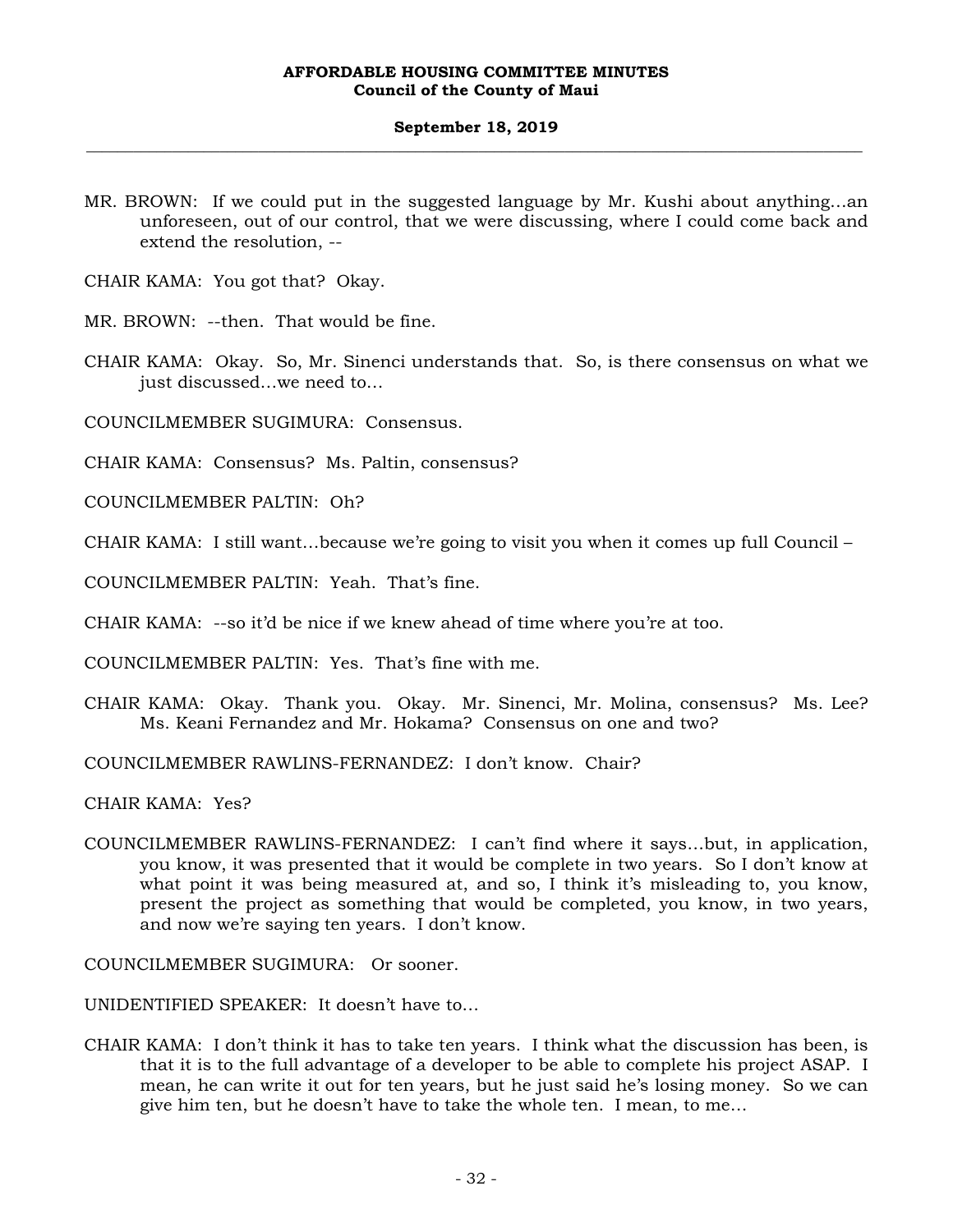MR. BROWN: If we could put in the suggested language by Mr. Kushi about anything…an unforeseen, out of our control, that we were discussing, where I could come back and extend the resolution, --

CHAIR KAMA: You got that? Okay.

MR. BROWN: --then. That would be fine.

CHAIR KAMA: Okay. So, Mr. Sinenci understands that. So, is there consensus on what we just discussed…we need to…

COUNCILMEMBER SUGIMURA: Consensus.

CHAIR KAMA: Consensus? Ms. Paltin, consensus?

COUNCILMEMBER PALTIN: Oh?

CHAIR KAMA: I still want…because we're going to visit you when it comes up full Council –

COUNCILMEMBER PALTIN: Yeah. That's fine.

CHAIR KAMA: --so it'd be nice if we knew ahead of time where you're at too.

COUNCILMEMBER PALTIN: Yes. That's fine with me.

CHAIR KAMA: Okay. Thank you. Okay. Mr. Sinenci, Mr. Molina, consensus? Ms. Lee? Ms. Keani Fernandez and Mr. Hokama? Consensus on one and two?

COUNCILMEMBER RAWLINS-FERNANDEZ: I don't know. Chair?

CHAIR KAMA: Yes?

COUNCILMEMBER RAWLINS-FERNANDEZ: I can't find where it says…but, in application, you know, it was presented that it would be complete in two years. So I don't know at what point it was being measured at, and so, I think it's misleading to, you know, present the project as something that would be completed, you know, in two years, and now we're saying ten years. I don't know.

COUNCILMEMBER SUGIMURA: Or sooner.

UNIDENTIFIED SPEAKER: It doesn't have to…

CHAIR KAMA: I don't think it has to take ten years. I think what the discussion has been, is that it is to the full advantage of a developer to be able to complete his project ASAP. I mean, he can write it out for ten years, but he just said he's losing money. So we can give him ten, but he doesn't have to take the whole ten. I mean, to me…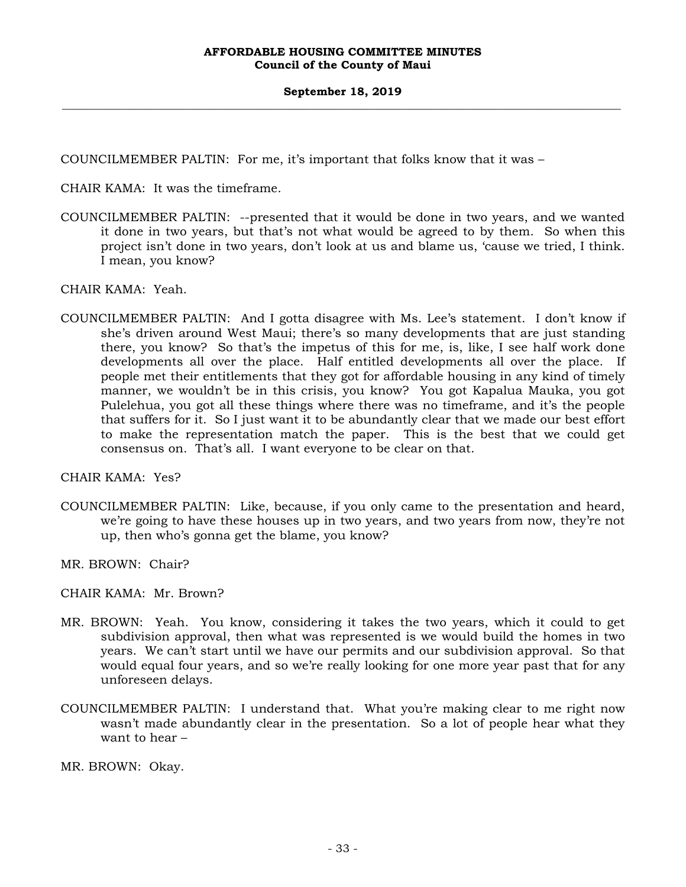COUNCILMEMBER PALTIN: For me, it's important that folks know that it was –

CHAIR KAMA: It was the timeframe.

COUNCILMEMBER PALTIN: --presented that it would be done in two years, and we wanted it done in two years, but that's not what would be agreed to by them. So when this project isn't done in two years, don't look at us and blame us, 'cause we tried, I think. I mean, you know?

CHAIR KAMA: Yeah.

COUNCILMEMBER PALTIN: And I gotta disagree with Ms. Lee's statement. I don't know if she's driven around West Maui; there's so many developments that are just standing there, you know? So that's the impetus of this for me, is, like, I see half work done developments all over the place. Half entitled developments all over the place. If people met their entitlements that they got for affordable housing in any kind of timely manner, we wouldn't be in this crisis, you know? You got Kapalua Mauka, you got Pulelehua, you got all these things where there was no timeframe, and it's the people that suffers for it. So I just want it to be abundantly clear that we made our best effort to make the representation match the paper. This is the best that we could get consensus on. That's all. I want everyone to be clear on that.

CHAIR KAMA: Yes?

COUNCILMEMBER PALTIN: Like, because, if you only came to the presentation and heard, we're going to have these houses up in two years, and two years from now, they're not up, then who's gonna get the blame, you know?

MR. BROWN: Chair?

CHAIR KAMA: Mr. Brown?

MR. BROWN: Yeah. You know, considering it takes the two years, which it could to get subdivision approval, then what was represented is we would build the homes in two years. We can't start until we have our permits and our subdivision approval. So that would equal four years, and so we're really looking for one more year past that for any unforeseen delays.

COUNCILMEMBER PALTIN: I understand that. What you're making clear to me right now wasn't made abundantly clear in the presentation. So a lot of people hear what they want to hear –

MR. BROWN: Okay.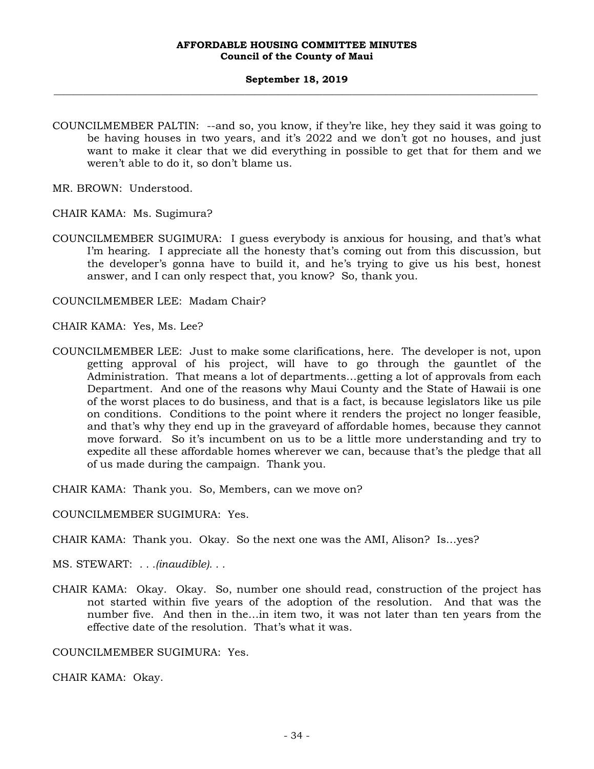COUNCILMEMBER PALTIN: --and so, you know, if they're like, hey they said it was going to be having houses in two years, and it's 2022 and we don't got no houses, and just want to make it clear that we did everything in possible to get that for them and we weren't able to do it, so don't blame us.

MR. BROWN: Understood.

CHAIR KAMA: Ms. Sugimura?

COUNCILMEMBER SUGIMURA: I guess everybody is anxious for housing, and that's what I'm hearing. I appreciate all the honesty that's coming out from this discussion, but the developer's gonna have to build it, and he's trying to give us his best, honest answer, and I can only respect that, you know? So, thank you.

COUNCILMEMBER LEE: Madam Chair?

CHAIR KAMA: Yes, Ms. Lee?

COUNCILMEMBER LEE: Just to make some clarifications, here. The developer is not, upon getting approval of his project, will have to go through the gauntlet of the Administration. That means a lot of departments...getting a lot of approvals from each Department. And one of the reasons why Maui County and the State of Hawaii is one of the worst places to do business, and that is a fact, is because legislators like us pile on conditions. Conditions to the point where it renders the project no longer feasible, and that's why they end up in the graveyard of affordable homes, because they cannot move forward. So it's incumbent on us to be a little more understanding and try to expedite all these affordable homes wherever we can, because that's the pledge that all of us made during the campaign. Thank you.

CHAIR KAMA: Thank you. So, Members, can we move on?

COUNCILMEMBER SUGIMURA: Yes.

CHAIR KAMA: Thank you. Okay. So the next one was the AMI, Alison? Is...yes?

MS. STEWART: *. . .(inaudible). . .*

CHAIR KAMA: Okay. Okay. So, number one should read, construction of the project has not started within five years of the adoption of the resolution. And that was the number five. And then in the...in item two, it was not later than ten years from the effective date of the resolution. That's what it was.

COUNCILMEMBER SUGIMURA: Yes.

CHAIR KAMA: Okay.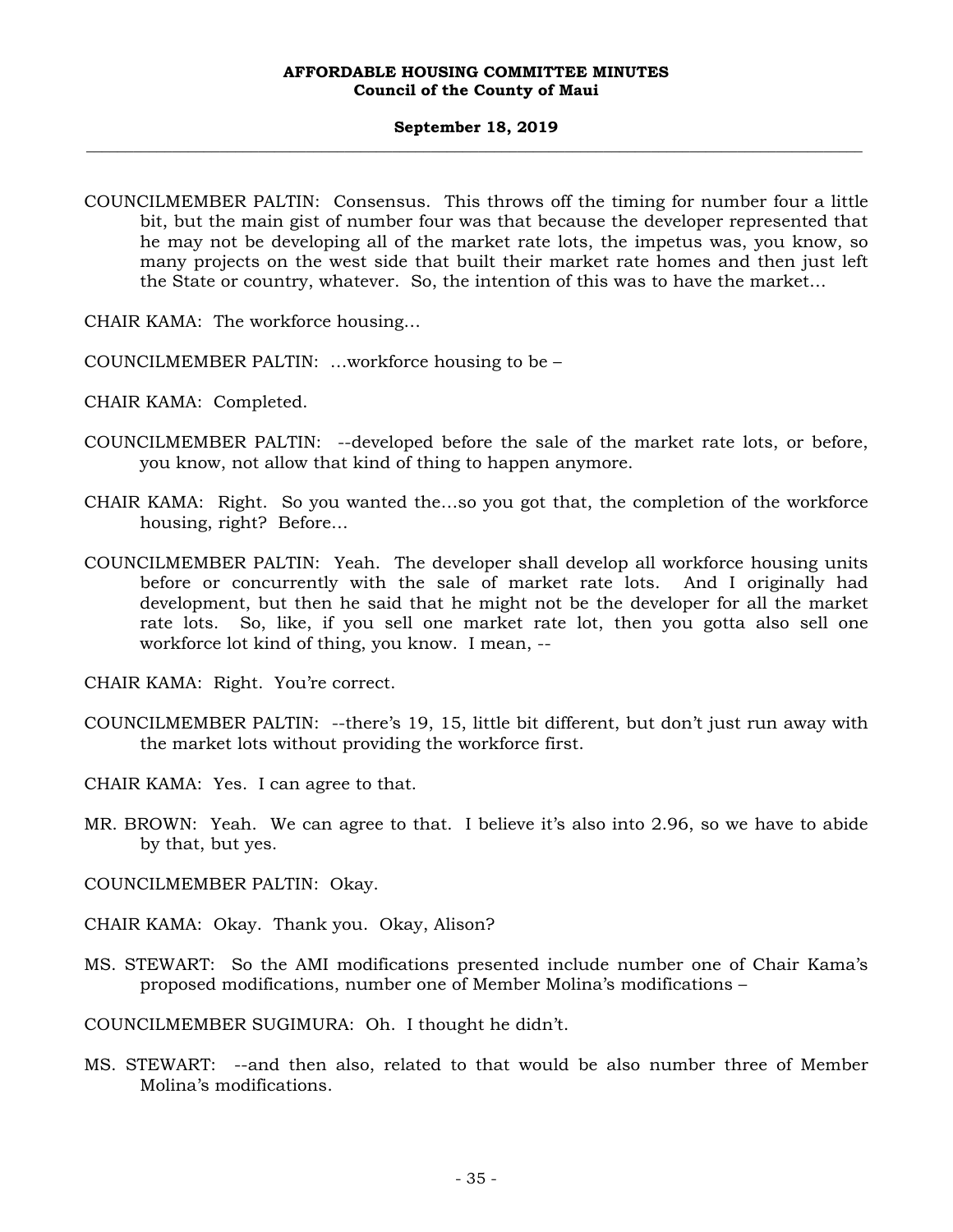COUNCILMEMBER PALTIN: Consensus. This throws off the timing for number four a little bit, but the main gist of number four was that because the developer represented that he may not be developing all of the market rate lots, the impetus was, you know, so many projects on the west side that built their market rate homes and then just left the State or country, whatever. So, the intention of this was to have the market...

CHAIR KAMA: The workforce housing...

COUNCILMEMBER PALTIN: ...workforce housing to be –

CHAIR KAMA: Completed.

COUNCILMEMBER PALTIN: --developed before the sale of the market rate lots, or before, you know, not allow that kind of thing to happen anymore.

CHAIR KAMA: Right. So you wanted the...so you got that, the completion of the workforce housing, right? Before...

COUNCILMEMBER PALTIN: Yeah. The developer shall develop all workforce housing units before or concurrently with the sale of market rate lots. And I originally had development, but then he said that he might not be the developer for all the market rate lots. So, like, if you sell one market rate lot, then you gotta also sell one workforce lot kind of thing, you know. I mean, --

CHAIR KAMA: Right. You're correct.

COUNCILMEMBER PALTIN: --there's 19, 15, little bit different, but don't just run away with the market lots without providing the workforce first.

CHAIR KAMA: Yes. I can agree to that.

MR. BROWN: Yeah. We can agree to that. I believe it's also into 2.96, so we have to abide by that, but yes.

COUNCILMEMBER PALTIN: Okay.

CHAIR KAMA: Okay. Thank you. Okay, Alison?

MS. STEWART: So the AMI modifications presented include number one of Chair Kama's proposed modifications, number one of Member Molina's modifications –

COUNCILMEMBER SUGIMURA: Oh. I thought he didn't.

MS. STEWART: --and then also, related to that would be also number three of Member Molina's modifications.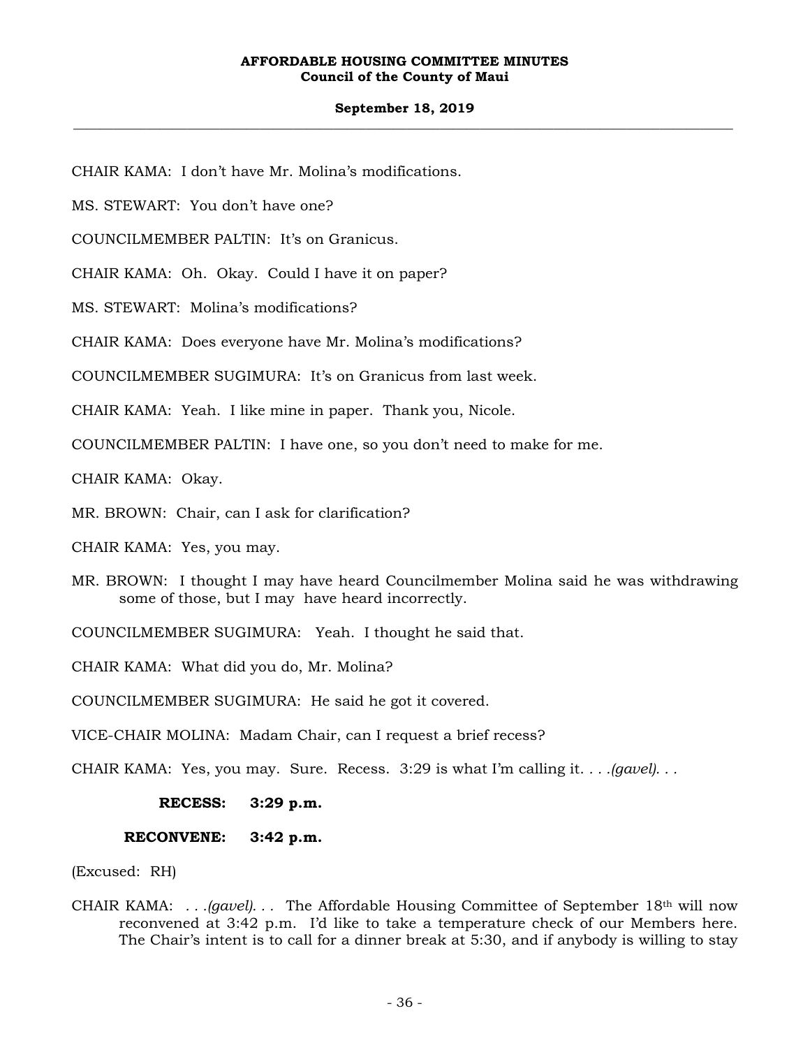CHAIR KAMA: I don't have Mr. Molina's modifications.

MS. STEWART: You don't have one?

COUNCILMEMBER PALTIN: It's on Granicus.

CHAIR KAMA: Oh. Okay. Could I have it on paper?

MS. STEWART: Molina's modifications?

CHAIR KAMA: Does everyone have Mr. Molina's modifications?

COUNCILMEMBER SUGIMURA: It's on Granicus from last week.

CHAIR KAMA: Yeah. I like mine in paper. Thank you, Nicole.

COUNCILMEMBER PALTIN: I have one, so you don't need to make for me.

CHAIR KAMA: Okay.

MR. BROWN: Chair, can I ask for clarification?

CHAIR KAMA: Yes, you may.

MR. BROWN: I thought I may have heard Councilmember Molina said he was withdrawing some of those, but I may have heard incorrectly.

COUNCILMEMBER SUGIMURA: Yeah. I thought he said that.

CHAIR KAMA: What did you do, Mr. Molina?

COUNCILMEMBER SUGIMURA: He said he got it covered.

VICE-CHAIR MOLINA: Madam Chair, can I request a brief recess?

CHAIR KAMA: Yes, you may. Sure. Recess. 3:29 is what I'm calling it. *. . .(gavel). . .*

**RECESS: 3:29 p.m.**

**RECONVENE: 3:42 p.m.**

(Excused: RH)

CHAIR KAMA: *. . .(gavel). . .* The Affordable Housing Committee of September 18th will now reconvened at 3:42 p.m. I'd like to take a temperature check of our Members here. The Chair's intent is to call for a dinner break at 5:30, and if anybody is willing to stay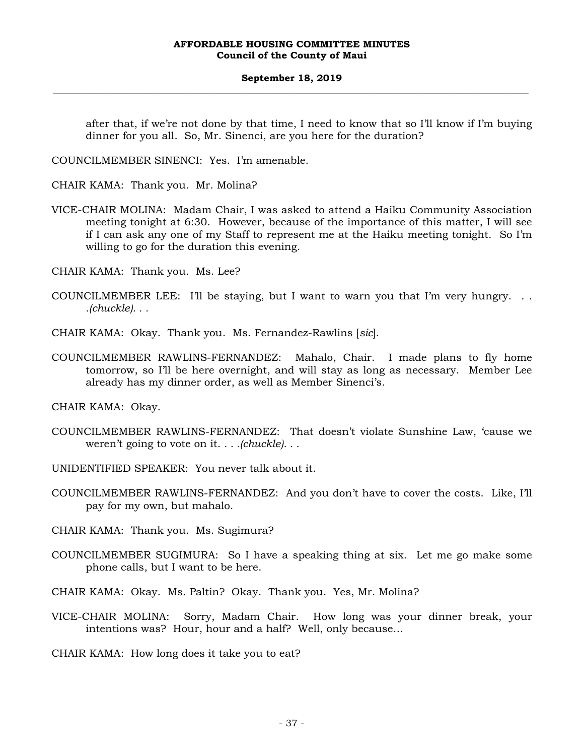after that, if we're not done by that time, I need to know that so I'll know if I'm buying dinner for you all. So, Mr. Sinenci, are you here for the duration?

COUNCILMEMBER SINENCI: Yes. I'm amenable.

CHAIR KAMA: Thank you. Mr. Molina?

VICE-CHAIR MOLINA: Madam Chair, I was asked to attend a Haiku Community Association meeting tonight at 6:30. However, because of the importance of this matter, I will see if I can ask any one of my Staff to represent me at the Haiku meeting tonight. So I'm willing to go for the duration this evening.

CHAIR KAMA: Thank you. Ms. Lee?

COUNCILMEMBER LEE: I'll be staying, but I want to warn you that I'm very hungry. . . .*(chuckle)*. . .

CHAIR KAMA: Okay. Thank you. Ms. Fernandez-Rawlins [*sic*].

COUNCILMEMBER RAWLINS-FERNANDEZ: Mahalo, Chair. I made plans to fly home tomorrow, so I'll be here overnight, and will stay as long as necessary. Member Lee already has my dinner order, as well as Member Sinenci's.

CHAIR KAMA: Okay.

COUNCILMEMBER RAWLINS-FERNANDEZ: That doesn't violate Sunshine Law, 'cause we weren't going to vote on it. . . .*(chuckle)*. . .

UNIDENTIFIED SPEAKER: You never talk about it.

COUNCILMEMBER RAWLINS-FERNANDEZ: And you don't have to cover the costs. Like, I'll pay for my own, but mahalo.

CHAIR KAMA: Thank you. Ms. Sugimura?

COUNCILMEMBER SUGIMURA: So I have a speaking thing at six. Let me go make some phone calls, but I want to be here.

CHAIR KAMA: Okay. Ms. Paltin? Okay. Thank you. Yes, Mr. Molina?

VICE-CHAIR MOLINA: Sorry, Madam Chair. How long was your dinner break, your intentions was? Hour, hour and a half? Well, only because...

CHAIR KAMA: How long does it take you to eat?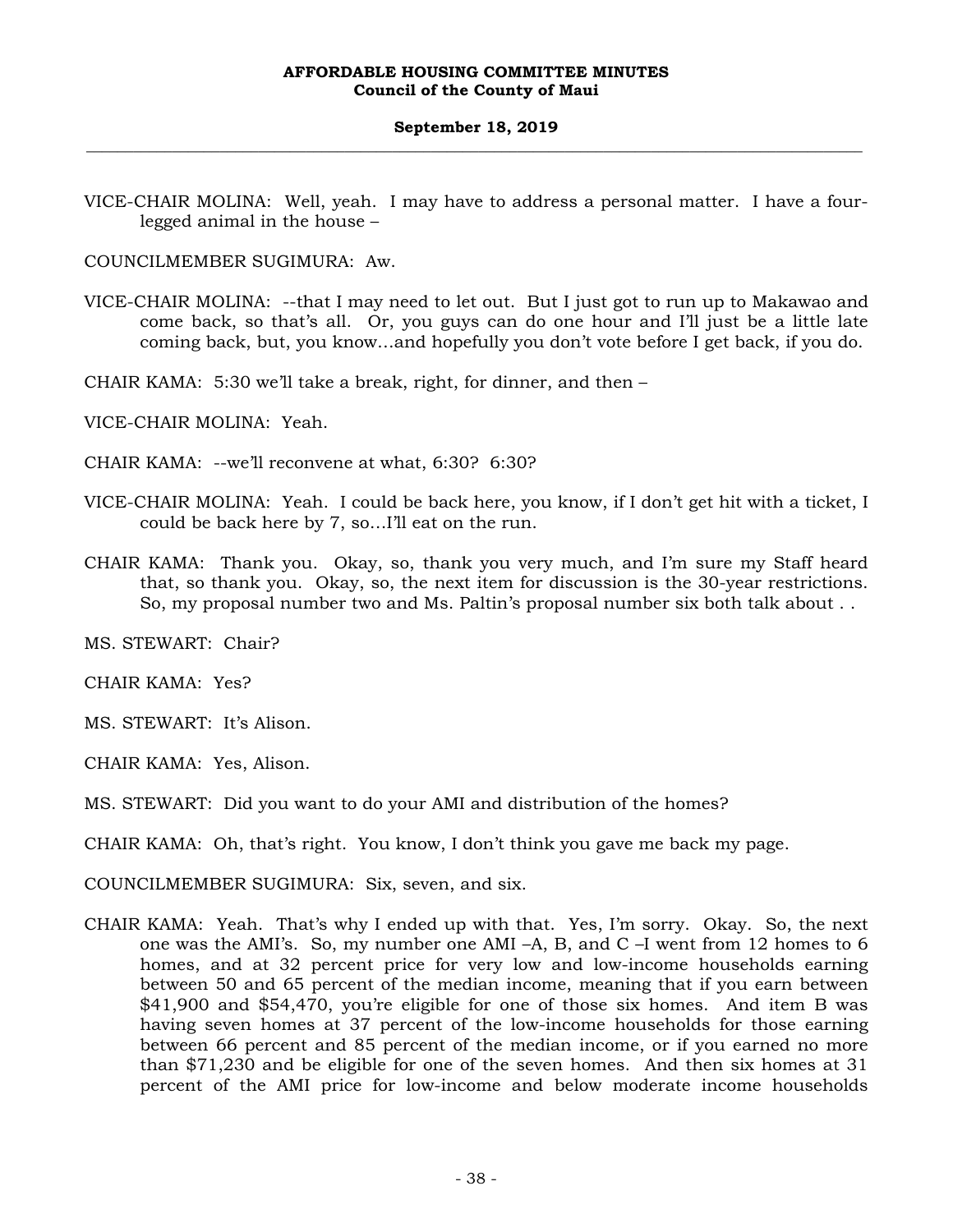VICE-CHAIR MOLINA: Well, yeah. I may have to address a personal matter. I have a four-legged animal in the house –

COUNCILMEMBER SUGIMURA: Aw.

VICE-CHAIR MOLINA: --that I may need to let out. But I just got to run up to Makawao and come back, so that's all. Or, you guys can do one hour and I'll just be a little late coming back, but, you know…and hopefully you don't vote before I get back, if you do.

CHAIR KAMA: 5:30 we'll take a break, right, for dinner, and then –

VICE-CHAIR MOLINA: Yeah.

CHAIR KAMA: --we'll reconvene at what, 6:30? 6:30?

VICE-CHAIR MOLINA: Yeah. I could be back here, you know, if I don't get hit with a ticket, I could be back here by 7, so…I'll eat on the run.

CHAIR KAMA: Thank you. Okay, so, thank you very much, and I'm sure my Staff heard that, so thank you. Okay, so, the next item for discussion is the 30-year restrictions. So, my proposal number two and Ms. Paltin's proposal number six both talk about . .

MS. STEWART: Chair?

CHAIR KAMA: Yes?

MS. STEWART: It's Alison.

CHAIR KAMA: Yes, Alison.

MS. STEWART: Did you want to do your AMI and distribution of the homes?

CHAIR KAMA: Oh, that's right. You know, I don't think you gave me back my page.

COUNCILMEMBER SUGIMURA: Six, seven, and six.

CHAIR KAMA: Yeah. That's why I ended up with that. Yes, I'm sorry. Okay. So, the next one was the AMI's. So, my number one AMI –A, B, and C –I went from 12 homes to 6 homes, and at 32 percent price for very low and low-income households earning between 50 and 65 percent of the median income, meaning that if you earn between $41,900 and $54,470, you're eligible for one of those six homes. And item B was having seven homes at 37 percent of the low-income households for those earning between 66 percent and 85 percent of the median income, or if you earned no more than $71,230 and be eligible for one of the seven homes. And then six homes at 31 percent of the AMI price for low-income and below moderate income households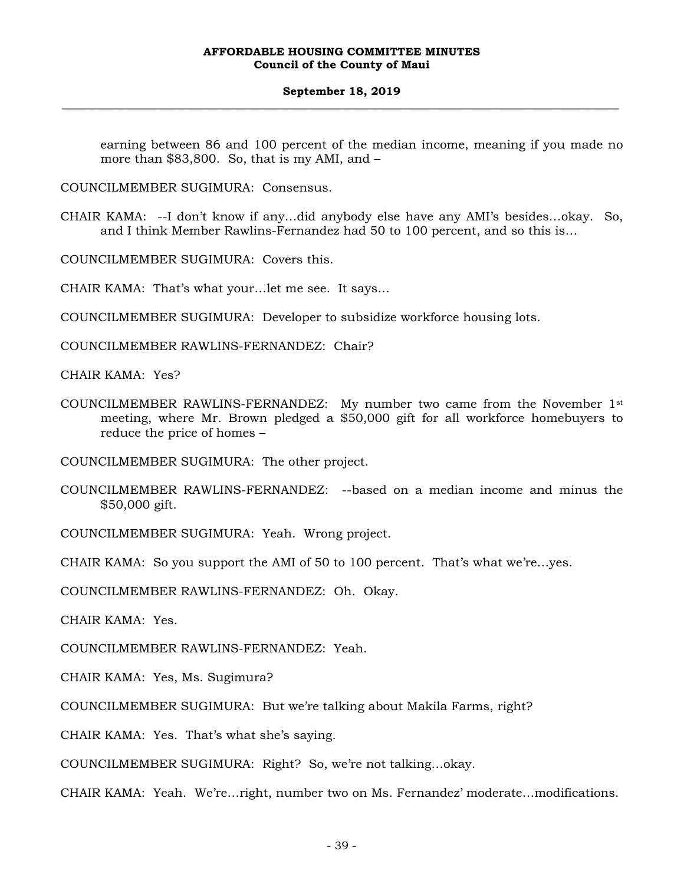earning between 86 and 100 percent of the median income, meaning if you made no more than $83,800. So, that is my AMI, and –

COUNCILMEMBER SUGIMURA: Consensus.

CHAIR KAMA: --I don't know if any…did anybody else have any AMI's besides…okay. So, and I think Member Rawlins-Fernandez had 50 to 100 percent, and so this is…

COUNCILMEMBER SUGIMURA: Covers this.

CHAIR KAMA: That's what your…let me see. It says…

COUNCILMEMBER SUGIMURA: Developer to subsidize workforce housing lots.

COUNCILMEMBER RAWLINS-FERNANDEZ: Chair?

CHAIR KAMA: Yes?

COUNCILMEMBER RAWLINS-FERNANDEZ: My number two came from the November 1st meeting, where Mr. Brown pledged a $50,000 gift for all workforce homebuyers to reduce the price of homes –

COUNCILMEMBER SUGIMURA: The other project.

COUNCILMEMBER RAWLINS-FERNANDEZ: --based on a median income and minus the $50,000 gift.

COUNCILMEMBER SUGIMURA: Yeah. Wrong project.

CHAIR KAMA: So you support the AMI of 50 to 100 percent. That's what we're…yes.

COUNCILMEMBER RAWLINS-FERNANDEZ: Oh. Okay.

CHAIR KAMA: Yes.

COUNCILMEMBER RAWLINS-FERNANDEZ: Yeah.

CHAIR KAMA: Yes, Ms. Sugimura?

COUNCILMEMBER SUGIMURA: But we're talking about Makila Farms, right?

CHAIR KAMA: Yes. That's what she's saying.

COUNCILMEMBER SUGIMURA: Right? So, we're not talking…okay.

CHAIR KAMA: Yeah. We're…right, number two on Ms. Fernandez' moderate…modifications.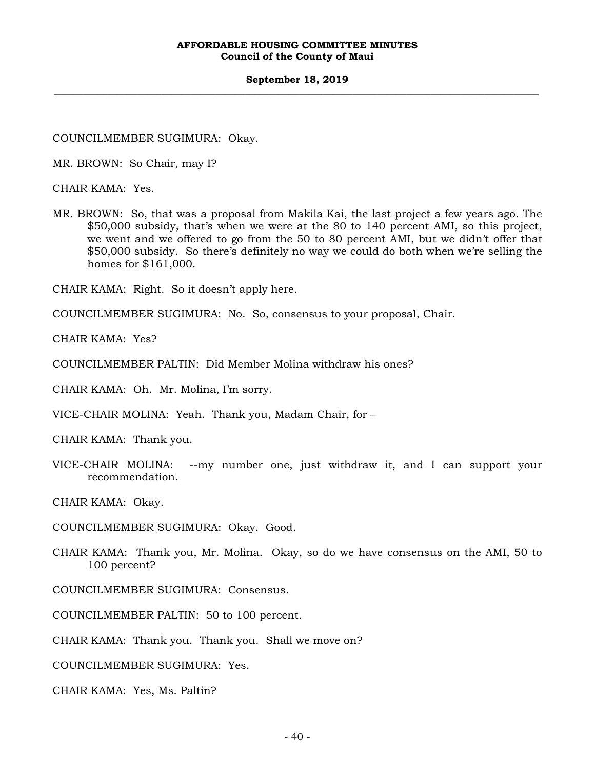COUNCILMEMBER SUGIMURA: Okay.

MR. BROWN: So Chair, may I?

CHAIR KAMA: Yes.

MR. BROWN: So, that was a proposal from Makila Kai, the last project a few years ago. The $50,000 subsidy, that's when we were at the 80 to 140 percent AMI, so this project, we went and we offered to go from the 50 to 80 percent AMI, but we didn't offer that $50,000 subsidy. So there's definitely no way we could do both when we're selling the homes for $161,000.

CHAIR KAMA: Right. So it doesn't apply here.

COUNCILMEMBER SUGIMURA: No. So, consensus to your proposal, Chair.

CHAIR KAMA: Yes?

COUNCILMEMBER PALTIN: Did Member Molina withdraw his ones?

CHAIR KAMA: Oh. Mr. Molina, I'm sorry.

VICE-CHAIR MOLINA: Yeah. Thank you, Madam Chair, for –

CHAIR KAMA: Thank you.

VICE-CHAIR MOLINA: --my number one, just withdraw it, and I can support your recommendation.

CHAIR KAMA: Okay.

COUNCILMEMBER SUGIMURA: Okay. Good.

CHAIR KAMA: Thank you, Mr. Molina. Okay, so do we have consensus on the AMI, 50 to 100 percent?

COUNCILMEMBER SUGIMURA: Consensus.

COUNCILMEMBER PALTIN: 50 to 100 percent.

CHAIR KAMA: Thank you. Thank you. Shall we move on?

COUNCILMEMBER SUGIMURA: Yes.

CHAIR KAMA: Yes, Ms. Paltin?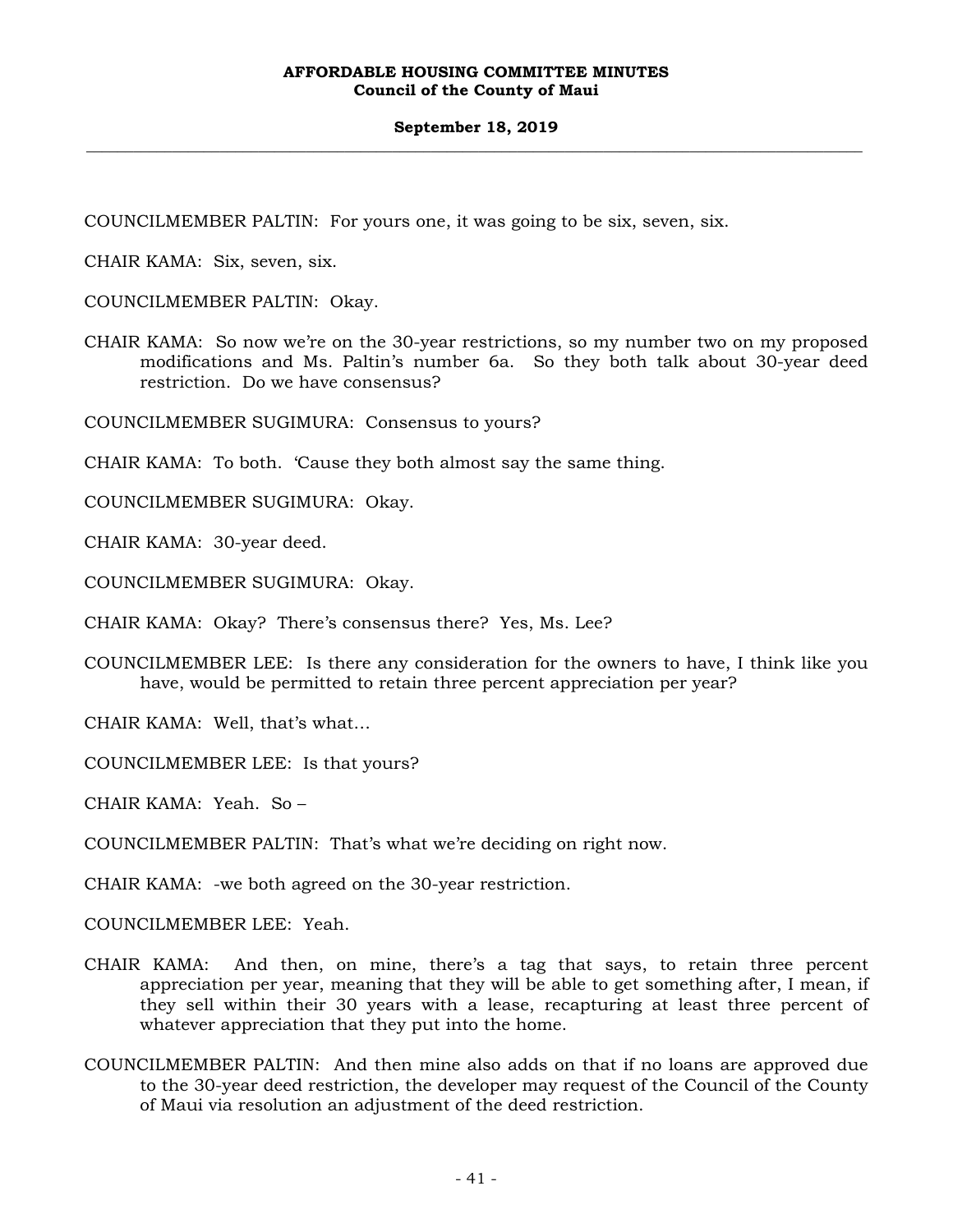COUNCILMEMBER PALTIN: For yours one, it was going to be six, seven, six.

CHAIR KAMA: Six, seven, six.

COUNCILMEMBER PALTIN: Okay.

CHAIR KAMA: So now we're on the 30-year restrictions, so my number two on my proposed modifications and Ms. Paltin's number 6a. So they both talk about 30-year deed restriction. Do we have consensus?

COUNCILMEMBER SUGIMURA: Consensus to yours?

CHAIR KAMA: To both. 'Cause they both almost say the same thing.

COUNCILMEMBER SUGIMURA: Okay.

CHAIR KAMA: 30-year deed.

COUNCILMEMBER SUGIMURA: Okay.

CHAIR KAMA: Okay? There's consensus there? Yes, Ms. Lee?

COUNCILMEMBER LEE: Is there any consideration for the owners to have, I think like you have, would be permitted to retain three percent appreciation per year?

CHAIR KAMA: Well, that's what...

COUNCILMEMBER LEE: Is that yours?

CHAIR KAMA: Yeah. So –

COUNCILMEMBER PALTIN: That's what we're deciding on right now.

CHAIR KAMA: -we both agreed on the 30-year restriction.

COUNCILMEMBER LEE: Yeah.

CHAIR KAMA: And then, on mine, there's a tag that says, to retain three percent appreciation per year, meaning that they will be able to get something after, I mean, if they sell within their 30 years with a lease, recapturing at least three percent of whatever appreciation that they put into the home.

COUNCILMEMBER PALTIN: And then mine also adds on that if no loans are approved due to the 30-year deed restriction, the developer may request of the Council of the County of Maui via resolution an adjustment of the deed restriction.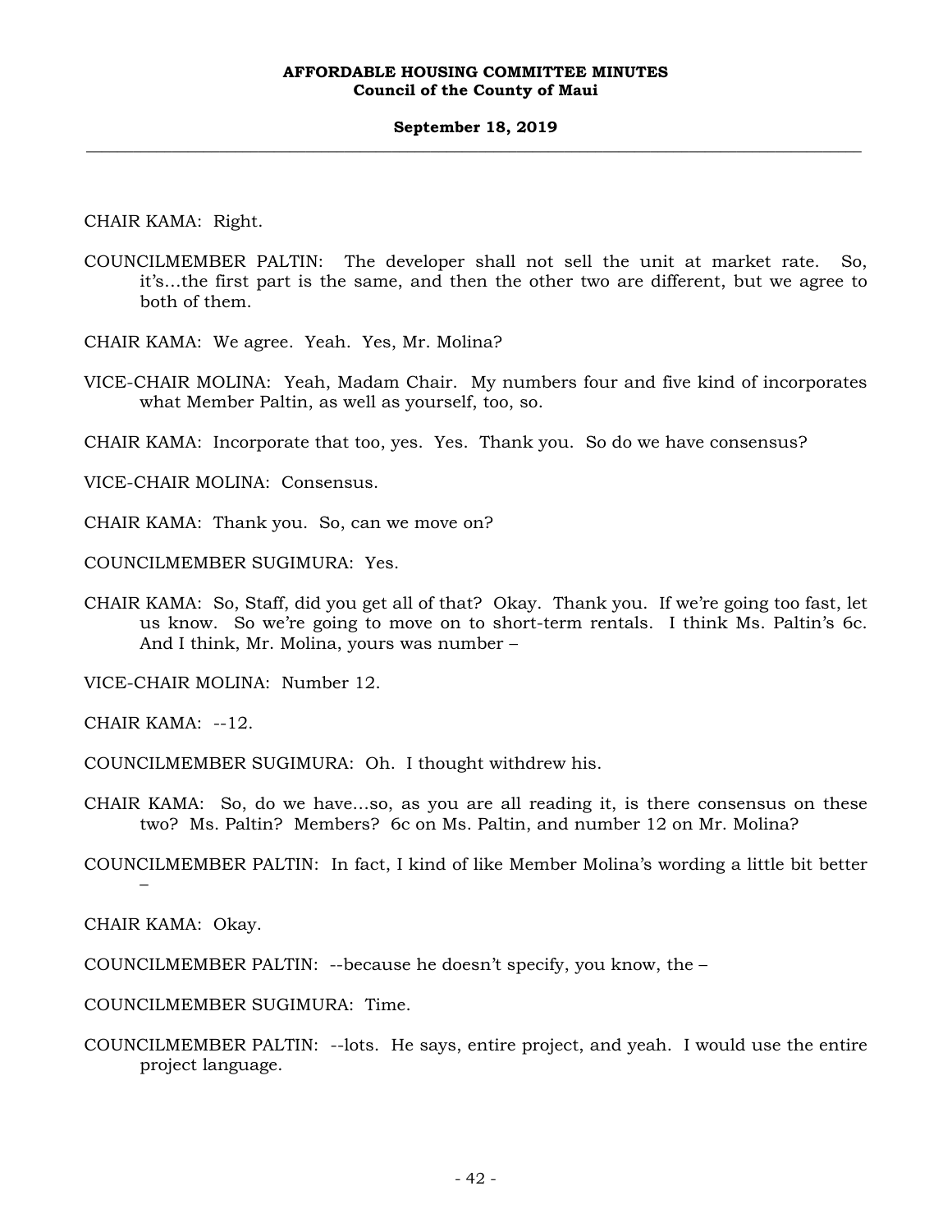CHAIR KAMA: Right.

COUNCILMEMBER PALTIN: The developer shall not sell the unit at market rate. So, it's...the first part is the same, and then the other two are different, but we agree to both of them.

CHAIR KAMA: We agree. Yeah. Yes, Mr. Molina?

VICE-CHAIR MOLINA: Yeah, Madam Chair. My numbers four and five kind of incorporates what Member Paltin, as well as yourself, too, so.

CHAIR KAMA: Incorporate that too, yes. Yes. Thank you. So do we have consensus?

VICE-CHAIR MOLINA: Consensus.

CHAIR KAMA: Thank you. So, can we move on?

COUNCILMEMBER SUGIMURA: Yes.

CHAIR KAMA: So, Staff, did you get all of that? Okay. Thank you. If we're going too fast, let us know. So we're going to move on to short-term rentals. I think Ms. Paltin's 6c. And I think, Mr. Molina, yours was number –

VICE-CHAIR MOLINA: Number 12.

CHAIR KAMA: --12.

COUNCILMEMBER SUGIMURA: Oh. I thought withdrew his.

CHAIR KAMA: So, do we have...so, as you are all reading it, is there consensus on these two? Ms. Paltin? Members? 6c on Ms. Paltin, and number 12 on Mr. Molina?

COUNCILMEMBER PALTIN: In fact, I kind of like Member Molina's wording a little bit better –

CHAIR KAMA: Okay.

COUNCILMEMBER PALTIN: --because he doesn't specify, you know, the –

COUNCILMEMBER SUGIMURA: Time.

COUNCILMEMBER PALTIN: --lots. He says, entire project, and yeah. I would use the entire project language.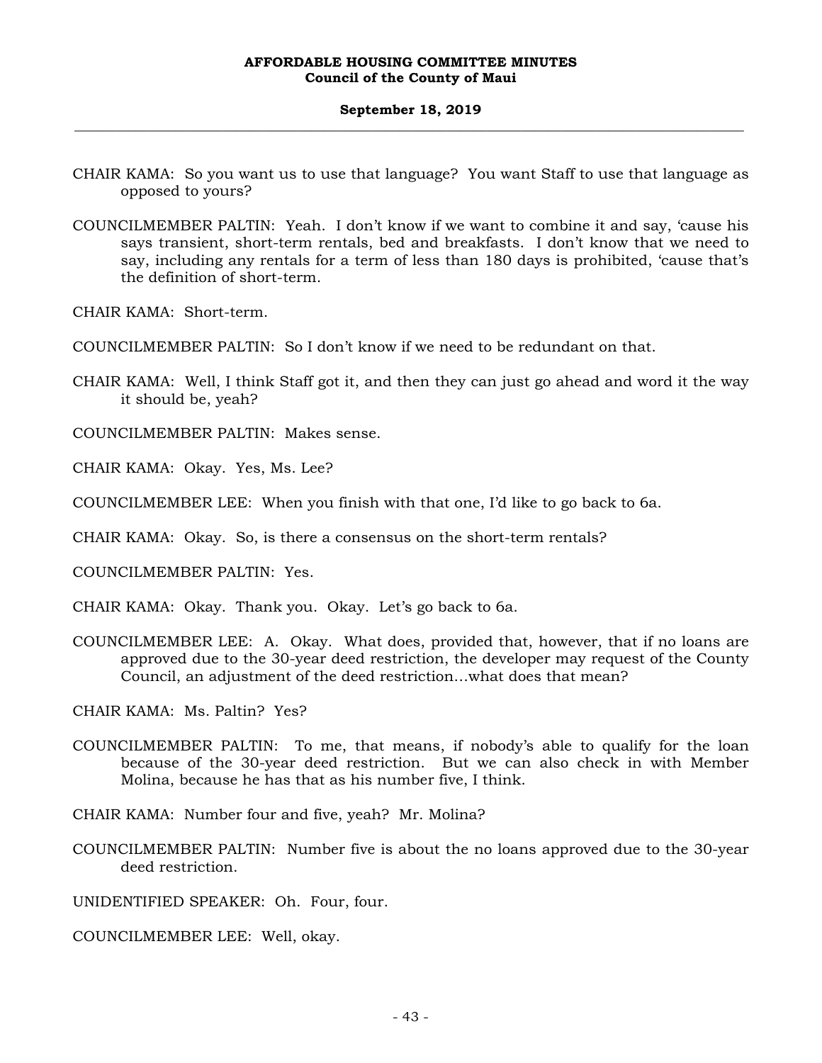CHAIR KAMA: So you want us to use that language? You want Staff to use that language as opposed to yours?

COUNCILMEMBER PALTIN: Yeah. I don't know if we want to combine it and say, 'cause his says transient, short-term rentals, bed and breakfasts. I don't know that we need to say, including any rentals for a term of less than 180 days is prohibited, 'cause that's the definition of short-term.

CHAIR KAMA: Short-term.

COUNCILMEMBER PALTIN: So I don't know if we need to be redundant on that.

CHAIR KAMA: Well, I think Staff got it, and then they can just go ahead and word it the way it should be, yeah?

COUNCILMEMBER PALTIN: Makes sense.

CHAIR KAMA: Okay. Yes, Ms. Lee?

COUNCILMEMBER LEE: When you finish with that one, I'd like to go back to 6a.

CHAIR KAMA: Okay. So, is there a consensus on the short-term rentals?

COUNCILMEMBER PALTIN: Yes.

CHAIR KAMA: Okay. Thank you. Okay. Let's go back to 6a.

COUNCILMEMBER LEE: A. Okay. What does, provided that, however, that if no loans are approved due to the 30-year deed restriction, the developer may request of the County Council, an adjustment of the deed restriction...what does that mean?

CHAIR KAMA: Ms. Paltin? Yes?

COUNCILMEMBER PALTIN: To me, that means, if nobody's able to qualify for the loan because of the 30-year deed restriction. But we can also check in with Member Molina, because he has that as his number five, I think.

CHAIR KAMA: Number four and five, yeah? Mr. Molina?

COUNCILMEMBER PALTIN: Number five is about the no loans approved due to the 30-year deed restriction.

UNIDENTIFIED SPEAKER: Oh. Four, four.

COUNCILMEMBER LEE: Well, okay.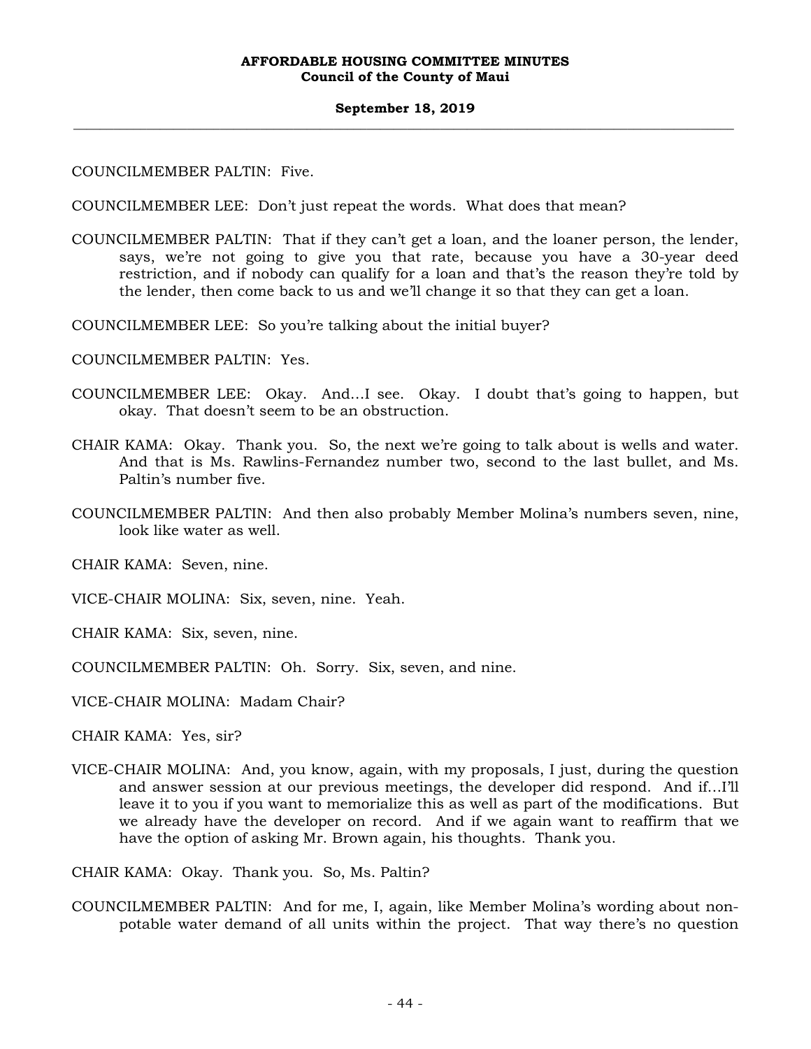COUNCILMEMBER PALTIN: Five.

COUNCILMEMBER LEE: Don't just repeat the words. What does that mean?

COUNCILMEMBER PALTIN: That if they can't get a loan, and the loaner person, the lender, says, we're not going to give you that rate, because you have a 30-year deed restriction, and if nobody can qualify for a loan and that's the reason they're told by the lender, then come back to us and we'll change it so that they can get a loan.

COUNCILMEMBER LEE: So you're talking about the initial buyer?

COUNCILMEMBER PALTIN: Yes.

COUNCILMEMBER LEE: Okay. And...I see. Okay. I doubt that's going to happen, but okay. That doesn't seem to be an obstruction.

CHAIR KAMA: Okay. Thank you. So, the next we're going to talk about is wells and water. And that is Ms. Rawlins-Fernandez number two, second to the last bullet, and Ms. Paltin's number five.

COUNCILMEMBER PALTIN: And then also probably Member Molina's numbers seven, nine, look like water as well.

CHAIR KAMA: Seven, nine.

VICE-CHAIR MOLINA: Six, seven, nine. Yeah.

CHAIR KAMA: Six, seven, nine.

COUNCILMEMBER PALTIN: Oh. Sorry. Six, seven, and nine.

VICE-CHAIR MOLINA: Madam Chair?

CHAIR KAMA: Yes, sir?

VICE-CHAIR MOLINA: And, you know, again, with my proposals, I just, during the question and answer session at our previous meetings, the developer did respond. And if...I'll leave it to you if you want to memorialize this as well as part of the modifications. But we already have the developer on record. And if we again want to reaffirm that we have the option of asking Mr. Brown again, his thoughts. Thank you.

CHAIR KAMA: Okay. Thank you. So, Ms. Paltin?

COUNCILMEMBER PALTIN: And for me, I, again, like Member Molina's wording about non-potable water demand of all units within the project. That way there's no question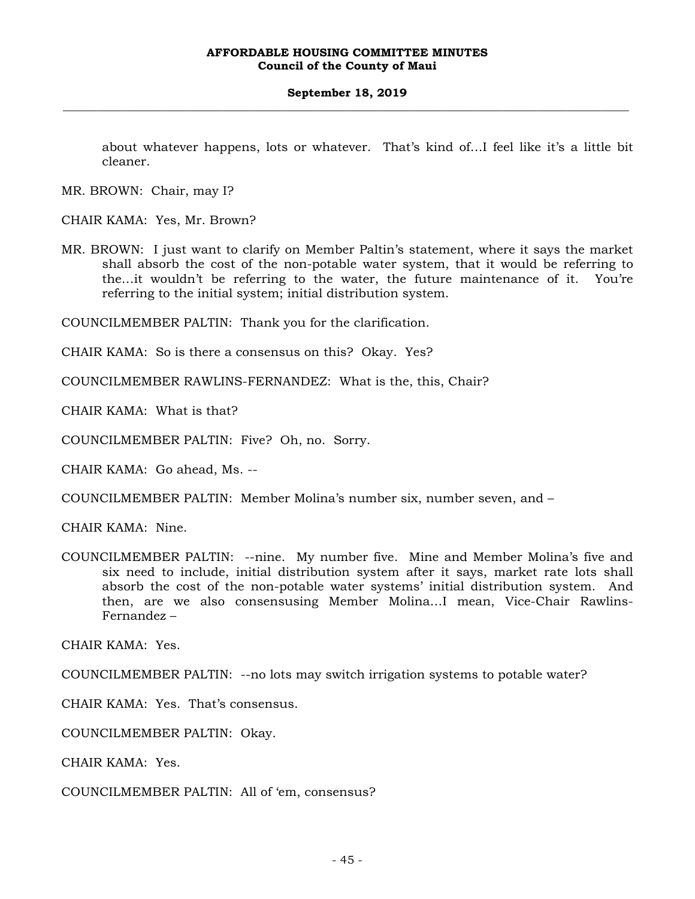about whatever happens, lots or whatever. That's kind of...I feel like it's a little bit cleaner.

MR. BROWN: Chair, may I?

CHAIR KAMA: Yes, Mr. Brown?

MR. BROWN: I just want to clarify on Member Paltin's statement, where it says the market shall absorb the cost of the non-potable water system, that it would be referring to the...it wouldn't be referring to the water, the future maintenance of it. You're referring to the initial system; initial distribution system.

COUNCILMEMBER PALTIN: Thank you for the clarification.

CHAIR KAMA: So is there a consensus on this? Okay. Yes?

COUNCILMEMBER RAWLINS-FERNANDEZ: What is the, this, Chair?

CHAIR KAMA: What is that?

COUNCILMEMBER PALTIN: Five? Oh, no. Sorry.

CHAIR KAMA: Go ahead, Ms. --

COUNCILMEMBER PALTIN: Member Molina's number six, number seven, and –

CHAIR KAMA: Nine.

COUNCILMEMBER PALTIN: --nine. My number five. Mine and Member Molina's five and six need to include, initial distribution system after it says, market rate lots shall absorb the cost of the non-potable water systems' initial distribution system. And then, are we also consensusing Member Molina...I mean, Vice-Chair Rawlins-Fernandez –

CHAIR KAMA: Yes.

COUNCILMEMBER PALTIN: --no lots may switch irrigation systems to potable water?

CHAIR KAMA: Yes. That's consensus.

COUNCILMEMBER PALTIN: Okay.

CHAIR KAMA: Yes.

COUNCILMEMBER PALTIN: All of 'em, consensus?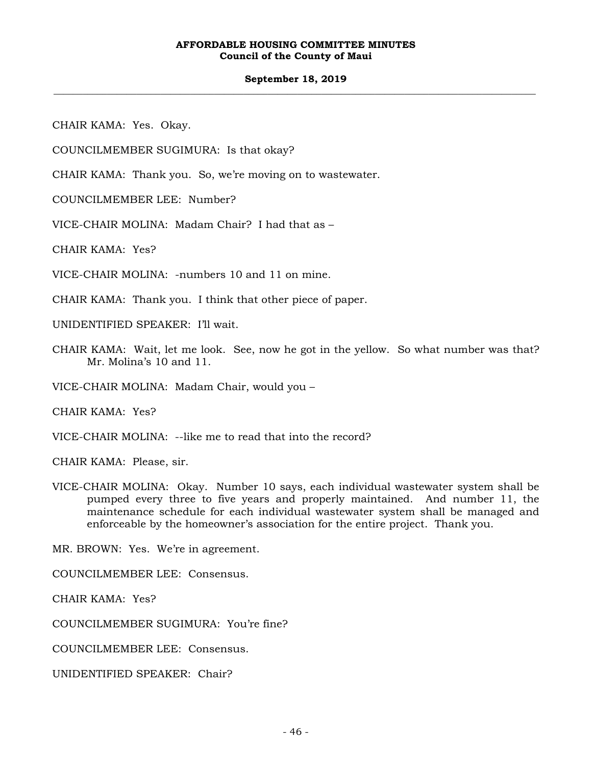CHAIR KAMA: Yes. Okay.

COUNCILMEMBER SUGIMURA: Is that okay?

CHAIR KAMA: Thank you. So, we're moving on to wastewater.

COUNCILMEMBER LEE: Number?

VICE-CHAIR MOLINA: Madam Chair? I had that as –

CHAIR KAMA: Yes?

VICE-CHAIR MOLINA: -numbers 10 and 11 on mine.

CHAIR KAMA: Thank you. I think that other piece of paper.

UNIDENTIFIED SPEAKER: I'll wait.

CHAIR KAMA: Wait, let me look. See, now he got in the yellow. So what number was that? Mr. Molina's 10 and 11.

VICE-CHAIR MOLINA: Madam Chair, would you –

CHAIR KAMA: Yes?

VICE-CHAIR MOLINA: --like me to read that into the record?

CHAIR KAMA: Please, sir.

VICE-CHAIR MOLINA: Okay. Number 10 says, each individual wastewater system shall be pumped every three to five years and properly maintained. And number 11, the maintenance schedule for each individual wastewater system shall be managed and enforceable by the homeowner's association for the entire project. Thank you.

MR. BROWN: Yes. We're in agreement.

COUNCILMEMBER LEE: Consensus.

CHAIR KAMA: Yes?

COUNCILMEMBER SUGIMURA: You're fine?

COUNCILMEMBER LEE: Consensus.

UNIDENTIFIED SPEAKER: Chair?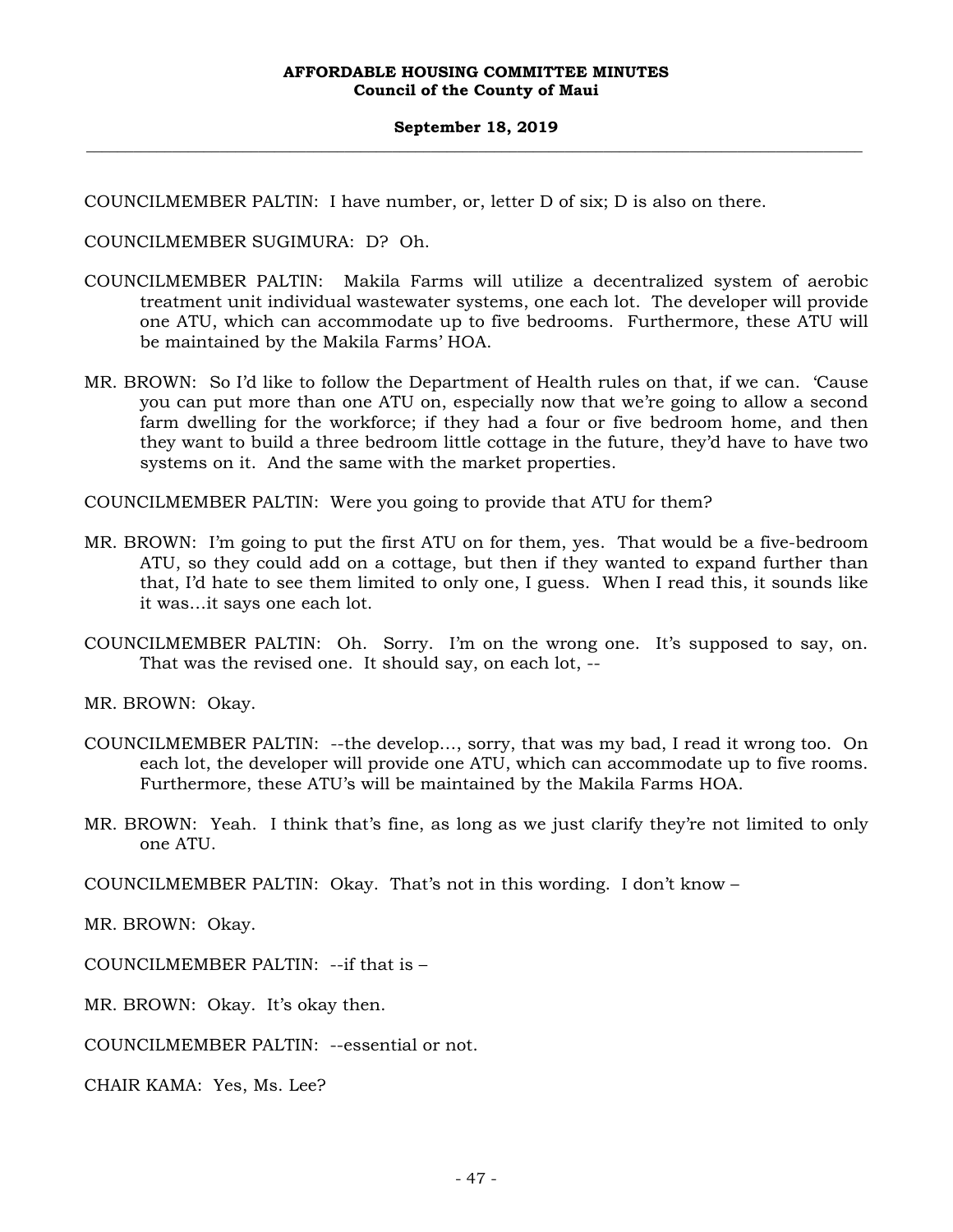COUNCILMEMBER PALTIN: I have number, or, letter D of six; D is also on there.

COUNCILMEMBER SUGIMURA: D? Oh.

COUNCILMEMBER PALTIN: Makila Farms will utilize a decentralized system of aerobic treatment unit individual wastewater systems, one each lot. The developer will provide one ATU, which can accommodate up to five bedrooms. Furthermore, these ATU will be maintained by the Makila Farms' HOA.

MR. BROWN: So I'd like to follow the Department of Health rules on that, if we can. 'Cause you can put more than one ATU on, especially now that we're going to allow a second farm dwelling for the workforce; if they had a four or five bedroom home, and then they want to build a three bedroom little cottage in the future, they'd have to have two systems on it. And the same with the market properties.

COUNCILMEMBER PALTIN: Were you going to provide that ATU for them?

MR. BROWN: I'm going to put the first ATU on for them, yes. That would be a five-bedroom ATU, so they could add on a cottage, but then if they wanted to expand further than that, I'd hate to see them limited to only one, I guess. When I read this, it sounds like it was...it says one each lot.

COUNCILMEMBER PALTIN: Oh. Sorry. I'm on the wrong one. It's supposed to say, on. That was the revised one. It should say, on each lot, --

MR. BROWN: Okay.

COUNCILMEMBER PALTIN: --the develop..., sorry, that was my bad, I read it wrong too. On each lot, the developer will provide one ATU, which can accommodate up to five rooms. Furthermore, these ATU's will be maintained by the Makila Farms HOA.

MR. BROWN: Yeah. I think that's fine, as long as we just clarify they're not limited to only one ATU.

COUNCILMEMBER PALTIN: Okay. That's not in this wording. I don't know –

MR. BROWN: Okay.

COUNCILMEMBER PALTIN: --if that is –

MR. BROWN: Okay. It's okay then.

COUNCILMEMBER PALTIN: --essential or not.

CHAIR KAMA: Yes, Ms. Lee?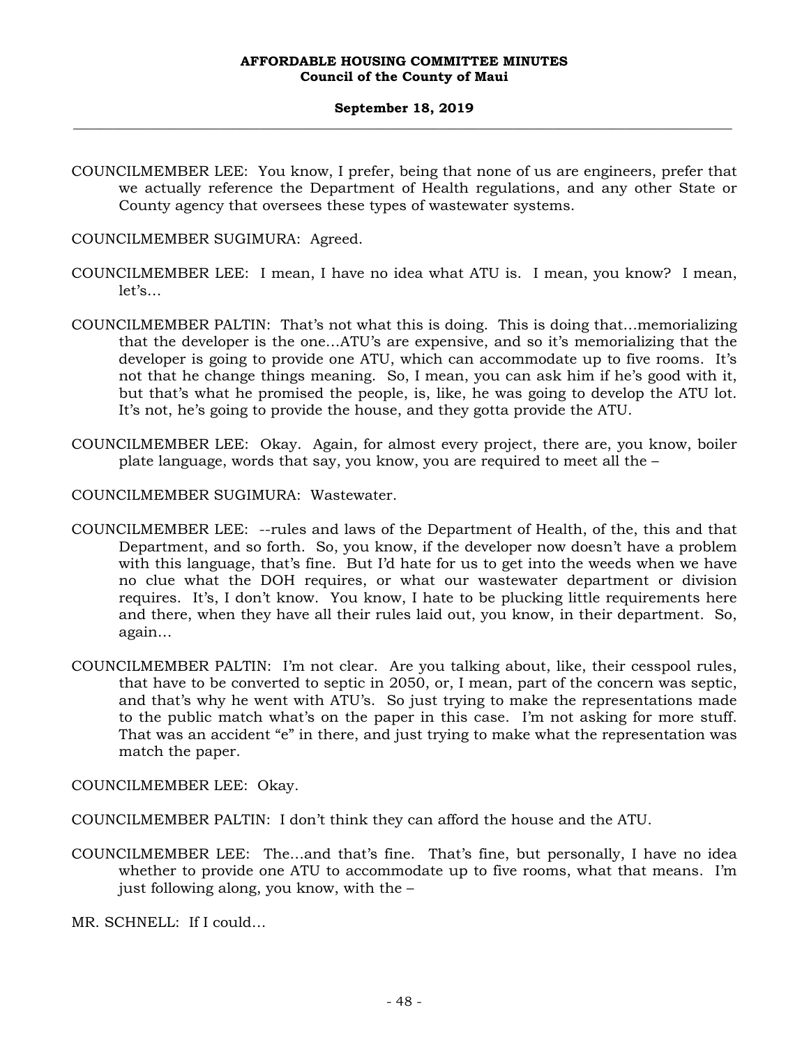COUNCILMEMBER LEE: You know, I prefer, being that none of us are engineers, prefer that we actually reference the Department of Health regulations, and any other State or County agency that oversees these types of wastewater systems.

COUNCILMEMBER SUGIMURA: Agreed.

COUNCILMEMBER LEE: I mean, I have no idea what ATU is. I mean, you know? I mean, let's…

COUNCILMEMBER PALTIN: That's not what this is doing. This is doing that…memorializing that the developer is the one…ATU's are expensive, and so it's memorializing that the developer is going to provide one ATU, which can accommodate up to five rooms. It's not that he change things meaning. So, I mean, you can ask him if he's good with it, but that's what he promised the people, is, like, he was going to develop the ATU lot. It's not, he's going to provide the house, and they gotta provide the ATU.

COUNCILMEMBER LEE: Okay. Again, for almost every project, there are, you know, boiler plate language, words that say, you know, you are required to meet all the –

COUNCILMEMBER SUGIMURA: Wastewater.

COUNCILMEMBER LEE: --rules and laws of the Department of Health, of the, this and that Department, and so forth. So, you know, if the developer now doesn't have a problem with this language, that's fine. But I'd hate for us to get into the weeds when we have no clue what the DOH requires, or what our wastewater department or division requires. It's, I don't know. You know, I hate to be plucking little requirements here and there, when they have all their rules laid out, you know, in their department. So, again…

COUNCILMEMBER PALTIN: I'm not clear. Are you talking about, like, their cesspool rules, that have to be converted to septic in 2050, or, I mean, part of the concern was septic, and that's why he went with ATU's. So just trying to make the representations made to the public match what's on the paper in this case. I'm not asking for more stuff. That was an accident "e" in there, and just trying to make what the representation was match the paper.

COUNCILMEMBER LEE: Okay.

COUNCILMEMBER PALTIN: I don't think they can afford the house and the ATU.

COUNCILMEMBER LEE: The…and that's fine. That's fine, but personally, I have no idea whether to provide one ATU to accommodate up to five rooms, what that means. I'm just following along, you know, with the –

MR. SCHNELL: If I could…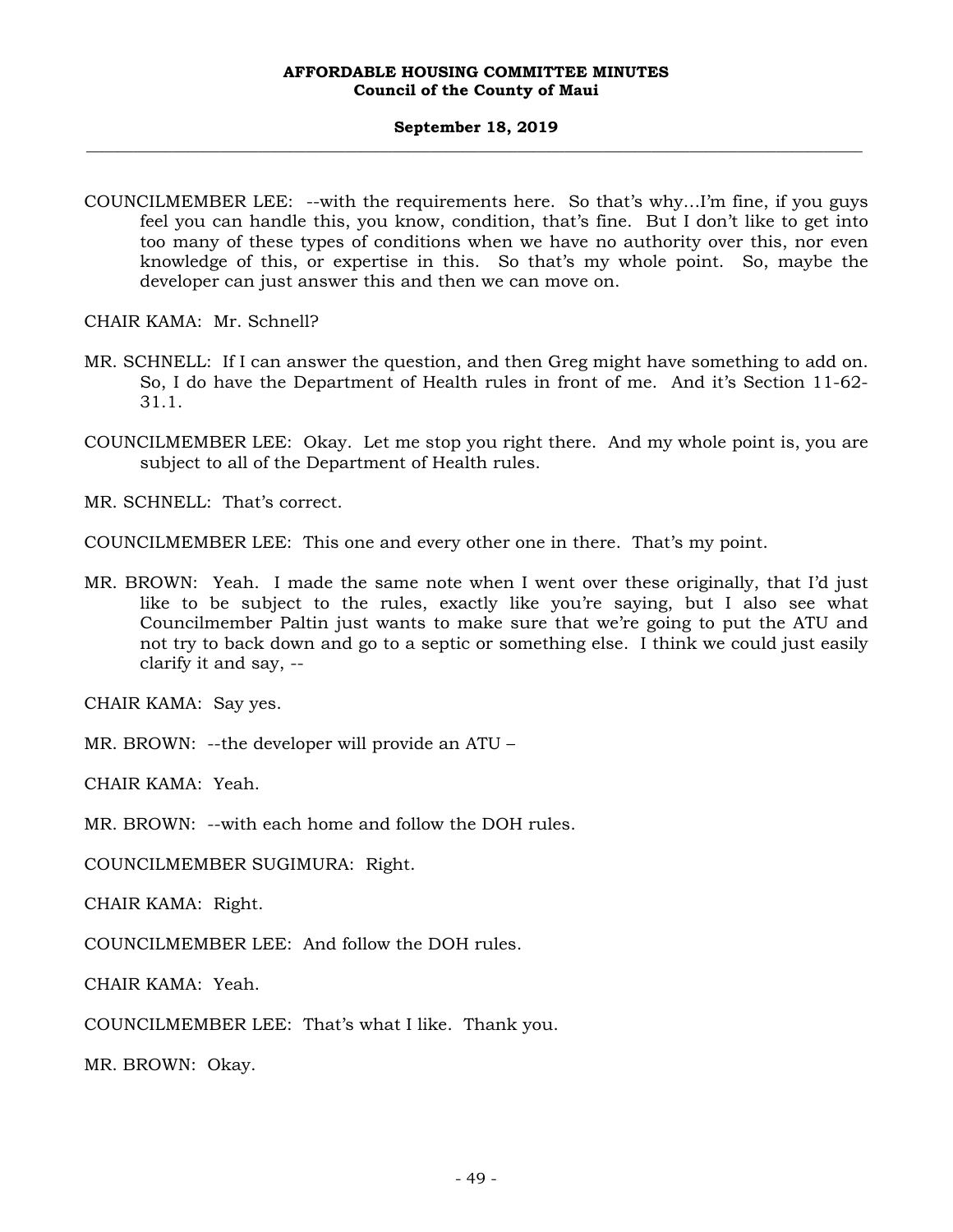COUNCILMEMBER LEE: --with the requirements here. So that's why…I'm fine, if you guys feel you can handle this, you know, condition, that's fine. But I don't like to get into too many of these types of conditions when we have no authority over this, nor even knowledge of this, or expertise in this. So that's my whole point. So, maybe the developer can just answer this and then we can move on.

CHAIR KAMA: Mr. Schnell?

MR. SCHNELL: If I can answer the question, and then Greg might have something to add on. So, I do have the Department of Health rules in front of me. And it's Section 11-62-31.1.

COUNCILMEMBER LEE: Okay. Let me stop you right there. And my whole point is, you are subject to all of the Department of Health rules.

MR. SCHNELL: That's correct.

COUNCILMEMBER LEE: This one and every other one in there. That's my point.

MR. BROWN: Yeah. I made the same note when I went over these originally, that I'd just like to be subject to the rules, exactly like you're saying, but I also see what Councilmember Paltin just wants to make sure that we're going to put the ATU and not try to back down and go to a septic or something else. I think we could just easily clarify it and say, --

CHAIR KAMA: Say yes.

MR. BROWN: --the developer will provide an ATU –

CHAIR KAMA: Yeah.

MR. BROWN: --with each home and follow the DOH rules.

COUNCILMEMBER SUGIMURA: Right.

CHAIR KAMA: Right.

COUNCILMEMBER LEE: And follow the DOH rules.

CHAIR KAMA: Yeah.

COUNCILMEMBER LEE: That's what I like. Thank you.

MR. BROWN: Okay.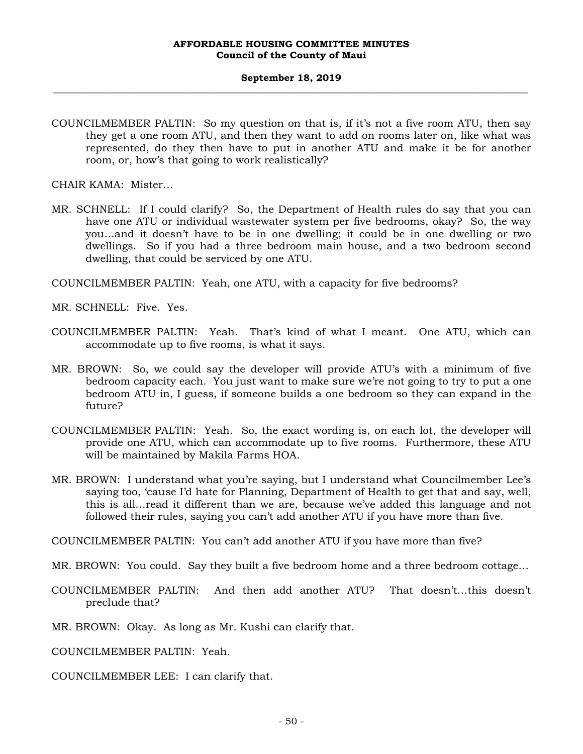COUNCILMEMBER PALTIN: So my question on that is, if it's not a five room ATU, then say they get a one room ATU, and then they want to add on rooms later on, like what was represented, do they then have to put in another ATU and make it be for another room, or, how's that going to work realistically?

CHAIR KAMA: Mister…

MR. SCHNELL: If I could clarify? So, the Department of Health rules do say that you can have one ATU or individual wastewater system per five bedrooms, okay? So, the way you…and it doesn't have to be in one dwelling; it could be in one dwelling or two dwellings. So if you had a three bedroom main house, and a two bedroom second dwelling, that could be serviced by one ATU.

COUNCILMEMBER PALTIN: Yeah, one ATU, with a capacity for five bedrooms?

MR. SCHNELL: Five. Yes.

COUNCILMEMBER PALTIN: Yeah. That's kind of what I meant. One ATU, which can accommodate up to five rooms, is what it says.

MR. BROWN: So, we could say the developer will provide ATU's with a minimum of five bedroom capacity each. You just want to make sure we're not going to try to put a one bedroom ATU in, I guess, if someone builds a one bedroom so they can expand in the future?

COUNCILMEMBER PALTIN: Yeah. So, the exact wording is, on each lot, the developer will provide one ATU, which can accommodate up to five rooms. Furthermore, these ATU will be maintained by Makila Farms HOA.

MR. BROWN: I understand what you're saying, but I understand what Councilmember Lee's saying too, 'cause I'd hate for Planning, Department of Health to get that and say, well, this is all…read it different than we are, because we've added this language and not followed their rules, saying you can't add another ATU if you have more than five.

COUNCILMEMBER PALTIN: You can't add another ATU if you have more than five?

MR. BROWN: You could. Say they built a five bedroom home and a three bedroom cottage…

COUNCILMEMBER PALTIN: And then add another ATU? That doesn't…this doesn't preclude that?

MR. BROWN: Okay. As long as Mr. Kushi can clarify that.

COUNCILMEMBER PALTIN: Yeah.

COUNCILMEMBER LEE: I can clarify that.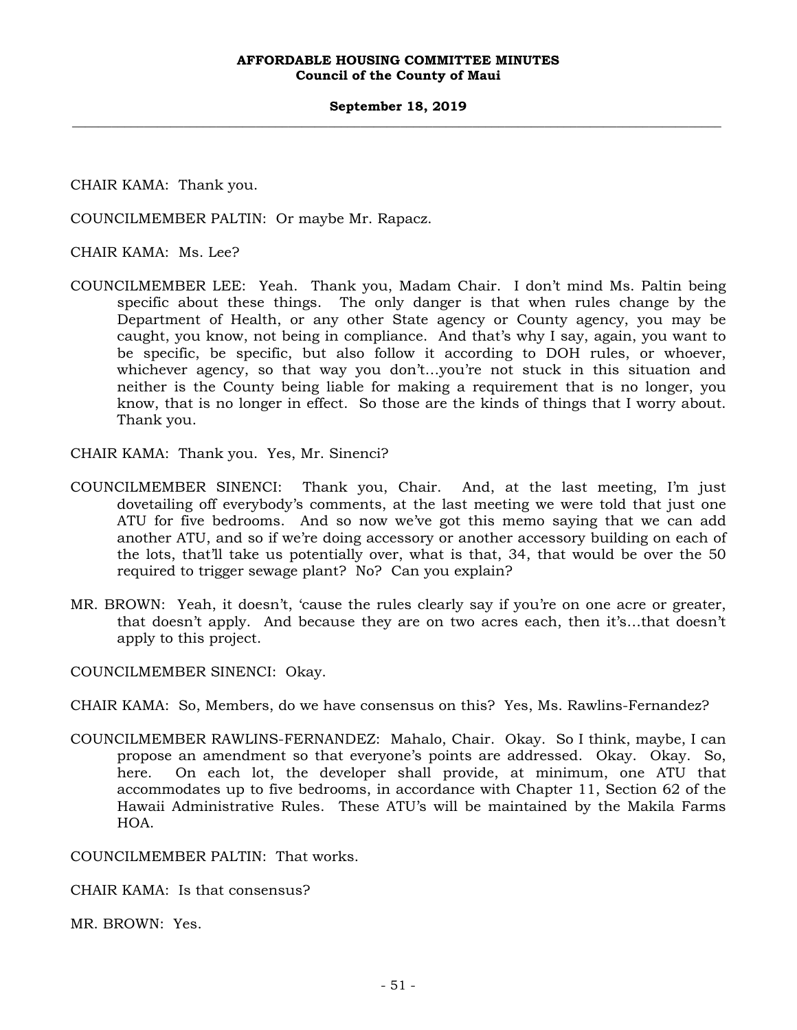CHAIR KAMA: Thank you.

COUNCILMEMBER PALTIN: Or maybe Mr. Rapacz.

CHAIR KAMA: Ms. Lee?

COUNCILMEMBER LEE: Yeah. Thank you, Madam Chair. I don't mind Ms. Paltin being specific about these things. The only danger is that when rules change by the Department of Health, or any other State agency or County agency, you may be caught, you know, not being in compliance. And that's why I say, again, you want to be specific, be specific, but also follow it according to DOH rules, or whoever, whichever agency, so that way you don't...you're not stuck in this situation and neither is the County being liable for making a requirement that is no longer, you know, that is no longer in effect. So those are the kinds of things that I worry about. Thank you.

CHAIR KAMA: Thank you. Yes, Mr. Sinenci?

COUNCILMEMBER SINENCI: Thank you, Chair. And, at the last meeting, I'm just dovetailing off everybody's comments, at the last meeting we were told that just one ATU for five bedrooms. And so now we've got this memo saying that we can add another ATU, and so if we're doing accessory or another accessory building on each of the lots, that'll take us potentially over, what is that, 34, that would be over the 50 required to trigger sewage plant? No? Can you explain?

MR. BROWN: Yeah, it doesn't, 'cause the rules clearly say if you're on one acre or greater, that doesn't apply. And because they are on two acres each, then it's...that doesn't apply to this project.

COUNCILMEMBER SINENCI: Okay.

CHAIR KAMA: So, Members, do we have consensus on this? Yes, Ms. Rawlins-Fernandez?

COUNCILMEMBER RAWLINS-FERNANDEZ: Mahalo, Chair. Okay. So I think, maybe, I can propose an amendment so that everyone's points are addressed. Okay. Okay. So, here. On each lot, the developer shall provide, at minimum, one ATU that accommodates up to five bedrooms, in accordance with Chapter 11, Section 62 of the Hawaii Administrative Rules. These ATU's will be maintained by the Makila Farms HOA.

COUNCILMEMBER PALTIN: That works.

CHAIR KAMA: Is that consensus?

MR. BROWN: Yes.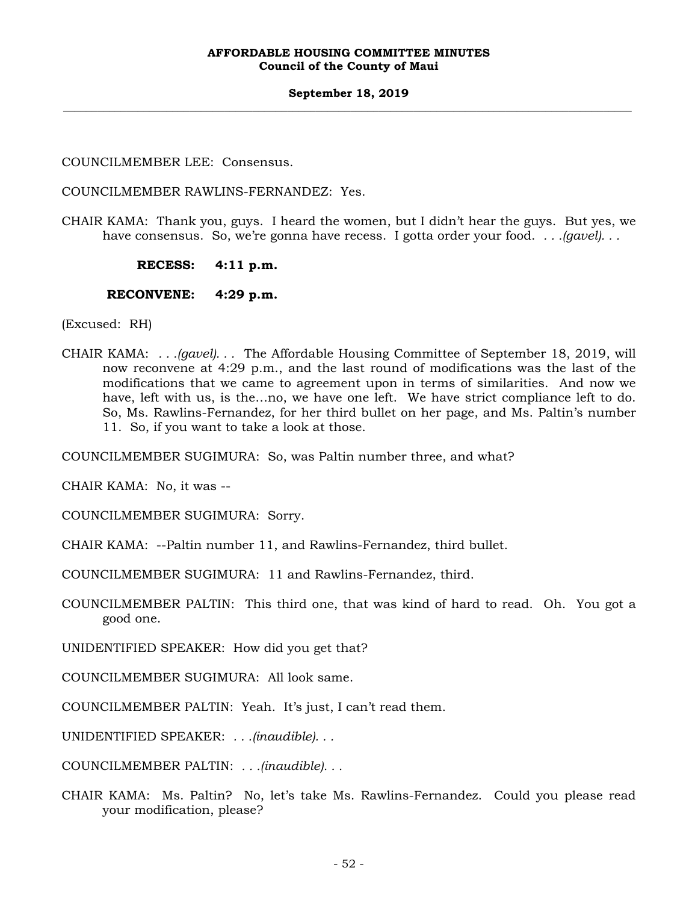COUNCILMEMBER LEE: Consensus.

COUNCILMEMBER RAWLINS-FERNANDEZ: Yes.

CHAIR KAMA: Thank you, guys. I heard the women, but I didn't hear the guys. But yes, we have consensus. So, we're gonna have recess. I gotta order your food. . . .*(gavel)*. . .

**RECESS: 4:11 p.m.**

**RECONVENE: 4:29 p.m.**

(Excused: RH)

CHAIR KAMA: . . .*(gavel)*. . . The Affordable Housing Committee of September 18, 2019, will now reconvene at 4:29 p.m., and the last round of modifications was the last of the modifications that we came to agreement upon in terms of similarities. And now we have, left with us, is the...no, we have one left. We have strict compliance left to do. So, Ms. Rawlins-Fernandez, for her third bullet on her page, and Ms. Paltin's number 11. So, if you want to take a look at those.

COUNCILMEMBER SUGIMURA: So, was Paltin number three, and what?

CHAIR KAMA: No, it was --

COUNCILMEMBER SUGIMURA: Sorry.

CHAIR KAMA: --Paltin number 11, and Rawlins-Fernandez, third bullet.

COUNCILMEMBER SUGIMURA: 11 and Rawlins-Fernandez, third.

COUNCILMEMBER PALTIN: This third one, that was kind of hard to read. Oh. You got a good one.

UNIDENTIFIED SPEAKER: How did you get that?

COUNCILMEMBER SUGIMURA: All look same.

COUNCILMEMBER PALTIN: Yeah. It's just, I can't read them.

UNIDENTIFIED SPEAKER: . . .*(inaudible)*. . .

COUNCILMEMBER PALTIN: . . .*(inaudible)*. . .

CHAIR KAMA: Ms. Paltin? No, let's take Ms. Rawlins-Fernandez. Could you please read your modification, please?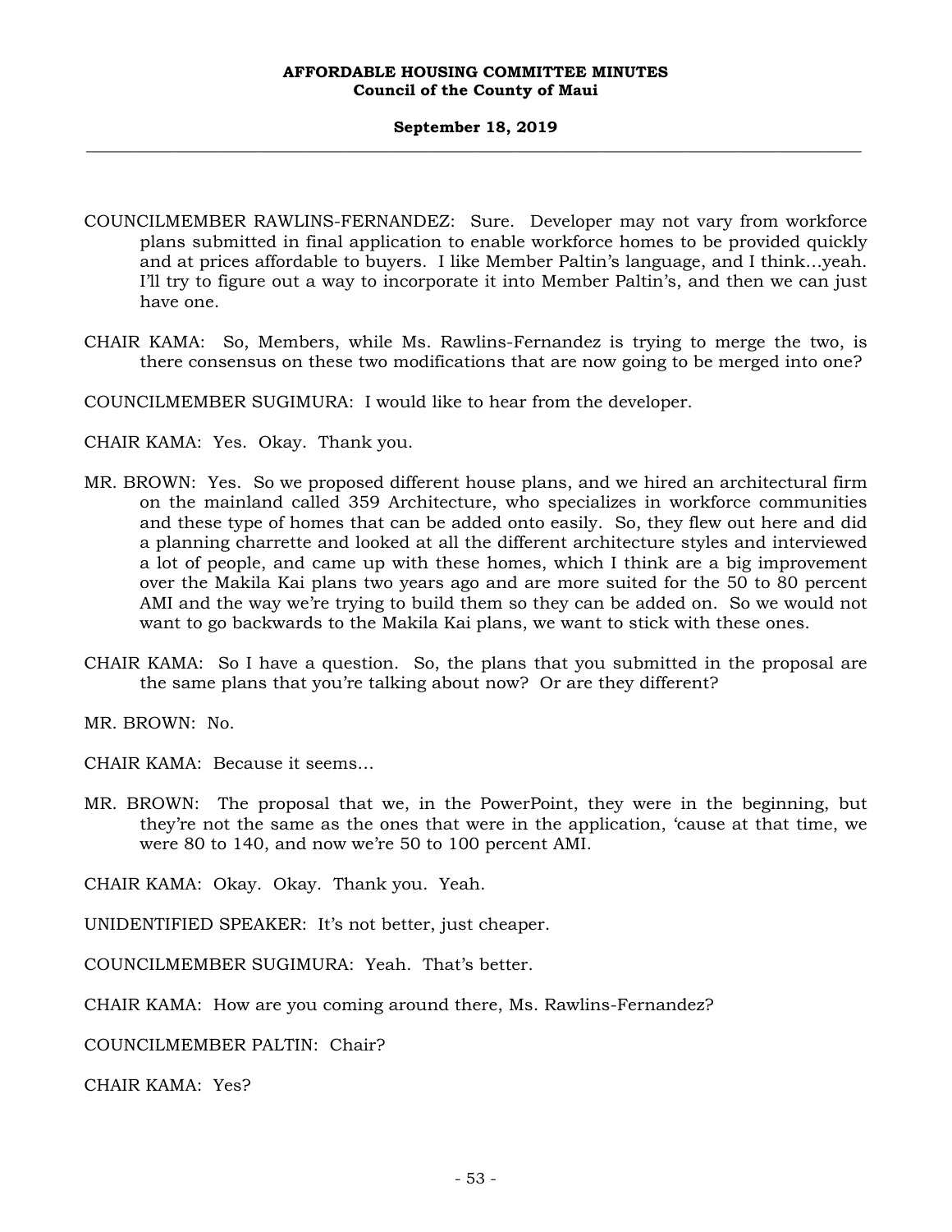COUNCILMEMBER RAWLINS-FERNANDEZ: Sure. Developer may not vary from workforce plans submitted in final application to enable workforce homes to be provided quickly and at prices affordable to buyers. I like Member Paltin's language, and I think…yeah. I'll try to figure out a way to incorporate it into Member Paltin's, and then we can just have one.

CHAIR KAMA: So, Members, while Ms. Rawlins-Fernandez is trying to merge the two, is there consensus on these two modifications that are now going to be merged into one?

COUNCILMEMBER SUGIMURA: I would like to hear from the developer.

CHAIR KAMA: Yes. Okay. Thank you.

MR. BROWN: Yes. So we proposed different house plans, and we hired an architectural firm on the mainland called 359 Architecture, who specializes in workforce communities and these type of homes that can be added onto easily. So, they flew out here and did a planning charrette and looked at all the different architecture styles and interviewed a lot of people, and came up with these homes, which I think are a big improvement over the Makila Kai plans two years ago and are more suited for the 50 to 80 percent AMI and the way we're trying to build them so they can be added on. So we would not want to go backwards to the Makila Kai plans, we want to stick with these ones.

CHAIR KAMA: So I have a question. So, the plans that you submitted in the proposal are the same plans that you're talking about now? Or are they different?

MR. BROWN: No.

CHAIR KAMA: Because it seems…

MR. BROWN: The proposal that we, in the PowerPoint, they were in the beginning, but they're not the same as the ones that were in the application, 'cause at that time, we were 80 to 140, and now we're 50 to 100 percent AMI.

CHAIR KAMA: Okay. Okay. Thank you. Yeah.

UNIDENTIFIED SPEAKER: It's not better, just cheaper.

COUNCILMEMBER SUGIMURA: Yeah. That's better.

CHAIR KAMA: How are you coming around there, Ms. Rawlins-Fernandez?

COUNCILMEMBER PALTIN: Chair?

CHAIR KAMA: Yes?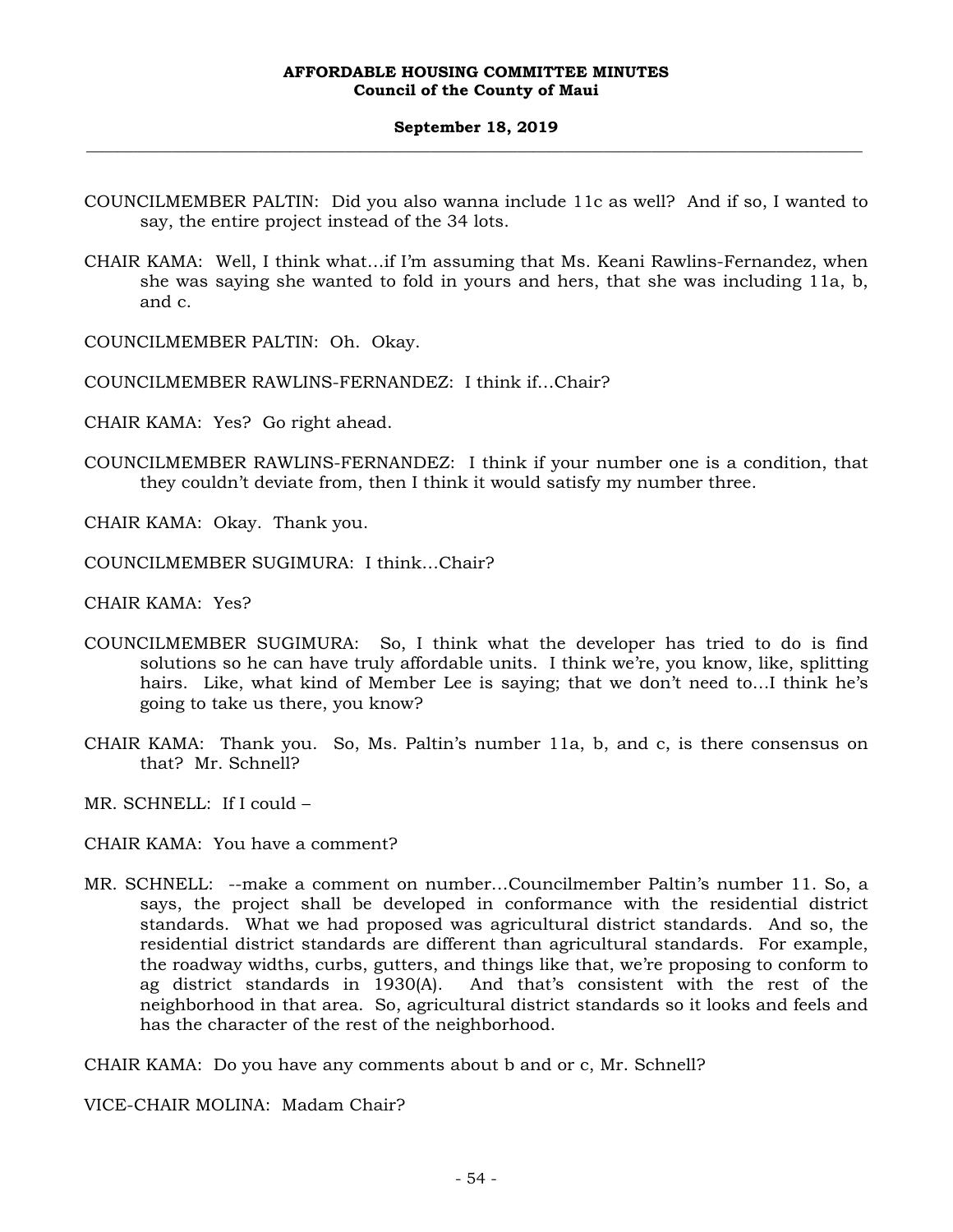COUNCILMEMBER PALTIN: Did you also wanna include 11c as well? And if so, I wanted to say, the entire project instead of the 34 lots.

CHAIR KAMA: Well, I think what…if I'm assuming that Ms. Keani Rawlins-Fernandez, when she was saying she wanted to fold in yours and hers, that she was including 11a, b, and c.

COUNCILMEMBER PALTIN: Oh. Okay.

COUNCILMEMBER RAWLINS-FERNANDEZ: I think if…Chair?

CHAIR KAMA: Yes? Go right ahead.

COUNCILMEMBER RAWLINS-FERNANDEZ: I think if your number one is a condition, that they couldn't deviate from, then I think it would satisfy my number three.

CHAIR KAMA: Okay. Thank you.

COUNCILMEMBER SUGIMURA: I think…Chair?

CHAIR KAMA: Yes?

COUNCILMEMBER SUGIMURA: So, I think what the developer has tried to do is find solutions so he can have truly affordable units. I think we're, you know, like, splitting hairs. Like, what kind of Member Lee is saying; that we don't need to…I think he's going to take us there, you know?

CHAIR KAMA: Thank you. So, Ms. Paltin's number 11a, b, and c, is there consensus on that? Mr. Schnell?

MR. SCHNELL: If I could –

CHAIR KAMA: You have a comment?

MR. SCHNELL: --make a comment on number…Councilmember Paltin's number 11. So, a says, the project shall be developed in conformance with the residential district standards. What we had proposed was agricultural district standards. And so, the residential district standards are different than agricultural standards. For example, the roadway widths, curbs, gutters, and things like that, we're proposing to conform to ag district standards in 1930(A). And that's consistent with the rest of the neighborhood in that area. So, agricultural district standards so it looks and feels and has the character of the rest of the neighborhood.

CHAIR KAMA: Do you have any comments about b and or c, Mr. Schnell?

VICE-CHAIR MOLINA: Madam Chair?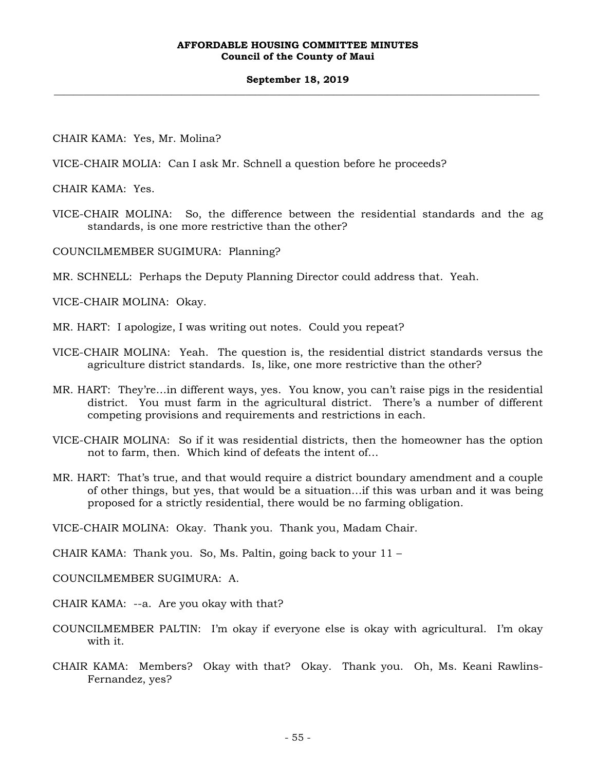CHAIR KAMA: Yes, Mr. Molina?

VICE-CHAIR MOLIA: Can I ask Mr. Schnell a question before he proceeds?

CHAIR KAMA: Yes.

VICE-CHAIR MOLINA: So, the difference between the residential standards and the ag standards, is one more restrictive than the other?

COUNCILMEMBER SUGIMURA: Planning?

MR. SCHNELL: Perhaps the Deputy Planning Director could address that. Yeah.

VICE-CHAIR MOLINA: Okay.

MR. HART: I apologize, I was writing out notes. Could you repeat?

VICE-CHAIR MOLINA: Yeah. The question is, the residential district standards versus the agriculture district standards. Is, like, one more restrictive than the other?

MR. HART: They're…in different ways, yes. You know, you can't raise pigs in the residential district. You must farm in the agricultural district. There's a number of different competing provisions and requirements and restrictions in each.

VICE-CHAIR MOLINA: So if it was residential districts, then the homeowner has the option not to farm, then. Which kind of defeats the intent of…

MR. HART: That's true, and that would require a district boundary amendment and a couple of other things, but yes, that would be a situation…if this was urban and it was being proposed for a strictly residential, there would be no farming obligation.

VICE-CHAIR MOLINA: Okay. Thank you. Thank you, Madam Chair.

CHAIR KAMA: Thank you. So, Ms. Paltin, going back to your 11 –

COUNCILMEMBER SUGIMURA: A.

CHAIR KAMA: --a. Are you okay with that?

COUNCILMEMBER PALTIN: I'm okay if everyone else is okay with agricultural. I'm okay with it.

CHAIR KAMA: Members? Okay with that? Okay. Thank you. Oh, Ms. Keani Rawlins-Fernandez, yes?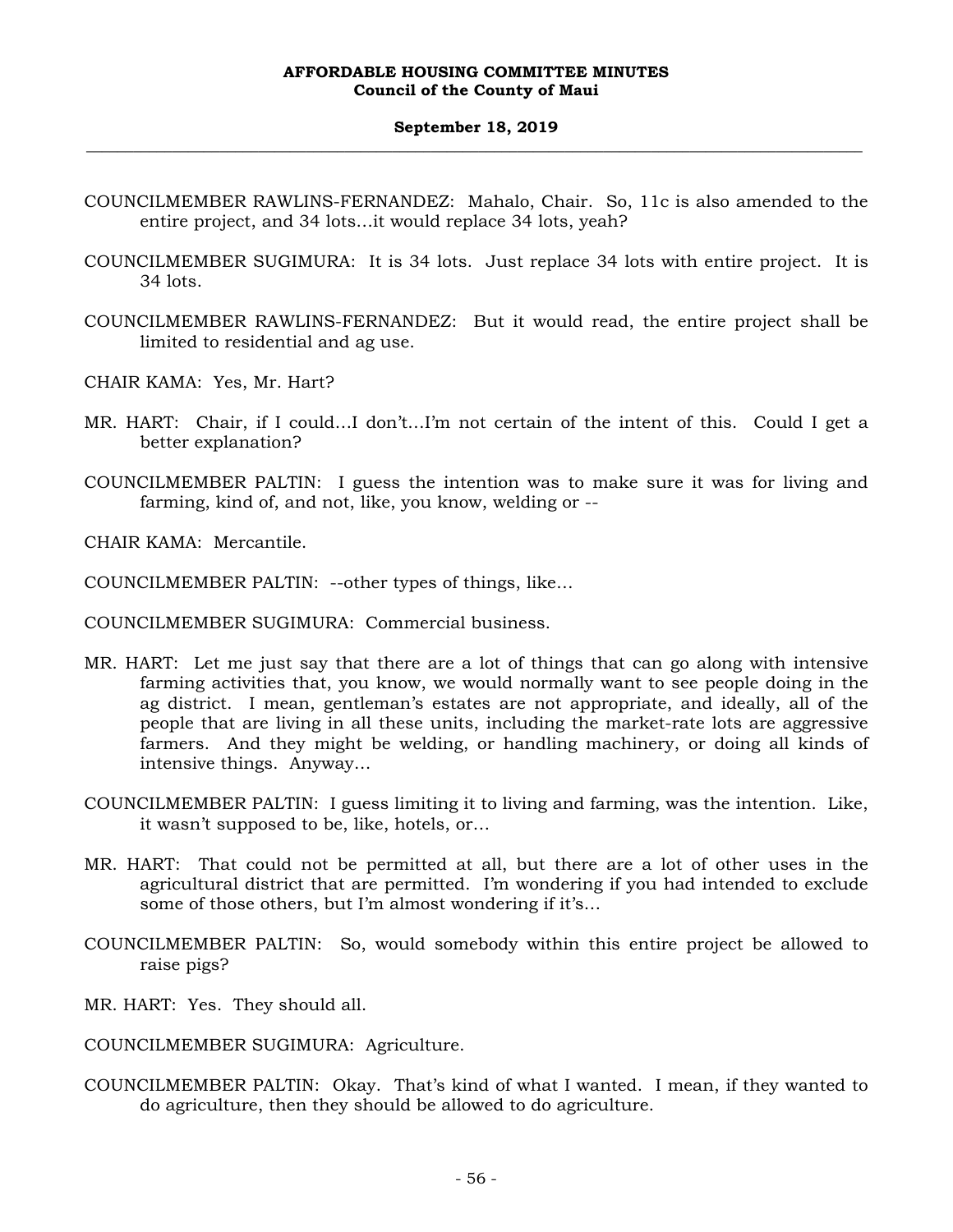COUNCILMEMBER RAWLINS-FERNANDEZ: Mahalo, Chair. So, 11c is also amended to the entire project, and 34 lots…it would replace 34 lots, yeah?

COUNCILMEMBER SUGIMURA: It is 34 lots. Just replace 34 lots with entire project. It is 34 lots.

COUNCILMEMBER RAWLINS-FERNANDEZ: But it would read, the entire project shall be limited to residential and ag use.

CHAIR KAMA: Yes, Mr. Hart?

MR. HART: Chair, if I could…I don't…I'm not certain of the intent of this. Could I get a better explanation?

COUNCILMEMBER PALTIN: I guess the intention was to make sure it was for living and farming, kind of, and not, like, you know, welding or --

CHAIR KAMA: Mercantile.

COUNCILMEMBER PALTIN: --other types of things, like…

COUNCILMEMBER SUGIMURA: Commercial business.

MR. HART: Let me just say that there are a lot of things that can go along with intensive farming activities that, you know, we would normally want to see people doing in the ag district. I mean, gentleman's estates are not appropriate, and ideally, all of the people that are living in all these units, including the market-rate lots are aggressive farmers. And they might be welding, or handling machinery, or doing all kinds of intensive things. Anyway…

COUNCILMEMBER PALTIN: I guess limiting it to living and farming, was the intention. Like, it wasn't supposed to be, like, hotels, or…

MR. HART: That could not be permitted at all, but there are a lot of other uses in the agricultural district that are permitted. I'm wondering if you had intended to exclude some of those others, but I'm almost wondering if it's…

COUNCILMEMBER PALTIN: So, would somebody within this entire project be allowed to raise pigs?

MR. HART: Yes. They should all.

COUNCILMEMBER SUGIMURA: Agriculture.

COUNCILMEMBER PALTIN: Okay. That's kind of what I wanted. I mean, if they wanted to do agriculture, then they should be allowed to do agriculture.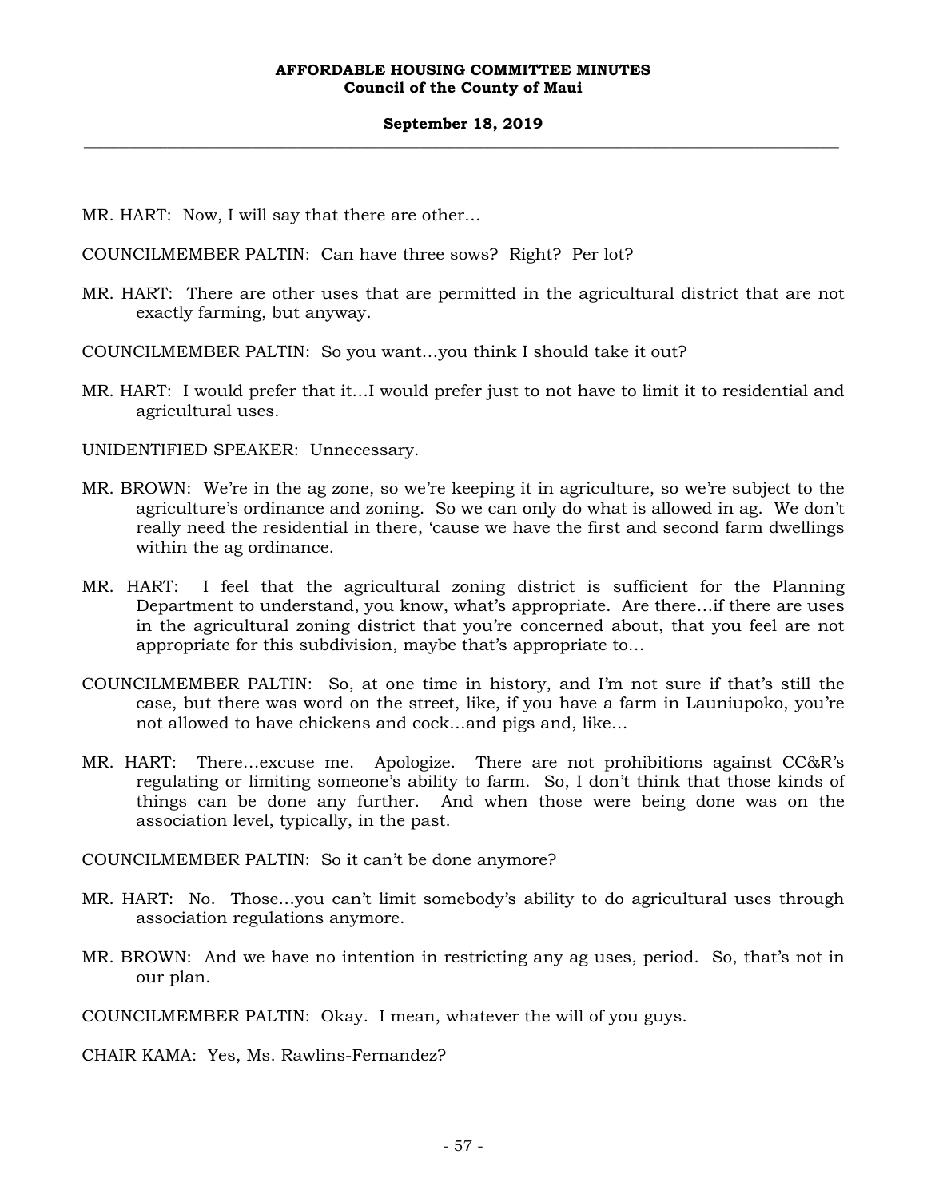MR. HART: Now, I will say that there are other…

COUNCILMEMBER PALTIN: Can have three sows? Right? Per lot?

MR. HART: There are other uses that are permitted in the agricultural district that are not exactly farming, but anyway.

COUNCILMEMBER PALTIN: So you want…you think I should take it out?

MR. HART: I would prefer that it…I would prefer just to not have to limit it to residential and agricultural uses.

UNIDENTIFIED SPEAKER: Unnecessary.

MR. BROWN: We're in the ag zone, so we're keeping it in agriculture, so we're subject to the agriculture's ordinance and zoning. So we can only do what is allowed in ag. We don't really need the residential in there, 'cause we have the first and second farm dwellings within the ag ordinance.

MR. HART: I feel that the agricultural zoning district is sufficient for the Planning Department to understand, you know, what's appropriate. Are there…if there are uses in the agricultural zoning district that you're concerned about, that you feel are not appropriate for this subdivision, maybe that's appropriate to…

COUNCILMEMBER PALTIN: So, at one time in history, and I'm not sure if that's still the case, but there was word on the street, like, if you have a farm in Launiupoko, you're not allowed to have chickens and cock…and pigs and, like…

MR. HART: There…excuse me. Apologize. There are not prohibitions against CC&R's regulating or limiting someone's ability to farm. So, I don't think that those kinds of things can be done any further. And when those were being done was on the association level, typically, in the past.

COUNCILMEMBER PALTIN: So it can't be done anymore?

MR. HART: No. Those…you can't limit somebody's ability to do agricultural uses through association regulations anymore.

MR. BROWN: And we have no intention in restricting any ag uses, period. So, that's not in our plan.

COUNCILMEMBER PALTIN: Okay. I mean, whatever the will of you guys.

CHAIR KAMA: Yes, Ms. Rawlins-Fernandez?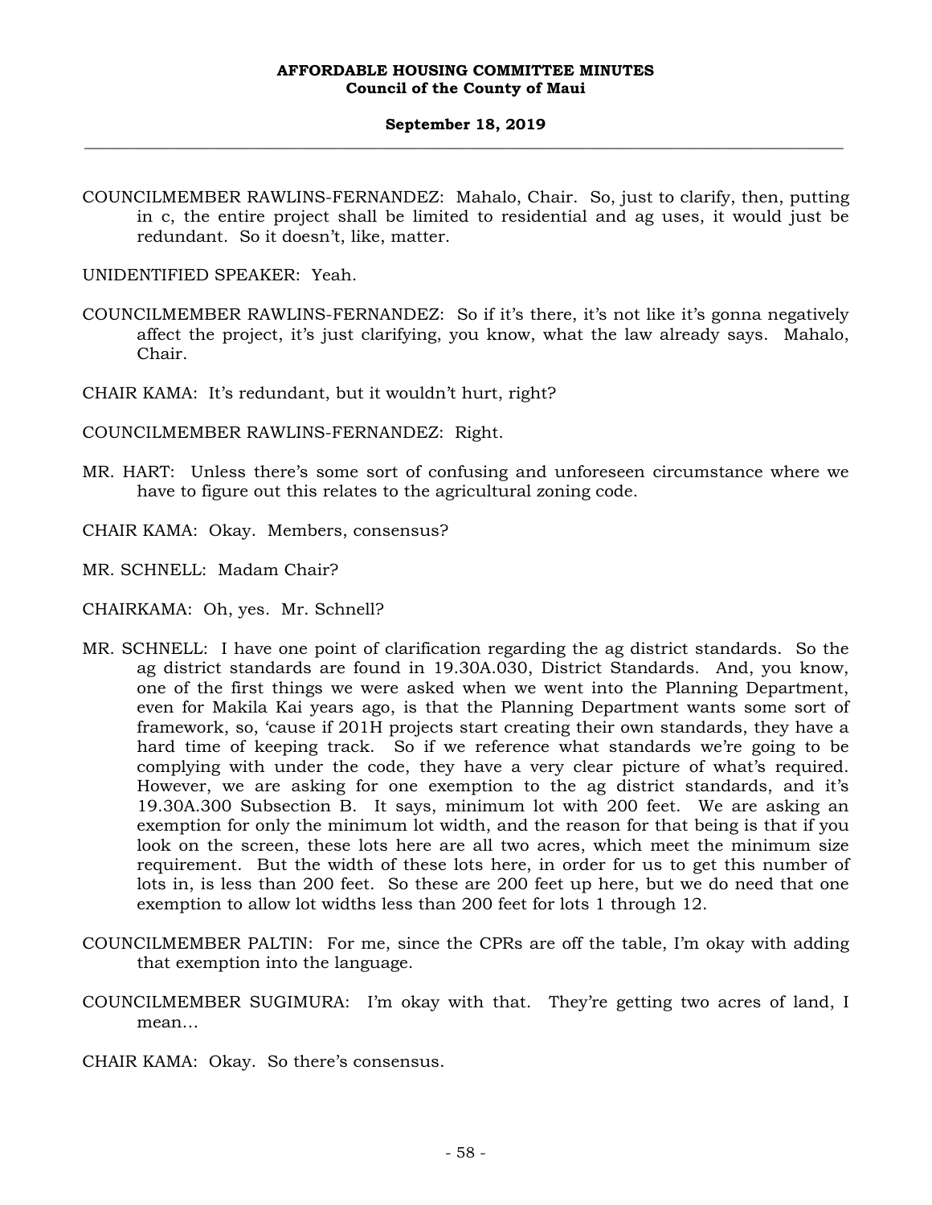COUNCILMEMBER RAWLINS-FERNANDEZ: Mahalo, Chair. So, just to clarify, then, putting in c, the entire project shall be limited to residential and ag uses, it would just be redundant. So it doesn't, like, matter.

UNIDENTIFIED SPEAKER: Yeah.

COUNCILMEMBER RAWLINS-FERNANDEZ: So if it's there, it's not like it's gonna negatively affect the project, it's just clarifying, you know, what the law already says. Mahalo, Chair.

CHAIR KAMA: It's redundant, but it wouldn't hurt, right?

COUNCILMEMBER RAWLINS-FERNANDEZ: Right.

MR. HART: Unless there's some sort of confusing and unforeseen circumstance where we have to figure out this relates to the agricultural zoning code.

CHAIR KAMA: Okay. Members, consensus?

MR. SCHNELL: Madam Chair?

CHAIRKAMA: Oh, yes. Mr. Schnell?

MR. SCHNELL: I have one point of clarification regarding the ag district standards. So the ag district standards are found in 19.30A.030, District Standards. And, you know, one of the first things we were asked when we went into the Planning Department, even for Makila Kai years ago, is that the Planning Department wants some sort of framework, so, 'cause if 201H projects start creating their own standards, they have a hard time of keeping track. So if we reference what standards we're going to be complying with under the code, they have a very clear picture of what's required. However, we are asking for one exemption to the ag district standards, and it's 19.30A.300 Subsection B. It says, minimum lot with 200 feet. We are asking an exemption for only the minimum lot width, and the reason for that being is that if you look on the screen, these lots here are all two acres, which meet the minimum size requirement. But the width of these lots here, in order for us to get this number of lots in, is less than 200 feet. So these are 200 feet up here, but we do need that one exemption to allow lot widths less than 200 feet for lots 1 through 12.

COUNCILMEMBER PALTIN: For me, since the CPRs are off the table, I'm okay with adding that exemption into the language.

COUNCILMEMBER SUGIMURA: I'm okay with that. They're getting two acres of land, I mean...

CHAIR KAMA: Okay. So there's consensus.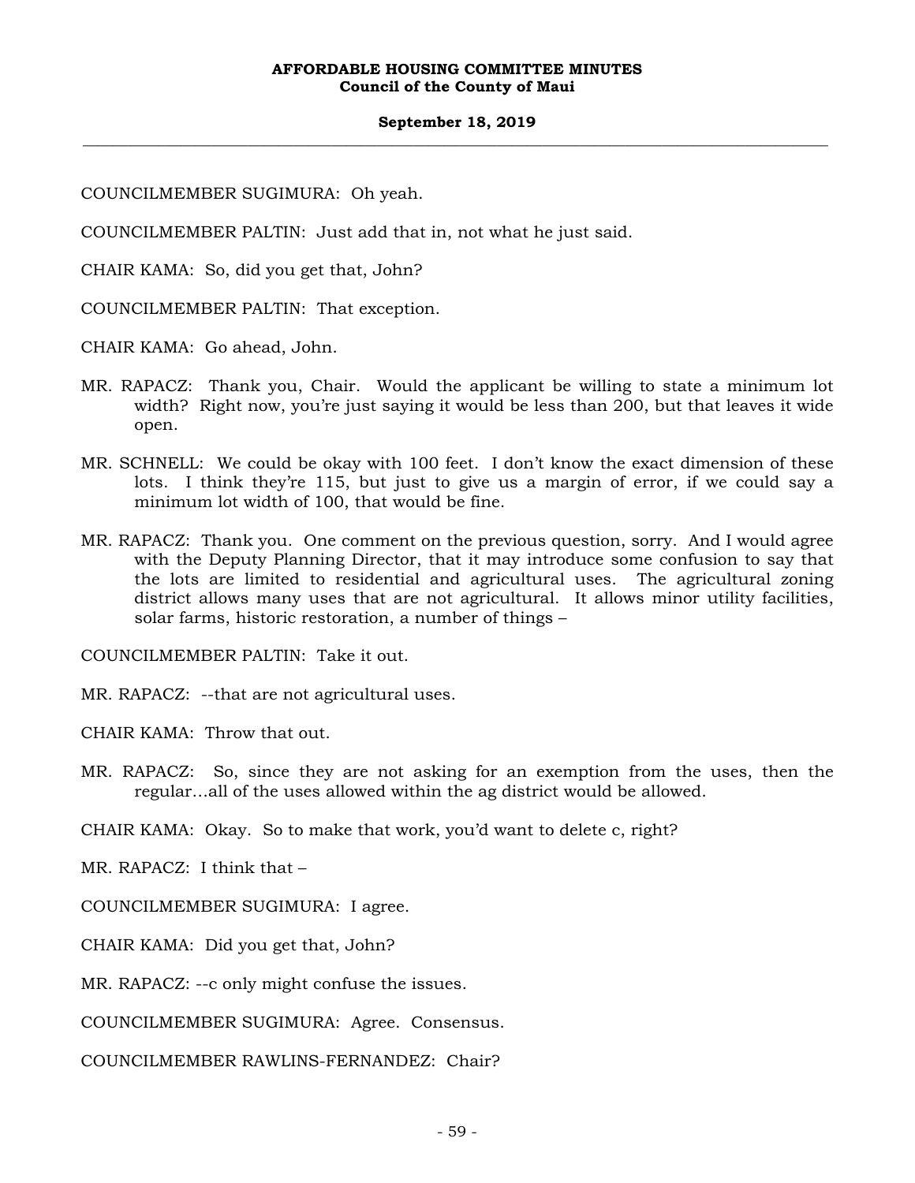COUNCILMEMBER SUGIMURA: Oh yeah.

COUNCILMEMBER PALTIN: Just add that in, not what he just said.

CHAIR KAMA: So, did you get that, John?

COUNCILMEMBER PALTIN: That exception.

CHAIR KAMA: Go ahead, John.

MR. RAPACZ: Thank you, Chair. Would the applicant be willing to state a minimum lot width? Right now, you're just saying it would be less than 200, but that leaves it wide open.

MR. SCHNELL: We could be okay with 100 feet. I don't know the exact dimension of these lots. I think they're 115, but just to give us a margin of error, if we could say a minimum lot width of 100, that would be fine.

MR. RAPACZ: Thank you. One comment on the previous question, sorry. And I would agree with the Deputy Planning Director, that it may introduce some confusion to say that the lots are limited to residential and agricultural uses. The agricultural zoning district allows many uses that are not agricultural. It allows minor utility facilities, solar farms, historic restoration, a number of things –

COUNCILMEMBER PALTIN: Take it out.

MR. RAPACZ: --that are not agricultural uses.

CHAIR KAMA: Throw that out.

MR. RAPACZ: So, since they are not asking for an exemption from the uses, then the regular…all of the uses allowed within the ag district would be allowed.

CHAIR KAMA: Okay. So to make that work, you'd want to delete c, right?

MR. RAPACZ: I think that –

COUNCILMEMBER SUGIMURA: I agree.

CHAIR KAMA: Did you get that, John?

MR. RAPACZ: --c only might confuse the issues.

COUNCILMEMBER SUGIMURA: Agree. Consensus.

COUNCILMEMBER RAWLINS-FERNANDEZ: Chair?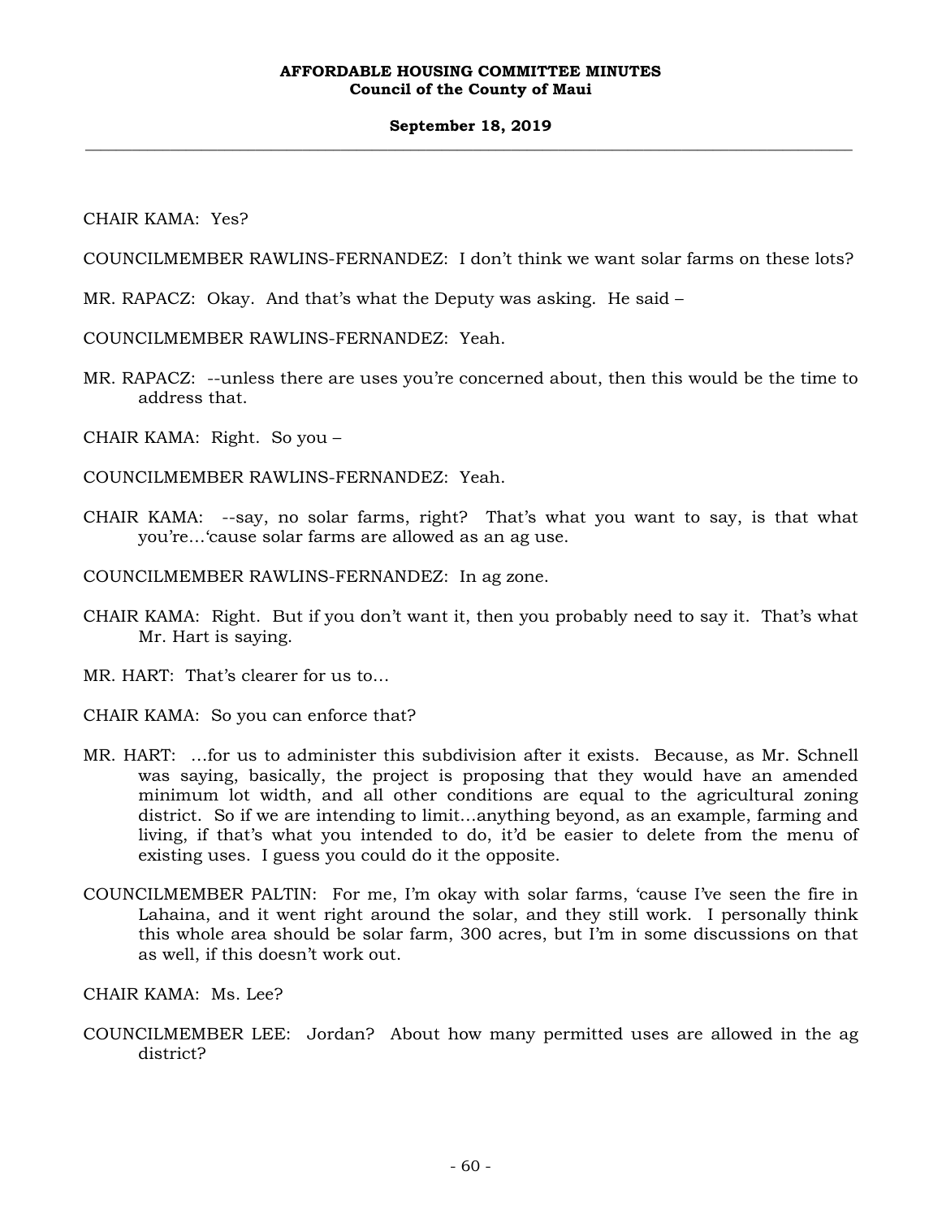CHAIR KAMA: Yes?

COUNCILMEMBER RAWLINS-FERNANDEZ: I don't think we want solar farms on these lots?

MR. RAPACZ: Okay. And that's what the Deputy was asking. He said –

COUNCILMEMBER RAWLINS-FERNANDEZ: Yeah.

MR. RAPACZ: --unless there are uses you're concerned about, then this would be the time to address that.

CHAIR KAMA: Right. So you –

COUNCILMEMBER RAWLINS-FERNANDEZ: Yeah.

CHAIR KAMA: --say, no solar farms, right? That's what you want to say, is that what you're…'cause solar farms are allowed as an ag use.

COUNCILMEMBER RAWLINS-FERNANDEZ: In ag zone.

CHAIR KAMA: Right. But if you don't want it, then you probably need to say it. That's what Mr. Hart is saying.

MR. HART: That's clearer for us to…

CHAIR KAMA: So you can enforce that?

MR. HART: …for us to administer this subdivision after it exists. Because, as Mr. Schnell was saying, basically, the project is proposing that they would have an amended minimum lot width, and all other conditions are equal to the agricultural zoning district. So if we are intending to limit…anything beyond, as an example, farming and living, if that's what you intended to do, it'd be easier to delete from the menu of existing uses. I guess you could do it the opposite.

COUNCILMEMBER PALTIN: For me, I'm okay with solar farms, 'cause I've seen the fire in Lahaina, and it went right around the solar, and they still work. I personally think this whole area should be solar farm, 300 acres, but I'm in some discussions on that as well, if this doesn't work out.

CHAIR KAMA: Ms. Lee?

COUNCILMEMBER LEE: Jordan? About how many permitted uses are allowed in the ag district?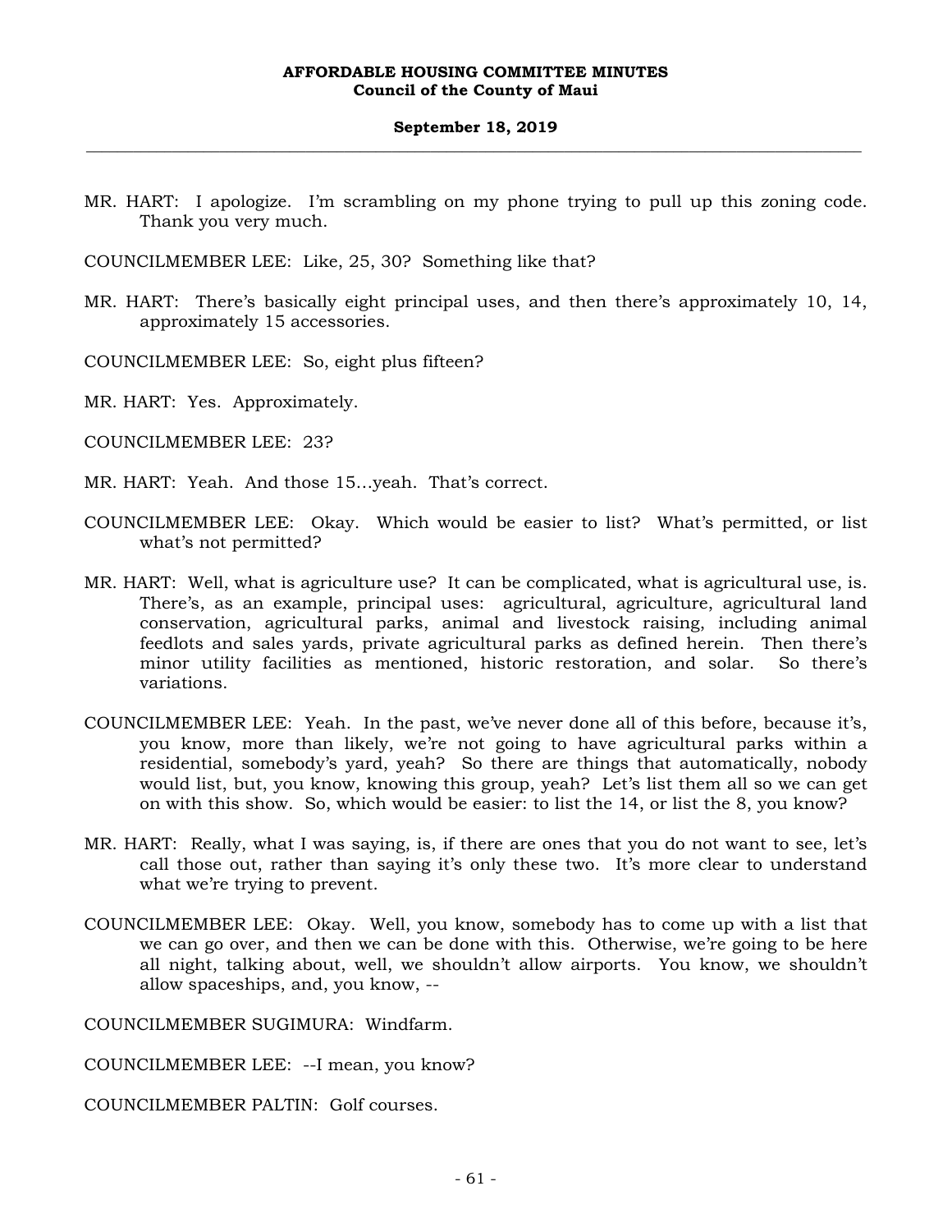MR. HART: I apologize. I'm scrambling on my phone trying to pull up this zoning code. Thank you very much.

COUNCILMEMBER LEE: Like, 25, 30? Something like that?

MR. HART: There's basically eight principal uses, and then there's approximately 10, 14, approximately 15 accessories.

COUNCILMEMBER LEE: So, eight plus fifteen?

MR. HART: Yes. Approximately.

COUNCILMEMBER LEE: 23?

MR. HART: Yeah. And those 15…yeah. That's correct.

COUNCILMEMBER LEE: Okay. Which would be easier to list? What's permitted, or list what's not permitted?

MR. HART: Well, what is agriculture use? It can be complicated, what is agricultural use, is. There's, as an example, principal uses: agricultural, agriculture, agricultural land conservation, agricultural parks, animal and livestock raising, including animal feedlots and sales yards, private agricultural parks as defined herein. Then there's minor utility facilities as mentioned, historic restoration, and solar. So there's variations.

COUNCILMEMBER LEE: Yeah. In the past, we've never done all of this before, because it's, you know, more than likely, we're not going to have agricultural parks within a residential, somebody's yard, yeah? So there are things that automatically, nobody would list, but, you know, knowing this group, yeah? Let's list them all so we can get on with this show. So, which would be easier: to list the 14, or list the 8, you know?

MR. HART: Really, what I was saying, is, if there are ones that you do not want to see, let's call those out, rather than saying it's only these two. It's more clear to understand what we're trying to prevent.

COUNCILMEMBER LEE: Okay. Well, you know, somebody has to come up with a list that we can go over, and then we can be done with this. Otherwise, we're going to be here all night, talking about, well, we shouldn't allow airports. You know, we shouldn't allow spaceships, and, you know, --

COUNCILMEMBER SUGIMURA: Windfarm.

COUNCILMEMBER LEE: --I mean, you know?

COUNCILMEMBER PALTIN: Golf courses.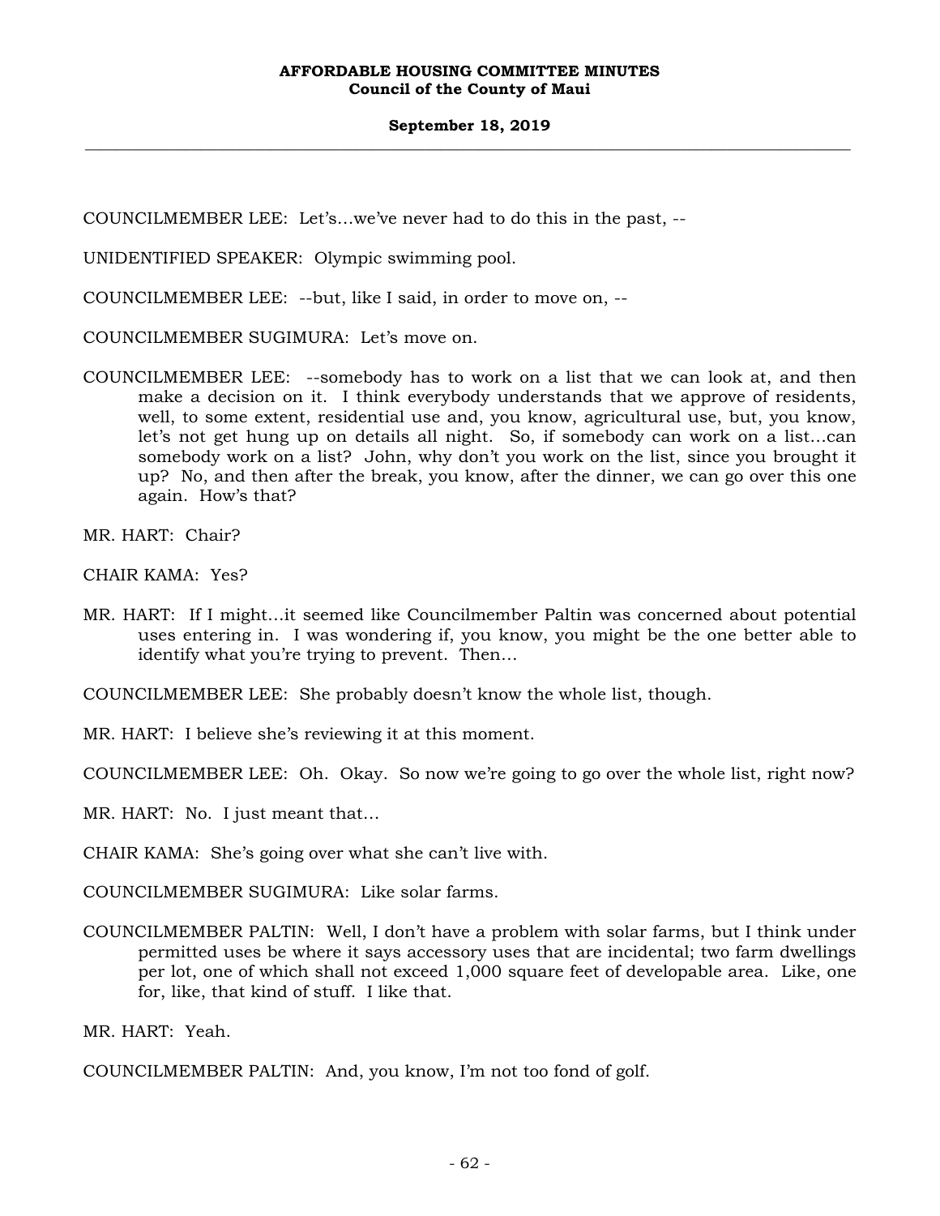COUNCILMEMBER LEE: Let's...we've never had to do this in the past, --

UNIDENTIFIED SPEAKER: Olympic swimming pool.

COUNCILMEMBER LEE: --but, like I said, in order to move on, --

COUNCILMEMBER SUGIMURA: Let's move on.

COUNCILMEMBER LEE: --somebody has to work on a list that we can look at, and then make a decision on it. I think everybody understands that we approve of residents, well, to some extent, residential use and, you know, agricultural use, but, you know, let's not get hung up on details all night. So, if somebody can work on a list...can somebody work on a list? John, why don't you work on the list, since you brought it up? No, and then after the break, you know, after the dinner, we can go over this one again. How's that?

MR. HART: Chair?

CHAIR KAMA: Yes?

MR. HART: If I might...it seemed like Councilmember Paltin was concerned about potential uses entering in. I was wondering if, you know, you might be the one better able to identify what you're trying to prevent. Then...

COUNCILMEMBER LEE: She probably doesn't know the whole list, though.

MR. HART: I believe she's reviewing it at this moment.

COUNCILMEMBER LEE: Oh. Okay. So now we're going to go over the whole list, right now?

MR. HART: No. I just meant that...

CHAIR KAMA: She's going over what she can't live with.

COUNCILMEMBER SUGIMURA: Like solar farms.

COUNCILMEMBER PALTIN: Well, I don't have a problem with solar farms, but I think under permitted uses be where it says accessory uses that are incidental; two farm dwellings per lot, one of which shall not exceed 1,000 square feet of developable area. Like, one for, like, that kind of stuff. I like that.

MR. HART: Yeah.

COUNCILMEMBER PALTIN: And, you know, I'm not too fond of golf.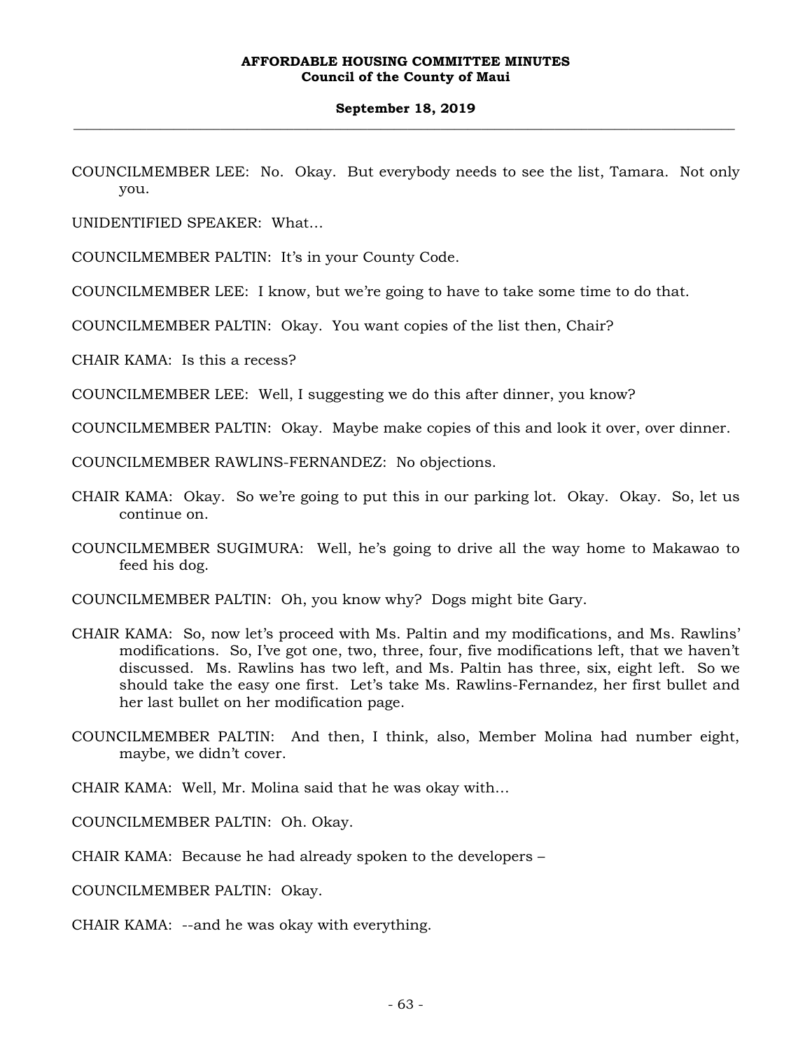COUNCILMEMBER LEE: No. Okay. But everybody needs to see the list, Tamara. Not only you.

UNIDENTIFIED SPEAKER: What…

COUNCILMEMBER PALTIN: It's in your County Code.

COUNCILMEMBER LEE: I know, but we're going to have to take some time to do that.

COUNCILMEMBER PALTIN: Okay. You want copies of the list then, Chair?

CHAIR KAMA: Is this a recess?

COUNCILMEMBER LEE: Well, I suggesting we do this after dinner, you know?

COUNCILMEMBER PALTIN: Okay. Maybe make copies of this and look it over, over dinner.

COUNCILMEMBER RAWLINS-FERNANDEZ: No objections.

CHAIR KAMA: Okay. So we're going to put this in our parking lot. Okay. Okay. So, let us continue on.

COUNCILMEMBER SUGIMURA: Well, he's going to drive all the way home to Makawao to feed his dog.

COUNCILMEMBER PALTIN: Oh, you know why? Dogs might bite Gary.

CHAIR KAMA: So, now let's proceed with Ms. Paltin and my modifications, and Ms. Rawlins' modifications. So, I've got one, two, three, four, five modifications left, that we haven't discussed. Ms. Rawlins has two left, and Ms. Paltin has three, six, eight left. So we should take the easy one first. Let's take Ms. Rawlins-Fernandez, her first bullet and her last bullet on her modification page.

COUNCILMEMBER PALTIN: And then, I think, also, Member Molina had number eight, maybe, we didn't cover.

CHAIR KAMA: Well, Mr. Molina said that he was okay with…

COUNCILMEMBER PALTIN: Oh. Okay.

CHAIR KAMA: Because he had already spoken to the developers –

COUNCILMEMBER PALTIN: Okay.

CHAIR KAMA: --and he was okay with everything.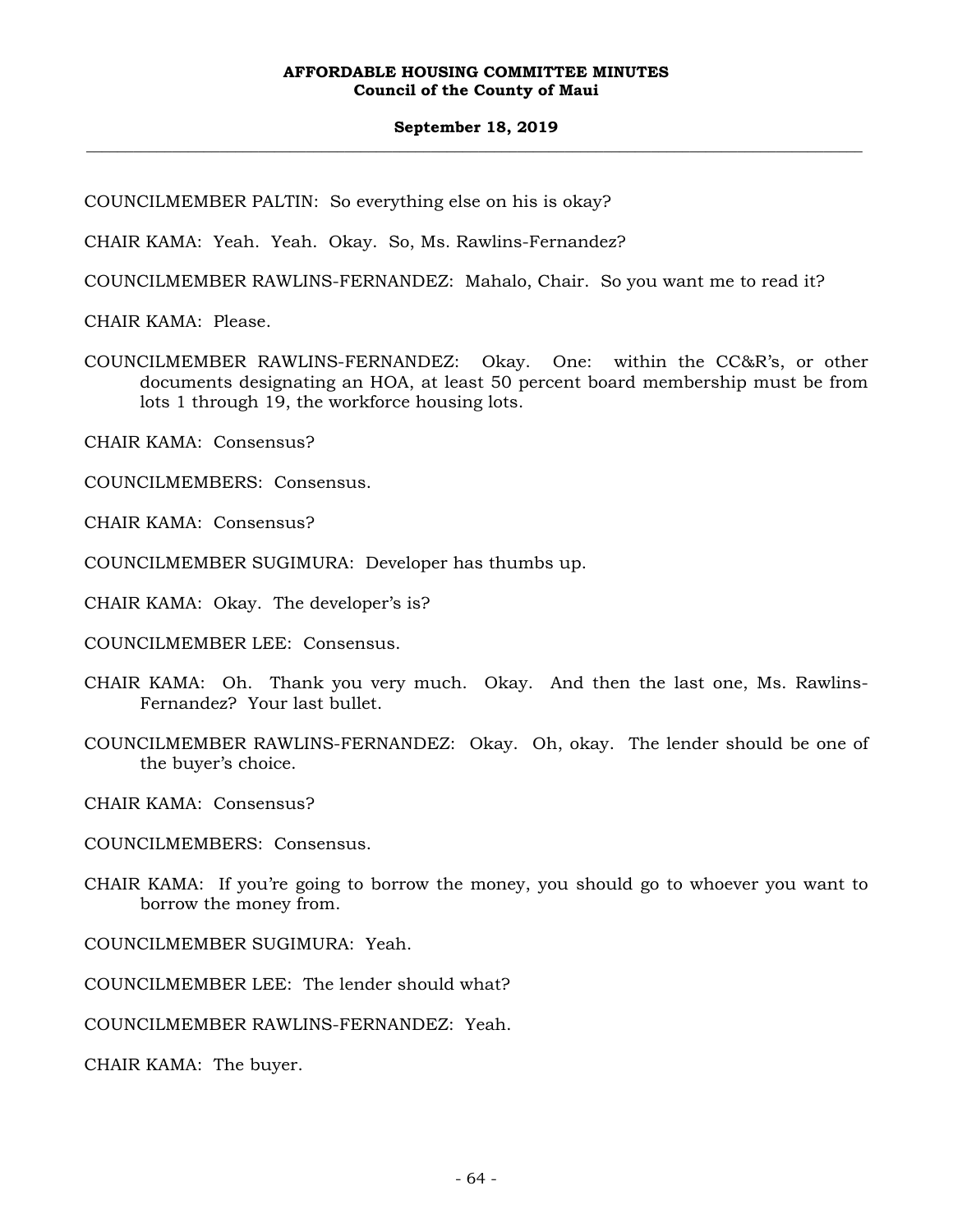COUNCILMEMBER PALTIN: So everything else on his is okay?

CHAIR KAMA: Yeah. Yeah. Okay. So, Ms. Rawlins-Fernandez?

COUNCILMEMBER RAWLINS-FERNANDEZ: Mahalo, Chair. So you want me to read it?

CHAIR KAMA: Please.

COUNCILMEMBER RAWLINS-FERNANDEZ: Okay. One: within the CC&R's, or other documents designating an HOA, at least 50 percent board membership must be from lots 1 through 19, the workforce housing lots.

CHAIR KAMA: Consensus?

COUNCILMEMBERS: Consensus.

CHAIR KAMA: Consensus?

COUNCILMEMBER SUGIMURA: Developer has thumbs up.

CHAIR KAMA: Okay. The developer's is?

COUNCILMEMBER LEE: Consensus.

CHAIR KAMA: Oh. Thank you very much. Okay. And then the last one, Ms. Rawlins-Fernandez? Your last bullet.

COUNCILMEMBER RAWLINS-FERNANDEZ: Okay. Oh, okay. The lender should be one of the buyer's choice.

CHAIR KAMA: Consensus?

COUNCILMEMBERS: Consensus.

CHAIR KAMA: If you're going to borrow the money, you should go to whoever you want to borrow the money from.

COUNCILMEMBER SUGIMURA: Yeah.

COUNCILMEMBER LEE: The lender should what?

COUNCILMEMBER RAWLINS-FERNANDEZ: Yeah.

CHAIR KAMA: The buyer.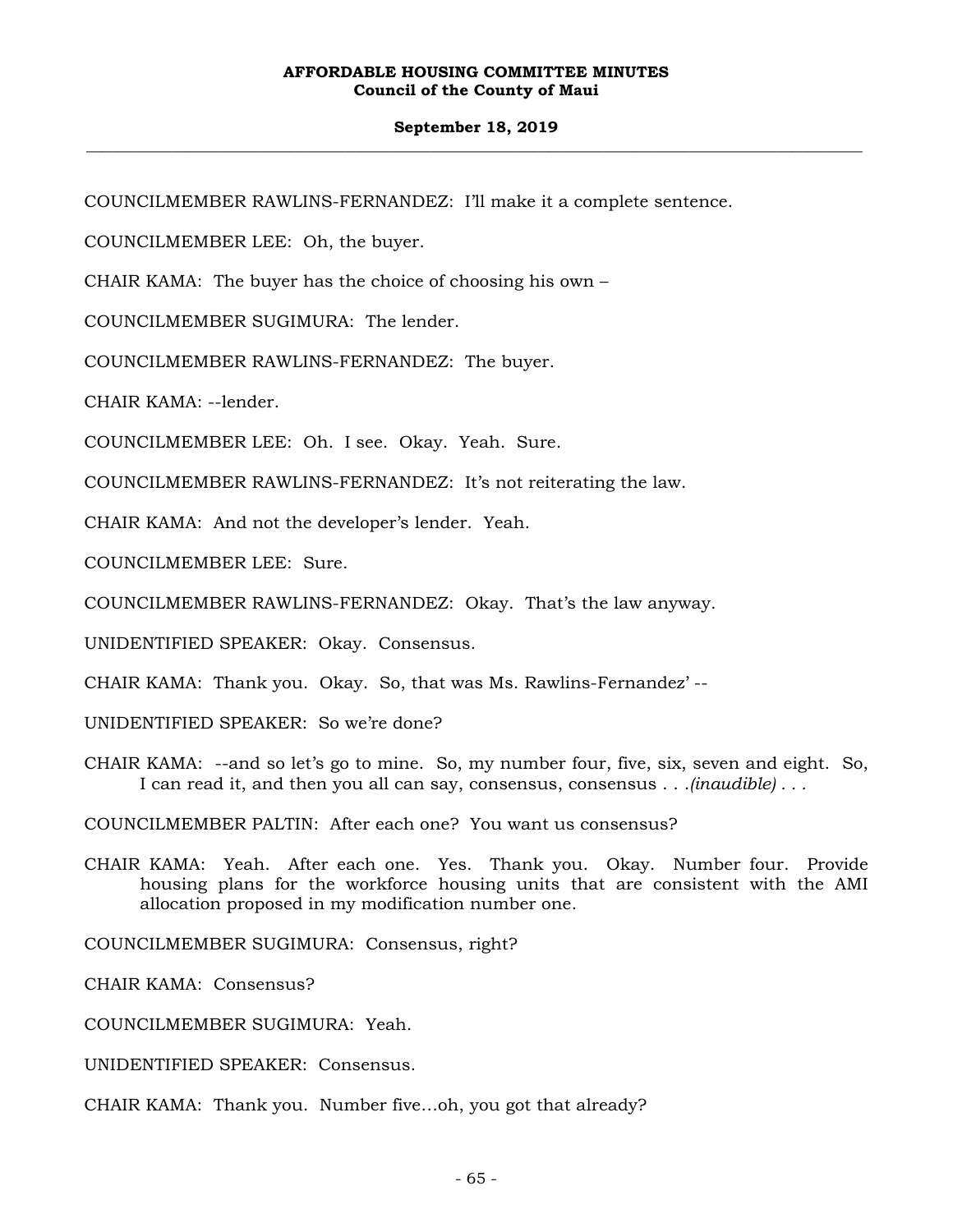COUNCILMEMBER RAWLINS-FERNANDEZ: I'll make it a complete sentence.

COUNCILMEMBER LEE: Oh, the buyer.

CHAIR KAMA: The buyer has the choice of choosing his own –

COUNCILMEMBER SUGIMURA: The lender.

COUNCILMEMBER RAWLINS-FERNANDEZ: The buyer.

CHAIR KAMA: --lender.

COUNCILMEMBER LEE: Oh. I see. Okay. Yeah. Sure.

COUNCILMEMBER RAWLINS-FERNANDEZ: It's not reiterating the law.

CHAIR KAMA: And not the developer's lender. Yeah.

COUNCILMEMBER LEE: Sure.

COUNCILMEMBER RAWLINS-FERNANDEZ: Okay. That's the law anyway.

UNIDENTIFIED SPEAKER: Okay. Consensus.

CHAIR KAMA: Thank you. Okay. So, that was Ms. Rawlins-Fernandez' --

UNIDENTIFIED SPEAKER: So we're done?

CHAIR KAMA: --and so let's go to mine. So, my number four, five, six, seven and eight. So, I can read it, and then you all can say, consensus, consensus . . .*(inaudible)* . . .

COUNCILMEMBER PALTIN: After each one? You want us consensus?

CHAIR KAMA: Yeah. After each one. Yes. Thank you. Okay. Number four. Provide housing plans for the workforce housing units that are consistent with the AMI allocation proposed in my modification number one.

COUNCILMEMBER SUGIMURA: Consensus, right?

CHAIR KAMA: Consensus?

COUNCILMEMBER SUGIMURA: Yeah.

UNIDENTIFIED SPEAKER: Consensus.

CHAIR KAMA: Thank you. Number five…oh, you got that already?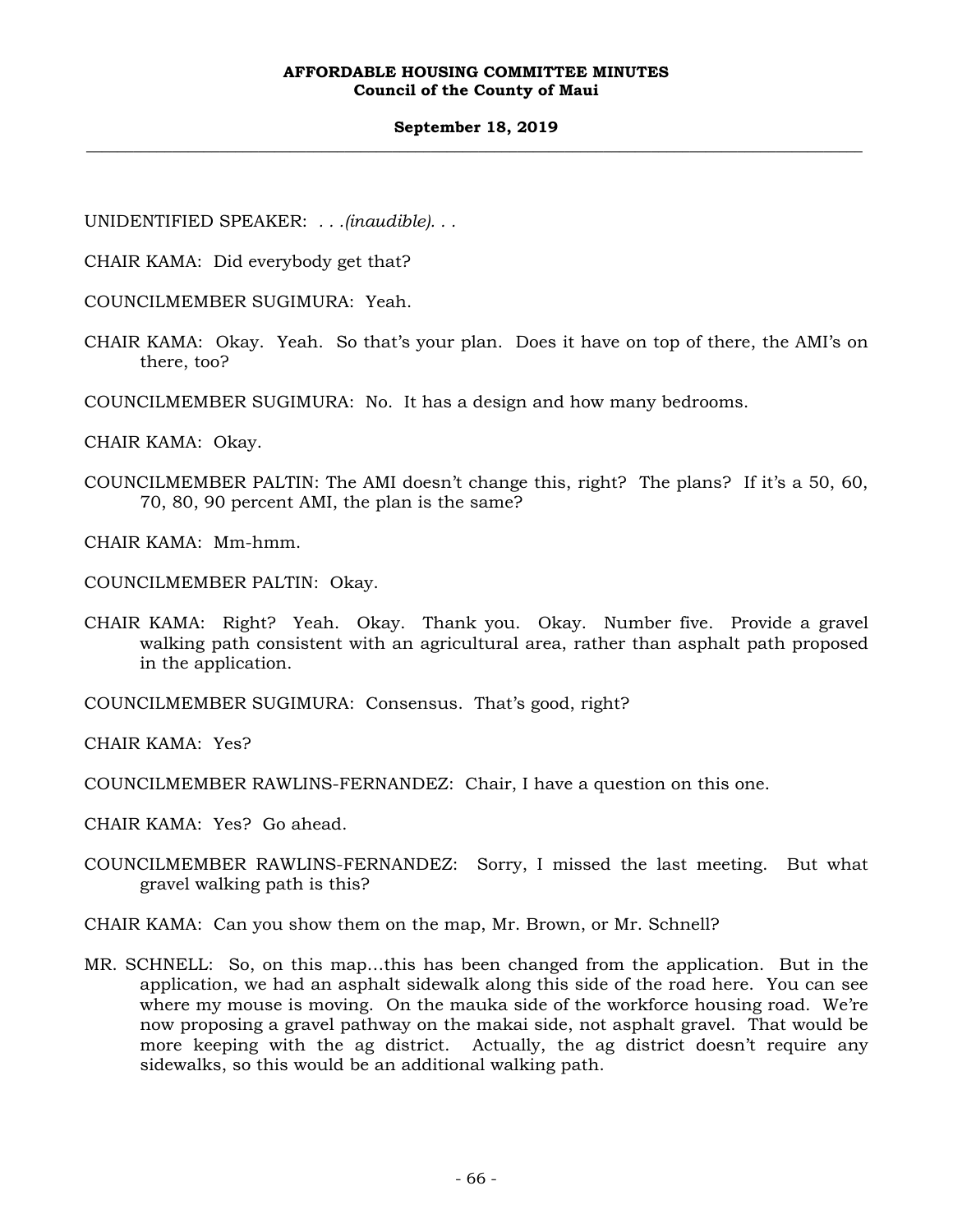UNIDENTIFIED SPEAKER: . . .*(inaudible)*. . .

CHAIR KAMA: Did everybody get that?

COUNCILMEMBER SUGIMURA: Yeah.

CHAIR KAMA: Okay. Yeah. So that's your plan. Does it have on top of there, the AMI's on there, too?

COUNCILMEMBER SUGIMURA: No. It has a design and how many bedrooms.

CHAIR KAMA: Okay.

COUNCILMEMBER PALTIN: The AMI doesn't change this, right? The plans? If it's a 50, 60, 70, 80, 90 percent AMI, the plan is the same?

CHAIR KAMA: Mm-hmm.

COUNCILMEMBER PALTIN: Okay.

CHAIR KAMA: Right? Yeah. Okay. Thank you. Okay. Number five. Provide a gravel walking path consistent with an agricultural area, rather than asphalt path proposed in the application.

COUNCILMEMBER SUGIMURA: Consensus. That's good, right?

CHAIR KAMA: Yes?

COUNCILMEMBER RAWLINS-FERNANDEZ: Chair, I have a question on this one.

CHAIR KAMA: Yes? Go ahead.

COUNCILMEMBER RAWLINS-FERNANDEZ: Sorry, I missed the last meeting. But what gravel walking path is this?

CHAIR KAMA: Can you show them on the map, Mr. Brown, or Mr. Schnell?

MR. SCHNELL: So, on this map…this has been changed from the application. But in the application, we had an asphalt sidewalk along this side of the road here. You can see where my mouse is moving. On the mauka side of the workforce housing road. We're now proposing a gravel pathway on the makai side, not asphalt gravel. That would be more keeping with the ag district. Actually, the ag district doesn't require any sidewalks, so this would be an additional walking path.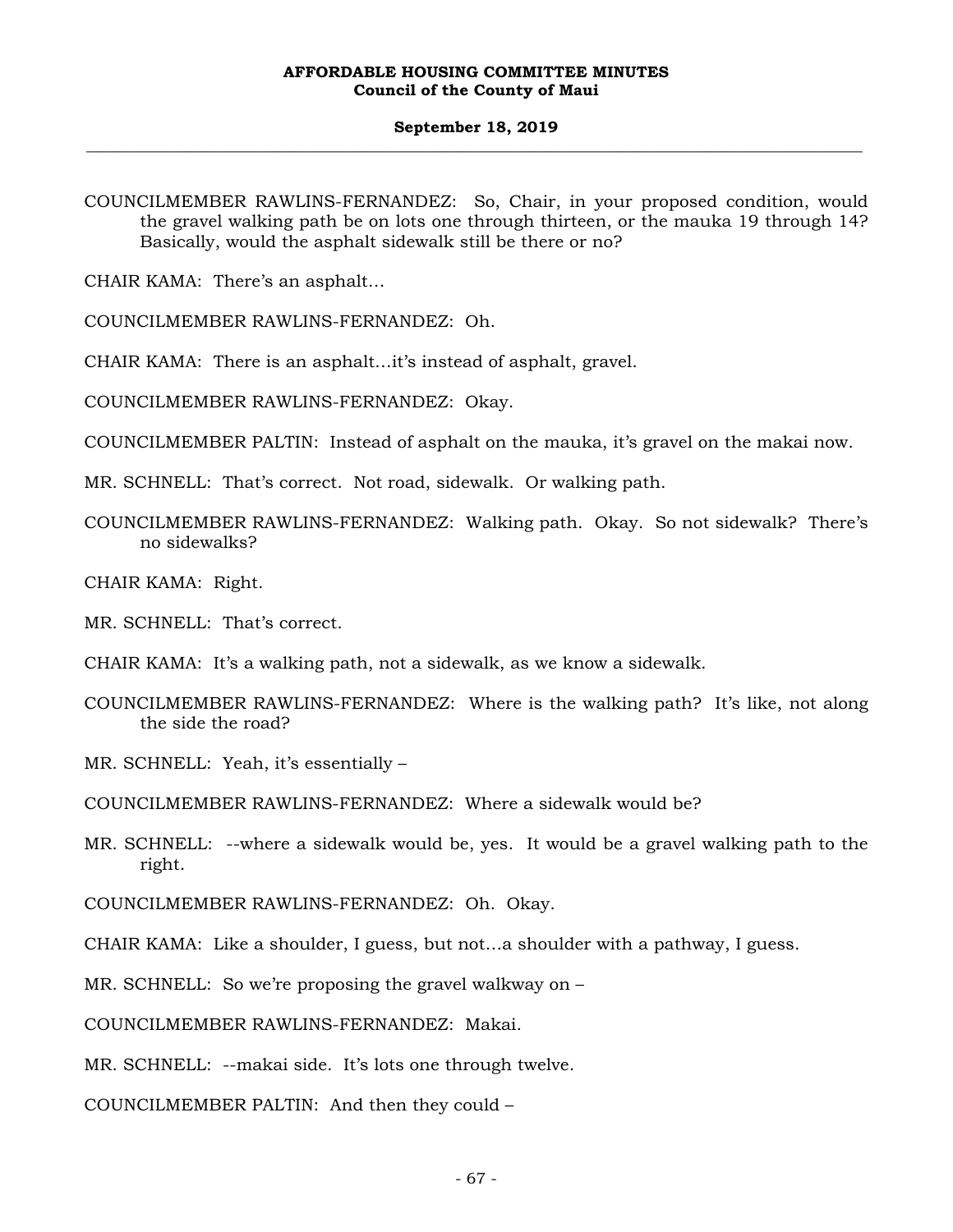COUNCILMEMBER RAWLINS-FERNANDEZ: So, Chair, in your proposed condition, would the gravel walking path be on lots one through thirteen, or the mauka 19 through 14? Basically, would the asphalt sidewalk still be there or no?

CHAIR KAMA: There's an asphalt…

COUNCILMEMBER RAWLINS-FERNANDEZ: Oh.

CHAIR KAMA: There is an asphalt…it's instead of asphalt, gravel.

COUNCILMEMBER RAWLINS-FERNANDEZ: Okay.

COUNCILMEMBER PALTIN: Instead of asphalt on the mauka, it's gravel on the makai now.

MR. SCHNELL: That's correct. Not road, sidewalk. Or walking path.

COUNCILMEMBER RAWLINS-FERNANDEZ: Walking path. Okay. So not sidewalk? There's no sidewalks?

CHAIR KAMA: Right.

MR. SCHNELL: That's correct.

CHAIR KAMA: It's a walking path, not a sidewalk, as we know a sidewalk.

COUNCILMEMBER RAWLINS-FERNANDEZ: Where is the walking path? It's like, not along the side the road?

MR. SCHNELL: Yeah, it's essentially –

COUNCILMEMBER RAWLINS-FERNANDEZ: Where a sidewalk would be?

MR. SCHNELL: --where a sidewalk would be, yes. It would be a gravel walking path to the right.

COUNCILMEMBER RAWLINS-FERNANDEZ: Oh. Okay.

CHAIR KAMA: Like a shoulder, I guess, but not…a shoulder with a pathway, I guess.

MR. SCHNELL: So we're proposing the gravel walkway on –

COUNCILMEMBER RAWLINS-FERNANDEZ: Makai.

MR. SCHNELL: --makai side. It's lots one through twelve.

COUNCILMEMBER PALTIN: And then they could –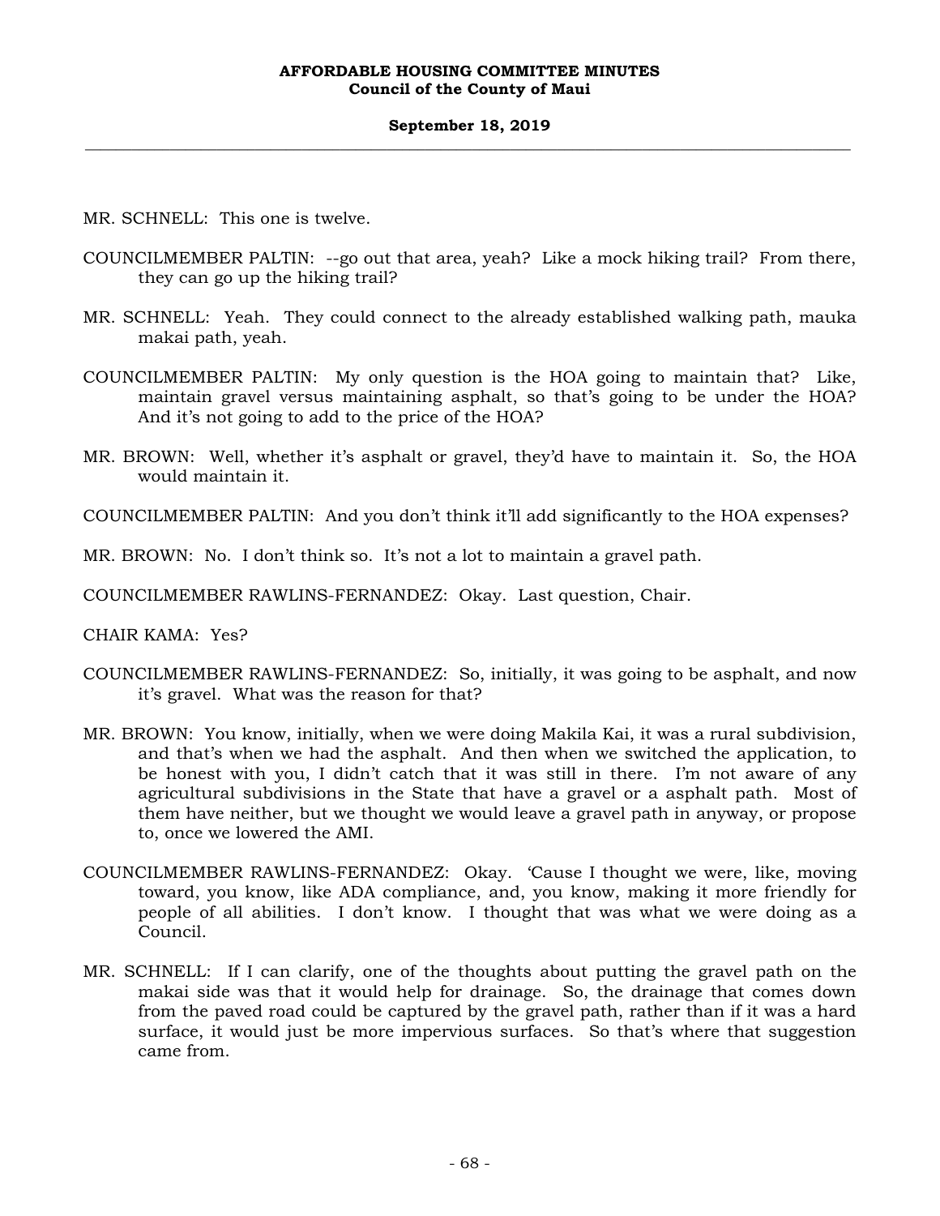MR. SCHNELL: This one is twelve.

COUNCILMEMBER PALTIN: --go out that area, yeah? Like a mock hiking trail? From there, they can go up the hiking trail?

MR. SCHNELL: Yeah. They could connect to the already established walking path, mauka makai path, yeah.

COUNCILMEMBER PALTIN: My only question is the HOA going to maintain that? Like, maintain gravel versus maintaining asphalt, so that's going to be under the HOA? And it's not going to add to the price of the HOA?

MR. BROWN: Well, whether it's asphalt or gravel, they'd have to maintain it. So, the HOA would maintain it.

COUNCILMEMBER PALTIN: And you don't think it'll add significantly to the HOA expenses?

MR. BROWN: No. I don't think so. It's not a lot to maintain a gravel path.

COUNCILMEMBER RAWLINS-FERNANDEZ: Okay. Last question, Chair.

CHAIR KAMA: Yes?

COUNCILMEMBER RAWLINS-FERNANDEZ: So, initially, it was going to be asphalt, and now it's gravel. What was the reason for that?

MR. BROWN: You know, initially, when we were doing Makila Kai, it was a rural subdivision, and that's when we had the asphalt. And then when we switched the application, to be honest with you, I didn't catch that it was still in there. I'm not aware of any agricultural subdivisions in the State that have a gravel or a asphalt path. Most of them have neither, but we thought we would leave a gravel path in anyway, or propose to, once we lowered the AMI.

COUNCILMEMBER RAWLINS-FERNANDEZ: Okay. 'Cause I thought we were, like, moving toward, you know, like ADA compliance, and, you know, making it more friendly for people of all abilities. I don't know. I thought that was what we were doing as a Council.

MR. SCHNELL: If I can clarify, one of the thoughts about putting the gravel path on the makai side was that it would help for drainage. So, the drainage that comes down from the paved road could be captured by the gravel path, rather than if it was a hard surface, it would just be more impervious surfaces. So that's where that suggestion came from.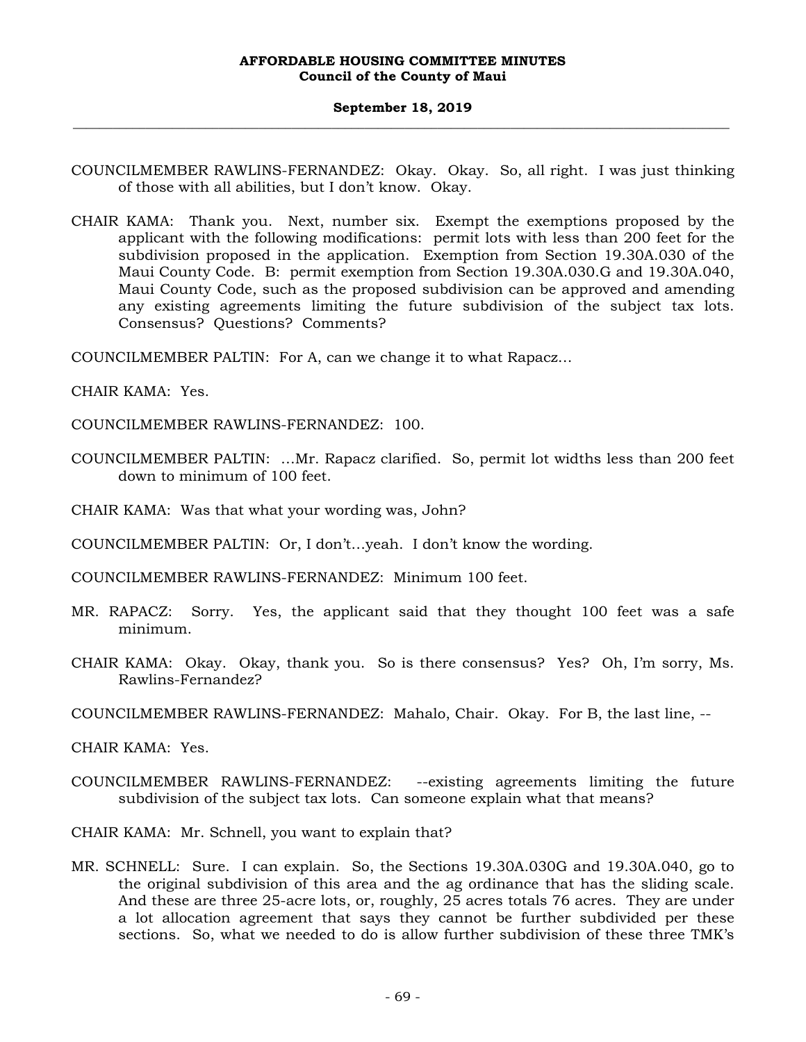COUNCILMEMBER RAWLINS-FERNANDEZ: Okay. Okay. So, all right. I was just thinking of those with all abilities, but I don't know. Okay.

CHAIR KAMA: Thank you. Next, number six. Exempt the exemptions proposed by the applicant with the following modifications: permit lots with less than 200 feet for the subdivision proposed in the application. Exemption from Section 19.30A.030 of the Maui County Code. B: permit exemption from Section 19.30A.030.G and 19.30A.040, Maui County Code, such as the proposed subdivision can be approved and amending any existing agreements limiting the future subdivision of the subject tax lots. Consensus? Questions? Comments?

COUNCILMEMBER PALTIN: For A, can we change it to what Rapacz...

CHAIR KAMA: Yes.

COUNCILMEMBER RAWLINS-FERNANDEZ: 100.

COUNCILMEMBER PALTIN: ...Mr. Rapacz clarified. So, permit lot widths less than 200 feet down to minimum of 100 feet.

CHAIR KAMA: Was that what your wording was, John?

COUNCILMEMBER PALTIN: Or, I don't...yeah. I don't know the wording.

COUNCILMEMBER RAWLINS-FERNANDEZ: Minimum 100 feet.

MR. RAPACZ: Sorry. Yes, the applicant said that they thought 100 feet was a safe minimum.

CHAIR KAMA: Okay. Okay, thank you. So is there consensus? Yes? Oh, I'm sorry, Ms. Rawlins-Fernandez?

COUNCILMEMBER RAWLINS-FERNANDEZ: Mahalo, Chair. Okay. For B, the last line, --

CHAIR KAMA: Yes.

COUNCILMEMBER RAWLINS-FERNANDEZ: --existing agreements limiting the future subdivision of the subject tax lots. Can someone explain what that means?

CHAIR KAMA: Mr. Schnell, you want to explain that?

MR. SCHNELL: Sure. I can explain. So, the Sections 19.30A.030G and 19.30A.040, go to the original subdivision of this area and the ag ordinance that has the sliding scale. And these are three 25-acre lots, or, roughly, 25 acres totals 76 acres. They are under a lot allocation agreement that says they cannot be further subdivided per these sections. So, what we needed to do is allow further subdivision of these three TMK's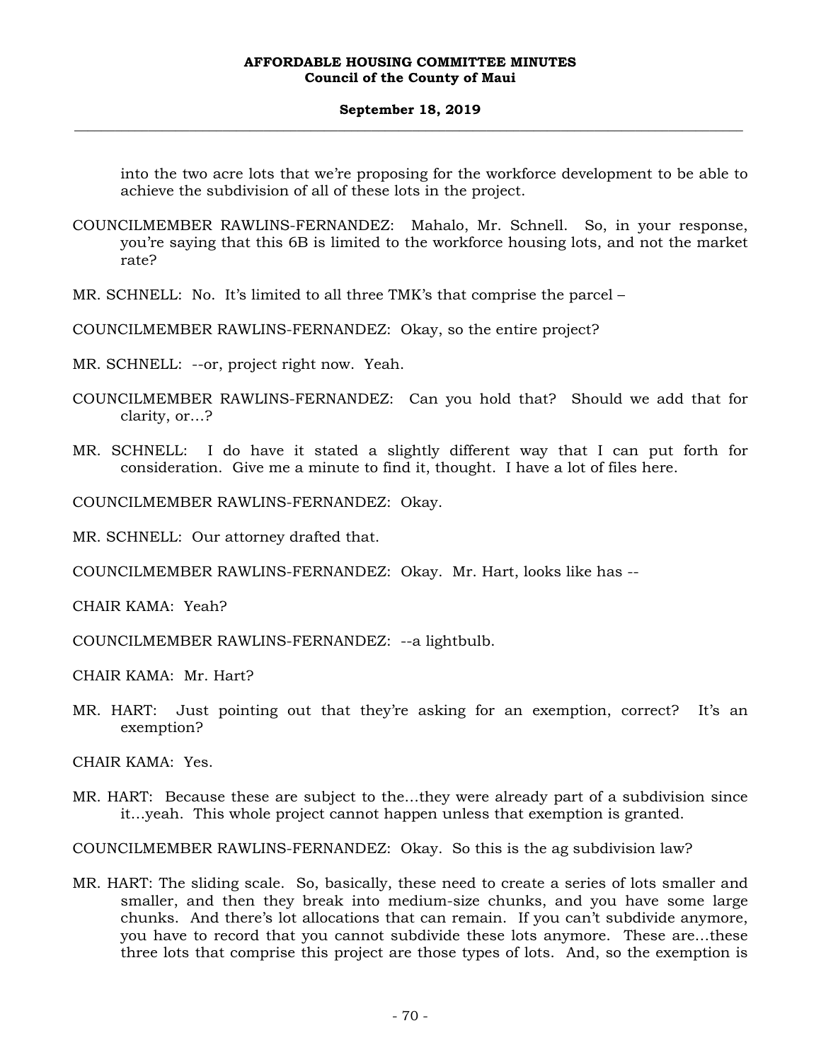into the two acre lots that we're proposing for the workforce development to be able to achieve the subdivision of all of these lots in the project.

COUNCILMEMBER RAWLINS-FERNANDEZ: Mahalo, Mr. Schnell. So, in your response, you're saying that this 6B is limited to the workforce housing lots, and not the market rate?

MR. SCHNELL: No. It's limited to all three TMK's that comprise the parcel –

COUNCILMEMBER RAWLINS-FERNANDEZ: Okay, so the entire project?

MR. SCHNELL: --or, project right now. Yeah.

COUNCILMEMBER RAWLINS-FERNANDEZ: Can you hold that? Should we add that for clarity, or...?

MR. SCHNELL: I do have it stated a slightly different way that I can put forth for consideration. Give me a minute to find it, thought. I have a lot of files here.

COUNCILMEMBER RAWLINS-FERNANDEZ: Okay.

MR. SCHNELL: Our attorney drafted that.

COUNCILMEMBER RAWLINS-FERNANDEZ: Okay. Mr. Hart, looks like has --

CHAIR KAMA: Yeah?

COUNCILMEMBER RAWLINS-FERNANDEZ: --a lightbulb.

CHAIR KAMA: Mr. Hart?

MR. HART: Just pointing out that they're asking for an exemption, correct? It's an exemption?

CHAIR KAMA: Yes.

MR. HART: Because these are subject to the...they were already part of a subdivision since it...yeah. This whole project cannot happen unless that exemption is granted.

COUNCILMEMBER RAWLINS-FERNANDEZ: Okay. So this is the ag subdivision law?

MR. HART: The sliding scale. So, basically, these need to create a series of lots smaller and smaller, and then they break into medium-size chunks, and you have some large chunks. And there's lot allocations that can remain. If you can't subdivide anymore, you have to record that you cannot subdivide these lots anymore. These are...these three lots that comprise this project are those types of lots. And, so the exemption is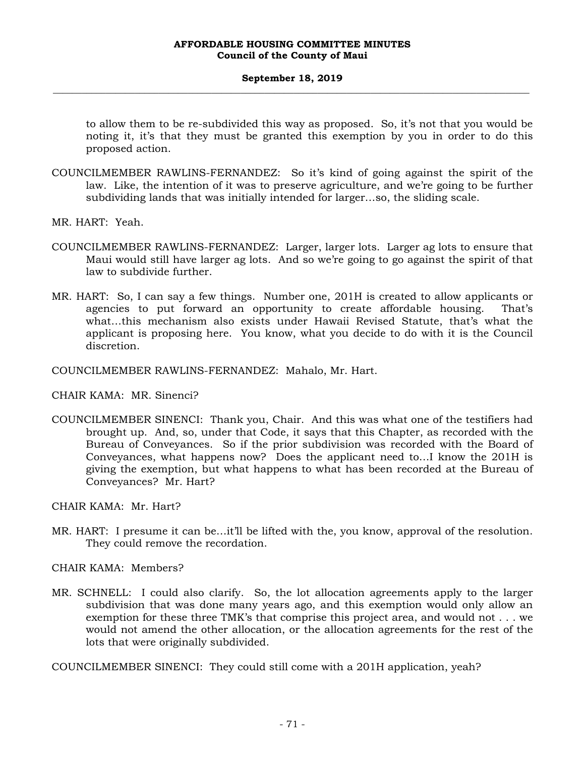to allow them to be re-subdivided this way as proposed. So, it's not that you would be noting it, it's that they must be granted this exemption by you in order to do this proposed action.

COUNCILMEMBER RAWLINS-FERNANDEZ: So it's kind of going against the spirit of the law. Like, the intention of it was to preserve agriculture, and we're going to be further subdividing lands that was initially intended for larger…so, the sliding scale.

MR. HART: Yeah.

COUNCILMEMBER RAWLINS-FERNANDEZ: Larger, larger lots. Larger ag lots to ensure that Maui would still have larger ag lots. And so we're going to go against the spirit of that law to subdivide further.

MR. HART: So, I can say a few things. Number one, 201H is created to allow applicants or agencies to put forward an opportunity to create affordable housing. That's what…this mechanism also exists under Hawaii Revised Statute, that's what the applicant is proposing here. You know, what you decide to do with it is the Council discretion.

COUNCILMEMBER RAWLINS-FERNANDEZ: Mahalo, Mr. Hart.

CHAIR KAMA: MR. Sinenci?

COUNCILMEMBER SINENCI: Thank you, Chair. And this was what one of the testifiers had brought up. And, so, under that Code, it says that this Chapter, as recorded with the Bureau of Conveyances. So if the prior subdivision was recorded with the Board of Conveyances, what happens now? Does the applicant need to…I know the 201H is giving the exemption, but what happens to what has been recorded at the Bureau of Conveyances? Mr. Hart?

CHAIR KAMA: Mr. Hart?

MR. HART: I presume it can be…it'll be lifted with the, you know, approval of the resolution. They could remove the recordation.

CHAIR KAMA: Members?

MR. SCHNELL: I could also clarify. So, the lot allocation agreements apply to the larger subdivision that was done many years ago, and this exemption would only allow an exemption for these three TMK's that comprise this project area, and would not . . . we would not amend the other allocation, or the allocation agreements for the rest of the lots that were originally subdivided.

COUNCILMEMBER SINENCI: They could still come with a 201H application, yeah?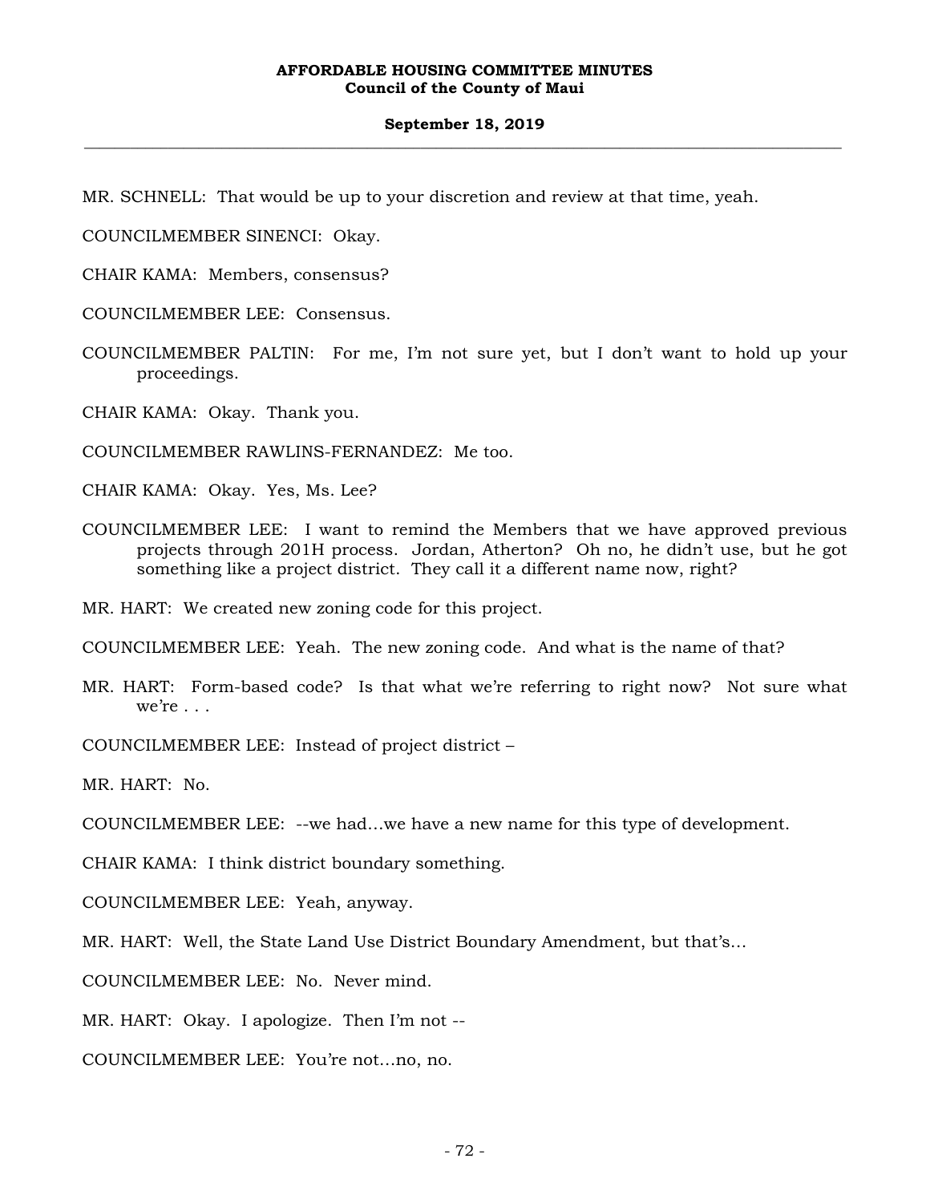MR. SCHNELL: That would be up to your discretion and review at that time, yeah.

COUNCILMEMBER SINENCI: Okay.

CHAIR KAMA: Members, consensus?

COUNCILMEMBER LEE: Consensus.

COUNCILMEMBER PALTIN: For me, I'm not sure yet, but I don't want to hold up your proceedings.

CHAIR KAMA: Okay. Thank you.

COUNCILMEMBER RAWLINS-FERNANDEZ: Me too.

CHAIR KAMA: Okay. Yes, Ms. Lee?

COUNCILMEMBER LEE: I want to remind the Members that we have approved previous projects through 201H process. Jordan, Atherton? Oh no, he didn't use, but he got something like a project district. They call it a different name now, right?

MR. HART: We created new zoning code for this project.

COUNCILMEMBER LEE: Yeah. The new zoning code. And what is the name of that?

MR. HART: Form-based code? Is that what we're referring to right now? Not sure what we're . . .

COUNCILMEMBER LEE: Instead of project district –

MR. HART: No.

COUNCILMEMBER LEE: --we had…we have a new name for this type of development.

CHAIR KAMA: I think district boundary something.

COUNCILMEMBER LEE: Yeah, anyway.

MR. HART: Well, the State Land Use District Boundary Amendment, but that's…

COUNCILMEMBER LEE: No. Never mind.

MR. HART: Okay. I apologize. Then I'm not --

COUNCILMEMBER LEE: You're not…no, no.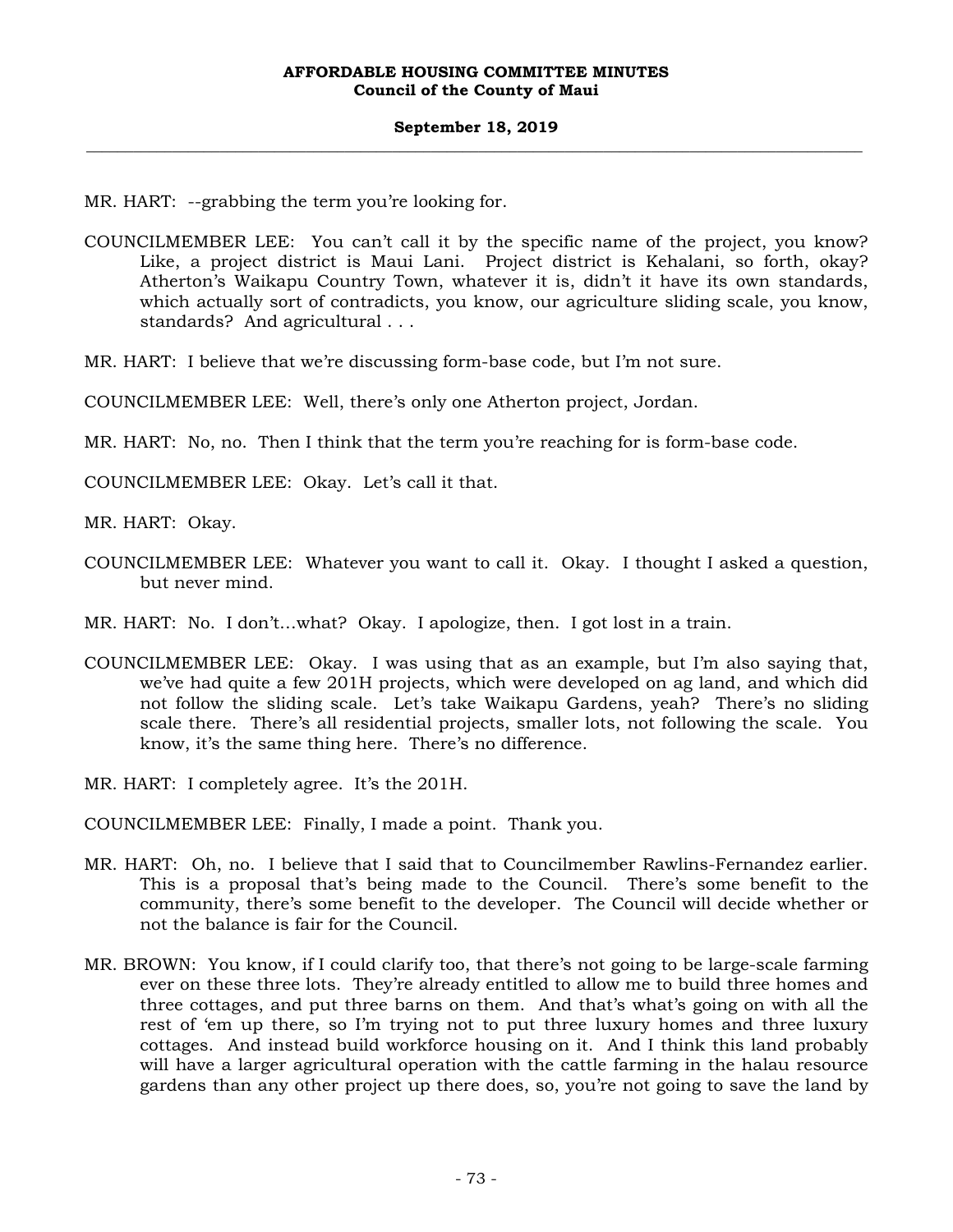MR. HART: --grabbing the term you're looking for.

COUNCILMEMBER LEE: You can't call it by the specific name of the project, you know? Like, a project district is Maui Lani. Project district is Kehalani, so forth, okay? Atherton's Waikapu Country Town, whatever it is, didn't it have its own standards, which actually sort of contradicts, you know, our agriculture sliding scale, you know, standards? And agricultural . . .

MR. HART: I believe that we're discussing form-base code, but I'm not sure.

COUNCILMEMBER LEE: Well, there's only one Atherton project, Jordan.

MR. HART: No, no. Then I think that the term you're reaching for is form-base code.

COUNCILMEMBER LEE: Okay. Let's call it that.

MR. HART: Okay.

COUNCILMEMBER LEE: Whatever you want to call it. Okay. I thought I asked a question, but never mind.

MR. HART: No. I don't...what? Okay. I apologize, then. I got lost in a train.

COUNCILMEMBER LEE: Okay. I was using that as an example, but I'm also saying that, we've had quite a few 201H projects, which were developed on ag land, and which did not follow the sliding scale. Let's take Waikapu Gardens, yeah? There's no sliding scale there. There's all residential projects, smaller lots, not following the scale. You know, it's the same thing here. There's no difference.

MR. HART: I completely agree. It's the 201H.

COUNCILMEMBER LEE: Finally, I made a point. Thank you.

MR. HART: Oh, no. I believe that I said that to Councilmember Rawlins-Fernandez earlier. This is a proposal that's being made to the Council. There's some benefit to the community, there's some benefit to the developer. The Council will decide whether or not the balance is fair for the Council.

MR. BROWN: You know, if I could clarify too, that there's not going to be large-scale farming ever on these three lots. They're already entitled to allow me to build three homes and three cottages, and put three barns on them. And that's what's going on with all the rest of 'em up there, so I'm trying not to put three luxury homes and three luxury cottages. And instead build workforce housing on it. And I think this land probably will have a larger agricultural operation with the cattle farming in the halau resource gardens than any other project up there does, so, you're not going to save the land by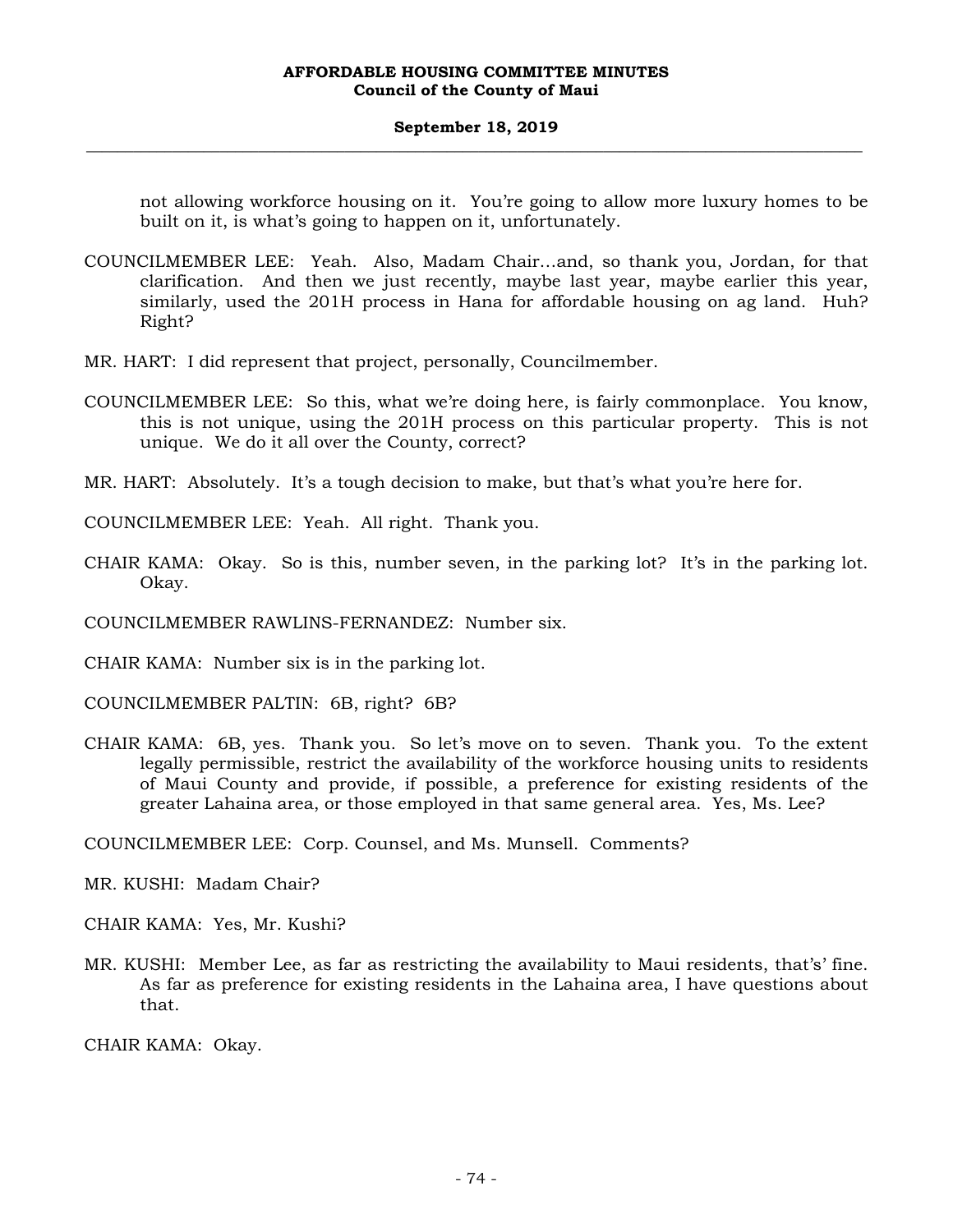not allowing workforce housing on it. You're going to allow more luxury homes to be built on it, is what's going to happen on it, unfortunately.

COUNCILMEMBER LEE: Yeah. Also, Madam Chair...and, so thank you, Jordan, for that clarification. And then we just recently, maybe last year, maybe earlier this year, similarly, used the 201H process in Hana for affordable housing on ag land. Huh? Right?

MR. HART: I did represent that project, personally, Councilmember.

COUNCILMEMBER LEE: So this, what we're doing here, is fairly commonplace. You know, this is not unique, using the 201H process on this particular property. This is not unique. We do it all over the County, correct?

MR. HART: Absolutely. It's a tough decision to make, but that's what you're here for.

COUNCILMEMBER LEE: Yeah. All right. Thank you.

CHAIR KAMA: Okay. So is this, number seven, in the parking lot? It's in the parking lot. Okay.

COUNCILMEMBER RAWLINS-FERNANDEZ: Number six.

CHAIR KAMA: Number six is in the parking lot.

COUNCILMEMBER PALTIN: 6B, right? 6B?

CHAIR KAMA: 6B, yes. Thank you. So let's move on to seven. Thank you. To the extent legally permissible, restrict the availability of the workforce housing units to residents of Maui County and provide, if possible, a preference for existing residents of the greater Lahaina area, or those employed in that same general area. Yes, Ms. Lee?

COUNCILMEMBER LEE: Corp. Counsel, and Ms. Munsell. Comments?

MR. KUSHI: Madam Chair?

CHAIR KAMA: Yes, Mr. Kushi?

MR. KUSHI: Member Lee, as far as restricting the availability to Maui residents, that's' fine. As far as preference for existing residents in the Lahaina area, I have questions about that.

CHAIR KAMA: Okay.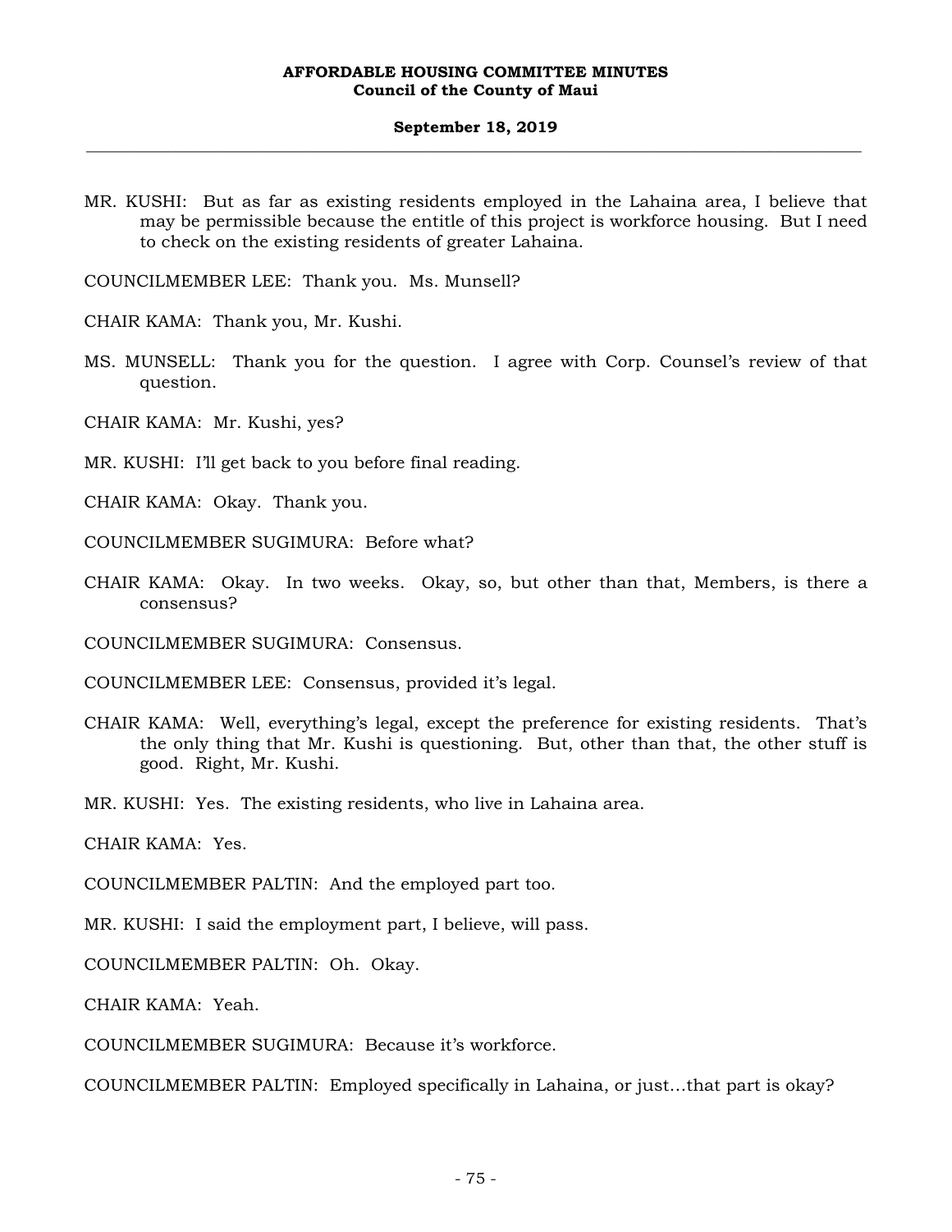MR. KUSHI: But as far as existing residents employed in the Lahaina area, I believe that may be permissible because the entitle of this project is workforce housing. But I need to check on the existing residents of greater Lahaina.

COUNCILMEMBER LEE: Thank you. Ms. Munsell?

CHAIR KAMA: Thank you, Mr. Kushi.

MS. MUNSELL: Thank you for the question. I agree with Corp. Counsel's review of that question.

CHAIR KAMA: Mr. Kushi, yes?

MR. KUSHI: I'll get back to you before final reading.

CHAIR KAMA: Okay. Thank you.

COUNCILMEMBER SUGIMURA: Before what?

CHAIR KAMA: Okay. In two weeks. Okay, so, but other than that, Members, is there a consensus?

COUNCILMEMBER SUGIMURA: Consensus.

COUNCILMEMBER LEE: Consensus, provided it's legal.

CHAIR KAMA: Well, everything's legal, except the preference for existing residents. That's the only thing that Mr. Kushi is questioning. But, other than that, the other stuff is good. Right, Mr. Kushi.

MR. KUSHI: Yes. The existing residents, who live in Lahaina area.

CHAIR KAMA: Yes.

COUNCILMEMBER PALTIN: And the employed part too.

MR. KUSHI: I said the employment part, I believe, will pass.

COUNCILMEMBER PALTIN: Oh. Okay.

CHAIR KAMA: Yeah.

COUNCILMEMBER SUGIMURA: Because it's workforce.

COUNCILMEMBER PALTIN: Employed specifically in Lahaina, or just...that part is okay?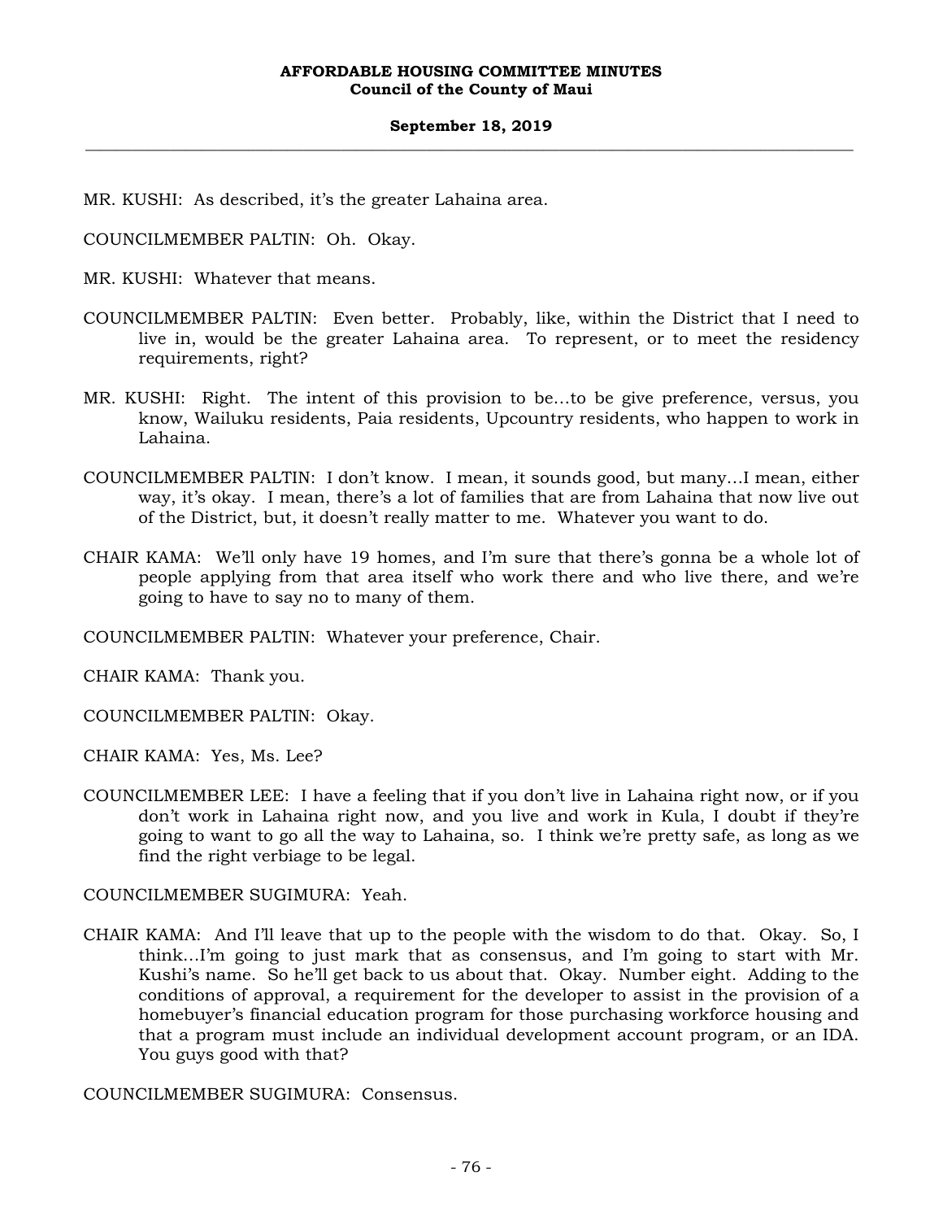MR. KUSHI: As described, it's the greater Lahaina area.

COUNCILMEMBER PALTIN: Oh. Okay.

MR. KUSHI: Whatever that means.

COUNCILMEMBER PALTIN: Even better. Probably, like, within the District that I need to live in, would be the greater Lahaina area. To represent, or to meet the residency requirements, right?

MR. KUSHI: Right. The intent of this provision to be...to be give preference, versus, you know, Wailuku residents, Paia residents, Upcountry residents, who happen to work in Lahaina.

COUNCILMEMBER PALTIN: I don't know. I mean, it sounds good, but many...I mean, either way, it's okay. I mean, there's a lot of families that are from Lahaina that now live out of the District, but, it doesn't really matter to me. Whatever you want to do.

CHAIR KAMA: We'll only have 19 homes, and I'm sure that there's gonna be a whole lot of people applying from that area itself who work there and who live there, and we're going to have to say no to many of them.

COUNCILMEMBER PALTIN: Whatever your preference, Chair.

CHAIR KAMA: Thank you.

COUNCILMEMBER PALTIN: Okay.

CHAIR KAMA: Yes, Ms. Lee?

COUNCILMEMBER LEE: I have a feeling that if you don't live in Lahaina right now, or if you don't work in Lahaina right now, and you live and work in Kula, I doubt if they're going to want to go all the way to Lahaina, so. I think we're pretty safe, as long as we find the right verbiage to be legal.

COUNCILMEMBER SUGIMURA: Yeah.

CHAIR KAMA: And I'll leave that up to the people with the wisdom to do that. Okay. So, I think...I'm going to just mark that as consensus, and I'm going to start with Mr. Kushi's name. So he'll get back to us about that. Okay. Number eight. Adding to the conditions of approval, a requirement for the developer to assist in the provision of a homebuyer's financial education program for those purchasing workforce housing and that a program must include an individual development account program, or an IDA. You guys good with that?

COUNCILMEMBER SUGIMURA: Consensus.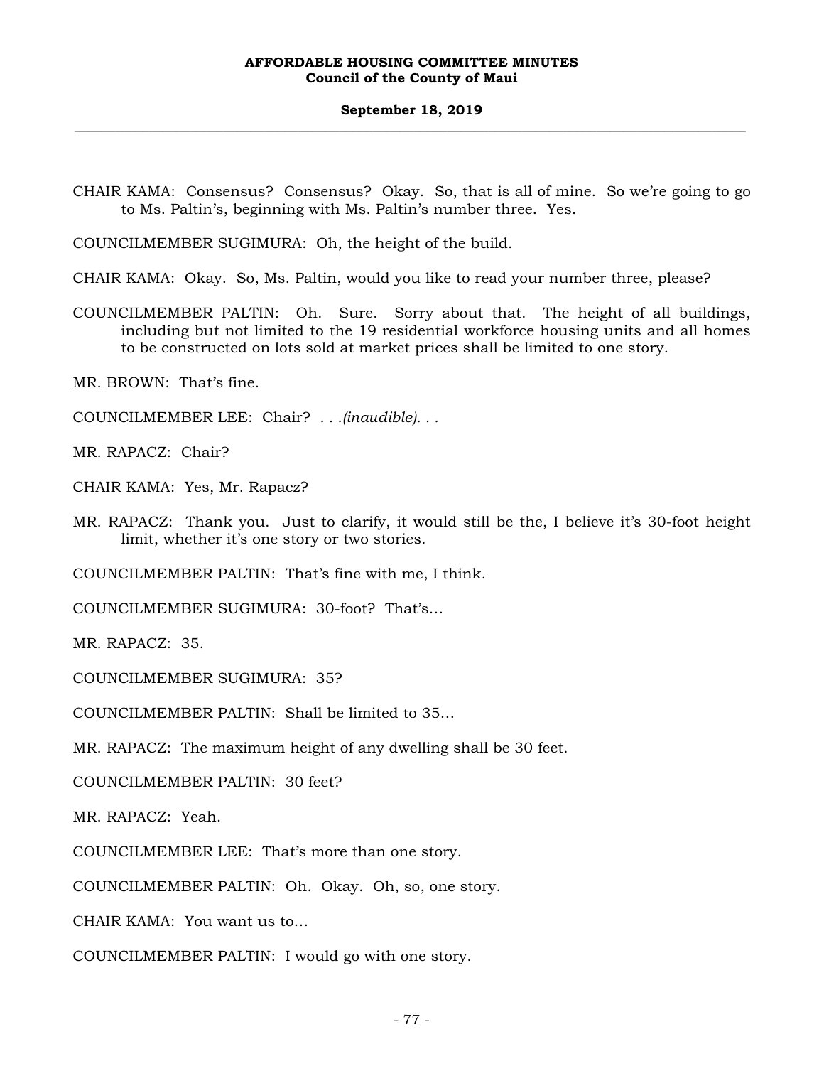CHAIR KAMA: Consensus? Consensus? Okay. So, that is all of mine. So we're going to go to Ms. Paltin's, beginning with Ms. Paltin's number three. Yes.

COUNCILMEMBER SUGIMURA: Oh, the height of the build.

CHAIR KAMA: Okay. So, Ms. Paltin, would you like to read your number three, please?

COUNCILMEMBER PALTIN: Oh. Sure. Sorry about that. The height of all buildings, including but not limited to the 19 residential workforce housing units and all homes to be constructed on lots sold at market prices shall be limited to one story.

MR. BROWN: That's fine.

COUNCILMEMBER LEE: Chair? *. . .(inaudible). . .*

MR. RAPACZ: Chair?

CHAIR KAMA: Yes, Mr. Rapacz?

MR. RAPACZ: Thank you. Just to clarify, it would still be the, I believe it's 30-foot height limit, whether it's one story or two stories.

COUNCILMEMBER PALTIN: That's fine with me, I think.

COUNCILMEMBER SUGIMURA: 30-foot? That's...

MR. RAPACZ: 35.

COUNCILMEMBER SUGIMURA: 35?

COUNCILMEMBER PALTIN: Shall be limited to 35...

MR. RAPACZ: The maximum height of any dwelling shall be 30 feet.

COUNCILMEMBER PALTIN: 30 feet?

MR. RAPACZ: Yeah.

COUNCILMEMBER LEE: That's more than one story.

COUNCILMEMBER PALTIN: Oh. Okay. Oh, so, one story.

CHAIR KAMA: You want us to...

COUNCILMEMBER PALTIN: I would go with one story.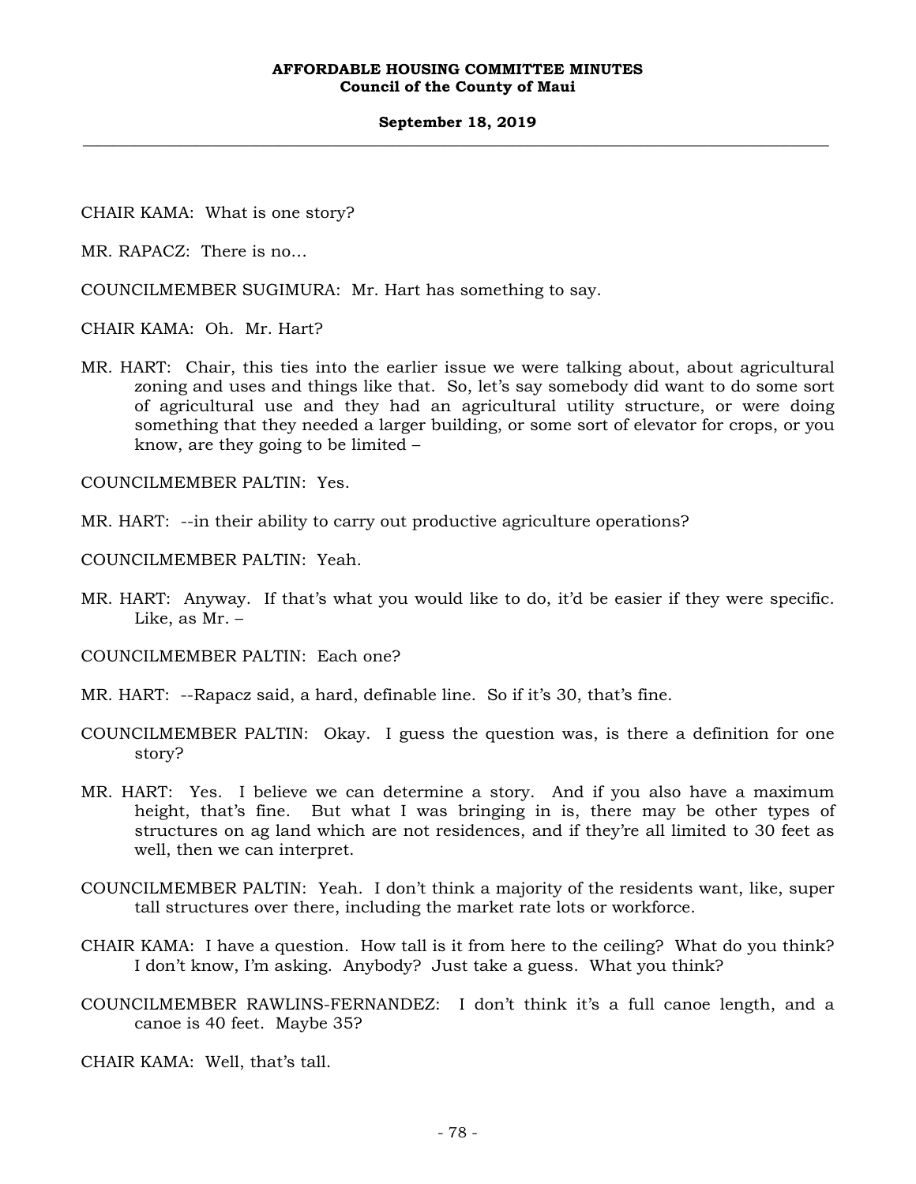CHAIR KAMA: What is one story?

MR. RAPACZ: There is no…

COUNCILMEMBER SUGIMURA: Mr. Hart has something to say.

CHAIR KAMA: Oh. Mr. Hart?

MR. HART: Chair, this ties into the earlier issue we were talking about, about agricultural zoning and uses and things like that. So, let's say somebody did want to do some sort of agricultural use and they had an agricultural utility structure, or were doing something that they needed a larger building, or some sort of elevator for crops, or you know, are they going to be limited –

COUNCILMEMBER PALTIN: Yes.

MR. HART: --in their ability to carry out productive agriculture operations?

COUNCILMEMBER PALTIN: Yeah.

MR. HART: Anyway. If that's what you would like to do, it'd be easier if they were specific. Like, as Mr. –

COUNCILMEMBER PALTIN: Each one?

MR. HART: --Rapacz said, a hard, definable line. So if it's 30, that's fine.

COUNCILMEMBER PALTIN: Okay. I guess the question was, is there a definition for one story?

MR. HART: Yes. I believe we can determine a story. And if you also have a maximum height, that's fine. But what I was bringing in is, there may be other types of structures on ag land which are not residences, and if they're all limited to 30 feet as well, then we can interpret.

COUNCILMEMBER PALTIN: Yeah. I don't think a majority of the residents want, like, super tall structures over there, including the market rate lots or workforce.

CHAIR KAMA: I have a question. How tall is it from here to the ceiling? What do you think? I don't know, I'm asking. Anybody? Just take a guess. What you think?

COUNCILMEMBER RAWLINS-FERNANDEZ: I don't think it's a full canoe length, and a canoe is 40 feet. Maybe 35?

CHAIR KAMA: Well, that's tall.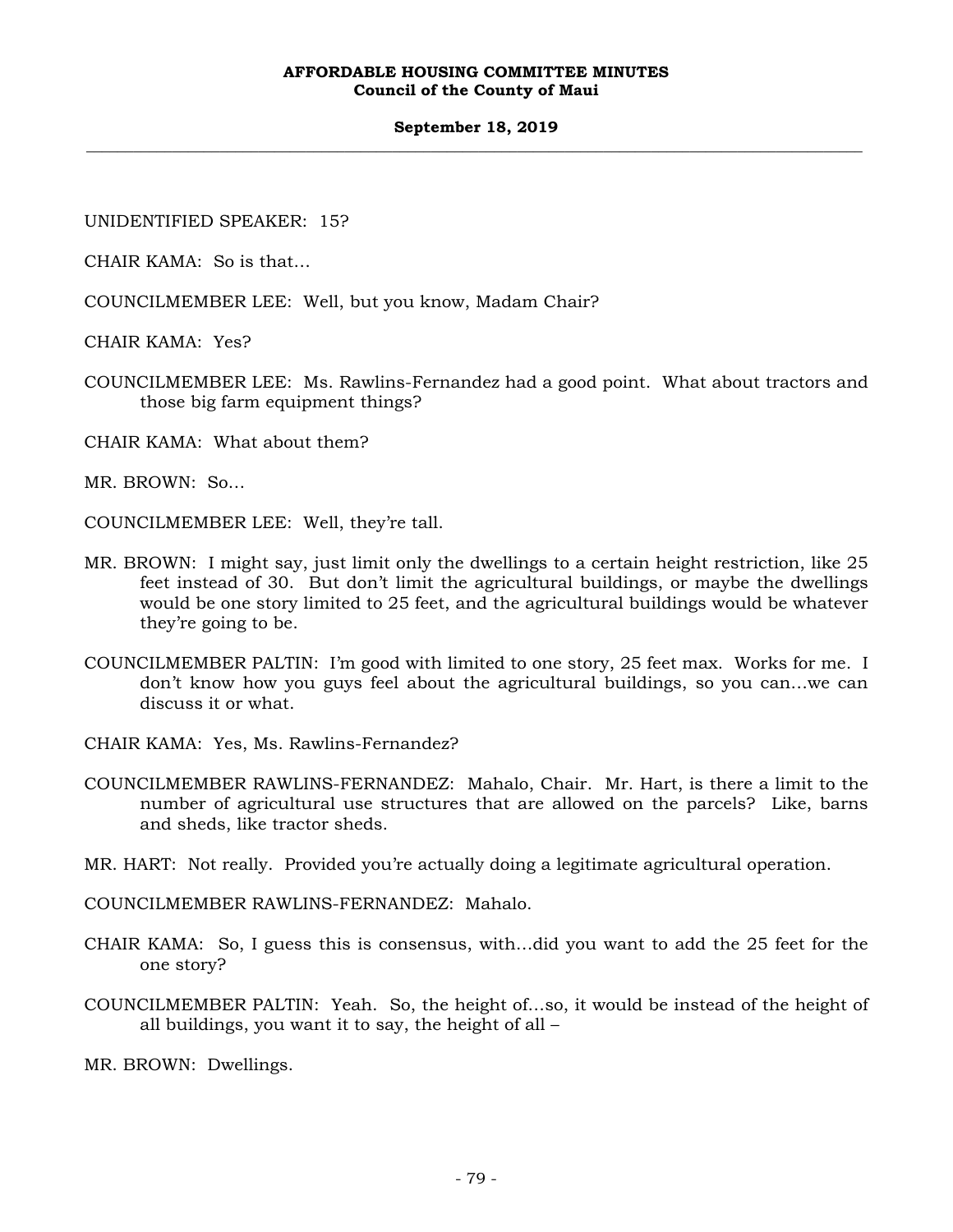UNIDENTIFIED SPEAKER: 15?

CHAIR KAMA: So is that…

COUNCILMEMBER LEE: Well, but you know, Madam Chair?

CHAIR KAMA: Yes?

COUNCILMEMBER LEE: Ms. Rawlins-Fernandez had a good point. What about tractors and those big farm equipment things?

CHAIR KAMA: What about them?

MR. BROWN: So…

COUNCILMEMBER LEE: Well, they're tall.

MR. BROWN: I might say, just limit only the dwellings to a certain height restriction, like 25 feet instead of 30. But don't limit the agricultural buildings, or maybe the dwellings would be one story limited to 25 feet, and the agricultural buildings would be whatever they're going to be.

COUNCILMEMBER PALTIN: I'm good with limited to one story, 25 feet max. Works for me. I don't know how you guys feel about the agricultural buildings, so you can…we can discuss it or what.

CHAIR KAMA: Yes, Ms. Rawlins-Fernandez?

COUNCILMEMBER RAWLINS-FERNANDEZ: Mahalo, Chair. Mr. Hart, is there a limit to the number of agricultural use structures that are allowed on the parcels? Like, barns and sheds, like tractor sheds.

MR. HART: Not really. Provided you're actually doing a legitimate agricultural operation.

COUNCILMEMBER RAWLINS-FERNANDEZ: Mahalo.

CHAIR KAMA: So, I guess this is consensus, with…did you want to add the 25 feet for the one story?

COUNCILMEMBER PALTIN: Yeah. So, the height of…so, it would be instead of the height of all buildings, you want it to say, the height of all –

MR. BROWN: Dwellings.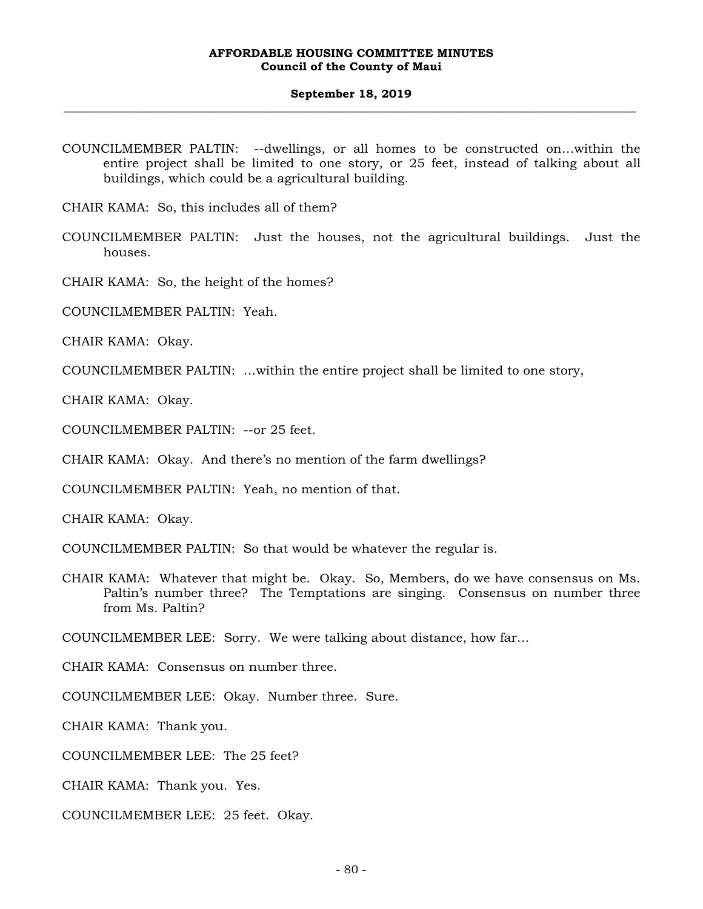COUNCILMEMBER PALTIN: --dwellings, or all homes to be constructed on…within the entire project shall be limited to one story, or 25 feet, instead of talking about all buildings, which could be a agricultural building.

CHAIR KAMA: So, this includes all of them?

COUNCILMEMBER PALTIN: Just the houses, not the agricultural buildings. Just the houses.

CHAIR KAMA: So, the height of the homes?

COUNCILMEMBER PALTIN: Yeah.

CHAIR KAMA: Okay.

COUNCILMEMBER PALTIN: …within the entire project shall be limited to one story,

CHAIR KAMA: Okay.

COUNCILMEMBER PALTIN: --or 25 feet.

CHAIR KAMA: Okay. And there's no mention of the farm dwellings?

COUNCILMEMBER PALTIN: Yeah, no mention of that.

CHAIR KAMA: Okay.

COUNCILMEMBER PALTIN: So that would be whatever the regular is.

CHAIR KAMA: Whatever that might be. Okay. So, Members, do we have consensus on Ms. Paltin's number three? The Temptations are singing. Consensus on number three from Ms. Paltin?

COUNCILMEMBER LEE: Sorry. We were talking about distance, how far…

CHAIR KAMA: Consensus on number three.

COUNCILMEMBER LEE: Okay. Number three. Sure.

CHAIR KAMA: Thank you.

COUNCILMEMBER LEE: The 25 feet?

CHAIR KAMA: Thank you. Yes.

COUNCILMEMBER LEE: 25 feet. Okay.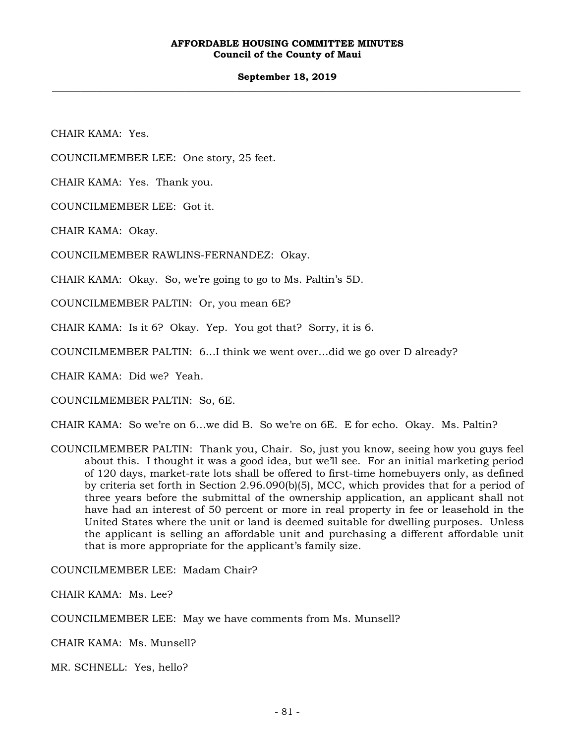CHAIR KAMA: Yes.

COUNCILMEMBER LEE: One story, 25 feet.

CHAIR KAMA: Yes. Thank you.

COUNCILMEMBER LEE: Got it.

CHAIR KAMA: Okay.

COUNCILMEMBER RAWLINS-FERNANDEZ: Okay.

CHAIR KAMA: Okay. So, we're going to go to Ms. Paltin's 5D.

COUNCILMEMBER PALTIN: Or, you mean 6E?

CHAIR KAMA: Is it 6? Okay. Yep. You got that? Sorry, it is 6.

COUNCILMEMBER PALTIN: 6…I think we went over…did we go over D already?

CHAIR KAMA: Did we? Yeah.

COUNCILMEMBER PALTIN: So, 6E.

CHAIR KAMA: So we're on 6…we did B. So we're on 6E. E for echo. Okay. Ms. Paltin?

COUNCILMEMBER PALTIN: Thank you, Chair. So, just you know, seeing how you guys feel about this. I thought it was a good idea, but we'll see. For an initial marketing period of 120 days, market-rate lots shall be offered to first-time homebuyers only, as defined by criteria set forth in Section 2.96.090(b)(5), MCC, which provides that for a period of three years before the submittal of the ownership application, an applicant shall not have had an interest of 50 percent or more in real property in fee or leasehold in the United States where the unit or land is deemed suitable for dwelling purposes. Unless the applicant is selling an affordable unit and purchasing a different affordable unit that is more appropriate for the applicant's family size.

COUNCILMEMBER LEE: Madam Chair?

CHAIR KAMA: Ms. Lee?

COUNCILMEMBER LEE: May we have comments from Ms. Munsell?

CHAIR KAMA: Ms. Munsell?

MR. SCHNELL: Yes, hello?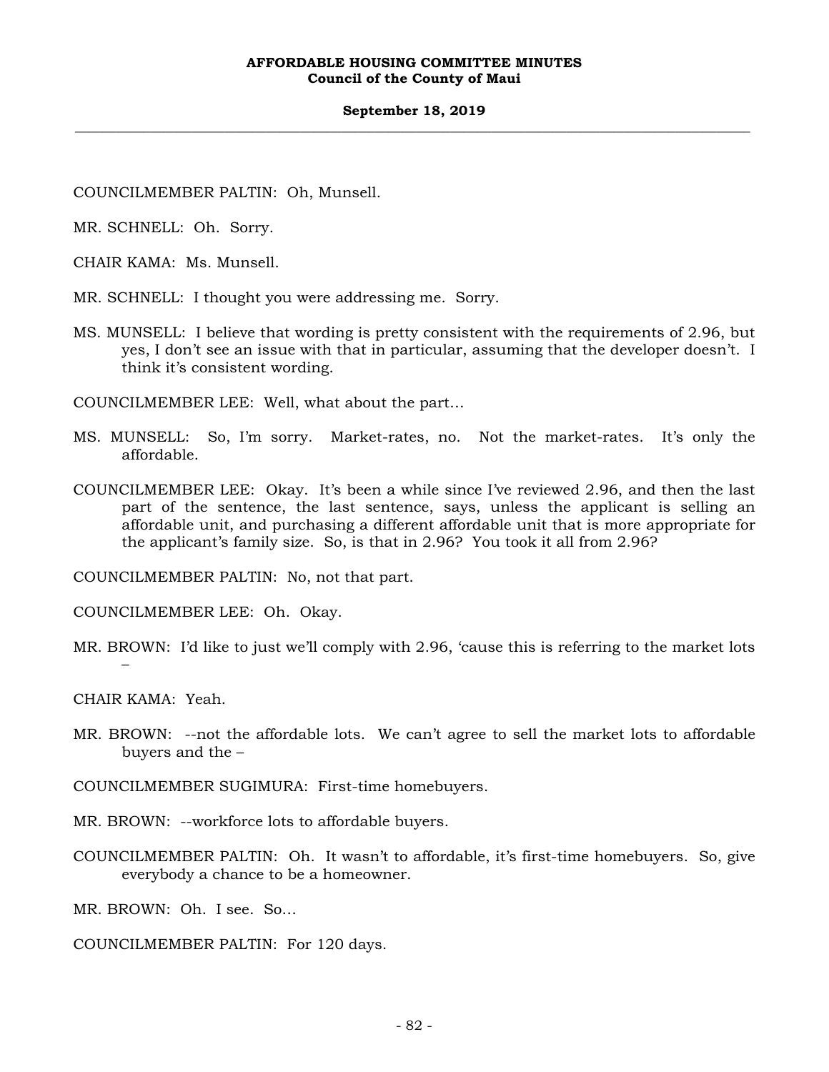COUNCILMEMBER PALTIN: Oh, Munsell.

MR. SCHNELL: Oh. Sorry.

CHAIR KAMA: Ms. Munsell.

MR. SCHNELL: I thought you were addressing me. Sorry.

MS. MUNSELL: I believe that wording is pretty consistent with the requirements of 2.96, but yes, I don't see an issue with that in particular, assuming that the developer doesn't. I think it's consistent wording.

COUNCILMEMBER LEE: Well, what about the part…

MS. MUNSELL: So, I'm sorry. Market-rates, no. Not the market-rates. It's only the affordable.

COUNCILMEMBER LEE: Okay. It's been a while since I've reviewed 2.96, and then the last part of the sentence, the last sentence, says, unless the applicant is selling an affordable unit, and purchasing a different affordable unit that is more appropriate for the applicant's family size. So, is that in 2.96? You took it all from 2.96?

COUNCILMEMBER PALTIN: No, not that part.

COUNCILMEMBER LEE: Oh. Okay.

MR. BROWN: I'd like to just we'll comply with 2.96, 'cause this is referring to the market lots –

CHAIR KAMA: Yeah.

MR. BROWN: --not the affordable lots. We can't agree to sell the market lots to affordable buyers and the –

COUNCILMEMBER SUGIMURA: First-time homebuyers.

MR. BROWN: --workforce lots to affordable buyers.

COUNCILMEMBER PALTIN: Oh. It wasn't to affordable, it's first-time homebuyers. So, give everybody a chance to be a homeowner.

MR. BROWN: Oh. I see. So…

COUNCILMEMBER PALTIN: For 120 days.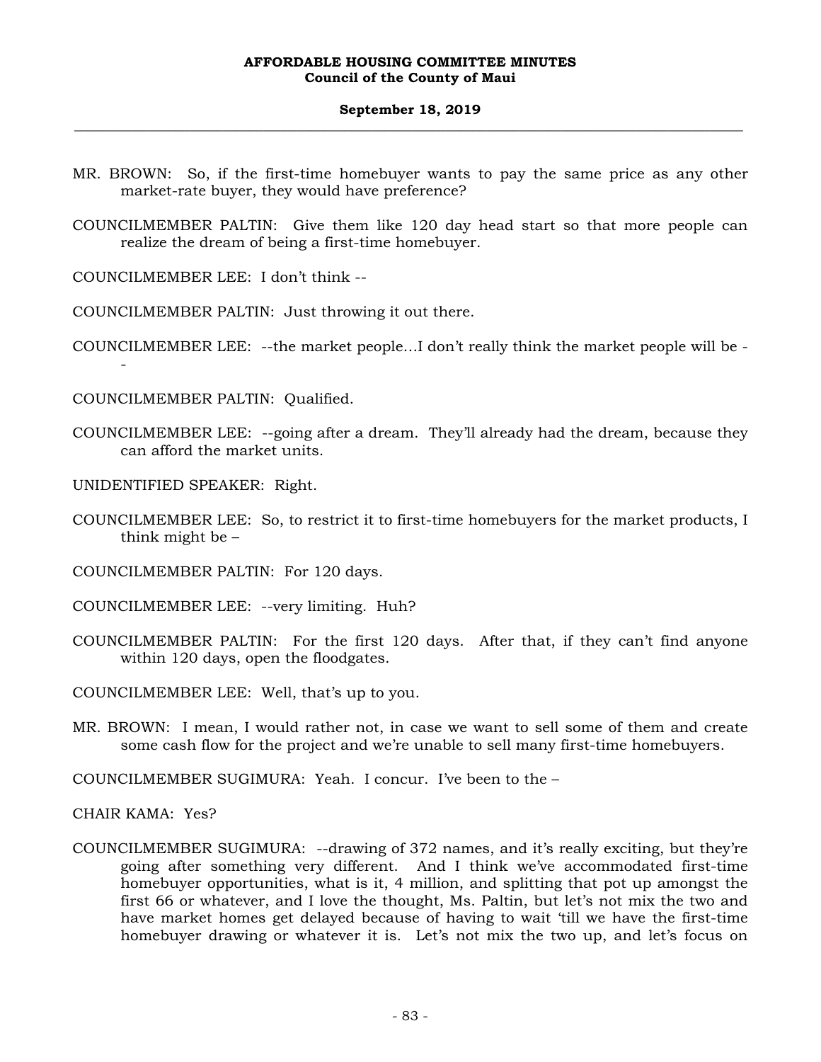MR. BROWN: So, if the first-time homebuyer wants to pay the same price as any other market-rate buyer, they would have preference?

COUNCILMEMBER PALTIN: Give them like 120 day head start so that more people can realize the dream of being a first-time homebuyer.

COUNCILMEMBER LEE: I don't think --

COUNCILMEMBER PALTIN: Just throwing it out there.

COUNCILMEMBER LEE: --the market people…I don't really think the market people will be --

COUNCILMEMBER PALTIN: Qualified.

COUNCILMEMBER LEE: --going after a dream. They'll already had the dream, because they can afford the market units.

UNIDENTIFIED SPEAKER: Right.

COUNCILMEMBER LEE: So, to restrict it to first-time homebuyers for the market products, I think might be –

COUNCILMEMBER PALTIN: For 120 days.

COUNCILMEMBER LEE: --very limiting. Huh?

COUNCILMEMBER PALTIN: For the first 120 days. After that, if they can't find anyone within 120 days, open the floodgates.

COUNCILMEMBER LEE: Well, that's up to you.

MR. BROWN: I mean, I would rather not, in case we want to sell some of them and create some cash flow for the project and we're unable to sell many first-time homebuyers.

COUNCILMEMBER SUGIMURA: Yeah. I concur. I've been to the –

CHAIR KAMA: Yes?

COUNCILMEMBER SUGIMURA: --drawing of 372 names, and it's really exciting, but they're going after something very different. And I think we've accommodated first-time homebuyer opportunities, what is it, 4 million, and splitting that pot up amongst the first 66 or whatever, and I love the thought, Ms. Paltin, but let's not mix the two and have market homes get delayed because of having to wait 'till we have the first-time homebuyer drawing or whatever it is. Let's not mix the two up, and let's focus on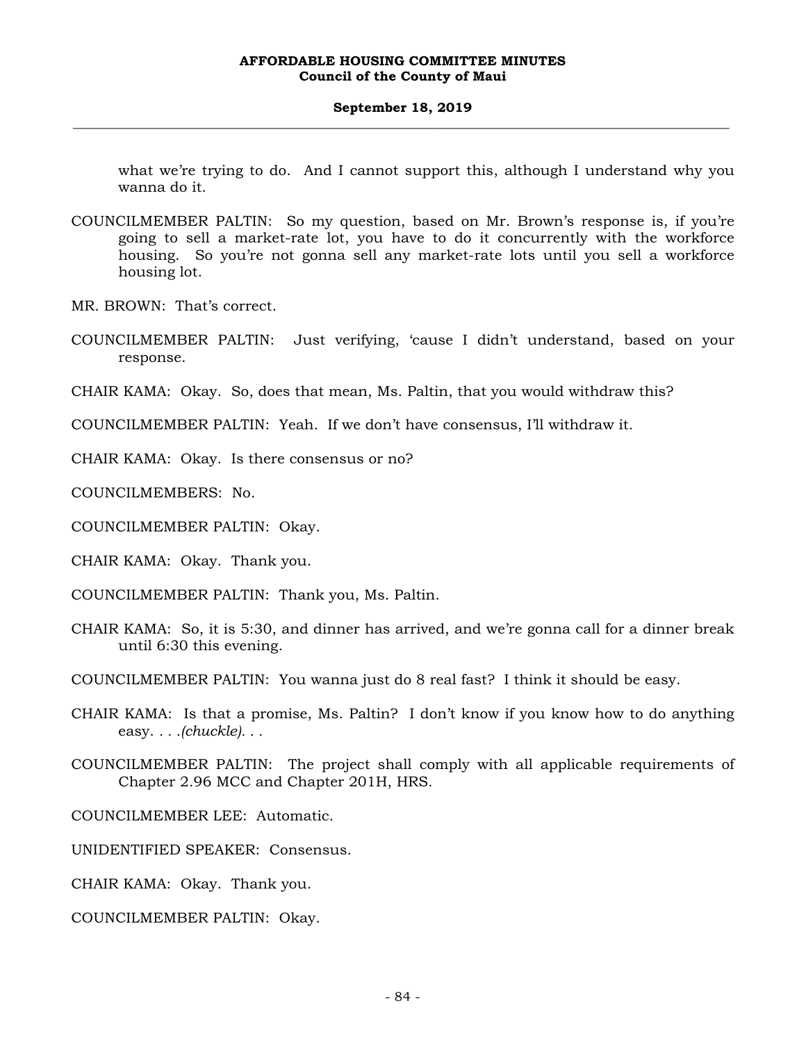what we're trying to do. And I cannot support this, although I understand why you wanna do it.

COUNCILMEMBER PALTIN: So my question, based on Mr. Brown's response is, if you're going to sell a market-rate lot, you have to do it concurrently with the workforce housing. So you're not gonna sell any market-rate lots until you sell a workforce housing lot.

MR. BROWN: That's correct.

COUNCILMEMBER PALTIN: Just verifying, 'cause I didn't understand, based on your response.

CHAIR KAMA: Okay. So, does that mean, Ms. Paltin, that you would withdraw this?

COUNCILMEMBER PALTIN: Yeah. If we don't have consensus, I'll withdraw it.

CHAIR KAMA: Okay. Is there consensus or no?

COUNCILMEMBERS: No.

COUNCILMEMBER PALTIN: Okay.

CHAIR KAMA: Okay. Thank you.

COUNCILMEMBER PALTIN: Thank you, Ms. Paltin.

CHAIR KAMA: So, it is 5:30, and dinner has arrived, and we're gonna call for a dinner break until 6:30 this evening.

COUNCILMEMBER PALTIN: You wanna just do 8 real fast? I think it should be easy.

CHAIR KAMA: Is that a promise, Ms. Paltin? I don't know if you know how to do anything easy. . . .*(chuckle)*. . .

COUNCILMEMBER PALTIN: The project shall comply with all applicable requirements of Chapter 2.96 MCC and Chapter 201H, HRS.

COUNCILMEMBER LEE: Automatic.

UNIDENTIFIED SPEAKER: Consensus.

CHAIR KAMA: Okay. Thank you.

COUNCILMEMBER PALTIN: Okay.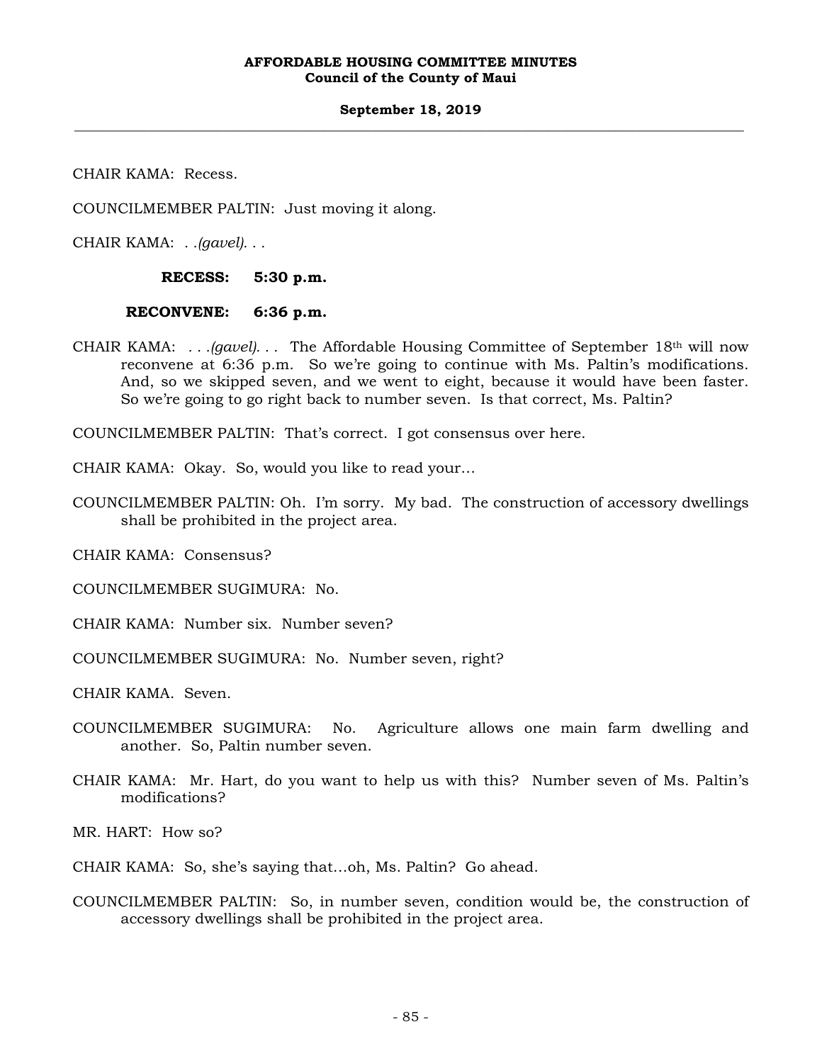CHAIR KAMA: Recess.

COUNCILMEMBER PALTIN: Just moving it along.

CHAIR KAMA: . .*(gavel)*. . .

**RECESS: 5:30 p.m.**

**RECONVENE: 6:36 p.m.**

CHAIR KAMA: . . .*(gavel)*. . . The Affordable Housing Committee of September 18th will now reconvene at 6:36 p.m. So we're going to continue with Ms. Paltin's modifications. And, so we skipped seven, and we went to eight, because it would have been faster. So we're going to go right back to number seven. Is that correct, Ms. Paltin?

COUNCILMEMBER PALTIN: That's correct. I got consensus over here.

CHAIR KAMA: Okay. So, would you like to read your...

COUNCILMEMBER PALTIN: Oh. I'm sorry. My bad. The construction of accessory dwellings shall be prohibited in the project area.

CHAIR KAMA: Consensus?

COUNCILMEMBER SUGIMURA: No.

CHAIR KAMA: Number six. Number seven?

COUNCILMEMBER SUGIMURA: No. Number seven, right?

CHAIR KAMA. Seven.

COUNCILMEMBER SUGIMURA: No. Agriculture allows one main farm dwelling and another. So, Paltin number seven.

CHAIR KAMA: Mr. Hart, do you want to help us with this? Number seven of Ms. Paltin's modifications?

MR. HART: How so?

CHAIR KAMA: So, she's saying that...oh, Ms. Paltin? Go ahead.

COUNCILMEMBER PALTIN: So, in number seven, condition would be, the construction of accessory dwellings shall be prohibited in the project area.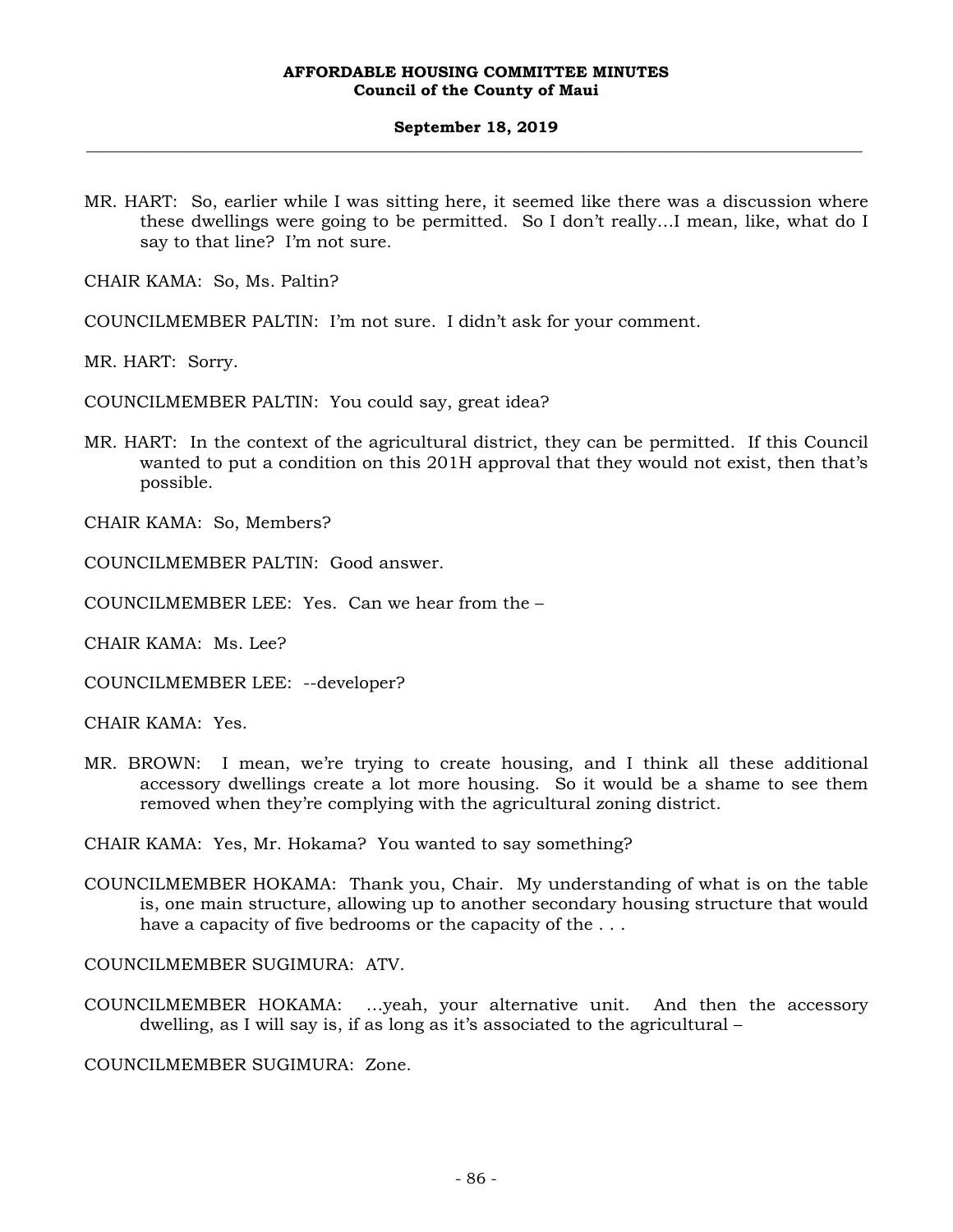MR. HART: So, earlier while I was sitting here, it seemed like there was a discussion where these dwellings were going to be permitted. So I don't really...I mean, like, what do I say to that line? I'm not sure.

CHAIR KAMA: So, Ms. Paltin?

COUNCILMEMBER PALTIN: I'm not sure. I didn't ask for your comment.

MR. HART: Sorry.

COUNCILMEMBER PALTIN: You could say, great idea?

MR. HART: In the context of the agricultural district, they can be permitted. If this Council wanted to put a condition on this 201H approval that they would not exist, then that's possible.

CHAIR KAMA: So, Members?

COUNCILMEMBER PALTIN: Good answer.

COUNCILMEMBER LEE: Yes. Can we hear from the –

CHAIR KAMA: Ms. Lee?

COUNCILMEMBER LEE: --developer?

CHAIR KAMA: Yes.

MR. BROWN: I mean, we're trying to create housing, and I think all these additional accessory dwellings create a lot more housing. So it would be a shame to see them removed when they're complying with the agricultural zoning district.

CHAIR KAMA: Yes, Mr. Hokama? You wanted to say something?

COUNCILMEMBER HOKAMA: Thank you, Chair. My understanding of what is on the table is, one main structure, allowing up to another secondary housing structure that would have a capacity of five bedrooms or the capacity of the . . .

COUNCILMEMBER SUGIMURA: ATV.

COUNCILMEMBER HOKAMA: ...yeah, your alternative unit. And then the accessory dwelling, as I will say is, if as long as it's associated to the agricultural –

COUNCILMEMBER SUGIMURA: Zone.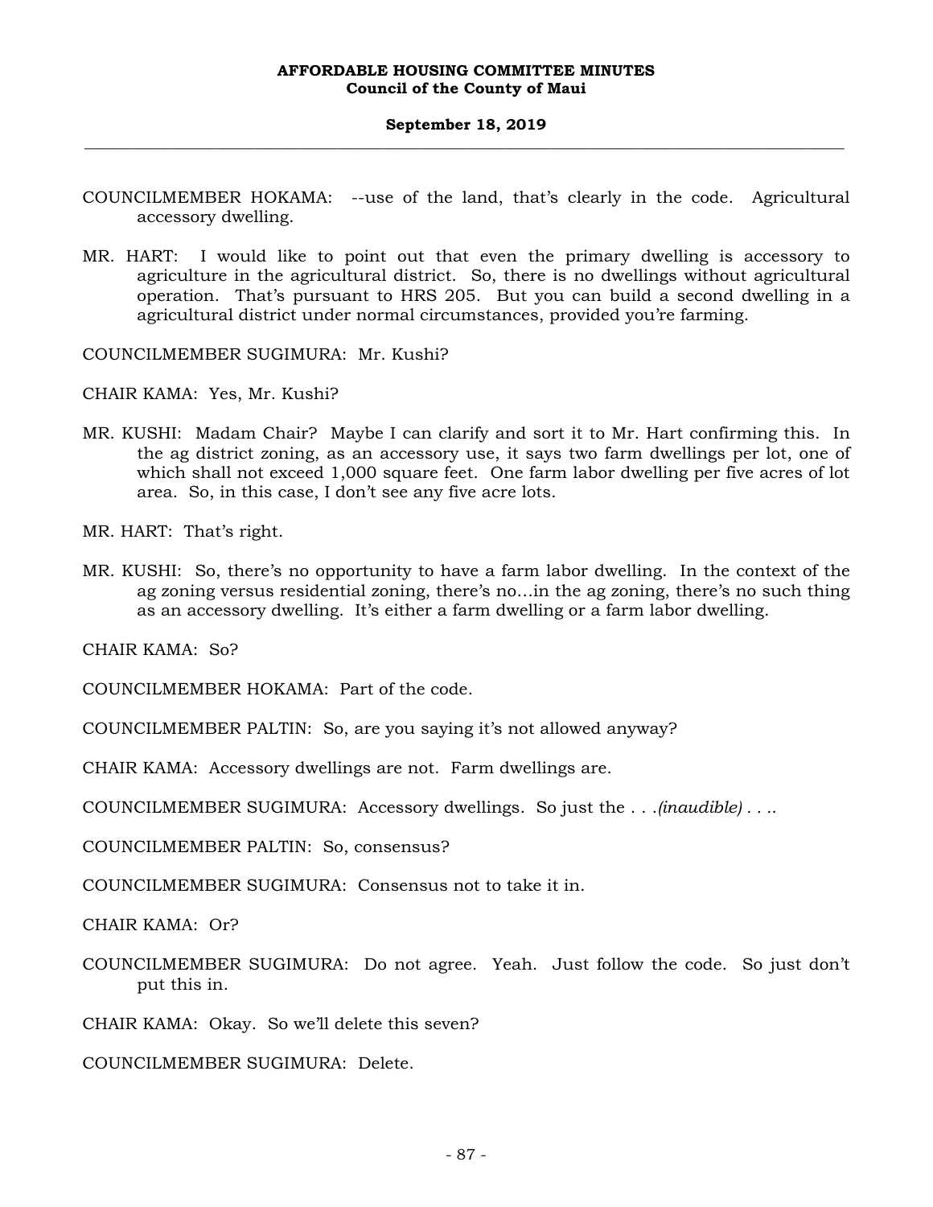COUNCILMEMBER HOKAMA: --use of the land, that's clearly in the code. Agricultural accessory dwelling.

MR. HART: I would like to point out that even the primary dwelling is accessory to agriculture in the agricultural district. So, there is no dwellings without agricultural operation. That's pursuant to HRS 205. But you can build a second dwelling in a agricultural district under normal circumstances, provided you're farming.

COUNCILMEMBER SUGIMURA: Mr. Kushi?

CHAIR KAMA: Yes, Mr. Kushi?

MR. KUSHI: Madam Chair? Maybe I can clarify and sort it to Mr. Hart confirming this. In the ag district zoning, as an accessory use, it says two farm dwellings per lot, one of which shall not exceed 1,000 square feet. One farm labor dwelling per five acres of lot area. So, in this case, I don't see any five acre lots.

MR. HART: That's right.

MR. KUSHI: So, there's no opportunity to have a farm labor dwelling. In the context of the ag zoning versus residential zoning, there's no…in the ag zoning, there's no such thing as an accessory dwelling. It's either a farm dwelling or a farm labor dwelling.

CHAIR KAMA: So?

COUNCILMEMBER HOKAMA: Part of the code.

COUNCILMEMBER PALTIN: So, are you saying it's not allowed anyway?

CHAIR KAMA: Accessory dwellings are not. Farm dwellings are.

COUNCILMEMBER SUGIMURA: Accessory dwellings. So just the . . .*(inaudible)* . . ..

COUNCILMEMBER PALTIN: So, consensus?

COUNCILMEMBER SUGIMURA: Consensus not to take it in.

CHAIR KAMA: Or?

COUNCILMEMBER SUGIMURA: Do not agree. Yeah. Just follow the code. So just don't put this in.

CHAIR KAMA: Okay. So we'll delete this seven?

COUNCILMEMBER SUGIMURA: Delete.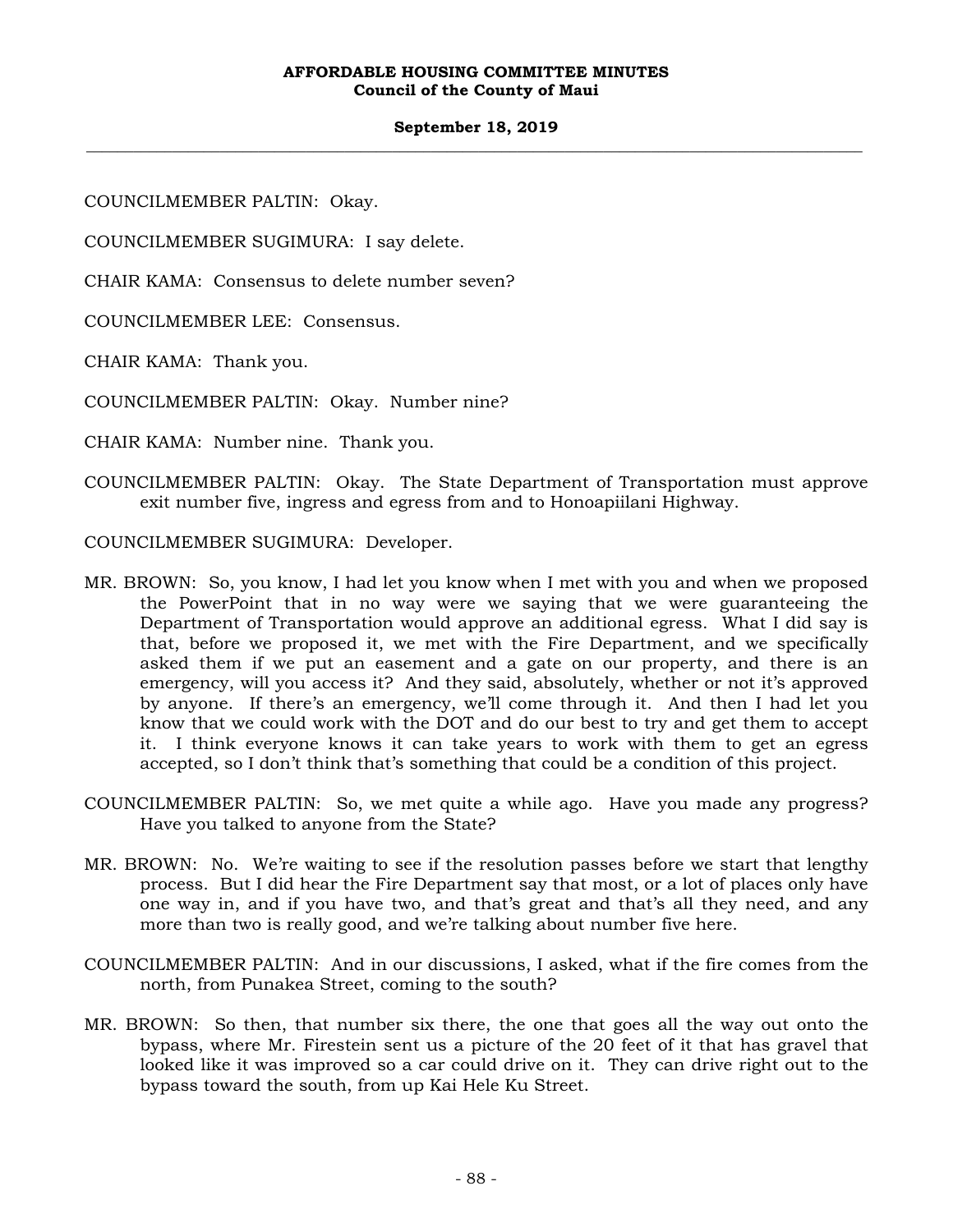COUNCILMEMBER PALTIN: Okay.

COUNCILMEMBER SUGIMURA: I say delete.

CHAIR KAMA: Consensus to delete number seven?

COUNCILMEMBER LEE: Consensus.

CHAIR KAMA: Thank you.

COUNCILMEMBER PALTIN: Okay. Number nine?

CHAIR KAMA: Number nine. Thank you.

COUNCILMEMBER PALTIN: Okay. The State Department of Transportation must approve exit number five, ingress and egress from and to Honoapiilani Highway.

COUNCILMEMBER SUGIMURA: Developer.

MR. BROWN: So, you know, I had let you know when I met with you and when we proposed the PowerPoint that in no way were we saying that we were guaranteeing the Department of Transportation would approve an additional egress. What I did say is that, before we proposed it, we met with the Fire Department, and we specifically asked them if we put an easement and a gate on our property, and there is an emergency, will you access it? And they said, absolutely, whether or not it's approved by anyone. If there's an emergency, we'll come through it. And then I had let you know that we could work with the DOT and do our best to try and get them to accept it. I think everyone knows it can take years to work with them to get an egress accepted, so I don't think that's something that could be a condition of this project.

COUNCILMEMBER PALTIN: So, we met quite a while ago. Have you made any progress? Have you talked to anyone from the State?

MR. BROWN: No. We're waiting to see if the resolution passes before we start that lengthy process. But I did hear the Fire Department say that most, or a lot of places only have one way in, and if you have two, and that's great and that's all they need, and any more than two is really good, and we're talking about number five here.

COUNCILMEMBER PALTIN: And in our discussions, I asked, what if the fire comes from the north, from Punakea Street, coming to the south?

MR. BROWN: So then, that number six there, the one that goes all the way out onto the bypass, where Mr. Firestein sent us a picture of the 20 feet of it that has gravel that looked like it was improved so a car could drive on it. They can drive right out to the bypass toward the south, from up Kai Hele Ku Street.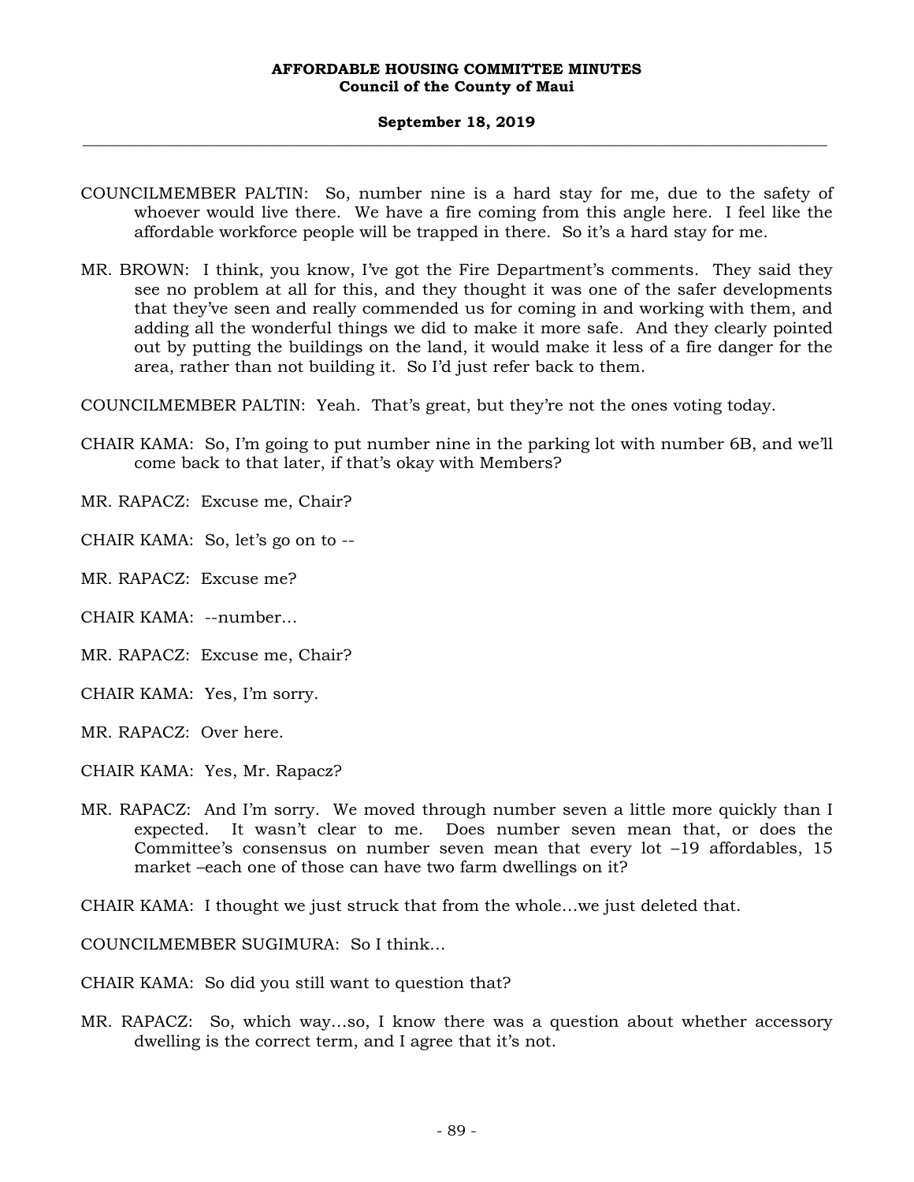COUNCILMEMBER PALTIN: So, number nine is a hard stay for me, due to the safety of whoever would live there. We have a fire coming from this angle here. I feel like the affordable workforce people will be trapped in there. So it's a hard stay for me.

MR. BROWN: I think, you know, I've got the Fire Department's comments. They said they see no problem at all for this, and they thought it was one of the safer developments that they've seen and really commended us for coming in and working with them, and adding all the wonderful things we did to make it more safe. And they clearly pointed out by putting the buildings on the land, it would make it less of a fire danger for the area, rather than not building it. So I'd just refer back to them.

COUNCILMEMBER PALTIN: Yeah. That's great, but they're not the ones voting today.

CHAIR KAMA: So, I'm going to put number nine in the parking lot with number 6B, and we'll come back to that later, if that's okay with Members?

MR. RAPACZ: Excuse me, Chair?

CHAIR KAMA: So, let's go on to --

MR. RAPACZ: Excuse me?

CHAIR KAMA: --number...

MR. RAPACZ: Excuse me, Chair?

CHAIR KAMA: Yes, I'm sorry.

MR. RAPACZ: Over here.

CHAIR KAMA: Yes, Mr. Rapacz?

MR. RAPACZ: And I'm sorry. We moved through number seven a little more quickly than I expected. It wasn't clear to me. Does number seven mean that, or does the Committee's consensus on number seven mean that every lot –19 affordables, 15 market –each one of those can have two farm dwellings on it?

CHAIR KAMA: I thought we just struck that from the whole...we just deleted that.

COUNCILMEMBER SUGIMURA: So I think...

CHAIR KAMA: So did you still want to question that?

MR. RAPACZ: So, which way...so, I know there was a question about whether accessory dwelling is the correct term, and I agree that it's not.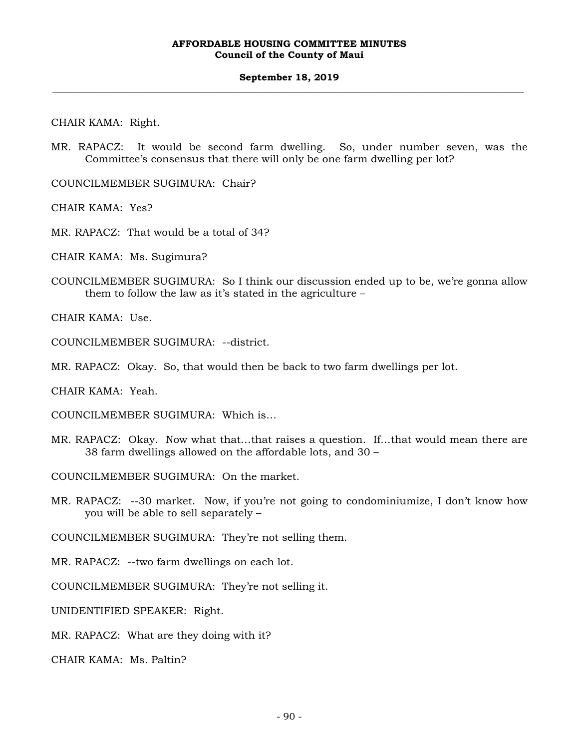CHAIR KAMA: Right.

MR. RAPACZ: It would be second farm dwelling. So, under number seven, was the Committee's consensus that there will only be one farm dwelling per lot?

COUNCILMEMBER SUGIMURA: Chair?

CHAIR KAMA: Yes?

MR. RAPACZ: That would be a total of 34?

CHAIR KAMA: Ms. Sugimura?

COUNCILMEMBER SUGIMURA: So I think our discussion ended up to be, we're gonna allow them to follow the law as it's stated in the agriculture –

CHAIR KAMA: Use.

COUNCILMEMBER SUGIMURA: --district.

MR. RAPACZ: Okay. So, that would then be back to two farm dwellings per lot.

CHAIR KAMA: Yeah.

COUNCILMEMBER SUGIMURA: Which is…

MR. RAPACZ: Okay. Now what that…that raises a question. If…that would mean there are 38 farm dwellings allowed on the affordable lots, and 30 –

COUNCILMEMBER SUGIMURA: On the market.

MR. RAPACZ: --30 market. Now, if you're not going to condominiumize, I don't know how you will be able to sell separately –

COUNCILMEMBER SUGIMURA: They're not selling them.

MR. RAPACZ: --two farm dwellings on each lot.

COUNCILMEMBER SUGIMURA: They're not selling it.

UNIDENTIFIED SPEAKER: Right.

MR. RAPACZ: What are they doing with it?

CHAIR KAMA: Ms. Paltin?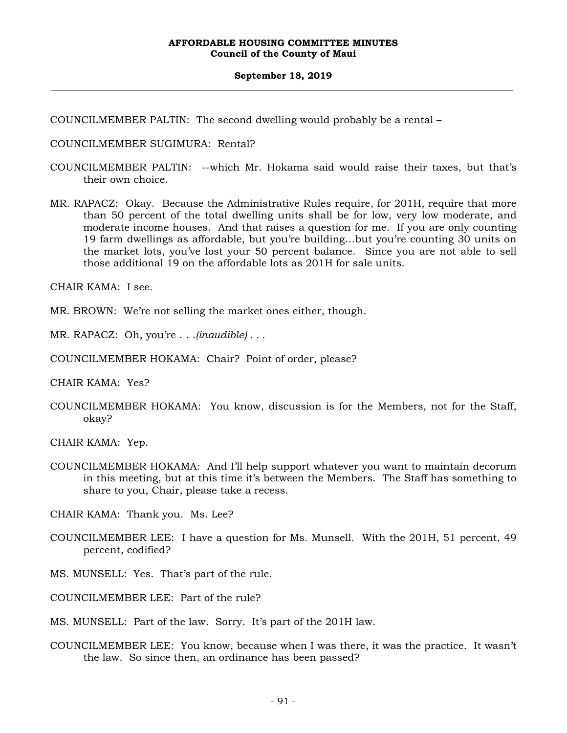COUNCILMEMBER PALTIN: The second dwelling would probably be a rental –

COUNCILMEMBER SUGIMURA: Rental?

COUNCILMEMBER PALTIN: --which Mr. Hokama said would raise their taxes, but that's their own choice.

MR. RAPACZ: Okay. Because the Administrative Rules require, for 201H, require that more than 50 percent of the total dwelling units shall be for low, very low moderate, and moderate income houses. And that raises a question for me. If you are only counting 19 farm dwellings as affordable, but you're building…but you're counting 30 units on the market lots, you've lost your 50 percent balance. Since you are not able to sell those additional 19 on the affordable lots as 201H for sale units.

CHAIR KAMA: I see.

MR. BROWN: We're not selling the market ones either, though.

MR. RAPACZ: Oh, you're . . .*(inaudible)* . . .

COUNCILMEMBER HOKAMA: Chair? Point of order, please?

CHAIR KAMA: Yes?

COUNCILMEMBER HOKAMA: You know, discussion is for the Members, not for the Staff, okay?

CHAIR KAMA: Yep.

COUNCILMEMBER HOKAMA: And I'll help support whatever you want to maintain decorum in this meeting, but at this time it's between the Members. The Staff has something to share to you, Chair, please take a recess.

CHAIR KAMA: Thank you. Ms. Lee?

COUNCILMEMBER LEE: I have a question for Ms. Munsell. With the 201H, 51 percent, 49 percent, codified?

MS. MUNSELL: Yes. That's part of the rule.

COUNCILMEMBER LEE: Part of the rule?

MS. MUNSELL: Part of the law. Sorry. It's part of the 201H law.

COUNCILMEMBER LEE: You know, because when I was there, it was the practice. It wasn't the law. So since then, an ordinance has been passed?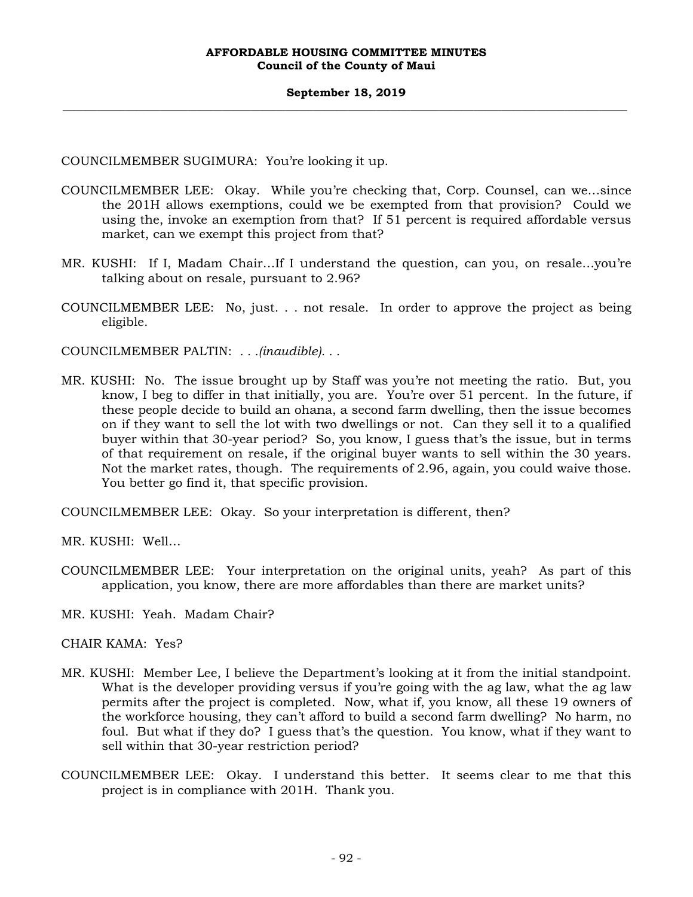COUNCILMEMBER SUGIMURA: You're looking it up.

COUNCILMEMBER LEE: Okay. While you're checking that, Corp. Counsel, can we...since the 201H allows exemptions, could we be exempted from that provision? Could we using the, invoke an exemption from that? If 51 percent is required affordable versus market, can we exempt this project from that?

MR. KUSHI: If I, Madam Chair...If I understand the question, can you, on resale...you're talking about on resale, pursuant to 2.96?

COUNCILMEMBER LEE: No, just. . . not resale. In order to approve the project as being eligible.

COUNCILMEMBER PALTIN: *. . .(inaudible). . .*

MR. KUSHI: No. The issue brought up by Staff was you're not meeting the ratio. But, you know, I beg to differ in that initially, you are. You're over 51 percent. In the future, if these people decide to build an ohana, a second farm dwelling, then the issue becomes on if they want to sell the lot with two dwellings or not. Can they sell it to a qualified buyer within that 30-year period? So, you know, I guess that's the issue, but in terms of that requirement on resale, if the original buyer wants to sell within the 30 years. Not the market rates, though. The requirements of 2.96, again, you could waive those. You better go find it, that specific provision.

COUNCILMEMBER LEE: Okay. So your interpretation is different, then?

MR. KUSHI: Well...

COUNCILMEMBER LEE: Your interpretation on the original units, yeah? As part of this application, you know, there are more affordables than there are market units?

MR. KUSHI: Yeah. Madam Chair?

CHAIR KAMA: Yes?

MR. KUSHI: Member Lee, I believe the Department's looking at it from the initial standpoint. What is the developer providing versus if you're going with the ag law, what the ag law permits after the project is completed. Now, what if, you know, all these 19 owners of the workforce housing, they can't afford to build a second farm dwelling? No harm, no foul. But what if they do? I guess that's the question. You know, what if they want to sell within that 30-year restriction period?

COUNCILMEMBER LEE: Okay. I understand this better. It seems clear to me that this project is in compliance with 201H. Thank you.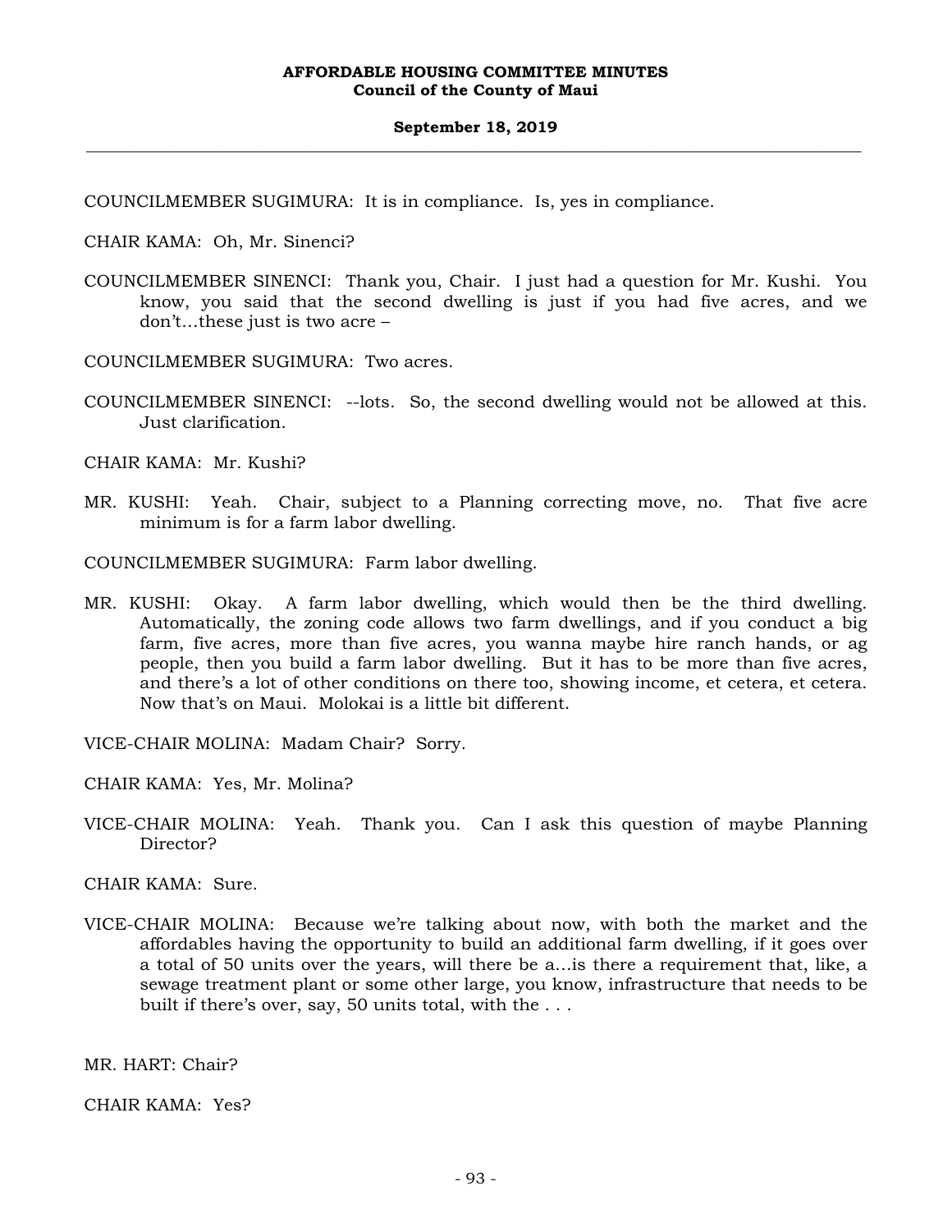COUNCILMEMBER SUGIMURA: It is in compliance. Is, yes in compliance.

CHAIR KAMA: Oh, Mr. Sinenci?

COUNCILMEMBER SINENCI: Thank you, Chair. I just had a question for Mr. Kushi. You know, you said that the second dwelling is just if you had five acres, and we don't…these just is two acre –

COUNCILMEMBER SUGIMURA: Two acres.

COUNCILMEMBER SINENCI: --lots. So, the second dwelling would not be allowed at this. Just clarification.

CHAIR KAMA: Mr. Kushi?

MR. KUSHI: Yeah. Chair, subject to a Planning correcting move, no. That five acre minimum is for a farm labor dwelling.

COUNCILMEMBER SUGIMURA: Farm labor dwelling.

MR. KUSHI: Okay. A farm labor dwelling, which would then be the third dwelling. Automatically, the zoning code allows two farm dwellings, and if you conduct a big farm, five acres, more than five acres, you wanna maybe hire ranch hands, or ag people, then you build a farm labor dwelling. But it has to be more than five acres, and there's a lot of other conditions on there too, showing income, et cetera, et cetera. Now that's on Maui. Molokai is a little bit different.

VICE-CHAIR MOLINA: Madam Chair? Sorry.

CHAIR KAMA: Yes, Mr. Molina?

VICE-CHAIR MOLINA: Yeah. Thank you. Can I ask this question of maybe Planning Director?

CHAIR KAMA: Sure.

VICE-CHAIR MOLINA: Because we're talking about now, with both the market and the affordables having the opportunity to build an additional farm dwelling, if it goes over a total of 50 units over the years, will there be a…is there a requirement that, like, a sewage treatment plant or some other large, you know, infrastructure that needs to be built if there's over, say, 50 units total, with the . . .

MR. HART: Chair?

CHAIR KAMA: Yes?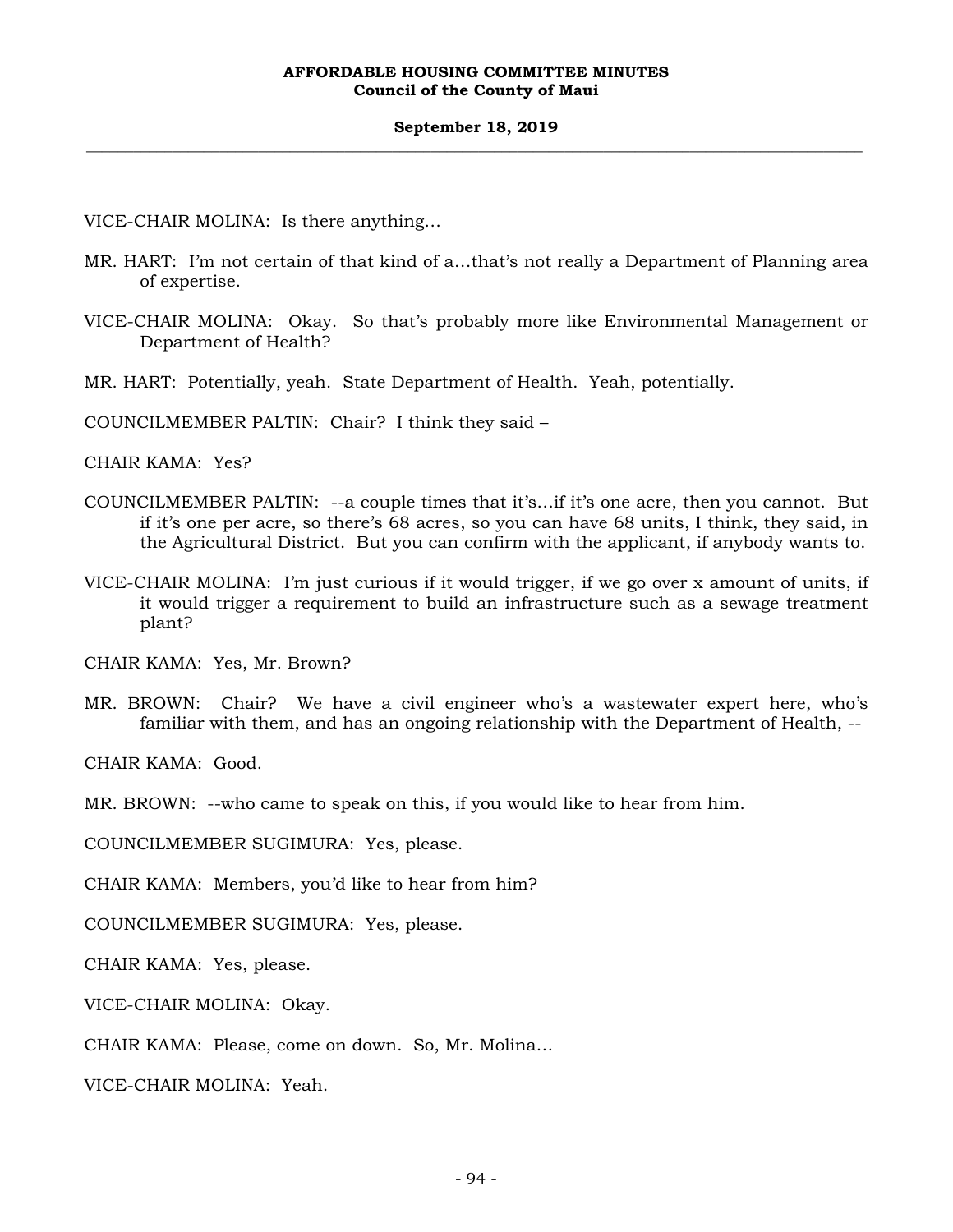VICE-CHAIR MOLINA: Is there anything…

MR. HART: I'm not certain of that kind of a…that's not really a Department of Planning area of expertise.

VICE-CHAIR MOLINA: Okay. So that's probably more like Environmental Management or Department of Health?

MR. HART: Potentially, yeah. State Department of Health. Yeah, potentially.

COUNCILMEMBER PALTIN: Chair? I think they said –

CHAIR KAMA: Yes?

COUNCILMEMBER PALTIN: --a couple times that it's…if it's one acre, then you cannot. But if it's one per acre, so there's 68 acres, so you can have 68 units, I think, they said, in the Agricultural District. But you can confirm with the applicant, if anybody wants to.

VICE-CHAIR MOLINA: I'm just curious if it would trigger, if we go over x amount of units, if it would trigger a requirement to build an infrastructure such as a sewage treatment plant?

CHAIR KAMA: Yes, Mr. Brown?

MR. BROWN: Chair? We have a civil engineer who's a wastewater expert here, who's familiar with them, and has an ongoing relationship with the Department of Health, --

CHAIR KAMA: Good.

MR. BROWN: --who came to speak on this, if you would like to hear from him.

COUNCILMEMBER SUGIMURA: Yes, please.

CHAIR KAMA: Members, you'd like to hear from him?

COUNCILMEMBER SUGIMURA: Yes, please.

CHAIR KAMA: Yes, please.

VICE-CHAIR MOLINA: Okay.

CHAIR KAMA: Please, come on down. So, Mr. Molina…

VICE-CHAIR MOLINA: Yeah.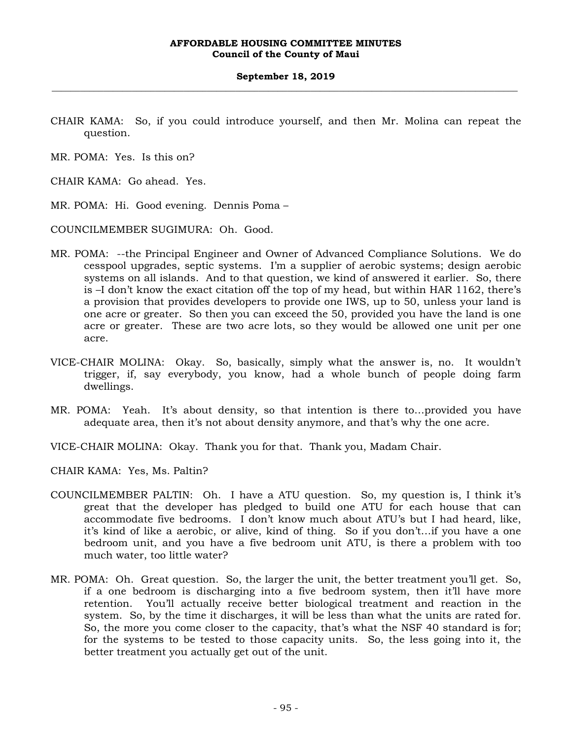CHAIR KAMA: So, if you could introduce yourself, and then Mr. Molina can repeat the question.

MR. POMA: Yes. Is this on?

CHAIR KAMA: Go ahead. Yes.

MR. POMA: Hi. Good evening. Dennis Poma –

COUNCILMEMBER SUGIMURA: Oh. Good.

MR. POMA: --the Principal Engineer and Owner of Advanced Compliance Solutions. We do cesspool upgrades, septic systems. I'm a supplier of aerobic systems; design aerobic systems on all islands. And to that question, we kind of answered it earlier. So, there is –I don't know the exact citation off the top of my head, but within HAR 1162, there's a provision that provides developers to provide one IWS, up to 50, unless your land is one acre or greater. So then you can exceed the 50, provided you have the land is one acre or greater. These are two acre lots, so they would be allowed one unit per one acre.

VICE-CHAIR MOLINA: Okay. So, basically, simply what the answer is, no. It wouldn't trigger, if, say everybody, you know, had a whole bunch of people doing farm dwellings.

MR. POMA: Yeah. It's about density, so that intention is there to...provided you have adequate area, then it's not about density anymore, and that's why the one acre.

VICE-CHAIR MOLINA: Okay. Thank you for that. Thank you, Madam Chair.

CHAIR KAMA: Yes, Ms. Paltin?

COUNCILMEMBER PALTIN: Oh. I have a ATU question. So, my question is, I think it's great that the developer has pledged to build one ATU for each house that can accommodate five bedrooms. I don't know much about ATU's but I had heard, like, it's kind of like a aerobic, or alive, kind of thing. So if you don't...if you have a one bedroom unit, and you have a five bedroom unit ATU, is there a problem with too much water, too little water?

MR. POMA: Oh. Great question. So, the larger the unit, the better treatment you'll get. So, if a one bedroom is discharging into a five bedroom system, then it'll have more retention. You'll actually receive better biological treatment and reaction in the system. So, by the time it discharges, it will be less than what the units are rated for. So, the more you come closer to the capacity, that's what the NSF 40 standard is for; for the systems to be tested to those capacity units. So, the less going into it, the better treatment you actually get out of the unit.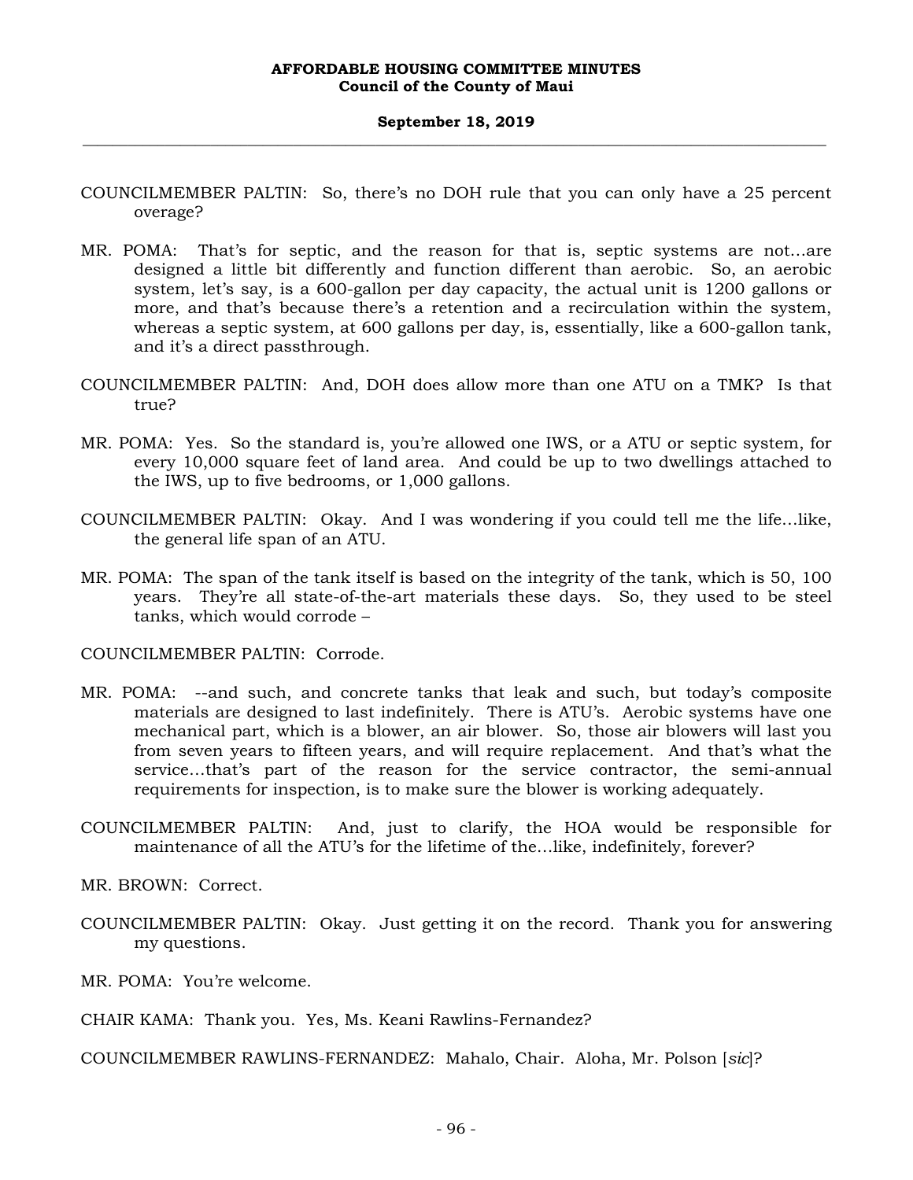COUNCILMEMBER PALTIN: So, there's no DOH rule that you can only have a 25 percent overage?

MR. POMA: That's for septic, and the reason for that is, septic systems are not…are designed a little bit differently and function different than aerobic. So, an aerobic system, let's say, is a 600-gallon per day capacity, the actual unit is 1200 gallons or more, and that's because there's a retention and a recirculation within the system, whereas a septic system, at 600 gallons per day, is, essentially, like a 600-gallon tank, and it's a direct passthrough.

COUNCILMEMBER PALTIN: And, DOH does allow more than one ATU on a TMK? Is that true?

MR. POMA: Yes. So the standard is, you're allowed one IWS, or a ATU or septic system, for every 10,000 square feet of land area. And could be up to two dwellings attached to the IWS, up to five bedrooms, or 1,000 gallons.

COUNCILMEMBER PALTIN: Okay. And I was wondering if you could tell me the life…like, the general life span of an ATU.

MR. POMA: The span of the tank itself is based on the integrity of the tank, which is 50, 100 years. They're all state-of-the-art materials these days. So, they used to be steel tanks, which would corrode –

COUNCILMEMBER PALTIN: Corrode.

MR. POMA: --and such, and concrete tanks that leak and such, but today's composite materials are designed to last indefinitely. There is ATU's. Aerobic systems have one mechanical part, which is a blower, an air blower. So, those air blowers will last you from seven years to fifteen years, and will require replacement. And that's what the service…that's part of the reason for the service contractor, the semi-annual requirements for inspection, is to make sure the blower is working adequately.

COUNCILMEMBER PALTIN: And, just to clarify, the HOA would be responsible for maintenance of all the ATU's for the lifetime of the…like, indefinitely, forever?

MR. BROWN: Correct.

COUNCILMEMBER PALTIN: Okay. Just getting it on the record. Thank you for answering my questions.

MR. POMA: You're welcome.

CHAIR KAMA: Thank you. Yes, Ms. Keani Rawlins-Fernandez?

COUNCILMEMBER RAWLINS-FERNANDEZ: Mahalo, Chair. Aloha, Mr. Polson [*sic*]?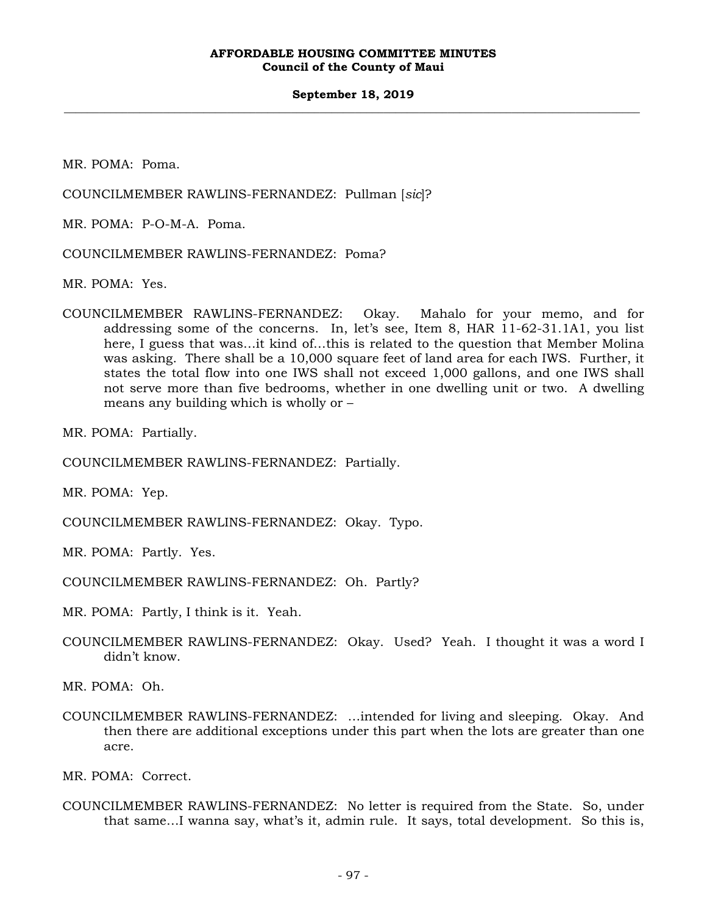MR. POMA: Poma.

COUNCILMEMBER RAWLINS-FERNANDEZ: Pullman [*sic*]?

MR. POMA: P-O-M-A. Poma.

COUNCILMEMBER RAWLINS-FERNANDEZ: Poma?

MR. POMA: Yes.

COUNCILMEMBER RAWLINS-FERNANDEZ: Okay. Mahalo for your memo, and for addressing some of the concerns. In, let's see, Item 8, HAR 11-62-31.1A1, you list here, I guess that was…it kind of…this is related to the question that Member Molina was asking. There shall be a 10,000 square feet of land area for each IWS. Further, it states the total flow into one IWS shall not exceed 1,000 gallons, and one IWS shall not serve more than five bedrooms, whether in one dwelling unit or two. A dwelling means any building which is wholly or –

MR. POMA: Partially.

COUNCILMEMBER RAWLINS-FERNANDEZ: Partially.

MR. POMA: Yep.

COUNCILMEMBER RAWLINS-FERNANDEZ: Okay. Typo.

MR. POMA: Partly. Yes.

COUNCILMEMBER RAWLINS-FERNANDEZ: Oh. Partly?

MR. POMA: Partly, I think is it. Yeah.

COUNCILMEMBER RAWLINS-FERNANDEZ: Okay. Used? Yeah. I thought it was a word I didn't know.

MR. POMA: Oh.

COUNCILMEMBER RAWLINS-FERNANDEZ: …intended for living and sleeping. Okay. And then there are additional exceptions under this part when the lots are greater than one acre.

MR. POMA: Correct.

COUNCILMEMBER RAWLINS-FERNANDEZ: No letter is required from the State. So, under that same…I wanna say, what's it, admin rule. It says, total development. So this is,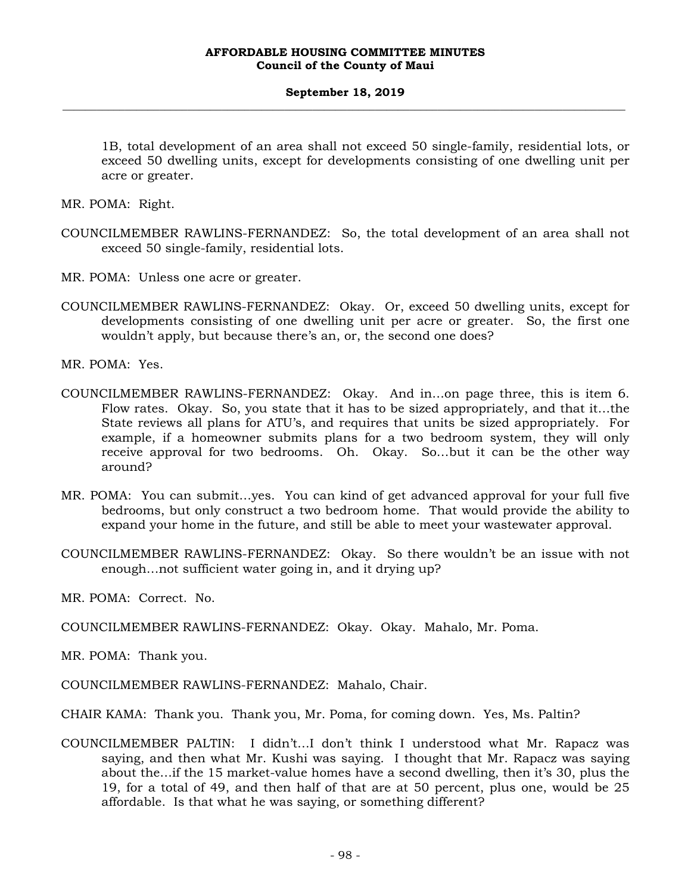1B, total development of an area shall not exceed 50 single-family, residential lots, or exceed 50 dwelling units, except for developments consisting of one dwelling unit per acre or greater.

MR. POMA: Right.

COUNCILMEMBER RAWLINS-FERNANDEZ: So, the total development of an area shall not exceed 50 single-family, residential lots.

MR. POMA: Unless one acre or greater.

COUNCILMEMBER RAWLINS-FERNANDEZ: Okay. Or, exceed 50 dwelling units, except for developments consisting of one dwelling unit per acre or greater. So, the first one wouldn't apply, but because there's an, or, the second one does?

MR. POMA: Yes.

COUNCILMEMBER RAWLINS-FERNANDEZ: Okay. And in…on page three, this is item 6. Flow rates. Okay. So, you state that it has to be sized appropriately, and that it…the State reviews all plans for ATU's, and requires that units be sized appropriately. For example, if a homeowner submits plans for a two bedroom system, they will only receive approval for two bedrooms. Oh. Okay. So…but it can be the other way around?

MR. POMA: You can submit…yes. You can kind of get advanced approval for your full five bedrooms, but only construct a two bedroom home. That would provide the ability to expand your home in the future, and still be able to meet your wastewater approval.

COUNCILMEMBER RAWLINS-FERNANDEZ: Okay. So there wouldn't be an issue with not enough…not sufficient water going in, and it drying up?

MR. POMA: Correct. No.

COUNCILMEMBER RAWLINS-FERNANDEZ: Okay. Okay. Mahalo, Mr. Poma.

MR. POMA: Thank you.

COUNCILMEMBER RAWLINS-FERNANDEZ: Mahalo, Chair.

CHAIR KAMA: Thank you. Thank you, Mr. Poma, for coming down. Yes, Ms. Paltin?

COUNCILMEMBER PALTIN: I didn't…I don't think I understood what Mr. Rapacz was saying, and then what Mr. Kushi was saying. I thought that Mr. Rapacz was saying about the…if the 15 market-value homes have a second dwelling, then it's 30, plus the 19, for a total of 49, and then half of that are at 50 percent, plus one, would be 25 affordable. Is that what he was saying, or something different?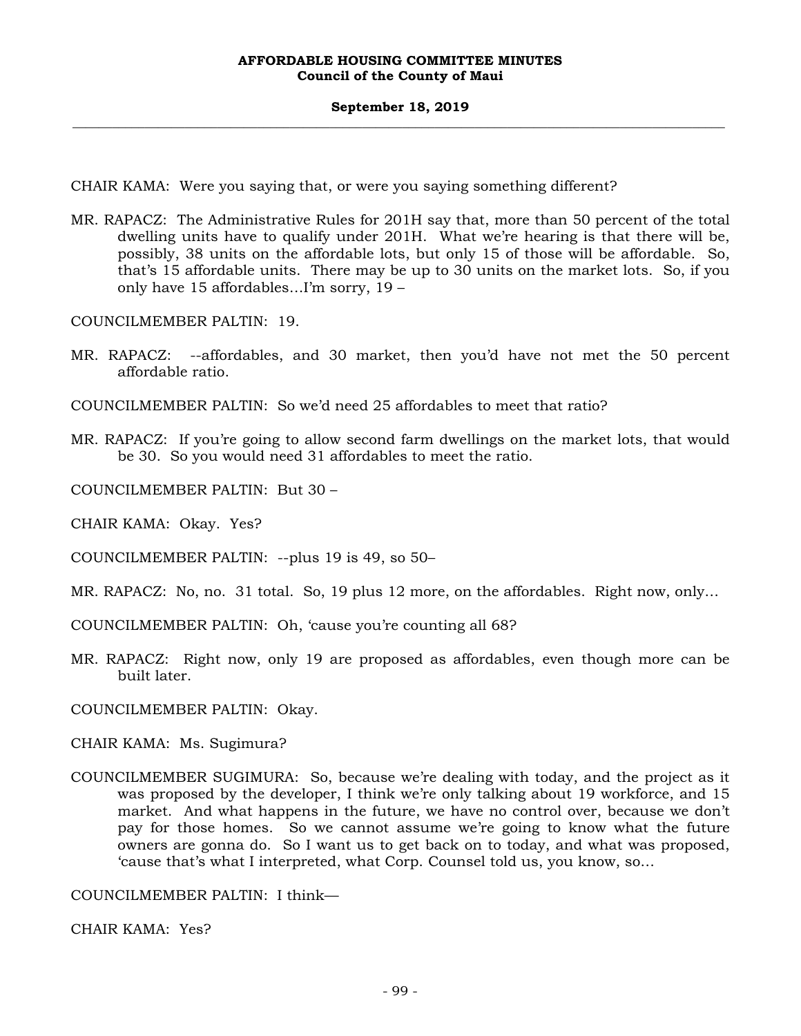CHAIR KAMA: Were you saying that, or were you saying something different?

MR. RAPACZ: The Administrative Rules for 201H say that, more than 50 percent of the total dwelling units have to qualify under 201H. What we're hearing is that there will be, possibly, 38 units on the affordable lots, but only 15 of those will be affordable. So, that's 15 affordable units. There may be up to 30 units on the market lots. So, if you only have 15 affordables...I'm sorry, 19 –

COUNCILMEMBER PALTIN: 19.

MR. RAPACZ: --affordables, and 30 market, then you'd have not met the 50 percent affordable ratio.

COUNCILMEMBER PALTIN: So we'd need 25 affordables to meet that ratio?

MR. RAPACZ: If you're going to allow second farm dwellings on the market lots, that would be 30. So you would need 31 affordables to meet the ratio.

COUNCILMEMBER PALTIN: But 30 –

CHAIR KAMA: Okay. Yes?

COUNCILMEMBER PALTIN: --plus 19 is 49, so 50–

MR. RAPACZ: No, no. 31 total. So, 19 plus 12 more, on the affordables. Right now, only...

COUNCILMEMBER PALTIN: Oh, 'cause you're counting all 68?

MR. RAPACZ: Right now, only 19 are proposed as affordables, even though more can be built later.

COUNCILMEMBER PALTIN: Okay.

CHAIR KAMA: Ms. Sugimura?

COUNCILMEMBER SUGIMURA: So, because we're dealing with today, and the project as it was proposed by the developer, I think we're only talking about 19 workforce, and 15 market. And what happens in the future, we have no control over, because we don't pay for those homes. So we cannot assume we're going to know what the future owners are gonna do. So I want us to get back on to today, and what was proposed, 'cause that's what I interpreted, what Corp. Counsel told us, you know, so...

COUNCILMEMBER PALTIN: I think—

CHAIR KAMA: Yes?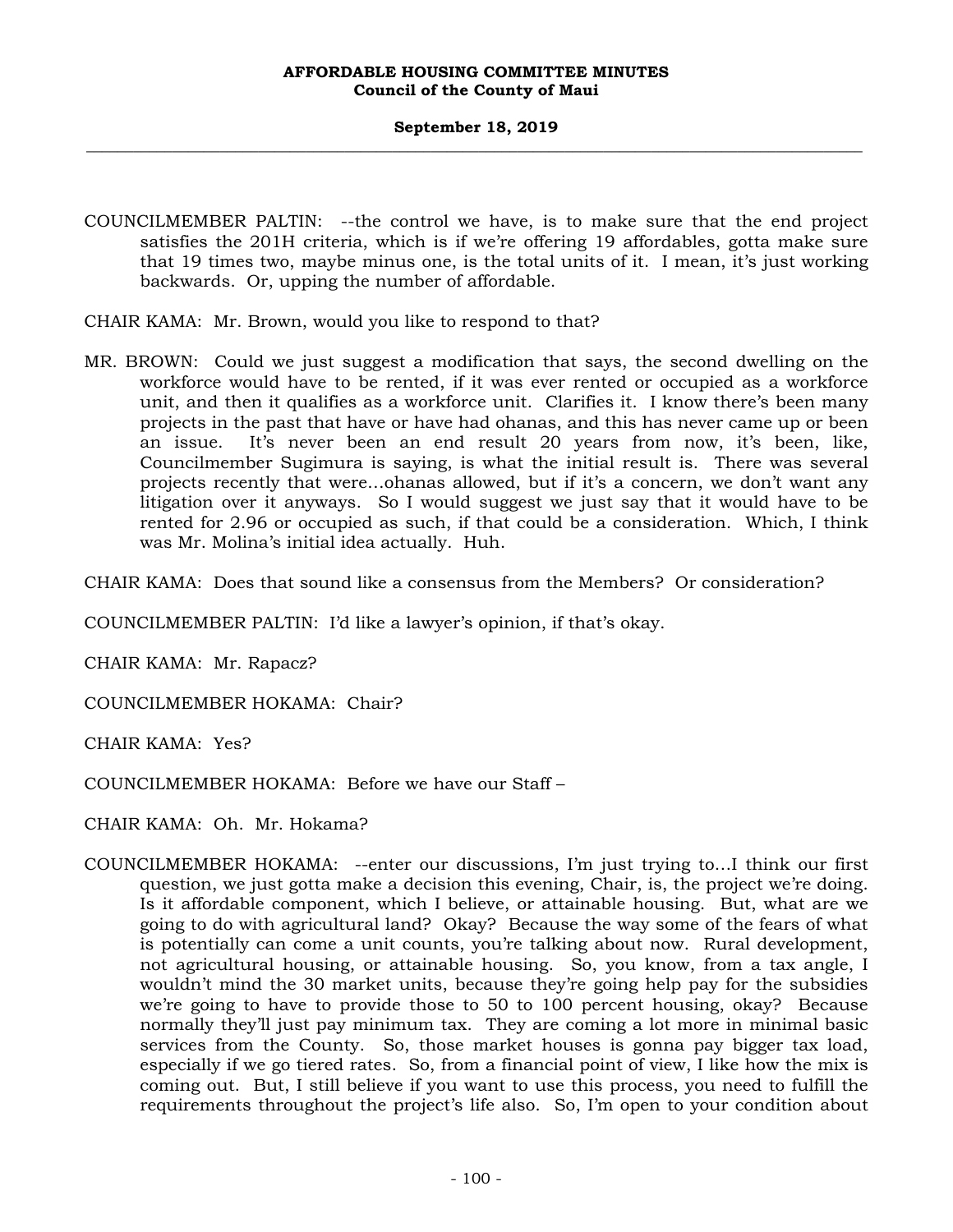COUNCILMEMBER PALTIN: --the control we have, is to make sure that the end project satisfies the 201H criteria, which is if we're offering 19 affordables, gotta make sure that 19 times two, maybe minus one, is the total units of it. I mean, it's just working backwards. Or, upping the number of affordable.

CHAIR KAMA: Mr. Brown, would you like to respond to that?

MR. BROWN: Could we just suggest a modification that says, the second dwelling on the workforce would have to be rented, if it was ever rented or occupied as a workforce unit, and then it qualifies as a workforce unit. Clarifies it. I know there's been many projects in the past that have or have had ohanas, and this has never came up or been an issue. It's never been an end result 20 years from now, it's been, like, Councilmember Sugimura is saying, is what the initial result is. There was several projects recently that were...ohanas allowed, but if it's a concern, we don't want any litigation over it anyways. So I would suggest we just say that it would have to be rented for 2.96 or occupied as such, if that could be a consideration. Which, I think was Mr. Molina's initial idea actually. Huh.

CHAIR KAMA: Does that sound like a consensus from the Members? Or consideration?

COUNCILMEMBER PALTIN: I'd like a lawyer's opinion, if that's okay.

CHAIR KAMA: Mr. Rapacz?

COUNCILMEMBER HOKAMA: Chair?

CHAIR KAMA: Yes?

COUNCILMEMBER HOKAMA: Before we have our Staff –

CHAIR KAMA: Oh. Mr. Hokama?

COUNCILMEMBER HOKAMA: --enter our discussions, I'm just trying to...I think our first question, we just gotta make a decision this evening, Chair, is, the project we're doing. Is it affordable component, which I believe, or attainable housing. But, what are we going to do with agricultural land? Okay? Because the way some of the fears of what is potentially can come a unit counts, you're talking about now. Rural development, not agricultural housing, or attainable housing. So, you know, from a tax angle, I wouldn't mind the 30 market units, because they're going help pay for the subsidies we're going to have to provide those to 50 to 100 percent housing, okay? Because normally they'll just pay minimum tax. They are coming a lot more in minimal basic services from the County. So, those market houses is gonna pay bigger tax load, especially if we go tiered rates. So, from a financial point of view, I like how the mix is coming out. But, I still believe if you want to use this process, you need to fulfill the requirements throughout the project's life also. So, I'm open to your condition about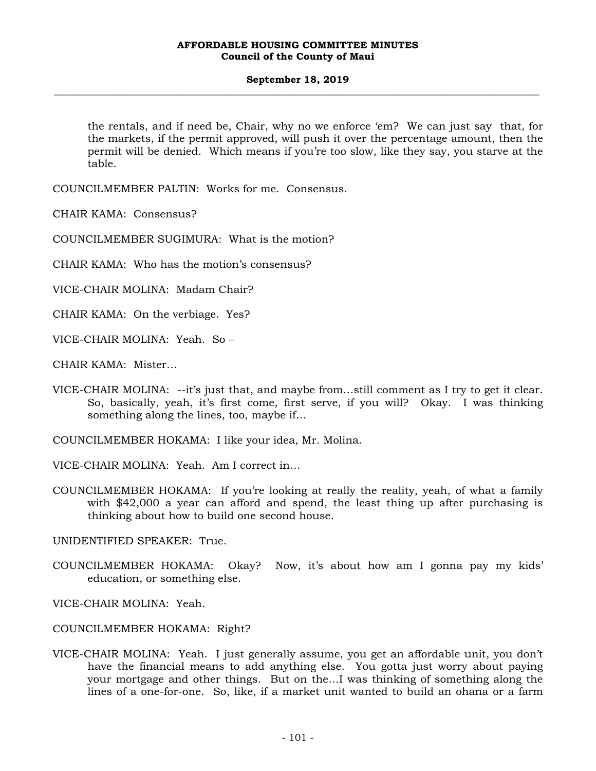the rentals, and if need be, Chair, why no we enforce 'em? We can just say that, for the markets, if the permit approved, will push it over the percentage amount, then the permit will be denied. Which means if you're too slow, like they say, you starve at the table.

COUNCILMEMBER PALTIN: Works for me. Consensus.

CHAIR KAMA: Consensus?

COUNCILMEMBER SUGIMURA: What is the motion?

CHAIR KAMA: Who has the motion's consensus?

VICE-CHAIR MOLINA: Madam Chair?

CHAIR KAMA: On the verbiage. Yes?

VICE-CHAIR MOLINA: Yeah. So –

CHAIR KAMA: Mister…

VICE-CHAIR MOLINA: --it's just that, and maybe from…still comment as I try to get it clear. So, basically, yeah, it's first come, first serve, if you will? Okay. I was thinking something along the lines, too, maybe if…

COUNCILMEMBER HOKAMA: I like your idea, Mr. Molina.

VICE-CHAIR MOLINA: Yeah. Am I correct in…

COUNCILMEMBER HOKAMA: If you're looking at really the reality, yeah, of what a family with $42,000 a year can afford and spend, the least thing up after purchasing is thinking about how to build one second house.

UNIDENTIFIED SPEAKER: True.

COUNCILMEMBER HOKAMA: Okay? Now, it's about how am I gonna pay my kids' education, or something else.

VICE-CHAIR MOLINA: Yeah.

COUNCILMEMBER HOKAMA: Right?

VICE-CHAIR MOLINA: Yeah. I just generally assume, you get an affordable unit, you don't have the financial means to add anything else. You gotta just worry about paying your mortgage and other things. But on the…I was thinking of something along the lines of a one-for-one. So, like, if a market unit wanted to build an ohana or a farm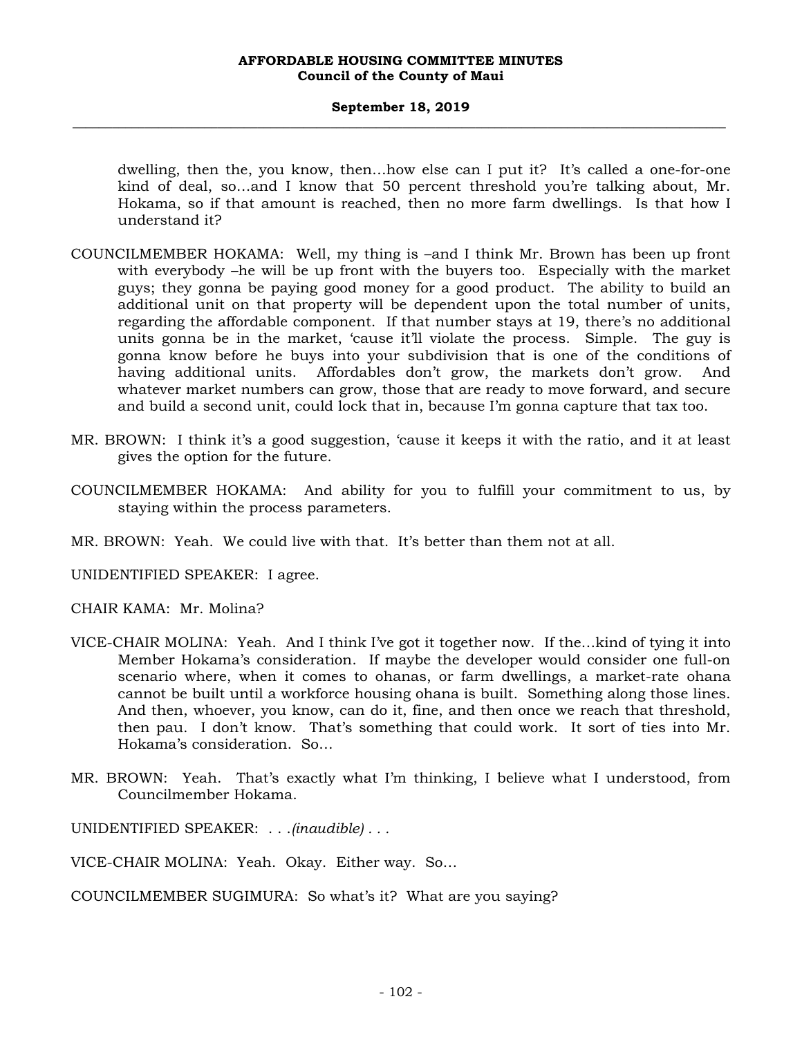dwelling, then the, you know, then…how else can I put it? It's called a one-for-one kind of deal, so…and I know that 50 percent threshold you're talking about, Mr. Hokama, so if that amount is reached, then no more farm dwellings. Is that how I understand it?

COUNCILMEMBER HOKAMA: Well, my thing is –and I think Mr. Brown has been up front with everybody –he will be up front with the buyers too. Especially with the market guys; they gonna be paying good money for a good product. The ability to build an additional unit on that property will be dependent upon the total number of units, regarding the affordable component. If that number stays at 19, there's no additional units gonna be in the market, 'cause it'll violate the process. Simple. The guy is gonna know before he buys into your subdivision that is one of the conditions of having additional units. Affordables don't grow, the markets don't grow. And whatever market numbers can grow, those that are ready to move forward, and secure and build a second unit, could lock that in, because I'm gonna capture that tax too.

MR. BROWN: I think it's a good suggestion, 'cause it keeps it with the ratio, and it at least gives the option for the future.

COUNCILMEMBER HOKAMA: And ability for you to fulfill your commitment to us, by staying within the process parameters.

MR. BROWN: Yeah. We could live with that. It's better than them not at all.

UNIDENTIFIED SPEAKER: I agree.

CHAIR KAMA: Mr. Molina?

VICE-CHAIR MOLINA: Yeah. And I think I've got it together now. If the…kind of tying it into Member Hokama's consideration. If maybe the developer would consider one full-on scenario where, when it comes to ohanas, or farm dwellings, a market-rate ohana cannot be built until a workforce housing ohana is built. Something along those lines. And then, whoever, you know, can do it, fine, and then once we reach that threshold, then pau. I don't know. That's something that could work. It sort of ties into Mr. Hokama's consideration. So…

MR. BROWN: Yeah. That's exactly what I'm thinking, I believe what I understood, from Councilmember Hokama.

UNIDENTIFIED SPEAKER: . . .*(inaudible)* . . .

VICE-CHAIR MOLINA: Yeah. Okay. Either way. So…

COUNCILMEMBER SUGIMURA: So what's it? What are you saying?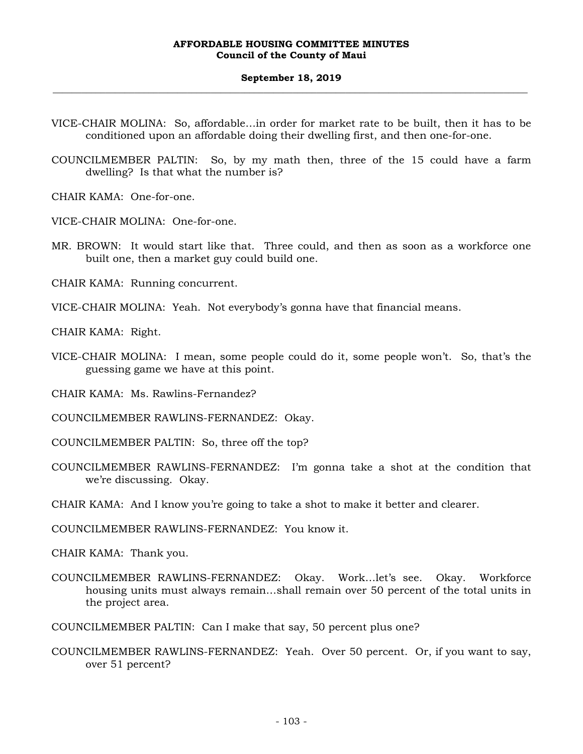VICE-CHAIR MOLINA: So, affordable…in order for market rate to be built, then it has to be conditioned upon an affordable doing their dwelling first, and then one-for-one.

COUNCILMEMBER PALTIN: So, by my math then, three of the 15 could have a farm dwelling? Is that what the number is?

CHAIR KAMA: One-for-one.

VICE-CHAIR MOLINA: One-for-one.

MR. BROWN: It would start like that. Three could, and then as soon as a workforce one built one, then a market guy could build one.

CHAIR KAMA: Running concurrent.

VICE-CHAIR MOLINA: Yeah. Not everybody's gonna have that financial means.

CHAIR KAMA: Right.

VICE-CHAIR MOLINA: I mean, some people could do it, some people won't. So, that's the guessing game we have at this point.

CHAIR KAMA: Ms. Rawlins-Fernandez?

COUNCILMEMBER RAWLINS-FERNANDEZ: Okay.

COUNCILMEMBER PALTIN: So, three off the top?

COUNCILMEMBER RAWLINS-FERNANDEZ: I'm gonna take a shot at the condition that we're discussing. Okay.

CHAIR KAMA: And I know you're going to take a shot to make it better and clearer.

COUNCILMEMBER RAWLINS-FERNANDEZ: You know it.

CHAIR KAMA: Thank you.

COUNCILMEMBER RAWLINS-FERNANDEZ: Okay. Work…let's see. Okay. Workforce housing units must always remain…shall remain over 50 percent of the total units in the project area.

COUNCILMEMBER PALTIN: Can I make that say, 50 percent plus one?

COUNCILMEMBER RAWLINS-FERNANDEZ: Yeah. Over 50 percent. Or, if you want to say, over 51 percent?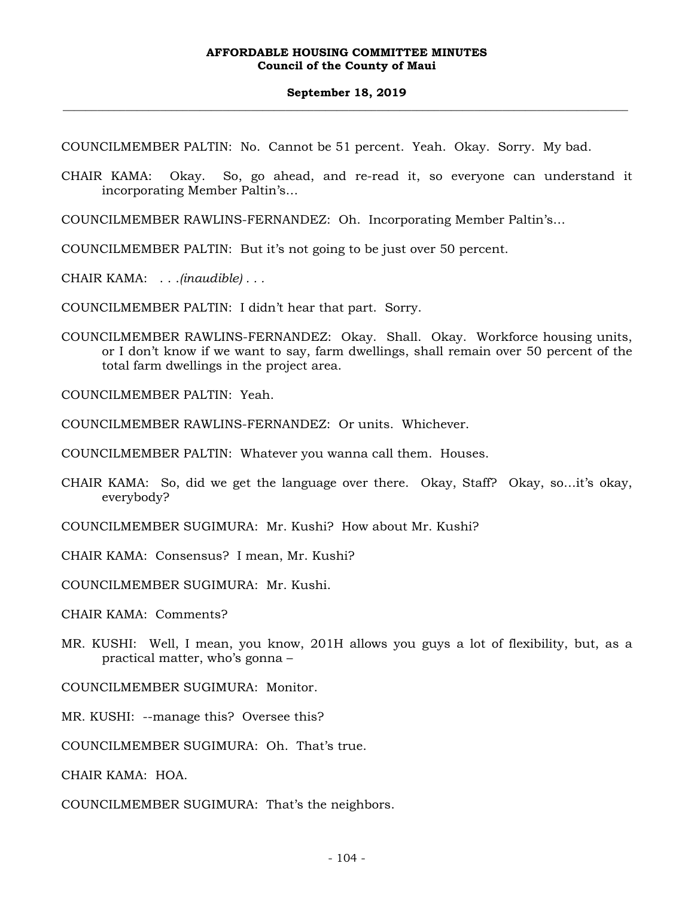COUNCILMEMBER PALTIN: No. Cannot be 51 percent. Yeah. Okay. Sorry. My bad.

CHAIR KAMA: Okay. So, go ahead, and re-read it, so everyone can understand it incorporating Member Paltin's...

COUNCILMEMBER RAWLINS-FERNANDEZ: Oh. Incorporating Member Paltin's...

COUNCILMEMBER PALTIN: But it's not going to be just over 50 percent.

CHAIR KAMA: . . .*(inaudible)* . . .

COUNCILMEMBER PALTIN: I didn't hear that part. Sorry.

COUNCILMEMBER RAWLINS-FERNANDEZ: Okay. Shall. Okay. Workforce housing units, or I don't know if we want to say, farm dwellings, shall remain over 50 percent of the total farm dwellings in the project area.

COUNCILMEMBER PALTIN: Yeah.

COUNCILMEMBER RAWLINS-FERNANDEZ: Or units. Whichever.

COUNCILMEMBER PALTIN: Whatever you wanna call them. Houses.

CHAIR KAMA: So, did we get the language over there. Okay, Staff? Okay, so...it's okay, everybody?

COUNCILMEMBER SUGIMURA: Mr. Kushi? How about Mr. Kushi?

CHAIR KAMA: Consensus? I mean, Mr. Kushi?

COUNCILMEMBER SUGIMURA: Mr. Kushi.

CHAIR KAMA: Comments?

MR. KUSHI: Well, I mean, you know, 201H allows you guys a lot of flexibility, but, as a practical matter, who's gonna –

COUNCILMEMBER SUGIMURA: Monitor.

MR. KUSHI: --manage this? Oversee this?

COUNCILMEMBER SUGIMURA: Oh. That's true.

CHAIR KAMA: HOA.

COUNCILMEMBER SUGIMURA: That's the neighbors.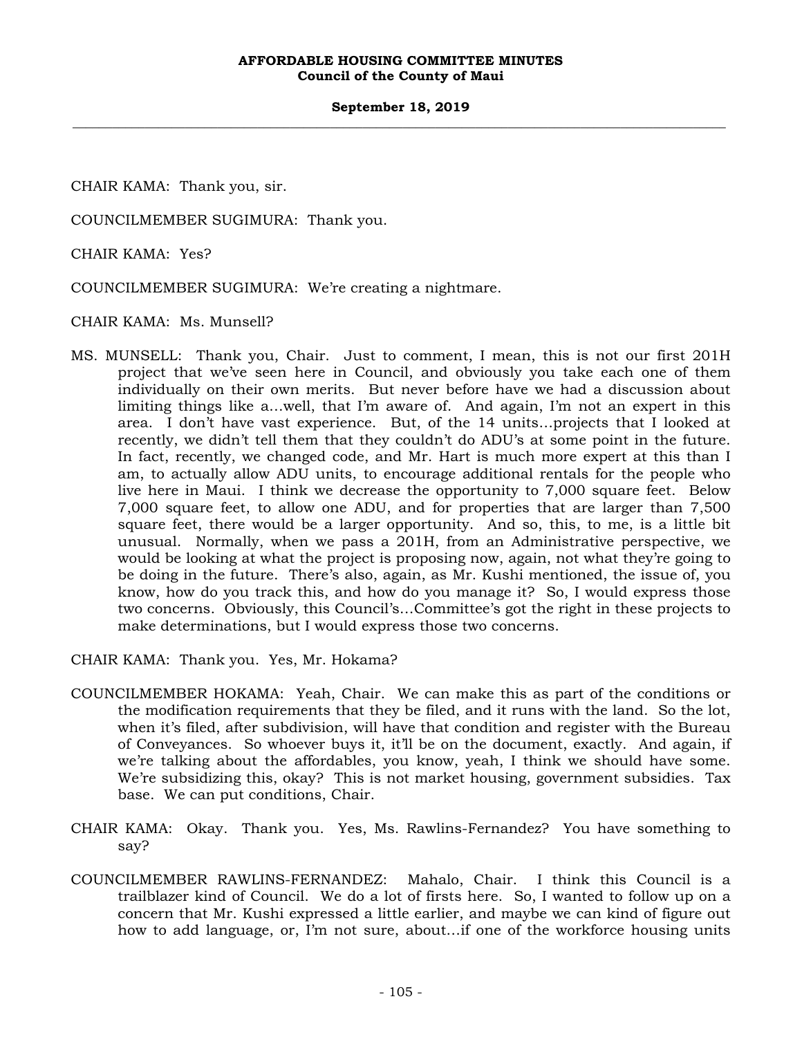CHAIR KAMA: Thank you, sir.

COUNCILMEMBER SUGIMURA: Thank you.

CHAIR KAMA: Yes?

COUNCILMEMBER SUGIMURA: We're creating a nightmare.

CHAIR KAMA: Ms. Munsell?

MS. MUNSELL: Thank you, Chair. Just to comment, I mean, this is not our first 201H project that we've seen here in Council, and obviously you take each one of them individually on their own merits. But never before have we had a discussion about limiting things like a...well, that I'm aware of. And again, I'm not an expert in this area. I don't have vast experience. But, of the 14 units...projects that I looked at recently, we didn't tell them that they couldn't do ADU's at some point in the future. In fact, recently, we changed code, and Mr. Hart is much more expert at this than I am, to actually allow ADU units, to encourage additional rentals for the people who live here in Maui. I think we decrease the opportunity to 7,000 square feet. Below 7,000 square feet, to allow one ADU, and for properties that are larger than 7,500 square feet, there would be a larger opportunity. And so, this, to me, is a little bit unusual. Normally, when we pass a 201H, from an Administrative perspective, we would be looking at what the project is proposing now, again, not what they're going to be doing in the future. There's also, again, as Mr. Kushi mentioned, the issue of, you know, how do you track this, and how do you manage it? So, I would express those two concerns. Obviously, this Council's...Committee's got the right in these projects to make determinations, but I would express those two concerns.

CHAIR KAMA: Thank you. Yes, Mr. Hokama?

COUNCILMEMBER HOKAMA: Yeah, Chair. We can make this as part of the conditions or the modification requirements that they be filed, and it runs with the land. So the lot, when it's filed, after subdivision, will have that condition and register with the Bureau of Conveyances. So whoever buys it, it'll be on the document, exactly. And again, if we're talking about the affordables, you know, yeah, I think we should have some. We're subsidizing this, okay? This is not market housing, government subsidies. Tax base. We can put conditions, Chair.

CHAIR KAMA: Okay. Thank you. Yes, Ms. Rawlins-Fernandez? You have something to say?

COUNCILMEMBER RAWLINS-FERNANDEZ: Mahalo, Chair. I think this Council is a trailblazer kind of Council. We do a lot of firsts here. So, I wanted to follow up on a concern that Mr. Kushi expressed a little earlier, and maybe we can kind of figure out how to add language, or, I'm not sure, about...if one of the workforce housing units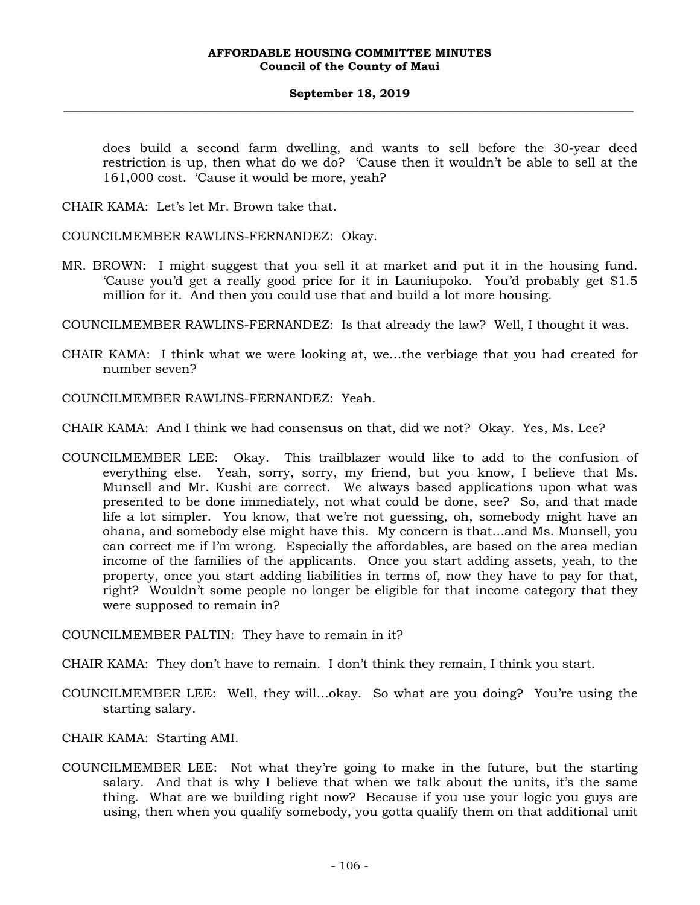does build a second farm dwelling, and wants to sell before the 30-year deed restriction is up, then what do we do? ‘Cause then it wouldn’t be able to sell at the 161,000 cost. ‘Cause it would be more, yeah?

CHAIR KAMA: Let’s let Mr. Brown take that.

COUNCILMEMBER RAWLINS-FERNANDEZ: Okay.

MR. BROWN: I might suggest that you sell it at market and put it in the housing fund. ‘Cause you’d get a really good price for it in Launiupoko. You’d probably get $1.5 million for it. And then you could use that and build a lot more housing.

COUNCILMEMBER RAWLINS-FERNANDEZ: Is that already the law? Well, I thought it was.

CHAIR KAMA: I think what we were looking at, we...the verbiage that you had created for number seven?

COUNCILMEMBER RAWLINS-FERNANDEZ: Yeah.

CHAIR KAMA: And I think we had consensus on that, did we not? Okay. Yes, Ms. Lee?

COUNCILMEMBER LEE: Okay. This trailblazer would like to add to the confusion of everything else. Yeah, sorry, sorry, my friend, but you know, I believe that Ms. Munsell and Mr. Kushi are correct. We always based applications upon what was presented to be done immediately, not what could be done, see? So, and that made life a lot simpler. You know, that we’re not guessing, oh, somebody might have an ohana, and somebody else might have this. My concern is that...and Ms. Munsell, you can correct me if I’m wrong. Especially the affordables, are based on the area median income of the families of the applicants. Once you start adding assets, yeah, to the property, once you start adding liabilities in terms of, now they have to pay for that, right? Wouldn’t some people no longer be eligible for that income category that they were supposed to remain in?

COUNCILMEMBER PALTIN: They have to remain in it?

CHAIR KAMA: They don’t have to remain. I don’t think they remain, I think you start.

COUNCILMEMBER LEE: Well, they will...okay. So what are you doing? You’re using the starting salary.

CHAIR KAMA: Starting AMI.

COUNCILMEMBER LEE: Not what they’re going to make in the future, but the starting salary. And that is why I believe that when we talk about the units, it’s the same thing. What are we building right now? Because if you use your logic you guys are using, then when you qualify somebody, you gotta qualify them on that additional unit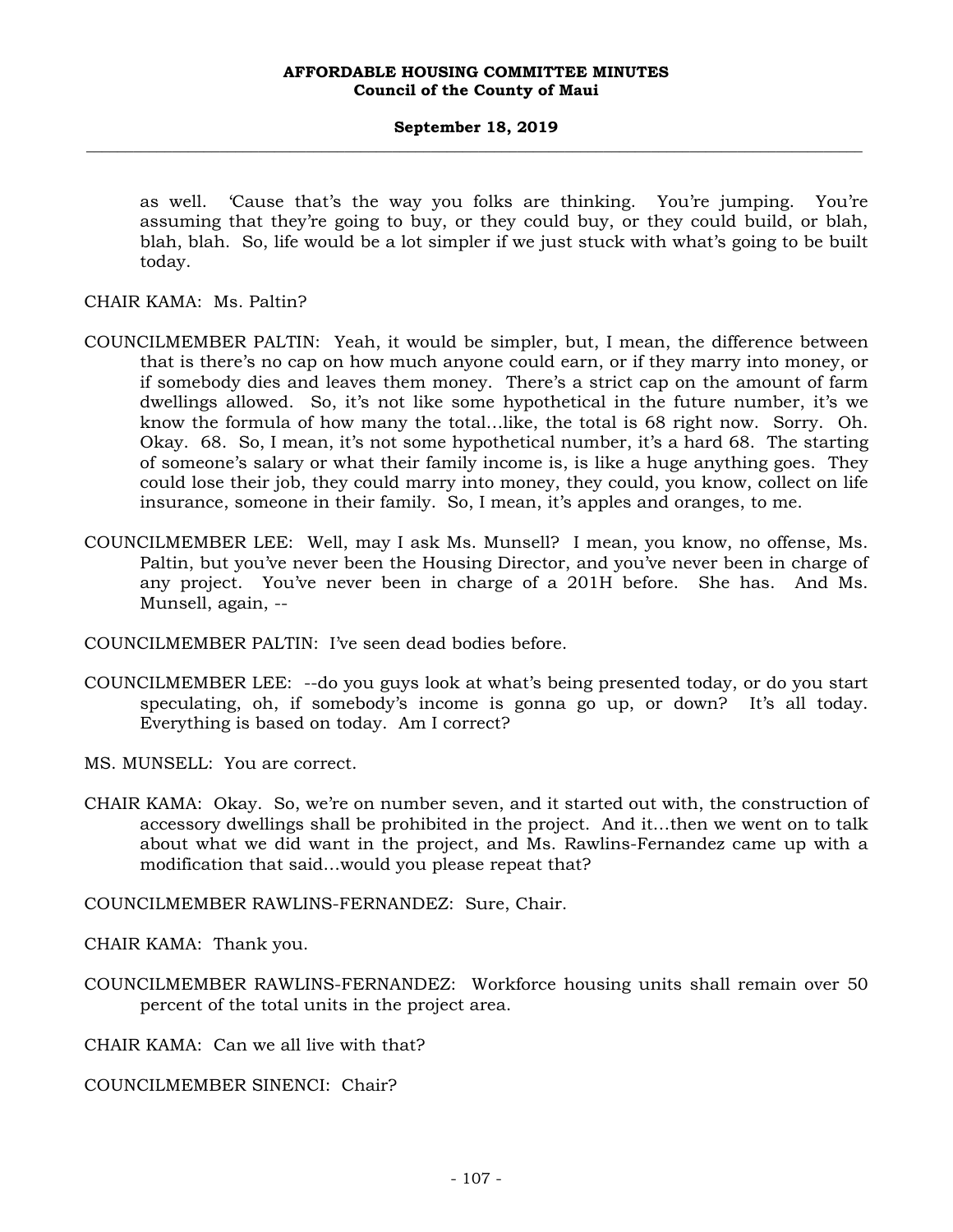as well. 'Cause that's the way you folks are thinking. You're jumping. You're assuming that they're going to buy, or they could buy, or they could build, or blah, blah, blah. So, life would be a lot simpler if we just stuck with what's going to be built today.

CHAIR KAMA: Ms. Paltin?

COUNCILMEMBER PALTIN: Yeah, it would be simpler, but, I mean, the difference between that is there's no cap on how much anyone could earn, or if they marry into money, or if somebody dies and leaves them money. There's a strict cap on the amount of farm dwellings allowed. So, it's not like some hypothetical in the future number, it's we know the formula of how many the total...like, the total is 68 right now. Sorry. Oh. Okay. 68. So, I mean, it's not some hypothetical number, it's a hard 68. The starting of someone's salary or what their family income is, is like a huge anything goes. They could lose their job, they could marry into money, they could, you know, collect on life insurance, someone in their family. So, I mean, it's apples and oranges, to me.

COUNCILMEMBER LEE: Well, may I ask Ms. Munsell? I mean, you know, no offense, Ms. Paltin, but you've never been the Housing Director, and you've never been in charge of any project. You've never been in charge of a 201H before. She has. And Ms. Munsell, again, --

COUNCILMEMBER PALTIN: I've seen dead bodies before.

COUNCILMEMBER LEE: --do you guys look at what's being presented today, or do you start speculating, oh, if somebody's income is gonna go up, or down? It's all today. Everything is based on today. Am I correct?

MS. MUNSELL: You are correct.

CHAIR KAMA: Okay. So, we're on number seven, and it started out with, the construction of accessory dwellings shall be prohibited in the project. And it...then we went on to talk about what we did want in the project, and Ms. Rawlins-Fernandez came up with a modification that said...would you please repeat that?

COUNCILMEMBER RAWLINS-FERNANDEZ: Sure, Chair.

CHAIR KAMA: Thank you.

COUNCILMEMBER RAWLINS-FERNANDEZ: Workforce housing units shall remain over 50 percent of the total units in the project area.

CHAIR KAMA: Can we all live with that?

COUNCILMEMBER SINENCI: Chair?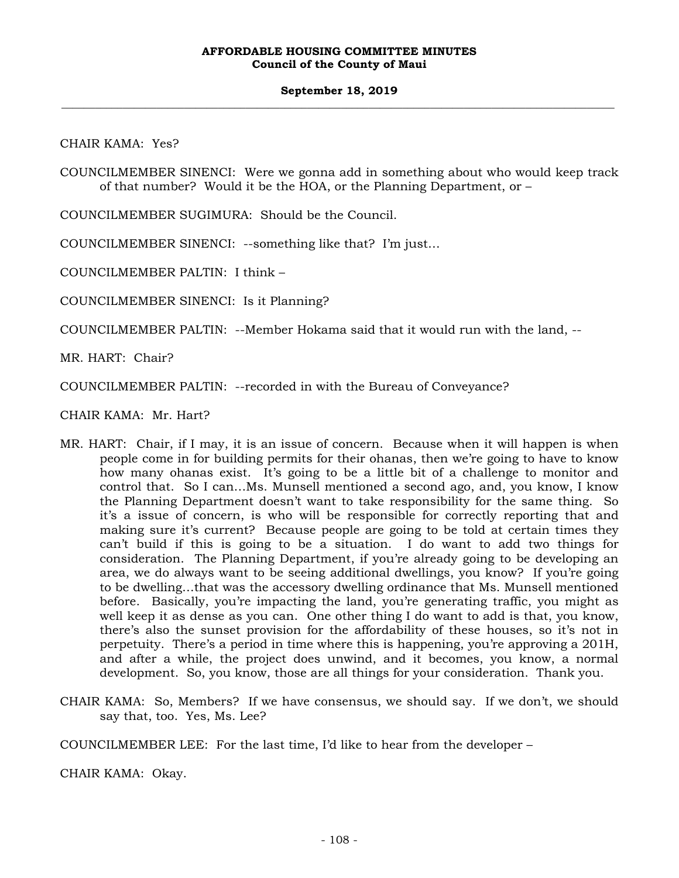CHAIR KAMA: Yes?

COUNCILMEMBER SINENCI: Were we gonna add in something about who would keep track of that number? Would it be the HOA, or the Planning Department, or –

COUNCILMEMBER SUGIMURA: Should be the Council.

COUNCILMEMBER SINENCI: --something like that? I'm just…

COUNCILMEMBER PALTIN: I think –

COUNCILMEMBER SINENCI: Is it Planning?

COUNCILMEMBER PALTIN: --Member Hokama said that it would run with the land, --

MR. HART: Chair?

COUNCILMEMBER PALTIN: --recorded in with the Bureau of Conveyance?

CHAIR KAMA: Mr. Hart?

MR. HART: Chair, if I may, it is an issue of concern. Because when it will happen is when people come in for building permits for their ohanas, then we're going to have to know how many ohanas exist. It's going to be a little bit of a challenge to monitor and control that. So I can…Ms. Munsell mentioned a second ago, and, you know, I know the Planning Department doesn't want to take responsibility for the same thing. So it's a issue of concern, is who will be responsible for correctly reporting that and making sure it's current? Because people are going to be told at certain times they can't build if this is going to be a situation. I do want to add two things for consideration. The Planning Department, if you're already going to be developing an area, we do always want to be seeing additional dwellings, you know? If you're going to be dwelling…that was the accessory dwelling ordinance that Ms. Munsell mentioned before. Basically, you're impacting the land, you're generating traffic, you might as well keep it as dense as you can. One other thing I do want to add is that, you know, there's also the sunset provision for the affordability of these houses, so it's not in perpetuity. There's a period in time where this is happening, you're approving a 201H, and after a while, the project does unwind, and it becomes, you know, a normal development. So, you know, those are all things for your consideration. Thank you.

CHAIR KAMA: So, Members? If we have consensus, we should say. If we don't, we should say that, too. Yes, Ms. Lee?

COUNCILMEMBER LEE: For the last time, I'd like to hear from the developer –

CHAIR KAMA: Okay.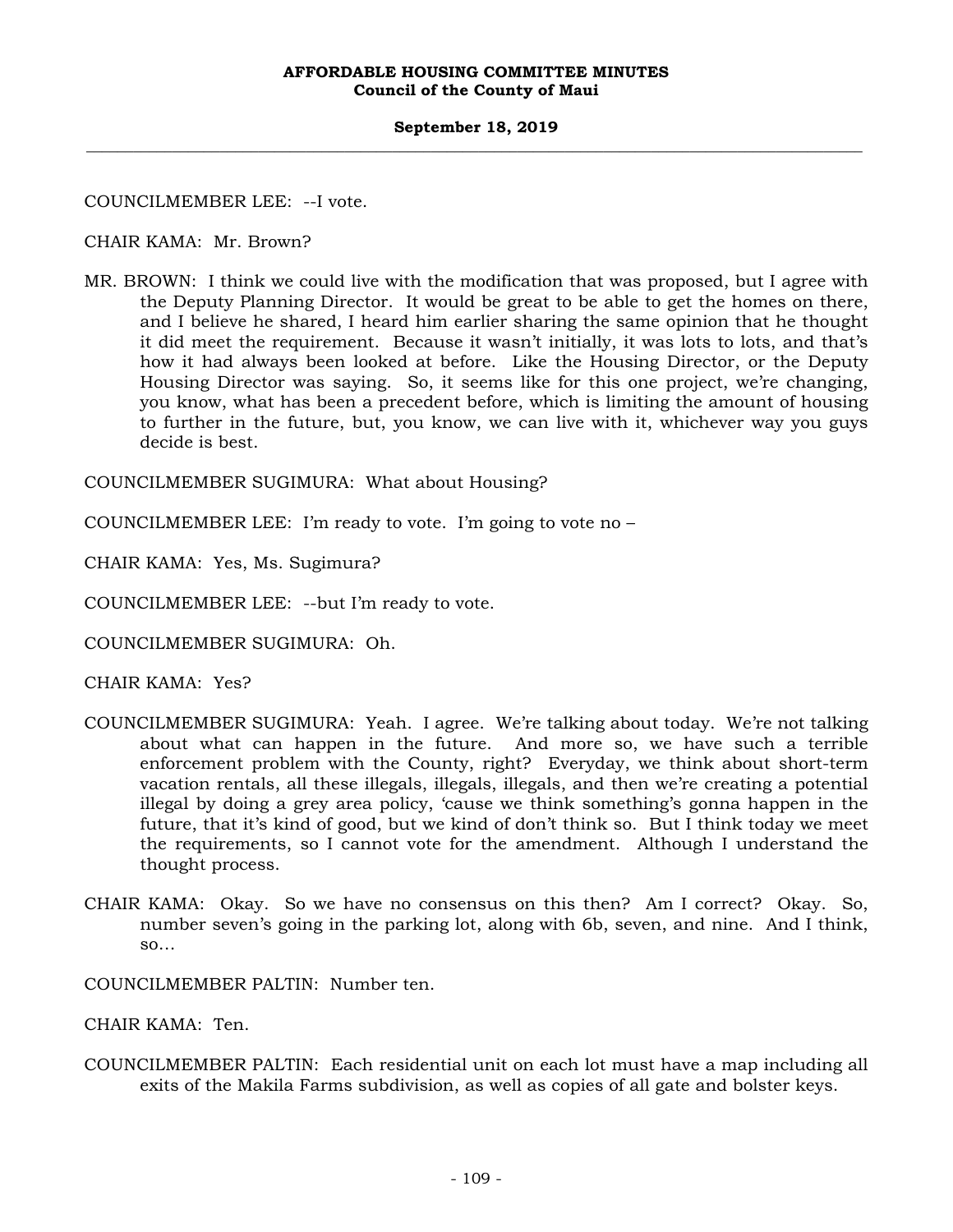COUNCILMEMBER LEE: --I vote.

CHAIR KAMA: Mr. Brown?

MR. BROWN: I think we could live with the modification that was proposed, but I agree with the Deputy Planning Director. It would be great to be able to get the homes on there, and I believe he shared, I heard him earlier sharing the same opinion that he thought it did meet the requirement. Because it wasn't initially, it was lots to lots, and that's how it had always been looked at before. Like the Housing Director, or the Deputy Housing Director was saying. So, it seems like for this one project, we're changing, you know, what has been a precedent before, which is limiting the amount of housing to further in the future, but, you know, we can live with it, whichever way you guys decide is best.

COUNCILMEMBER SUGIMURA: What about Housing?

COUNCILMEMBER LEE: I'm ready to vote. I'm going to vote no –

CHAIR KAMA: Yes, Ms. Sugimura?

COUNCILMEMBER LEE: --but I'm ready to vote.

COUNCILMEMBER SUGIMURA: Oh.

CHAIR KAMA: Yes?

COUNCILMEMBER SUGIMURA: Yeah. I agree. We're talking about today. We're not talking about what can happen in the future. And more so, we have such a terrible enforcement problem with the County, right? Everyday, we think about short-term vacation rentals, all these illegals, illegals, illegals, and then we're creating a potential illegal by doing a grey area policy, 'cause we think something's gonna happen in the future, that it's kind of good, but we kind of don't think so. But I think today we meet the requirements, so I cannot vote for the amendment. Although I understand the thought process.

CHAIR KAMA: Okay. So we have no consensus on this then? Am I correct? Okay. So, number seven's going in the parking lot, along with 6b, seven, and nine. And I think, so…

COUNCILMEMBER PALTIN: Number ten.

CHAIR KAMA: Ten.

COUNCILMEMBER PALTIN: Each residential unit on each lot must have a map including all exits of the Makila Farms subdivision, as well as copies of all gate and bolster keys.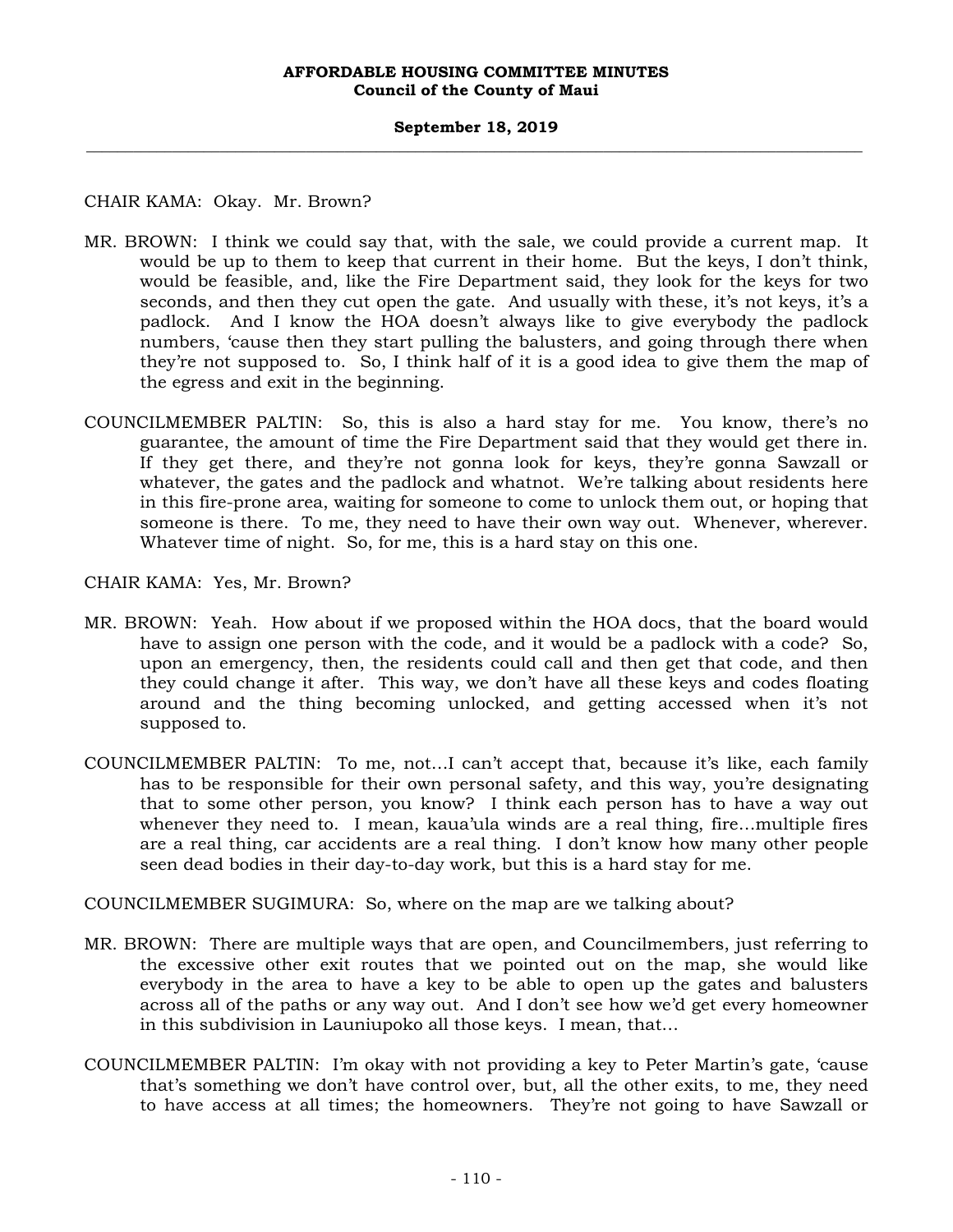CHAIR KAMA: Okay. Mr. Brown?

MR. BROWN: I think we could say that, with the sale, we could provide a current map. It would be up to them to keep that current in their home. But the keys, I don't think, would be feasible, and, like the Fire Department said, they look for the keys for two seconds, and then they cut open the gate. And usually with these, it's not keys, it's a padlock. And I know the HOA doesn't always like to give everybody the padlock numbers, 'cause then they start pulling the balusters, and going through there when they're not supposed to. So, I think half of it is a good idea to give them the map of the egress and exit in the beginning.

COUNCILMEMBER PALTIN: So, this is also a hard stay for me. You know, there's no guarantee, the amount of time the Fire Department said that they would get there in. If they get there, and they're not gonna look for keys, they're gonna Sawzall or whatever, the gates and the padlock and whatnot. We're talking about residents here in this fire-prone area, waiting for someone to come to unlock them out, or hoping that someone is there. To me, they need to have their own way out. Whenever, wherever. Whatever time of night. So, for me, this is a hard stay on this one.

CHAIR KAMA: Yes, Mr. Brown?

MR. BROWN: Yeah. How about if we proposed within the HOA docs, that the board would have to assign one person with the code, and it would be a padlock with a code? So, upon an emergency, then, the residents could call and then get that code, and then they could change it after. This way, we don't have all these keys and codes floating around and the thing becoming unlocked, and getting accessed when it's not supposed to.

COUNCILMEMBER PALTIN: To me, not...I can't accept that, because it's like, each family has to be responsible for their own personal safety, and this way, you're designating that to some other person, you know? I think each person has to have a way out whenever they need to. I mean, kaua'ula winds are a real thing, fire...multiple fires are a real thing, car accidents are a real thing. I don't know how many other people seen dead bodies in their day-to-day work, but this is a hard stay for me.

COUNCILMEMBER SUGIMURA: So, where on the map are we talking about?

MR. BROWN: There are multiple ways that are open, and Councilmembers, just referring to the excessive other exit routes that we pointed out on the map, she would like everybody in the area to have a key to be able to open up the gates and balusters across all of the paths or any way out. And I don't see how we'd get every homeowner in this subdivision in Launiupoko all those keys. I mean, that...

COUNCILMEMBER PALTIN: I'm okay with not providing a key to Peter Martin's gate, 'cause that's something we don't have control over, but, all the other exits, to me, they need to have access at all times; the homeowners. They're not going to have Sawzall or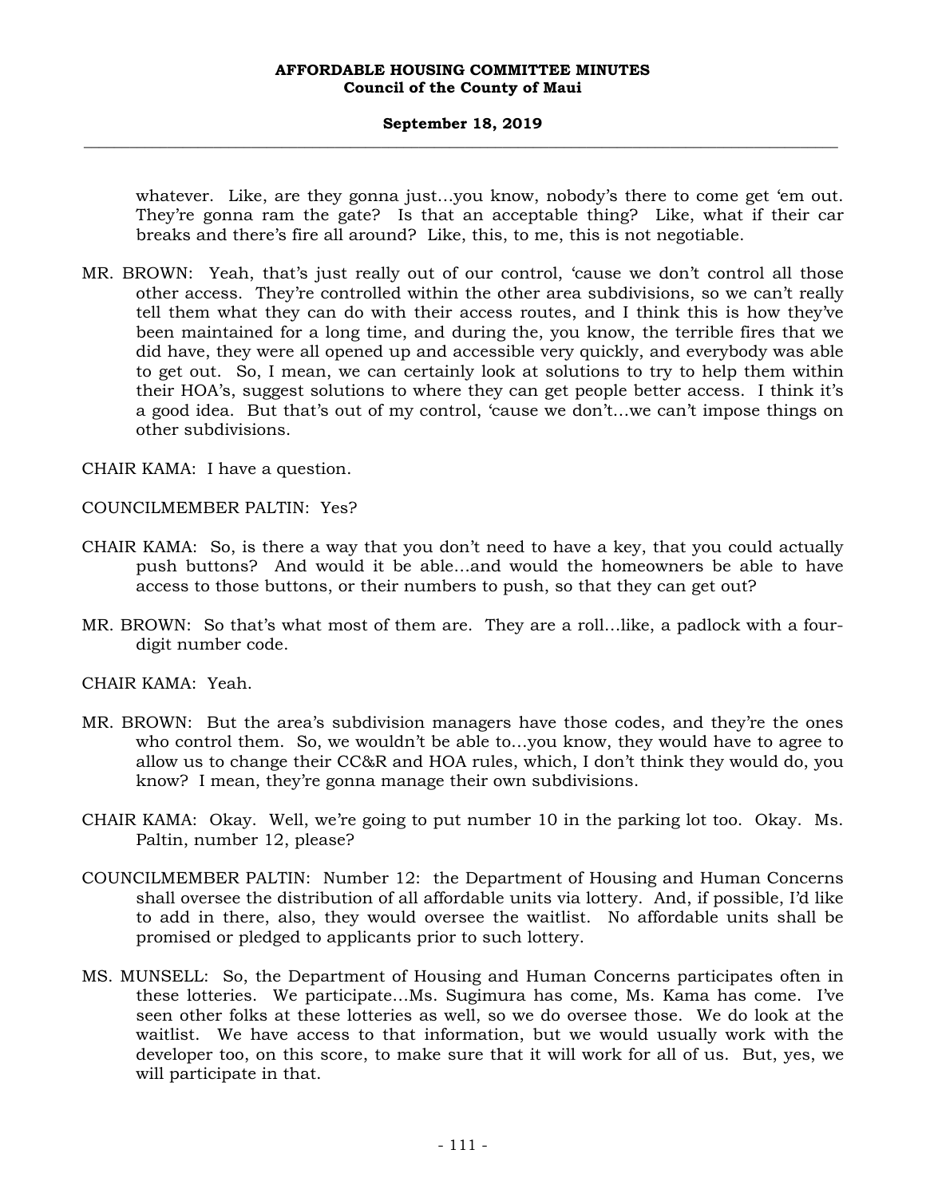whatever. Like, are they gonna just…you know, nobody's there to come get 'em out. They're gonna ram the gate? Is that an acceptable thing? Like, what if their car breaks and there's fire all around? Like, this, to me, this is not negotiable.

MR. BROWN: Yeah, that's just really out of our control, 'cause we don't control all those other access. They're controlled within the other area subdivisions, so we can't really tell them what they can do with their access routes, and I think this is how they've been maintained for a long time, and during the, you know, the terrible fires that we did have, they were all opened up and accessible very quickly, and everybody was able to get out. So, I mean, we can certainly look at solutions to try to help them within their HOA's, suggest solutions to where they can get people better access. I think it's a good idea. But that's out of my control, 'cause we don't…we can't impose things on other subdivisions.

CHAIR KAMA: I have a question.

COUNCILMEMBER PALTIN: Yes?

CHAIR KAMA: So, is there a way that you don't need to have a key, that you could actually push buttons? And would it be able…and would the homeowners be able to have access to those buttons, or their numbers to push, so that they can get out?

MR. BROWN: So that's what most of them are. They are a roll…like, a padlock with a four-digit number code.

CHAIR KAMA: Yeah.

MR. BROWN: But the area's subdivision managers have those codes, and they're the ones who control them. So, we wouldn't be able to…you know, they would have to agree to allow us to change their CC&R and HOA rules, which, I don't think they would do, you know? I mean, they're gonna manage their own subdivisions.

CHAIR KAMA: Okay. Well, we're going to put number 10 in the parking lot too. Okay. Ms. Paltin, number 12, please?

COUNCILMEMBER PALTIN: Number 12: the Department of Housing and Human Concerns shall oversee the distribution of all affordable units via lottery. And, if possible, I'd like to add in there, also, they would oversee the waitlist. No affordable units shall be promised or pledged to applicants prior to such lottery.

MS. MUNSELL: So, the Department of Housing and Human Concerns participates often in these lotteries. We participate…Ms. Sugimura has come, Ms. Kama has come. I've seen other folks at these lotteries as well, so we do oversee those. We do look at the waitlist. We have access to that information, but we would usually work with the developer too, on this score, to make sure that it will work for all of us. But, yes, we will participate in that.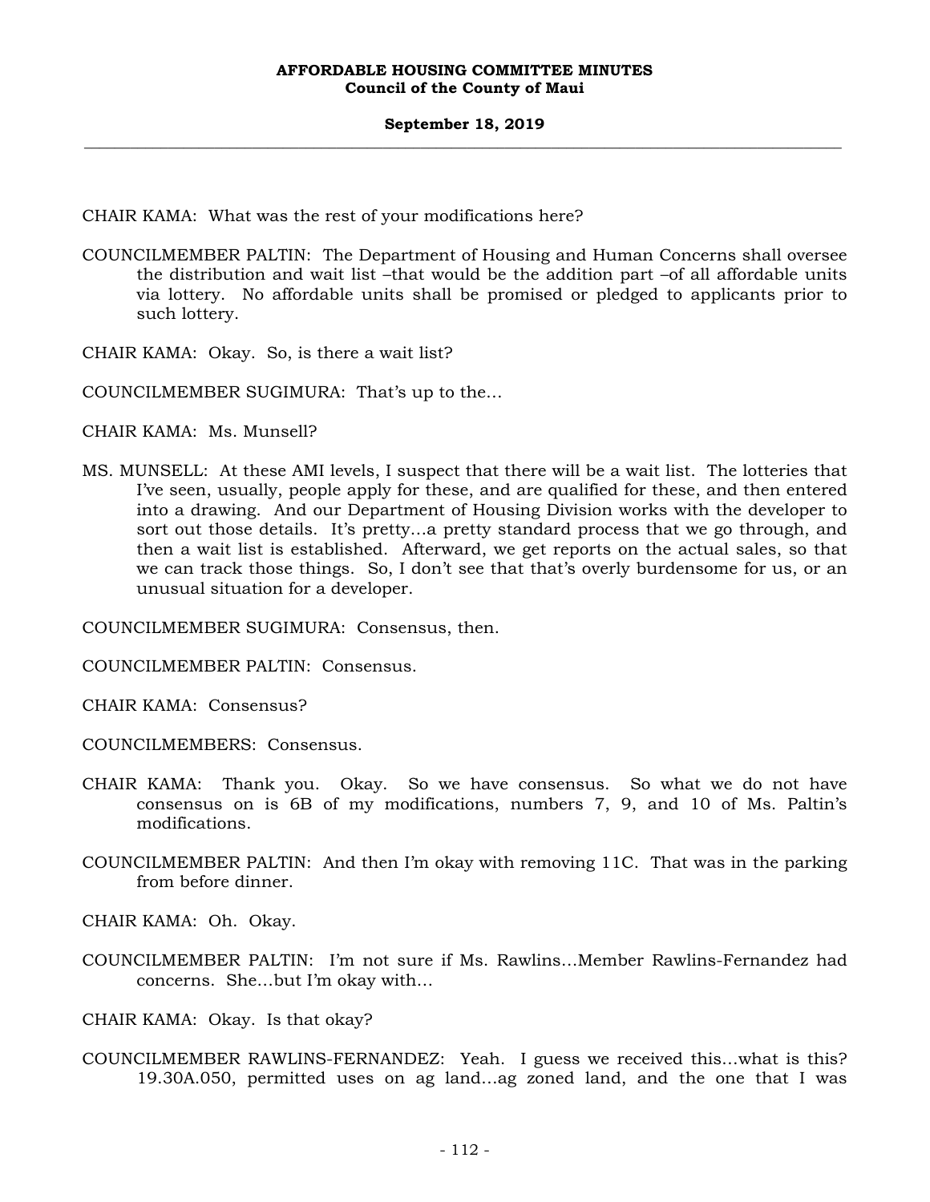CHAIR KAMA: What was the rest of your modifications here?

COUNCILMEMBER PALTIN: The Department of Housing and Human Concerns shall oversee the distribution and wait list –that would be the addition part –of all affordable units via lottery. No affordable units shall be promised or pledged to applicants prior to such lottery.

CHAIR KAMA: Okay. So, is there a wait list?

COUNCILMEMBER SUGIMURA: That's up to the...

CHAIR KAMA: Ms. Munsell?

MS. MUNSELL: At these AMI levels, I suspect that there will be a wait list. The lotteries that I've seen, usually, people apply for these, and are qualified for these, and then entered into a drawing. And our Department of Housing Division works with the developer to sort out those details. It's pretty...a pretty standard process that we go through, and then a wait list is established. Afterward, we get reports on the actual sales, so that we can track those things. So, I don't see that that's overly burdensome for us, or an unusual situation for a developer.

COUNCILMEMBER SUGIMURA: Consensus, then.

COUNCILMEMBER PALTIN: Consensus.

CHAIR KAMA: Consensus?

COUNCILMEMBERS: Consensus.

CHAIR KAMA: Thank you. Okay. So we have consensus. So what we do not have consensus on is 6B of my modifications, numbers 7, 9, and 10 of Ms. Paltin's modifications.

COUNCILMEMBER PALTIN: And then I'm okay with removing 11C. That was in the parking from before dinner.

CHAIR KAMA: Oh. Okay.

COUNCILMEMBER PALTIN: I'm not sure if Ms. Rawlins...Member Rawlins-Fernandez had concerns. She...but I'm okay with...

CHAIR KAMA: Okay. Is that okay?

COUNCILMEMBER RAWLINS-FERNANDEZ: Yeah. I guess we received this...what is this? 19.30A.050, permitted uses on ag land...ag zoned land, and the one that I was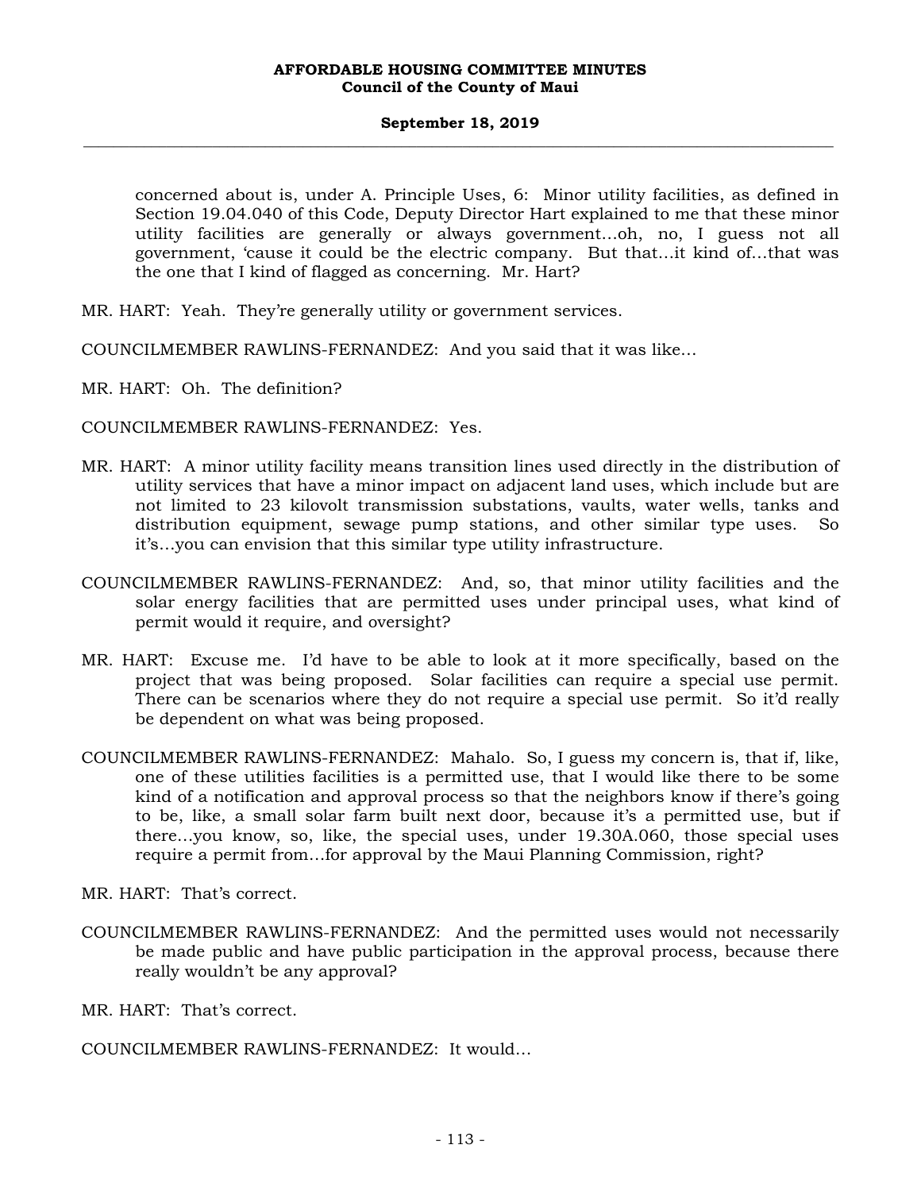concerned about is, under A. Principle Uses, 6: Minor utility facilities, as defined in Section 19.04.040 of this Code, Deputy Director Hart explained to me that these minor utility facilities are generally or always government…oh, no, I guess not all government, 'cause it could be the electric company. But that…it kind of…that was the one that I kind of flagged as concerning. Mr. Hart?

MR. HART: Yeah. They're generally utility or government services.

COUNCILMEMBER RAWLINS-FERNANDEZ: And you said that it was like…

MR. HART: Oh. The definition?

COUNCILMEMBER RAWLINS-FERNANDEZ: Yes.

MR. HART: A minor utility facility means transition lines used directly in the distribution of utility services that have a minor impact on adjacent land uses, which include but are not limited to 23 kilovolt transmission substations, vaults, water wells, tanks and distribution equipment, sewage pump stations, and other similar type uses. So it's…you can envision that this similar type utility infrastructure.

COUNCILMEMBER RAWLINS-FERNANDEZ: And, so, that minor utility facilities and the solar energy facilities that are permitted uses under principal uses, what kind of permit would it require, and oversight?

MR. HART: Excuse me. I'd have to be able to look at it more specifically, based on the project that was being proposed. Solar facilities can require a special use permit. There can be scenarios where they do not require a special use permit. So it'd really be dependent on what was being proposed.

COUNCILMEMBER RAWLINS-FERNANDEZ: Mahalo. So, I guess my concern is, that if, like, one of these utilities facilities is a permitted use, that I would like there to be some kind of a notification and approval process so that the neighbors know if there's going to be, like, a small solar farm built next door, because it's a permitted use, but if there…you know, so, like, the special uses, under 19.30A.060, those special uses require a permit from…for approval by the Maui Planning Commission, right?

MR. HART: That's correct.

COUNCILMEMBER RAWLINS-FERNANDEZ: And the permitted uses would not necessarily be made public and have public participation in the approval process, because there really wouldn't be any approval?

MR. HART: That's correct.

COUNCILMEMBER RAWLINS-FERNANDEZ: It would…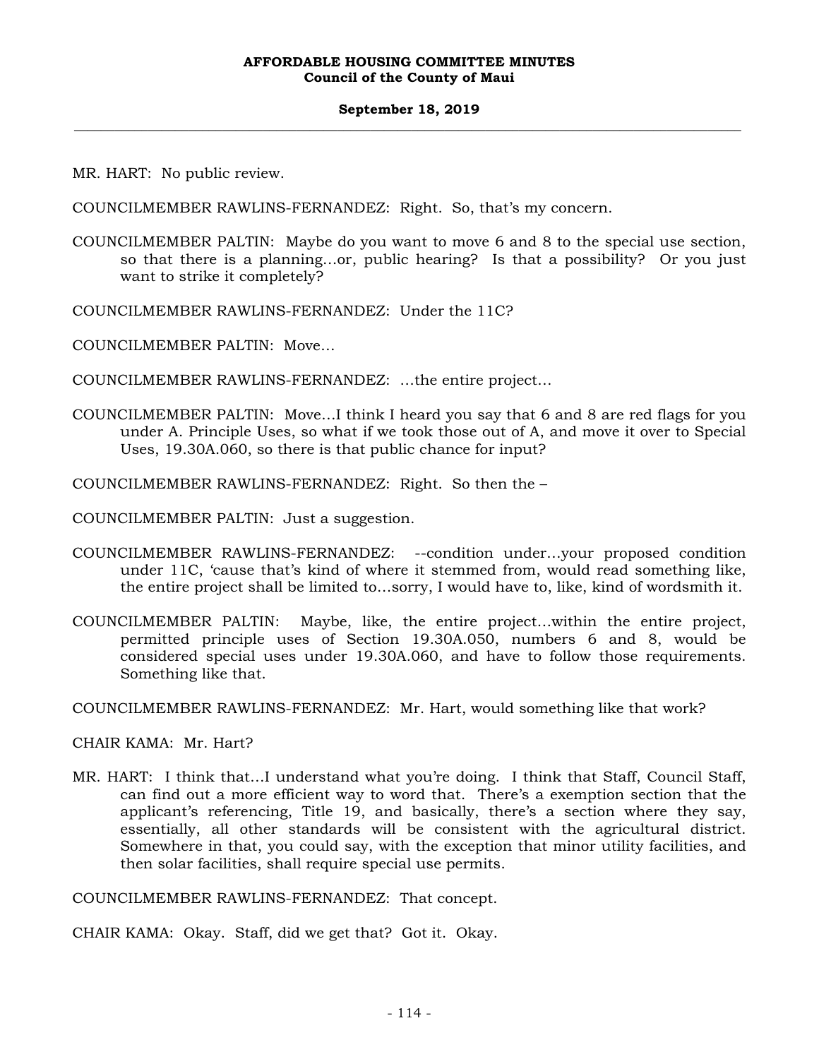MR. HART: No public review.

COUNCILMEMBER RAWLINS-FERNANDEZ: Right. So, that's my concern.

COUNCILMEMBER PALTIN: Maybe do you want to move 6 and 8 to the special use section, so that there is a planning...or, public hearing? Is that a possibility? Or you just want to strike it completely?

COUNCILMEMBER RAWLINS-FERNANDEZ: Under the 11C?

COUNCILMEMBER PALTIN: Move...

COUNCILMEMBER RAWLINS-FERNANDEZ: ...the entire project...

COUNCILMEMBER PALTIN: Move...I think I heard you say that 6 and 8 are red flags for you under A. Principle Uses, so what if we took those out of A, and move it over to Special Uses, 19.30A.060, so there is that public chance for input?

COUNCILMEMBER RAWLINS-FERNANDEZ: Right. So then the –

COUNCILMEMBER PALTIN: Just a suggestion.

COUNCILMEMBER RAWLINS-FERNANDEZ: --condition under...your proposed condition under 11C, 'cause that's kind of where it stemmed from, would read something like, the entire project shall be limited to...sorry, I would have to, like, kind of wordsmith it.

COUNCILMEMBER PALTIN: Maybe, like, the entire project...within the entire project, permitted principle uses of Section 19.30A.050, numbers 6 and 8, would be considered special uses under 19.30A.060, and have to follow those requirements. Something like that.

COUNCILMEMBER RAWLINS-FERNANDEZ: Mr. Hart, would something like that work?

CHAIR KAMA: Mr. Hart?

MR. HART: I think that...I understand what you're doing. I think that Staff, Council Staff, can find out a more efficient way to word that. There's a exemption section that the applicant's referencing, Title 19, and basically, there's a section where they say, essentially, all other standards will be consistent with the agricultural district. Somewhere in that, you could say, with the exception that minor utility facilities, and then solar facilities, shall require special use permits.

COUNCILMEMBER RAWLINS-FERNANDEZ: That concept.

CHAIR KAMA: Okay. Staff, did we get that? Got it. Okay.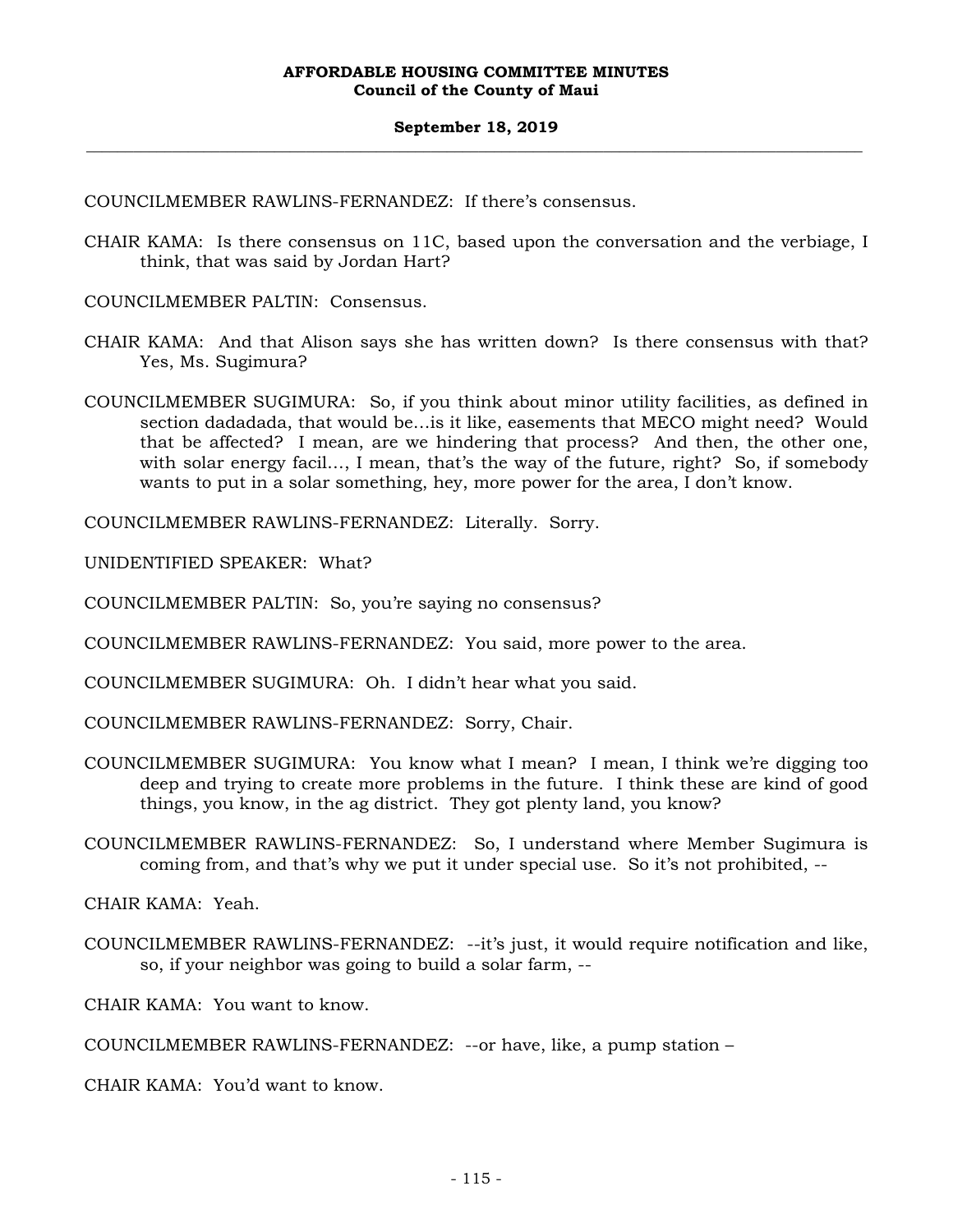COUNCILMEMBER RAWLINS-FERNANDEZ: If there's consensus.

CHAIR KAMA: Is there consensus on 11C, based upon the conversation and the verbiage, I think, that was said by Jordan Hart?

COUNCILMEMBER PALTIN: Consensus.

CHAIR KAMA: And that Alison says she has written down? Is there consensus with that? Yes, Ms. Sugimura?

COUNCILMEMBER SUGIMURA: So, if you think about minor utility facilities, as defined in section dadadada, that would be...is it like, easements that MECO might need? Would that be affected? I mean, are we hindering that process? And then, the other one, with solar energy facil..., I mean, that's the way of the future, right? So, if somebody wants to put in a solar something, hey, more power for the area, I don't know.

COUNCILMEMBER RAWLINS-FERNANDEZ: Literally. Sorry.

UNIDENTIFIED SPEAKER: What?

COUNCILMEMBER PALTIN: So, you're saying no consensus?

COUNCILMEMBER RAWLINS-FERNANDEZ: You said, more power to the area.

COUNCILMEMBER SUGIMURA: Oh. I didn't hear what you said.

COUNCILMEMBER RAWLINS-FERNANDEZ: Sorry, Chair.

COUNCILMEMBER SUGIMURA: You know what I mean? I mean, I think we're digging too deep and trying to create more problems in the future. I think these are kind of good things, you know, in the ag district. They got plenty land, you know?

COUNCILMEMBER RAWLINS-FERNANDEZ: So, I understand where Member Sugimura is coming from, and that's why we put it under special use. So it's not prohibited, --

CHAIR KAMA: Yeah.

COUNCILMEMBER RAWLINS-FERNANDEZ: --it's just, it would require notification and like, so, if your neighbor was going to build a solar farm, --

CHAIR KAMA: You want to know.

COUNCILMEMBER RAWLINS-FERNANDEZ: --or have, like, a pump station –

CHAIR KAMA: You'd want to know.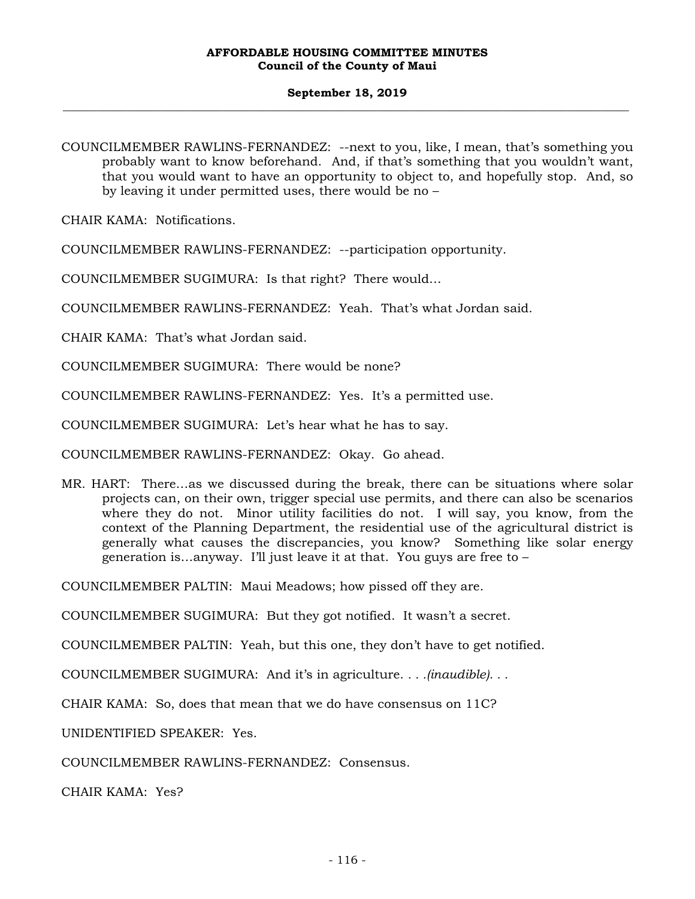COUNCILMEMBER RAWLINS-FERNANDEZ: --next to you, like, I mean, that's something you probably want to know beforehand. And, if that's something that you wouldn't want, that you would want to have an opportunity to object to, and hopefully stop. And, so by leaving it under permitted uses, there would be no –

CHAIR KAMA: Notifications.

COUNCILMEMBER RAWLINS-FERNANDEZ: --participation opportunity.

COUNCILMEMBER SUGIMURA: Is that right? There would…

COUNCILMEMBER RAWLINS-FERNANDEZ: Yeah. That's what Jordan said.

CHAIR KAMA: That's what Jordan said.

COUNCILMEMBER SUGIMURA: There would be none?

COUNCILMEMBER RAWLINS-FERNANDEZ: Yes. It's a permitted use.

COUNCILMEMBER SUGIMURA: Let's hear what he has to say.

COUNCILMEMBER RAWLINS-FERNANDEZ: Okay. Go ahead.

MR. HART: There…as we discussed during the break, there can be situations where solar projects can, on their own, trigger special use permits, and there can also be scenarios where they do not. Minor utility facilities do not. I will say, you know, from the context of the Planning Department, the residential use of the agricultural district is generally what causes the discrepancies, you know? Something like solar energy generation is…anyway. I'll just leave it at that. You guys are free to –

COUNCILMEMBER PALTIN: Maui Meadows; how pissed off they are.

COUNCILMEMBER SUGIMURA: But they got notified. It wasn't a secret.

COUNCILMEMBER PALTIN: Yeah, but this one, they don't have to get notified.

COUNCILMEMBER SUGIMURA: And it's in agriculture. . . .*(inaudible)*. . .

CHAIR KAMA: So, does that mean that we do have consensus on 11C?

UNIDENTIFIED SPEAKER: Yes.

COUNCILMEMBER RAWLINS-FERNANDEZ: Consensus.

CHAIR KAMA: Yes?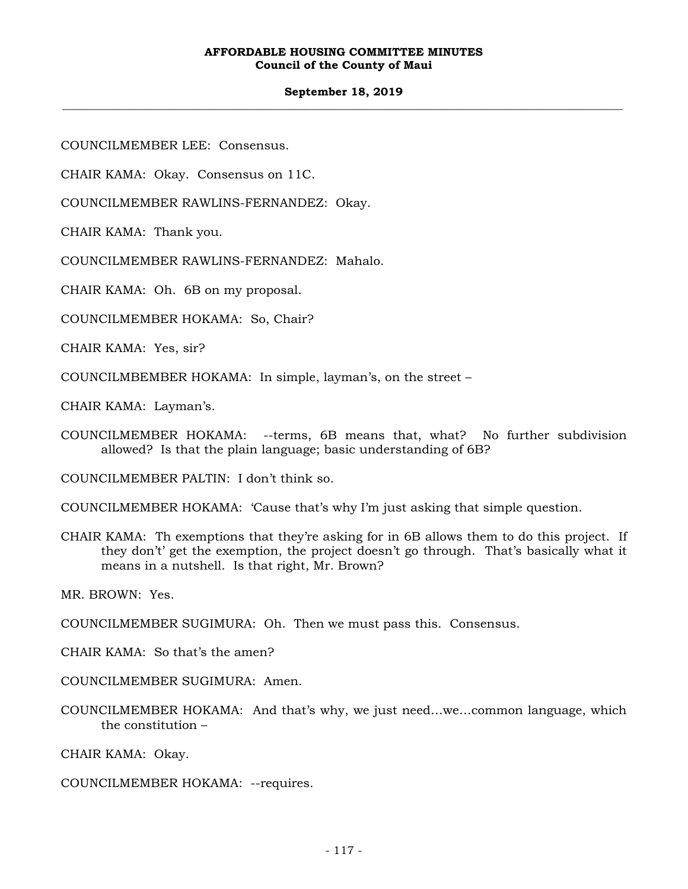COUNCILMEMBER LEE: Consensus.

CHAIR KAMA: Okay. Consensus on 11C.

COUNCILMEMBER RAWLINS-FERNANDEZ: Okay.

CHAIR KAMA: Thank you.

COUNCILMEMBER RAWLINS-FERNANDEZ: Mahalo.

CHAIR KAMA: Oh. 6B on my proposal.

COUNCILMEMBER HOKAMA: So, Chair?

CHAIR KAMA: Yes, sir?

COUNCILMBEMBER HOKAMA: In simple, layman's, on the street –

CHAIR KAMA: Layman's.

COUNCILMEMBER HOKAMA: --terms, 6B means that, what? No further subdivision allowed? Is that the plain language; basic understanding of 6B?

COUNCILMEMBER PALTIN: I don't think so.

COUNCILMEMBER HOKAMA: 'Cause that's why I'm just asking that simple question.

CHAIR KAMA: Th exemptions that they're asking for in 6B allows them to do this project. If they don't' get the exemption, the project doesn't go through. That's basically what it means in a nutshell. Is that right, Mr. Brown?

MR. BROWN: Yes.

COUNCILMEMBER SUGIMURA: Oh. Then we must pass this. Consensus.

CHAIR KAMA: So that's the amen?

COUNCILMEMBER SUGIMURA: Amen.

COUNCILMEMBER HOKAMA: And that's why, we just need…we…common language, which the constitution –

CHAIR KAMA: Okay.

COUNCILMEMBER HOKAMA: --requires.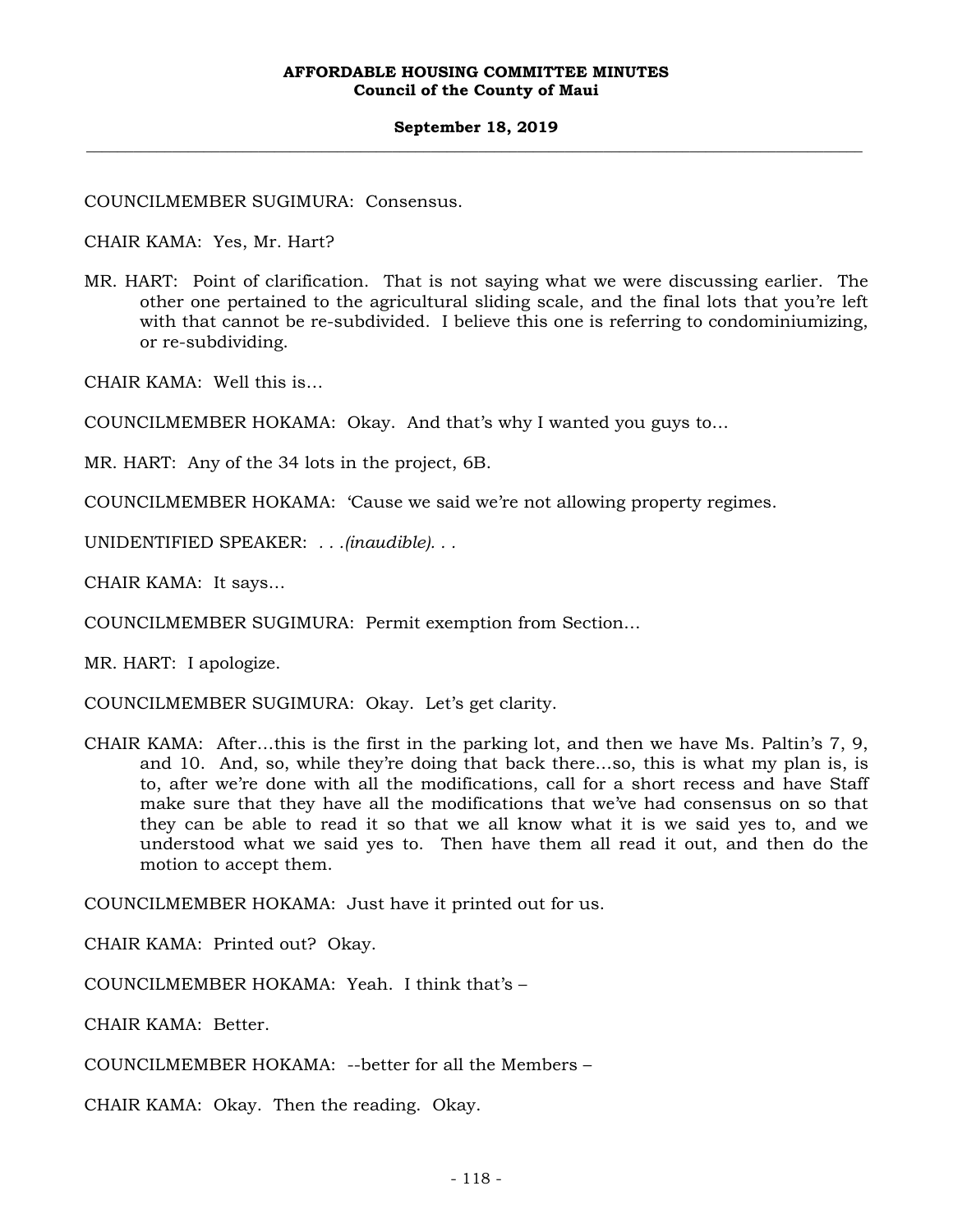COUNCILMEMBER SUGIMURA: Consensus.

CHAIR KAMA: Yes, Mr. Hart?

MR. HART: Point of clarification. That is not saying what we were discussing earlier. The other one pertained to the agricultural sliding scale, and the final lots that you're left with that cannot be re-subdivided. I believe this one is referring to condominiumizing, or re-subdividing.

CHAIR KAMA: Well this is…

COUNCILMEMBER HOKAMA: Okay. And that's why I wanted you guys to…

MR. HART: Any of the 34 lots in the project, 6B.

COUNCILMEMBER HOKAMA: 'Cause we said we're not allowing property regimes.

UNIDENTIFIED SPEAKER: *. . .(inaudible). . .*

CHAIR KAMA: It says…

COUNCILMEMBER SUGIMURA: Permit exemption from Section…

MR. HART: I apologize.

COUNCILMEMBER SUGIMURA: Okay. Let's get clarity.

CHAIR KAMA: After…this is the first in the parking lot, and then we have Ms. Paltin's 7, 9, and 10. And, so, while they're doing that back there…so, this is what my plan is, is to, after we're done with all the modifications, call for a short recess and have Staff make sure that they have all the modifications that we've had consensus on so that they can be able to read it so that we all know what it is we said yes to, and we understood what we said yes to. Then have them all read it out, and then do the motion to accept them.

COUNCILMEMBER HOKAMA: Just have it printed out for us.

CHAIR KAMA: Printed out? Okay.

COUNCILMEMBER HOKAMA: Yeah. I think that's –

CHAIR KAMA: Better.

COUNCILMEMBER HOKAMA: --better for all the Members –

CHAIR KAMA: Okay. Then the reading. Okay.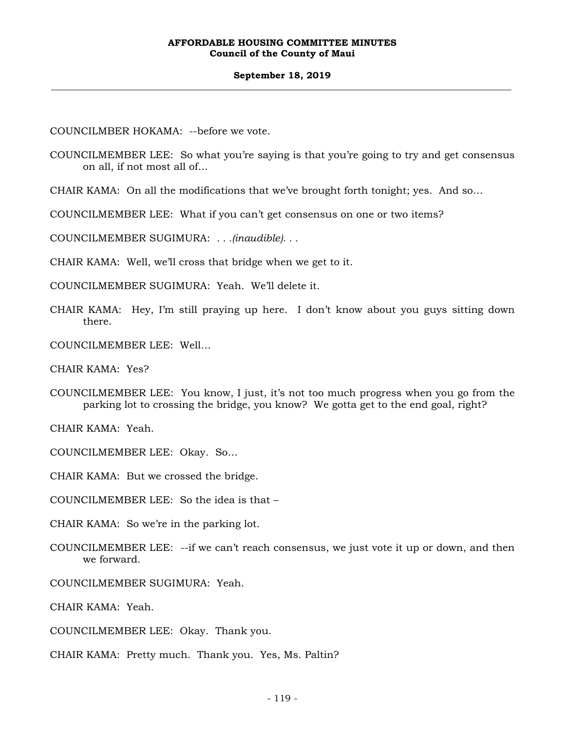COUNCILMBER HOKAMA: --before we vote.

COUNCILMEMBER LEE: So what you're saying is that you're going to try and get consensus on all, if not most all of…

CHAIR KAMA: On all the modifications that we've brought forth tonight; yes. And so…

COUNCILMEMBER LEE: What if you can't get consensus on one or two items?

COUNCILMEMBER SUGIMURA: *. . .(inaudible). . .*

CHAIR KAMA: Well, we'll cross that bridge when we get to it.

COUNCILMEMBER SUGIMURA: Yeah. We'll delete it.

CHAIR KAMA: Hey, I'm still praying up here. I don't know about you guys sitting down there.

COUNCILMEMBER LEE: Well…

CHAIR KAMA: Yes?

COUNCILMEMBER LEE: You know, I just, it's not too much progress when you go from the parking lot to crossing the bridge, you know? We gotta get to the end goal, right?

CHAIR KAMA: Yeah.

COUNCILMEMBER LEE: Okay. So…

CHAIR KAMA: But we crossed the bridge.

COUNCILMEMBER LEE: So the idea is that –

CHAIR KAMA: So we're in the parking lot.

COUNCILMEMBER LEE: --if we can't reach consensus, we just vote it up or down, and then we forward.

COUNCILMEMBER SUGIMURA: Yeah.

CHAIR KAMA: Yeah.

COUNCILMEMBER LEE: Okay. Thank you.

CHAIR KAMA: Pretty much. Thank you. Yes, Ms. Paltin?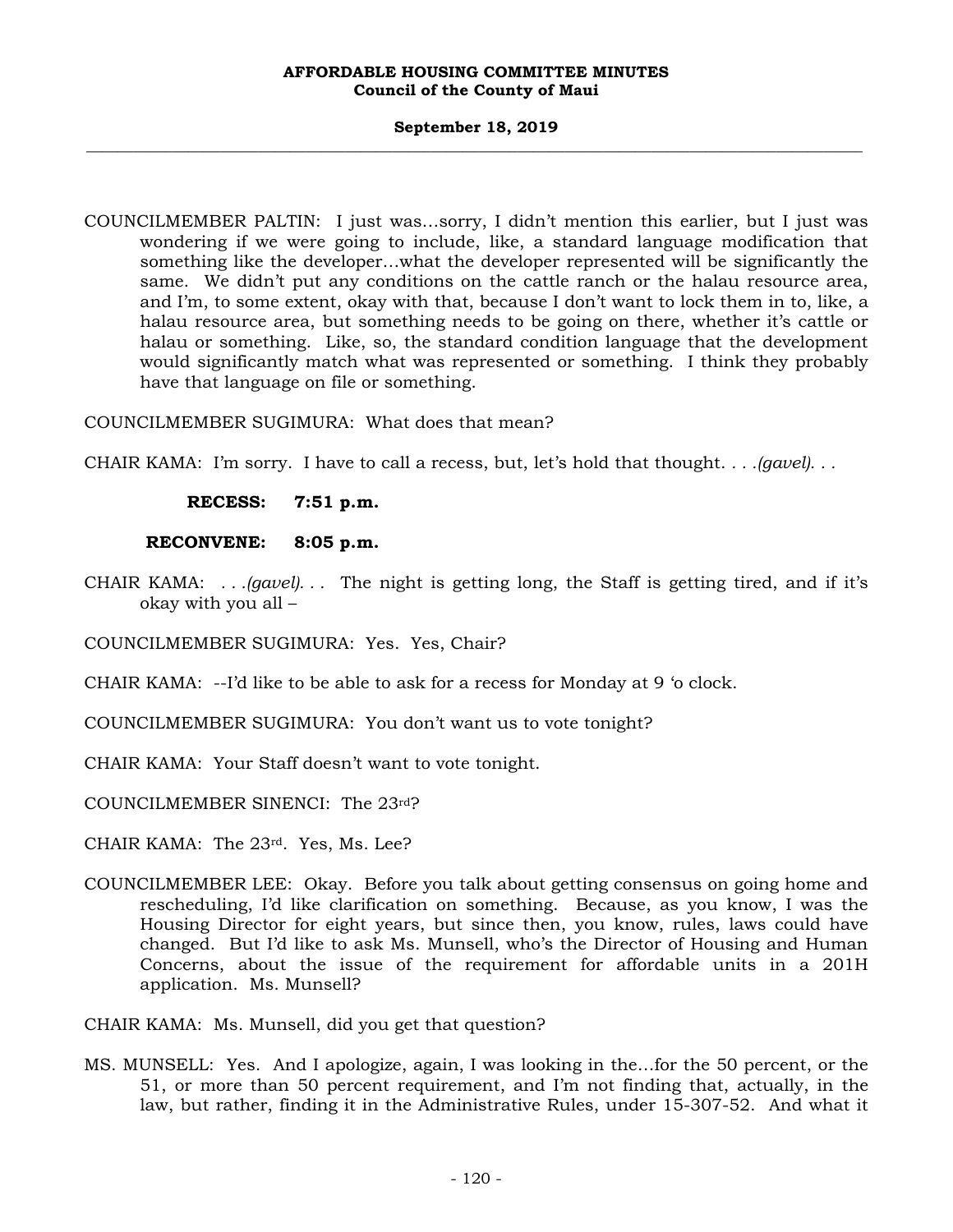COUNCILMEMBER PALTIN: I just was…sorry, I didn't mention this earlier, but I just was wondering if we were going to include, like, a standard language modification that something like the developer…what the developer represented will be significantly the same. We didn't put any conditions on the cattle ranch or the halau resource area, and I'm, to some extent, okay with that, because I don't want to lock them in to, like, a halau resource area, but something needs to be going on there, whether it's cattle or halau or something. Like, so, the standard condition language that the development would significantly match what was represented or something. I think they probably have that language on file or something.

COUNCILMEMBER SUGIMURA: What does that mean?

CHAIR KAMA: I'm sorry. I have to call a recess, but, let's hold that thought. *. . .(gavel). . .*

**RECESS: 7:51 p.m.**

**RECONVENE: 8:05 p.m.**

CHAIR KAMA: *. . .(gavel). . .* The night is getting long, the Staff is getting tired, and if it's okay with you all –

COUNCILMEMBER SUGIMURA: Yes. Yes, Chair?

CHAIR KAMA: --I'd like to be able to ask for a recess for Monday at 9 'o clock.

COUNCILMEMBER SUGIMURA: You don't want us to vote tonight?

CHAIR KAMA: Your Staff doesn't want to vote tonight.

COUNCILMEMBER SINENCI: The 23rd?

CHAIR KAMA: The 23rd. Yes, Ms. Lee?

COUNCILMEMBER LEE: Okay. Before you talk about getting consensus on going home and rescheduling, I'd like clarification on something. Because, as you know, I was the Housing Director for eight years, but since then, you know, rules, laws could have changed. But I'd like to ask Ms. Munsell, who's the Director of Housing and Human Concerns, about the issue of the requirement for affordable units in a 201H application. Ms. Munsell?

CHAIR KAMA: Ms. Munsell, did you get that question?

MS. MUNSELL: Yes. And I apologize, again, I was looking in the…for the 50 percent, or the 51, or more than 50 percent requirement, and I'm not finding that, actually, in the law, but rather, finding it in the Administrative Rules, under 15-307-52. And what it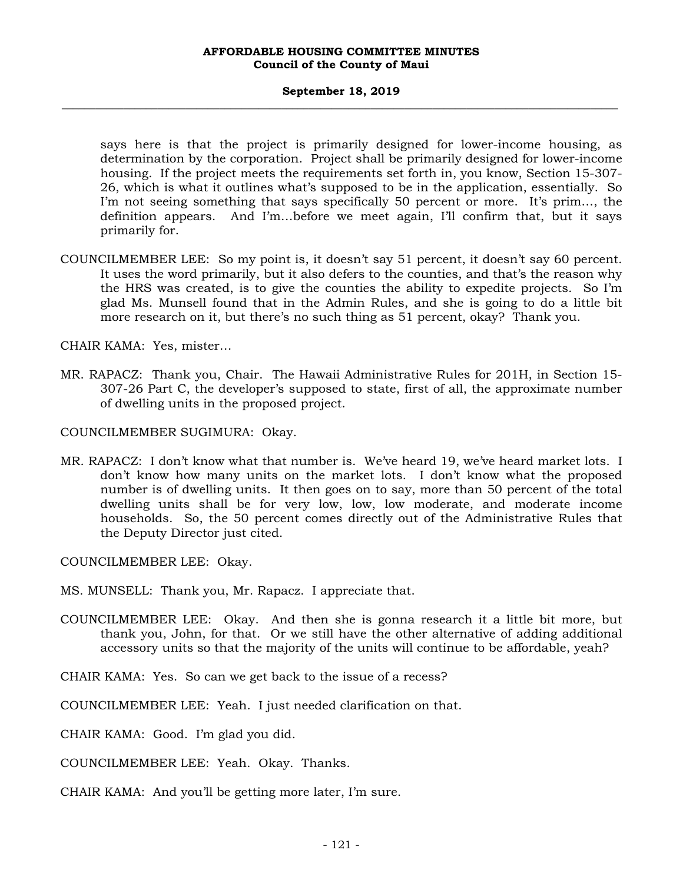says here is that the project is primarily designed for lower-income housing, as determination by the corporation. Project shall be primarily designed for lower-income housing. If the project meets the requirements set forth in, you know, Section 15-307-26, which is what it outlines what's supposed to be in the application, essentially. So I'm not seeing something that says specifically 50 percent or more. It's prim..., the definition appears. And I'm...before we meet again, I'll confirm that, but it says primarily for.

COUNCILMEMBER LEE: So my point is, it doesn't say 51 percent, it doesn't say 60 percent. It uses the word primarily, but it also defers to the counties, and that's the reason why the HRS was created, is to give the counties the ability to expedite projects. So I'm glad Ms. Munsell found that in the Admin Rules, and she is going to do a little bit more research on it, but there's no such thing as 51 percent, okay? Thank you.

CHAIR KAMA: Yes, mister...

MR. RAPACZ: Thank you, Chair. The Hawaii Administrative Rules for 201H, in Section 15-307-26 Part C, the developer's supposed to state, first of all, the approximate number of dwelling units in the proposed project.

COUNCILMEMBER SUGIMURA: Okay.

MR. RAPACZ: I don't know what that number is. We've heard 19, we've heard market lots. I don't know how many units on the market lots. I don't know what the proposed number is of dwelling units. It then goes on to say, more than 50 percent of the total dwelling units shall be for very low, low, low moderate, and moderate income households. So, the 50 percent comes directly out of the Administrative Rules that the Deputy Director just cited.

COUNCILMEMBER LEE: Okay.

MS. MUNSELL: Thank you, Mr. Rapacz. I appreciate that.

COUNCILMEMBER LEE: Okay. And then she is gonna research it a little bit more, but thank you, John, for that. Or we still have the other alternative of adding additional accessory units so that the majority of the units will continue to be affordable, yeah?

CHAIR KAMA: Yes. So can we get back to the issue of a recess?

COUNCILMEMBER LEE: Yeah. I just needed clarification on that.

CHAIR KAMA: Good. I'm glad you did.

COUNCILMEMBER LEE: Yeah. Okay. Thanks.

CHAIR KAMA: And you'll be getting more later, I'm sure.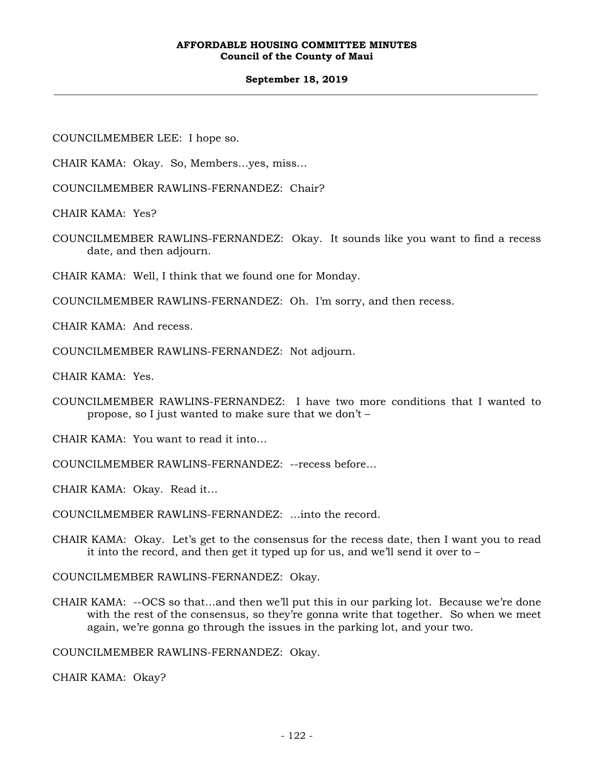COUNCILMEMBER LEE: I hope so.

CHAIR KAMA: Okay. So, Members…yes, miss…

COUNCILMEMBER RAWLINS-FERNANDEZ: Chair?

CHAIR KAMA: Yes?

COUNCILMEMBER RAWLINS-FERNANDEZ: Okay. It sounds like you want to find a recess date, and then adjourn.

CHAIR KAMA: Well, I think that we found one for Monday.

COUNCILMEMBER RAWLINS-FERNANDEZ: Oh. I'm sorry, and then recess.

CHAIR KAMA: And recess.

COUNCILMEMBER RAWLINS-FERNANDEZ: Not adjourn.

CHAIR KAMA: Yes.

COUNCILMEMBER RAWLINS-FERNANDEZ: I have two more conditions that I wanted to propose, so I just wanted to make sure that we don't –

CHAIR KAMA: You want to read it into…

COUNCILMEMBER RAWLINS-FERNANDEZ: --recess before…

CHAIR KAMA: Okay. Read it…

COUNCILMEMBER RAWLINS-FERNANDEZ: …into the record.

CHAIR KAMA: Okay. Let's get to the consensus for the recess date, then I want you to read it into the record, and then get it typed up for us, and we'll send it over to –

COUNCILMEMBER RAWLINS-FERNANDEZ: Okay.

CHAIR KAMA: --OCS so that…and then we'll put this in our parking lot. Because we're done with the rest of the consensus, so they're gonna write that together. So when we meet again, we're gonna go through the issues in the parking lot, and your two.

COUNCILMEMBER RAWLINS-FERNANDEZ: Okay.

CHAIR KAMA: Okay?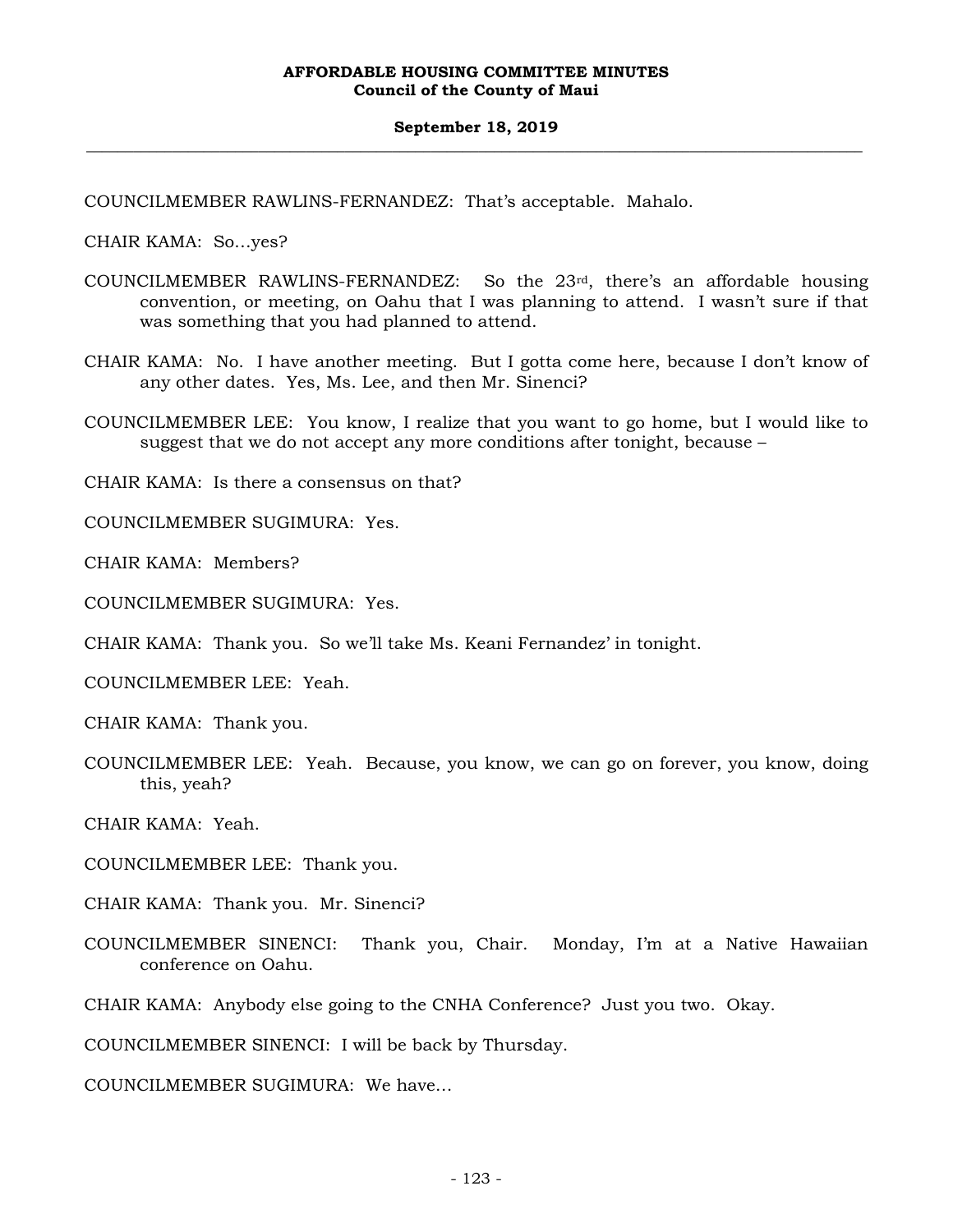COUNCILMEMBER RAWLINS-FERNANDEZ: That's acceptable. Mahalo.

CHAIR KAMA: So...yes?

COUNCILMEMBER RAWLINS-FERNANDEZ: So the 23rd, there's an affordable housing convention, or meeting, on Oahu that I was planning to attend. I wasn't sure if that was something that you had planned to attend.

CHAIR KAMA: No. I have another meeting. But I gotta come here, because I don't know of any other dates. Yes, Ms. Lee, and then Mr. Sinenci?

COUNCILMEMBER LEE: You know, I realize that you want to go home, but I would like to suggest that we do not accept any more conditions after tonight, because –

CHAIR KAMA: Is there a consensus on that?

COUNCILMEMBER SUGIMURA: Yes.

CHAIR KAMA: Members?

COUNCILMEMBER SUGIMURA: Yes.

CHAIR KAMA: Thank you. So we'll take Ms. Keani Fernandez' in tonight.

COUNCILMEMBER LEE: Yeah.

CHAIR KAMA: Thank you.

COUNCILMEMBER LEE: Yeah. Because, you know, we can go on forever, you know, doing this, yeah?

CHAIR KAMA: Yeah.

COUNCILMEMBER LEE: Thank you.

CHAIR KAMA: Thank you. Mr. Sinenci?

COUNCILMEMBER SINENCI: Thank you, Chair. Monday, I'm at a Native Hawaiian conference on Oahu.

CHAIR KAMA: Anybody else going to the CNHA Conference? Just you two. Okay.

COUNCILMEMBER SINENCI: I will be back by Thursday.

COUNCILMEMBER SUGIMURA: We have...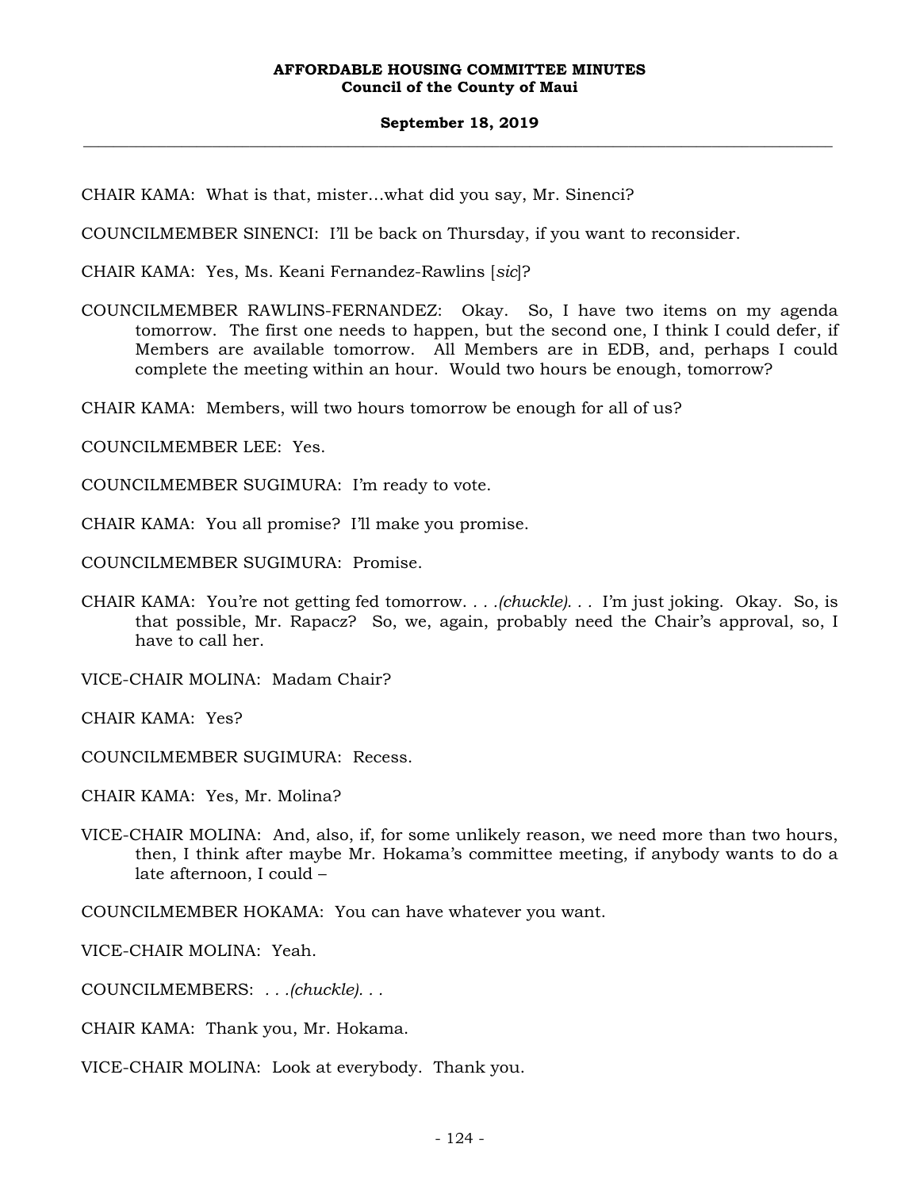CHAIR KAMA: What is that, mister…what did you say, Mr. Sinenci?

COUNCILMEMBER SINENCI: I'll be back on Thursday, if you want to reconsider.

CHAIR KAMA: Yes, Ms. Keani Fernandez-Rawlins [*sic*]?

COUNCILMEMBER RAWLINS-FERNANDEZ: Okay. So, I have two items on my agenda tomorrow. The first one needs to happen, but the second one, I think I could defer, if Members are available tomorrow. All Members are in EDB, and, perhaps I could complete the meeting within an hour. Would two hours be enough, tomorrow?

CHAIR KAMA: Members, will two hours tomorrow be enough for all of us?

COUNCILMEMBER LEE: Yes.

COUNCILMEMBER SUGIMURA: I'm ready to vote.

CHAIR KAMA: You all promise? I'll make you promise.

COUNCILMEMBER SUGIMURA: Promise.

CHAIR KAMA: You're not getting fed tomorrow. . . .*(chuckle)*. . . I'm just joking. Okay. So, is that possible, Mr. Rapacz? So, we, again, probably need the Chair's approval, so, I have to call her.

VICE-CHAIR MOLINA: Madam Chair?

CHAIR KAMA: Yes?

COUNCILMEMBER SUGIMURA: Recess.

CHAIR KAMA: Yes, Mr. Molina?

VICE-CHAIR MOLINA: And, also, if, for some unlikely reason, we need more than two hours, then, I think after maybe Mr. Hokama's committee meeting, if anybody wants to do a late afternoon, I could –

COUNCILMEMBER HOKAMA: You can have whatever you want.

VICE-CHAIR MOLINA: Yeah.

COUNCILMEMBERS: . . .*(chuckle)*. . .

CHAIR KAMA: Thank you, Mr. Hokama.

VICE-CHAIR MOLINA: Look at everybody. Thank you.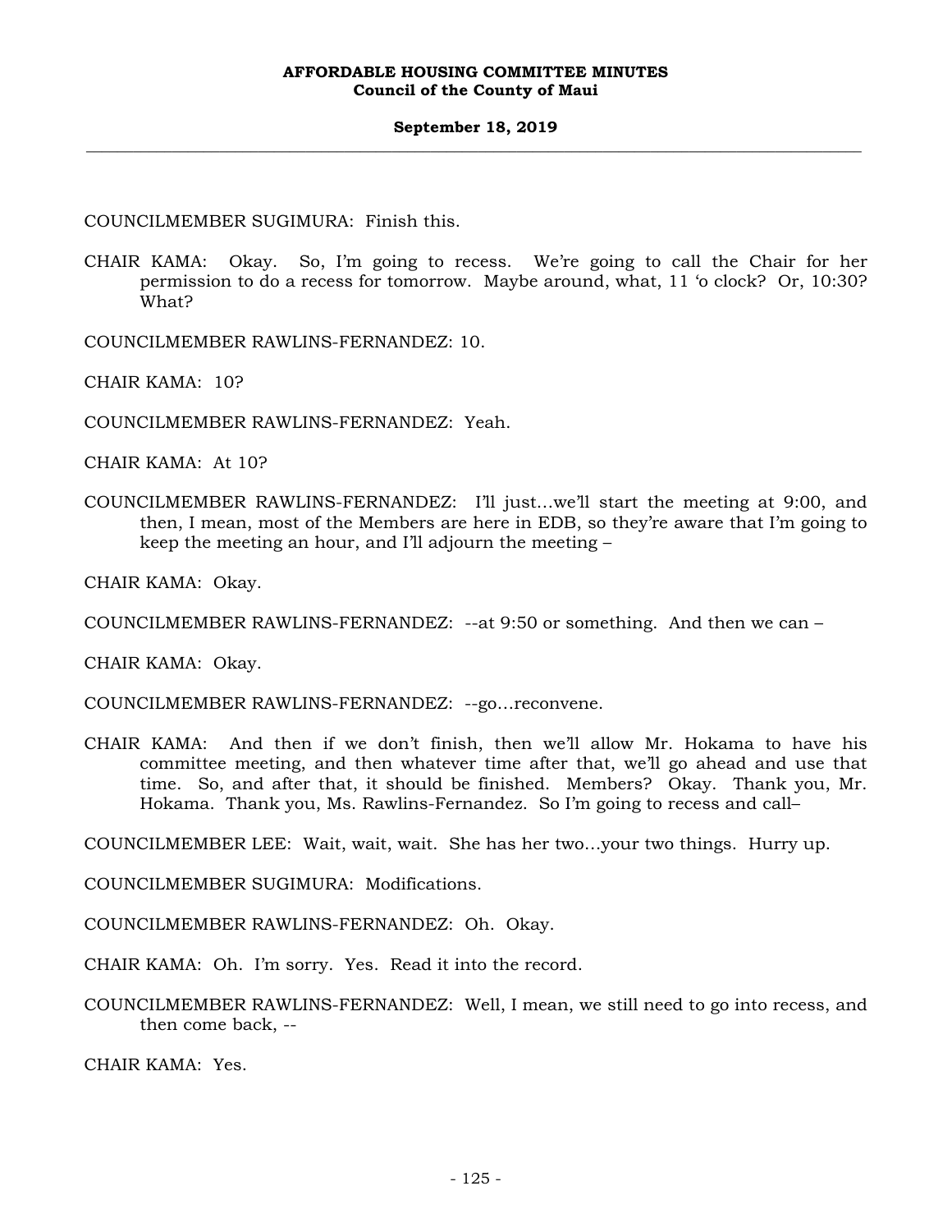COUNCILMEMBER SUGIMURA: Finish this.

CHAIR KAMA: Okay. So, I'm going to recess. We're going to call the Chair for her permission to do a recess for tomorrow. Maybe around, what, 11 'o clock? Or, 10:30? What?

COUNCILMEMBER RAWLINS-FERNANDEZ: 10.

CHAIR KAMA: 10?

COUNCILMEMBER RAWLINS-FERNANDEZ: Yeah.

CHAIR KAMA: At 10?

COUNCILMEMBER RAWLINS-FERNANDEZ: I'll just...we'll start the meeting at 9:00, and then, I mean, most of the Members are here in EDB, so they're aware that I'm going to keep the meeting an hour, and I'll adjourn the meeting –

CHAIR KAMA: Okay.

COUNCILMEMBER RAWLINS-FERNANDEZ: --at 9:50 or something. And then we can –

CHAIR KAMA: Okay.

COUNCILMEMBER RAWLINS-FERNANDEZ: --go...reconvene.

CHAIR KAMA: And then if we don't finish, then we'll allow Mr. Hokama to have his committee meeting, and then whatever time after that, we'll go ahead and use that time. So, and after that, it should be finished. Members? Okay. Thank you, Mr. Hokama. Thank you, Ms. Rawlins-Fernandez. So I'm going to recess and call–

COUNCILMEMBER LEE: Wait, wait, wait. She has her two...your two things. Hurry up.

COUNCILMEMBER SUGIMURA: Modifications.

COUNCILMEMBER RAWLINS-FERNANDEZ: Oh. Okay.

CHAIR KAMA: Oh. I'm sorry. Yes. Read it into the record.

COUNCILMEMBER RAWLINS-FERNANDEZ: Well, I mean, we still need to go into recess, and then come back, --

CHAIR KAMA: Yes.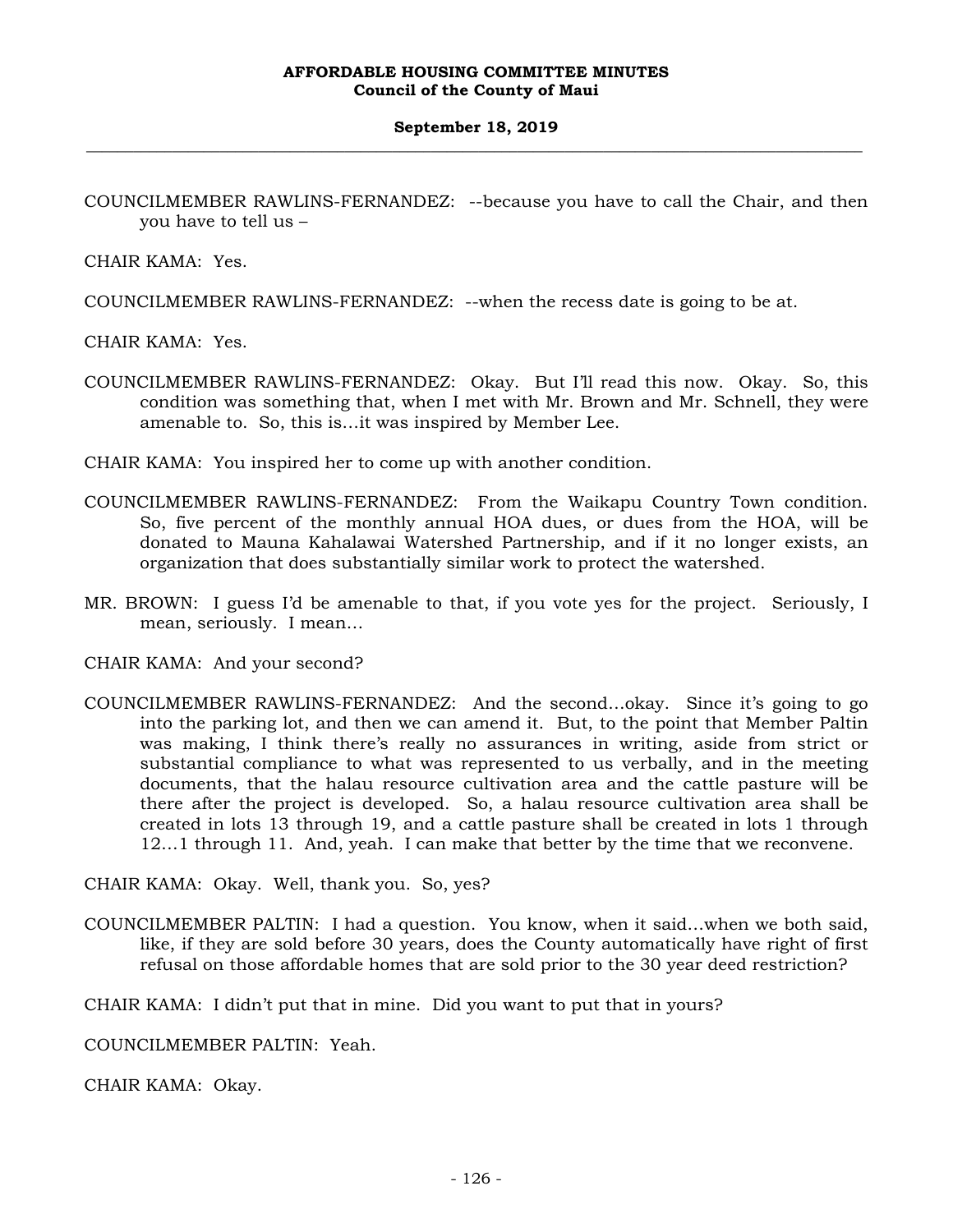COUNCILMEMBER RAWLINS-FERNANDEZ: --because you have to call the Chair, and then you have to tell us –

CHAIR KAMA: Yes.

COUNCILMEMBER RAWLINS-FERNANDEZ: --when the recess date is going to be at.

CHAIR KAMA: Yes.

COUNCILMEMBER RAWLINS-FERNANDEZ: Okay. But I'll read this now. Okay. So, this condition was something that, when I met with Mr. Brown and Mr. Schnell, they were amenable to. So, this is…it was inspired by Member Lee.

CHAIR KAMA: You inspired her to come up with another condition.

COUNCILMEMBER RAWLINS-FERNANDEZ: From the Waikapu Country Town condition. So, five percent of the monthly annual HOA dues, or dues from the HOA, will be donated to Mauna Kahalawai Watershed Partnership, and if it no longer exists, an organization that does substantially similar work to protect the watershed.

MR. BROWN: I guess I'd be amenable to that, if you vote yes for the project. Seriously, I mean, seriously. I mean…

CHAIR KAMA: And your second?

COUNCILMEMBER RAWLINS-FERNANDEZ: And the second…okay. Since it's going to go into the parking lot, and then we can amend it. But, to the point that Member Paltin was making, I think there's really no assurances in writing, aside from strict or substantial compliance to what was represented to us verbally, and in the meeting documents, that the halau resource cultivation area and the cattle pasture will be there after the project is developed. So, a halau resource cultivation area shall be created in lots 13 through 19, and a cattle pasture shall be created in lots 1 through 12…1 through 11. And, yeah. I can make that better by the time that we reconvene.

CHAIR KAMA: Okay. Well, thank you. So, yes?

COUNCILMEMBER PALTIN: I had a question. You know, when it said…when we both said, like, if they are sold before 30 years, does the County automatically have right of first refusal on those affordable homes that are sold prior to the 30 year deed restriction?

CHAIR KAMA: I didn't put that in mine. Did you want to put that in yours?

COUNCILMEMBER PALTIN: Yeah.

CHAIR KAMA: Okay.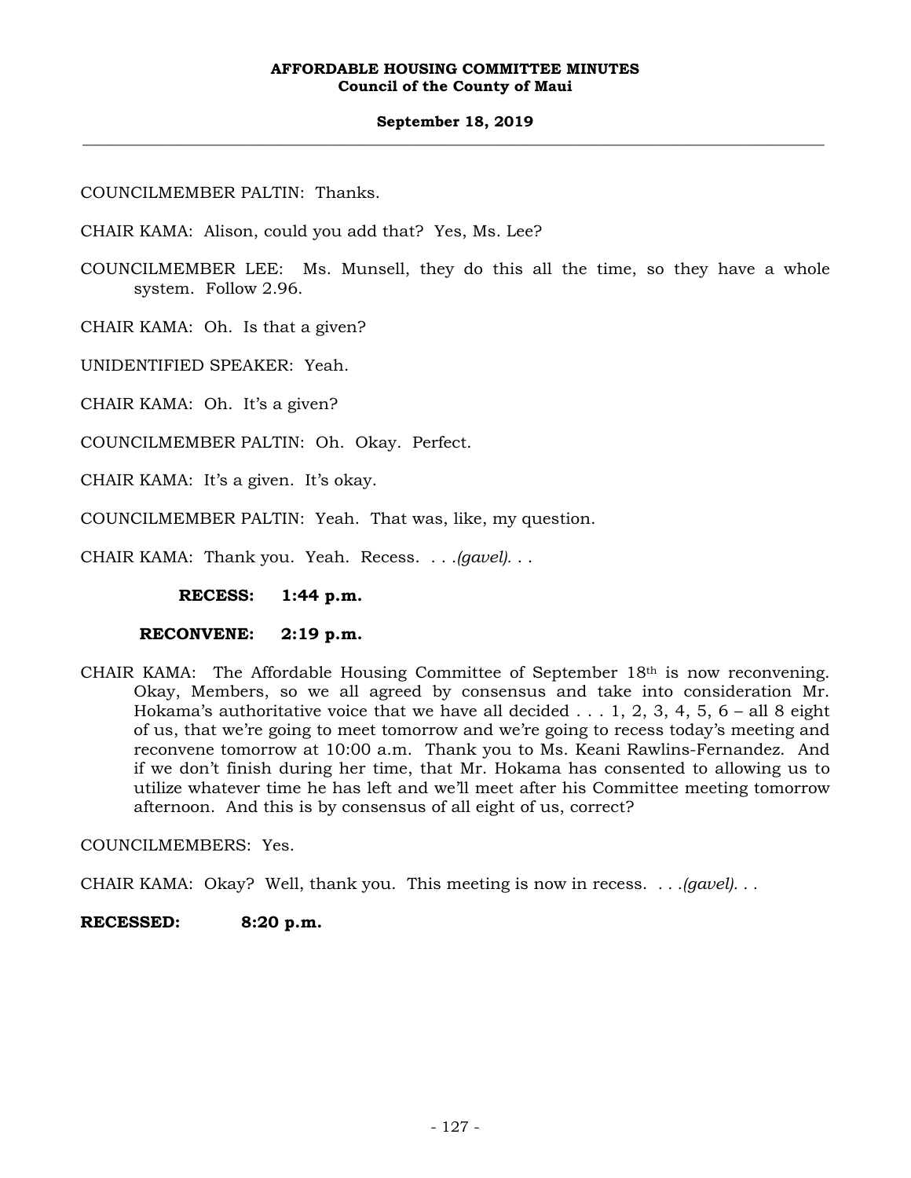COUNCILMEMBER PALTIN: Thanks.

CHAIR KAMA: Alison, could you add that? Yes, Ms. Lee?

COUNCILMEMBER LEE: Ms. Munsell, they do this all the time, so they have a whole system. Follow 2.96.

CHAIR KAMA: Oh. Is that a given?

UNIDENTIFIED SPEAKER: Yeah.

CHAIR KAMA: Oh. It's a given?

COUNCILMEMBER PALTIN: Oh. Okay. Perfect.

CHAIR KAMA: It's a given. It's okay.

COUNCILMEMBER PALTIN: Yeah. That was, like, my question.

CHAIR KAMA: Thank you. Yeah. Recess. . . .*(gavel)*. . .

**RECESS: 1:44 p.m.**

**RECONVENE: 2:19 p.m.**

CHAIR KAMA: The Affordable Housing Committee of September 18th is now reconvening. Okay, Members, so we all agreed by consensus and take into consideration Mr. Hokama's authoritative voice that we have all decided . . . 1, 2, 3, 4, 5, 6 – all 8 eight of us, that we're going to meet tomorrow and we're going to recess today's meeting and reconvene tomorrow at 10:00 a.m. Thank you to Ms. Keani Rawlins-Fernandez. And if we don't finish during her time, that Mr. Hokama has consented to allowing us to utilize whatever time he has left and we'll meet after his Committee meeting tomorrow afternoon. And this is by consensus of all eight of us, correct?

COUNCILMEMBERS: Yes.

CHAIR KAMA: Okay? Well, thank you. This meeting is now in recess. . . .*(gavel)*. . .

**RECESSED: 8:20 p.m.**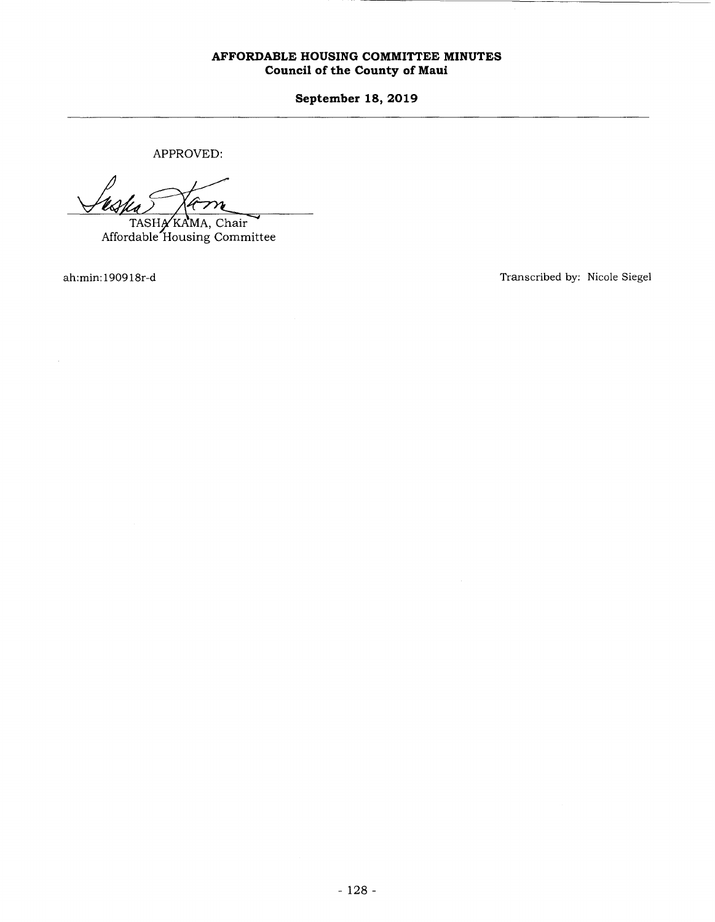**AFFORDABLE HOUSING COMMITTEE MINUTES**
**Council of the County of Maui**

**September 18, 2019**

APPROVED:

TASHA KAMA, Chair
Affordable Housing Committee

ah:min:190918r-d

Transcribed by: Nicole Siegel